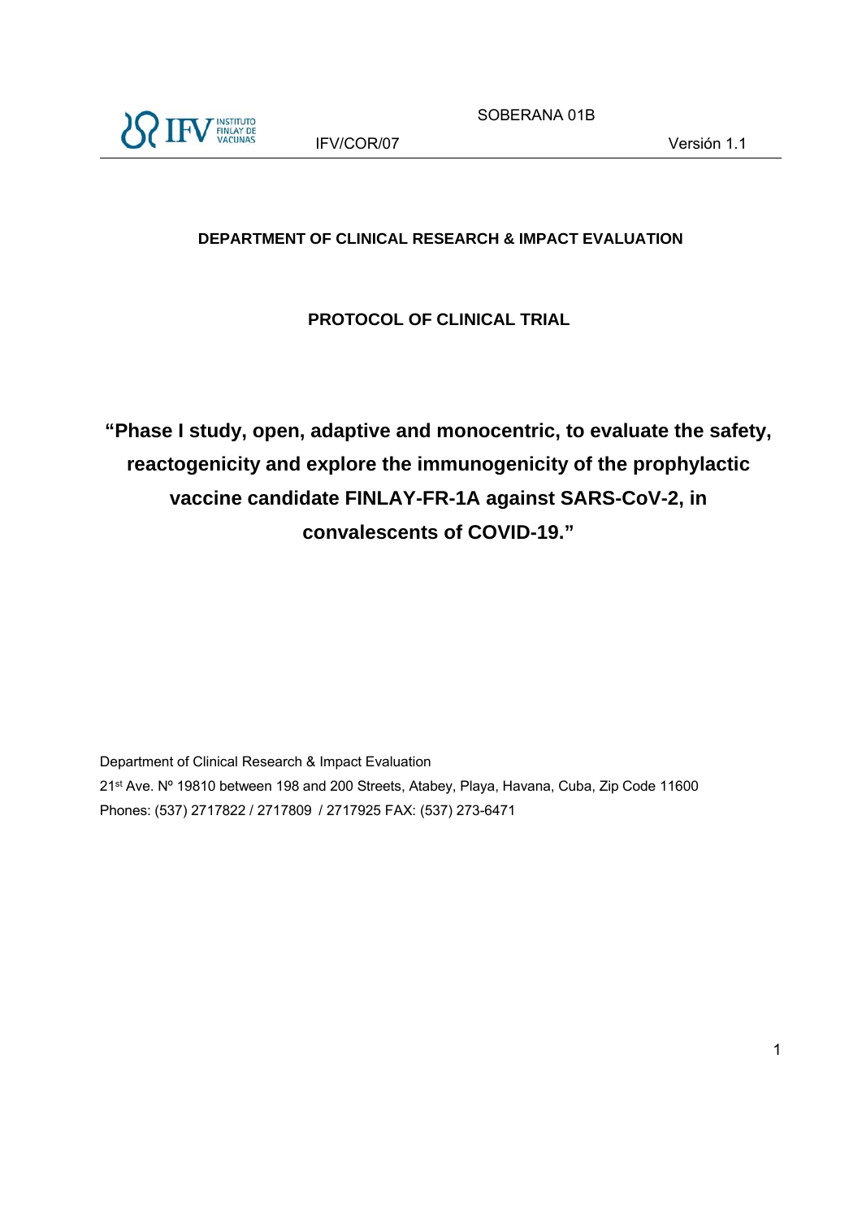DEPARTMENT OF CLINICAL RESEARCH & IMPACT EVALUATION

PROTOCOL OF CLINICAL TRIAL

# "Phase I study, open, adaptive and monocentric, to evaluate the safety, reactogenicity and explore the immunogenicity of the prophylactic vaccine candidate FINLAY-FR-1A against SARS-CoV-2, in convalescents of COVID-19."

Department of Clinical Research & Impact Evaluation

21st Ave. Nº 19810 between 198 and 200 Streets, Atabey, Playa, Havana, Cuba, Zip Code 11600

Phones: (537) 2717822 / 2717809 / 2717925 FAX: (537) 273-6471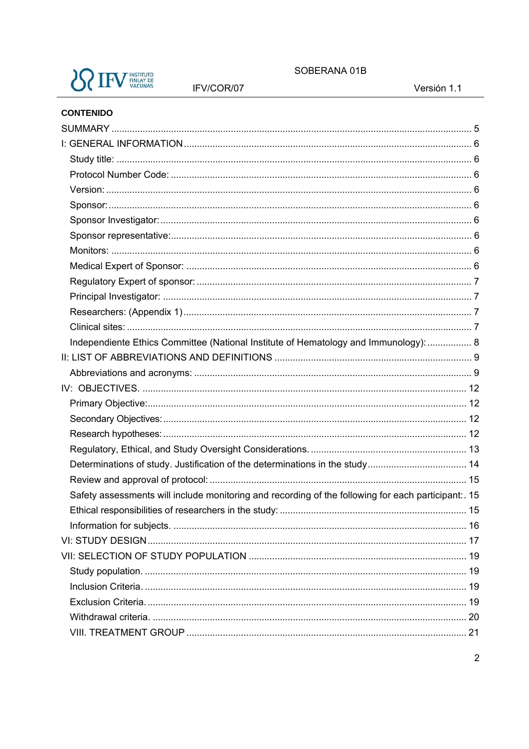**CONTENIDO**

SUMMARY ........................................................................................................................ 5

I: GENERAL INFORMATION ............................................................................................ 6

- Study title: ..................................................................................................................... 6
- Protocol Number Code: ................................................................................................. 6
- Version: ......................................................................................................................... 6
- Sponsor: ........................................................................................................................ 6
- Sponsor Investigator: ..................................................................................................... 6
- Sponsor representative: ................................................................................................. 6
- Monitors: ....................................................................................................................... 6
- Medical Expert of Sponsor: ........................................................................................... 6
- Regulatory Expert of sponsor: ....................................................................................... 7
- Principal Investigator: .................................................................................................... 7
- Researchers: (Appendix 1) ............................................................................................ 7
- Clinical sites: .................................................................................................................. 7
- Independiente Ethics Committee (National Institute of Hematology and Immunology): ................. 8

II: LIST OF ABBREVIATIONS AND DEFINITIONS .......................................................... 9

- Abbreviations and acronyms: ........................................................................................ 9

IV: OBJECTIVES. ........................................................................................................... 12

- Primary Objective: ........................................................................................................ 12
- Secondary Objectives: .................................................................................................. 12
- Research hypotheses: .................................................................................................. 12
- Regulatory, Ethical, and Study Oversight Considerations. ........................................... 13
- Determinations of study. Justification of the determinations in the study ...................... 14
- Review and approval of protocol: ................................................................................. 15
- Safety assessments will include monitoring and recording of the following for each participant: . 15
- Ethical responsibilities of researchers in the study: ...................................................... 15
- Information for subjects. .............................................................................................. 16

VI: STUDY DESIGN ........................................................................................................ 17

VII: SELECTION OF STUDY POPULATION .................................................................. 19

- Study population. .......................................................................................................... 19
- Inclusion Criteria. .......................................................................................................... 19
- Exclusion Criteria. ........................................................................................................ 19
- Withdrawal criteria. ....................................................................................................... 20
- VIII. TREATMENT GROUP ............................................................................................. 21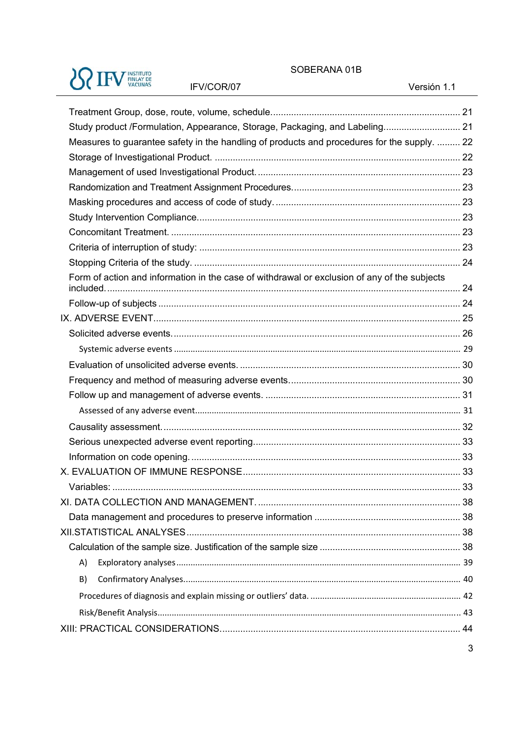Treatment Group, dose, route, volume, schedule........................................................................ 21

Study product /Formulation, Appearance, Storage, Packaging, and Labeling............................. 21

Measures to guarantee safety in the handling of products and procedures for the supply. ......... 22

Storage of Investigational Product. ............................................................................................. 22

Management of used Investigational Product. ............................................................................ 23

Randomization and Treatment Assignment Procedures............................................................... 23

Masking procedures and access of code of study. ...................................................................... 23

Study Intervention Compliance..................................................................................................... 23

Concomitant Treatment. ............................................................................................................... 23

Criteria of interruption of study: .................................................................................................... 23

Stopping Criteria of the study. ...................................................................................................... 24

Form of action and information in the case of withdrawal or exclusion of any of the subjects included. ........................................................................................................................................ 24

Follow-up of subjects .................................................................................................................... 24

IX. ADVERSE EVENT...................................................................................................................... 25

Solicited adverse events. ............................................................................................................... 26

Systemic adverse events ........................................................................................................ 29

Evaluation of unsolicited adverse events. .................................................................................... 30

Frequency and method of measuring adverse events.................................................................. 30

Follow up and management of adverse events. ........................................................................... 31

Assessed of any adverse event.............................................................................................. 31

Causality assessment. .................................................................................................................. 32

Serious unexpected adverse event reporting................................................................................ 33

Information on code opening. ........................................................................................................ 33

X. EVALUATION OF IMMUNE RESPONSE.................................................................................... 33

Variables: ....................................................................................................................................... 33

XI. DATA COLLECTION AND MANAGEMENT. .............................................................................. 38

Data management and procedures to preserve information ......................................................... 38

XII.STATISTICAL ANALYSES.......................................................................................................... 38

Calculation of the sample size. Justification of the sample size ...................................................... 38

A) Exploratory analyses ............................................................................................................ 39

B) Confirmatory Analyses.......................................................................................................... 40

Procedures of diagnosis and explain missing or outliers' data. ............................................... 42

Risk/Benefit Analysis................................................................................................................. 43

XIII: PRACTICAL CONSIDERATIONS............................................................................................ 44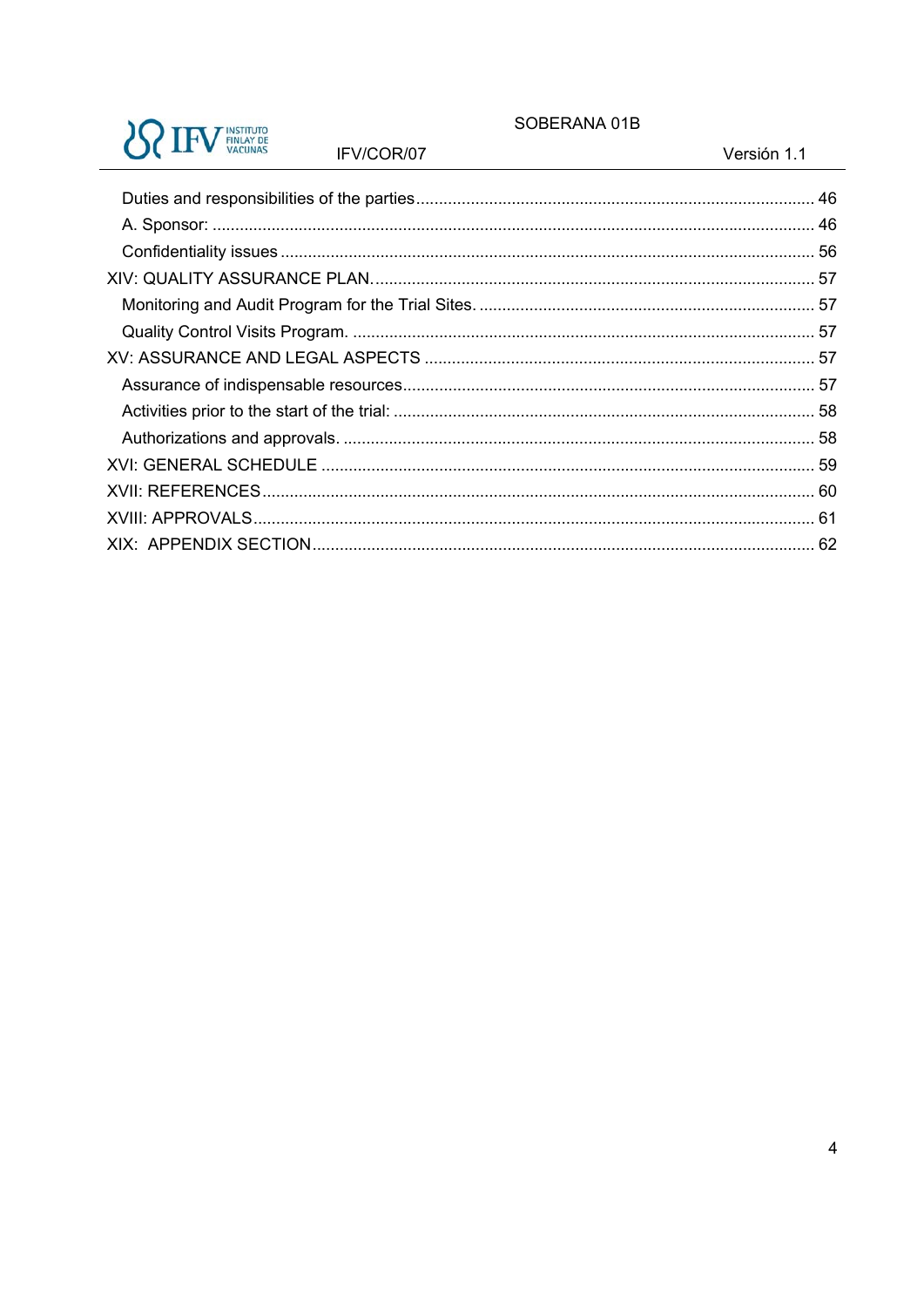Duties and responsibilities of the parties ..................................................................................... 46
A. Sponsor: .......................................................................................................................................... 46
Confidentiality issues .......................................................................................................................... 56
XIV: QUALITY ASSURANCE PLAN. ................................................................................................ 57
Monitoring and Audit Program for the Trial Sites. ......................................................................... 57
Quality Control Visits Program. ........................................................................................................ 57
XV: ASSURANCE AND LEGAL ASPECTS ....................................................................................... 57
Assurance of indispensable resources ............................................................................................. 57
Activities prior to the start of the trial: ............................................................................................... 58
Authorizations and approvals. ........................................................................................................... 58
XVI: GENERAL SCHEDULE ............................................................................................................... 59
XVII: REFERENCES ............................................................................................................................. 60
XVIII: APPROVALS ............................................................................................................................... 61
XIX: APPENDIX SECTION ................................................................................................................... 62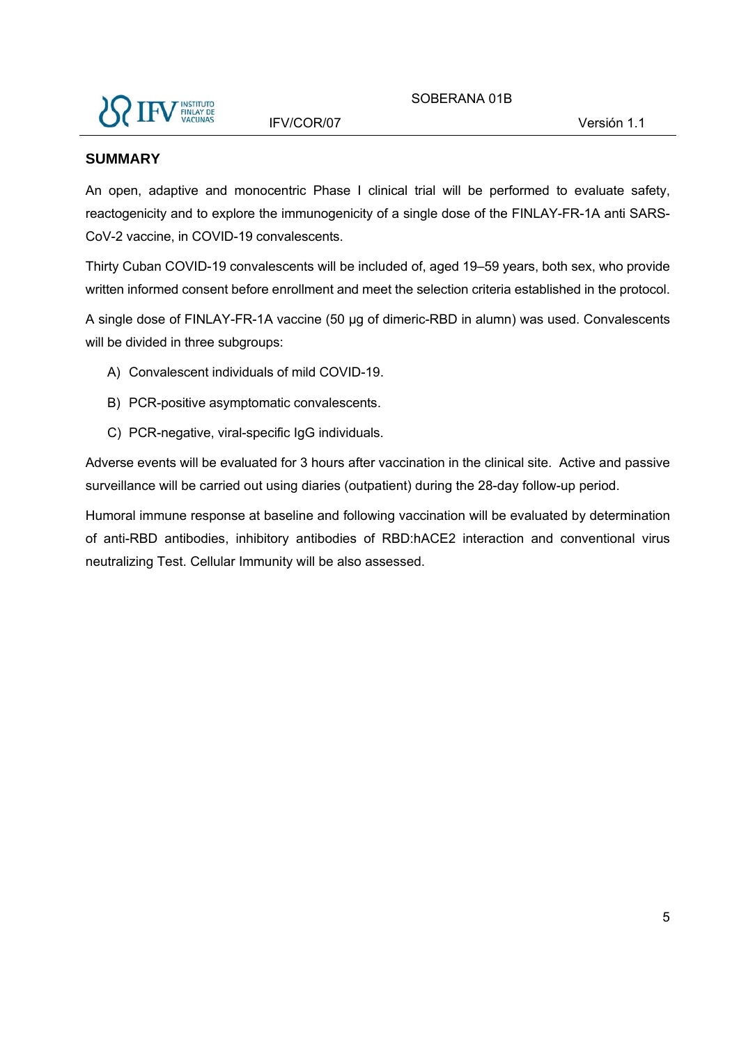## SUMMARY

An open, adaptive and monocentric Phase I clinical trial will be performed to evaluate safety, reactogenicity and to explore the immunogenicity of a single dose of the FINLAY-FR-1A anti SARS-CoV-2 vaccine, in COVID-19 convalescents.

Thirty Cuban COVID-19 convalescents will be included of, aged 19–59 years, both sex, who provide written informed consent before enrollment and meet the selection criteria established in the protocol.

A single dose of FINLAY-FR-1A vaccine (50 µg of dimeric-RBD in alumn) was used. Convalescents will be divided in three subgroups:

A) Convalescent individuals of mild COVID-19.

B) PCR-positive asymptomatic convalescents.

C) PCR-negative, viral-specific IgG individuals.

Adverse events will be evaluated for 3 hours after vaccination in the clinical site. Active and passive surveillance will be carried out using diaries (outpatient) during the 28-day follow-up period.

Humoral immune response at baseline and following vaccination will be evaluated by determination of anti-RBD antibodies, inhibitory antibodies of RBD:hACE2 interaction and conventional virus neutralizing Test. Cellular Immunity will be also assessed.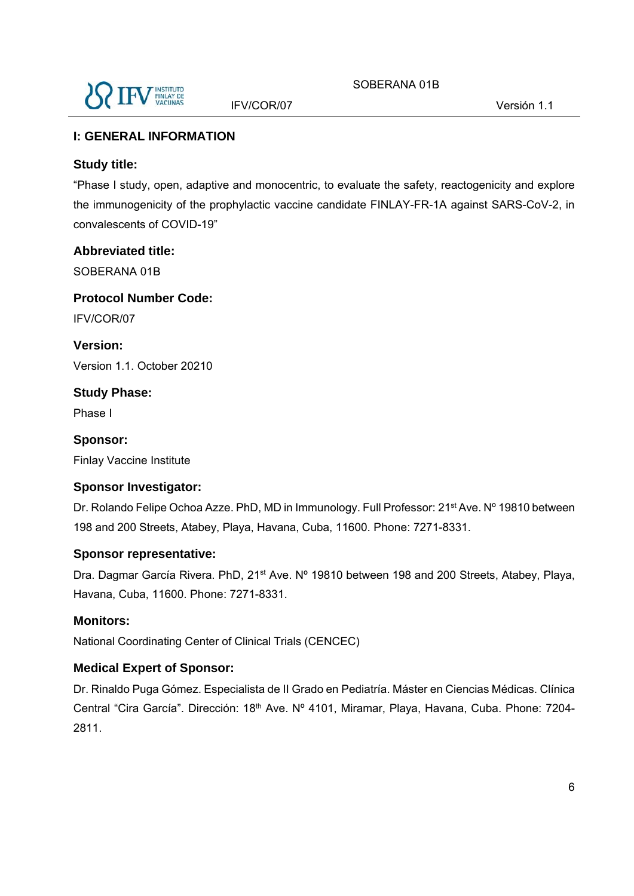# I: GENERAL INFORMATION

## Study title:

"Phase I study, open, adaptive and monocentric, to evaluate the safety, reactogenicity and explore the immunogenicity of the prophylactic vaccine candidate FINLAY-FR-1A against SARS-CoV-2, in convalescents of COVID-19"

## Abbreviated title:

SOBERANA 01B

## Protocol Number Code:

IFV/COR/07

## Version:

Version 1.1. October 20210

## Study Phase:

Phase I

## Sponsor:

Finlay Vaccine Institute

## Sponsor Investigator:

Dr. Rolando Felipe Ochoa Azze. PhD, MD in Immunology. Full Professor: 21st Ave. Nº 19810 between 198 and 200 Streets, Atabey, Playa, Havana, Cuba, 11600. Phone: 7271-8331.

## Sponsor representative:

Dra. Dagmar García Rivera. PhD, 21st Ave. Nº 19810 between 198 and 200 Streets, Atabey, Playa, Havana, Cuba, 11600. Phone: 7271-8331.

## Monitors:

National Coordinating Center of Clinical Trials (CENCEC)

## Medical Expert of Sponsor:

Dr. Rinaldo Puga Gómez. Especialista de II Grado en Pediatría. Máster en Ciencias Médicas. Clínica Central "Cira García". Dirección: 18th Ave. Nº 4101, Miramar, Playa, Havana, Cuba. Phone: 7204-2811.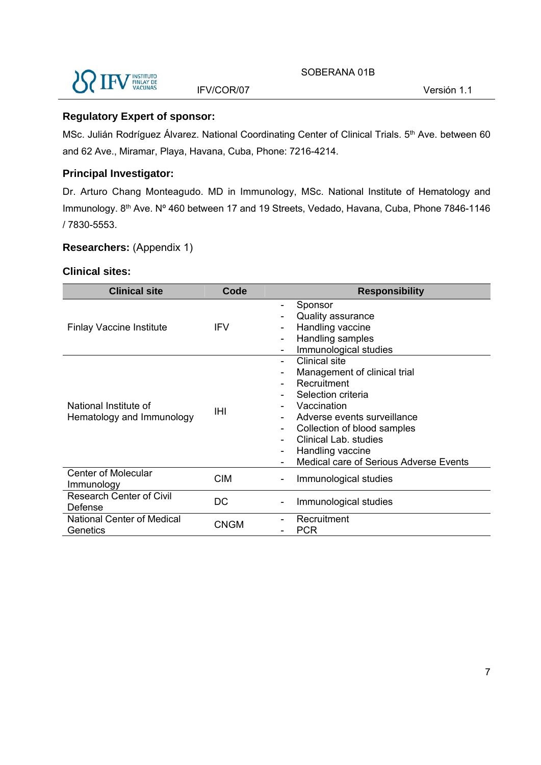**Regulatory Expert of sponsor:**

MSc. Julián Rodríguez Álvarez. National Coordinating Center of Clinical Trials. 5th Ave. between 60 and 62 Ave., Miramar, Playa, Havana, Cuba, Phone: 7216-4214.

**Principal Investigator:**

Dr. Arturo Chang Monteagudo. MD in Immunology, MSc. National Institute of Hematology and Immunology. 8th Ave. Nº 460 between 17 and 19 Streets, Vedado, Havana, Cuba, Phone 7846-1146 / 7830-5553.

**Researchers:** (Appendix 1)

**Clinical sites:**

| Clinical site | Code | Responsibility |
|---|---|---|
| Finlay Vaccine Institute | IFV | - Sponsor<br>- Quality assurance<br>- Handling vaccine<br>- Handling samples<br>- Immunological studies |
| National Institute of Hematology and Immunology | IHI | - Clinical site<br>- Management of clinical trial<br>- Recruitment<br>- Selection criteria<br>- Vaccination<br>- Adverse events surveillance<br>- Collection of blood samples<br>- Clinical Lab. studies<br>- Handling vaccine<br>- Medical care of Serious Adverse Events |
| Center of Molecular Immunology | CIM | - Immunological studies |
| Research Center of Civil Defense | DC | - Immunological studies |
| National Center of Medical Genetics | CNGM | - Recruitment<br>- PCR |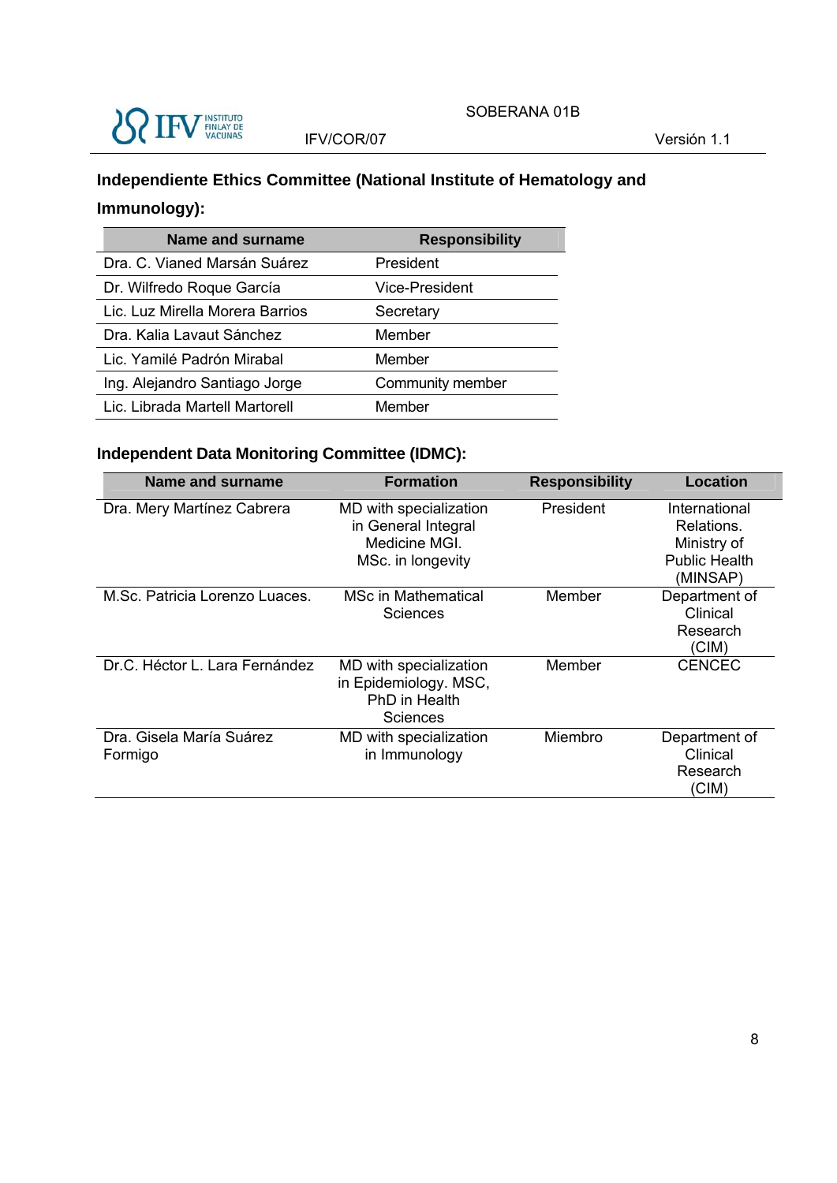**Independiente Ethics Committee (National Institute of Hematology and Immunology):**

| Name and surname | Responsibility |
|---|---|
| Dra. C. Vianed Marsán Suárez | President |
| Dr. Wilfredo Roque García | Vice-President |
| Lic. Luz Mirella Morera Barrios | Secretary |
| Dra. Kalia Lavaut Sánchez | Member |
| Lic. Yamilé Padrón Mirabal | Member |
| Ing. Alejandro Santiago Jorge | Community member |
| Lic. Librada Martell Martorell | Member |

**Independent Data Monitoring Committee (IDMC):**

| Name and surname | Formation | Responsibility | Location |
|---|---|---|---|
| Dra. Mery Martínez Cabrera | MD with specialization in General Integral Medicine MGI. MSc. in longevity | President | International Relations. Ministry of Public Health (MINSAP) |
| M.Sc. Patricia Lorenzo Luaces. | MSc in Mathematical Sciences | Member | Department of Clinical Research (CIM) |
| Dr.C. Héctor L. Lara Fernández | MD with specialization in Epidemiology. MSC, PhD in Health Sciences | Member | CENCEC |
| Dra. Gisela María Suárez Formigo | MD with specialization in Immunology | Miembro | Department of Clinical Research (CIM) |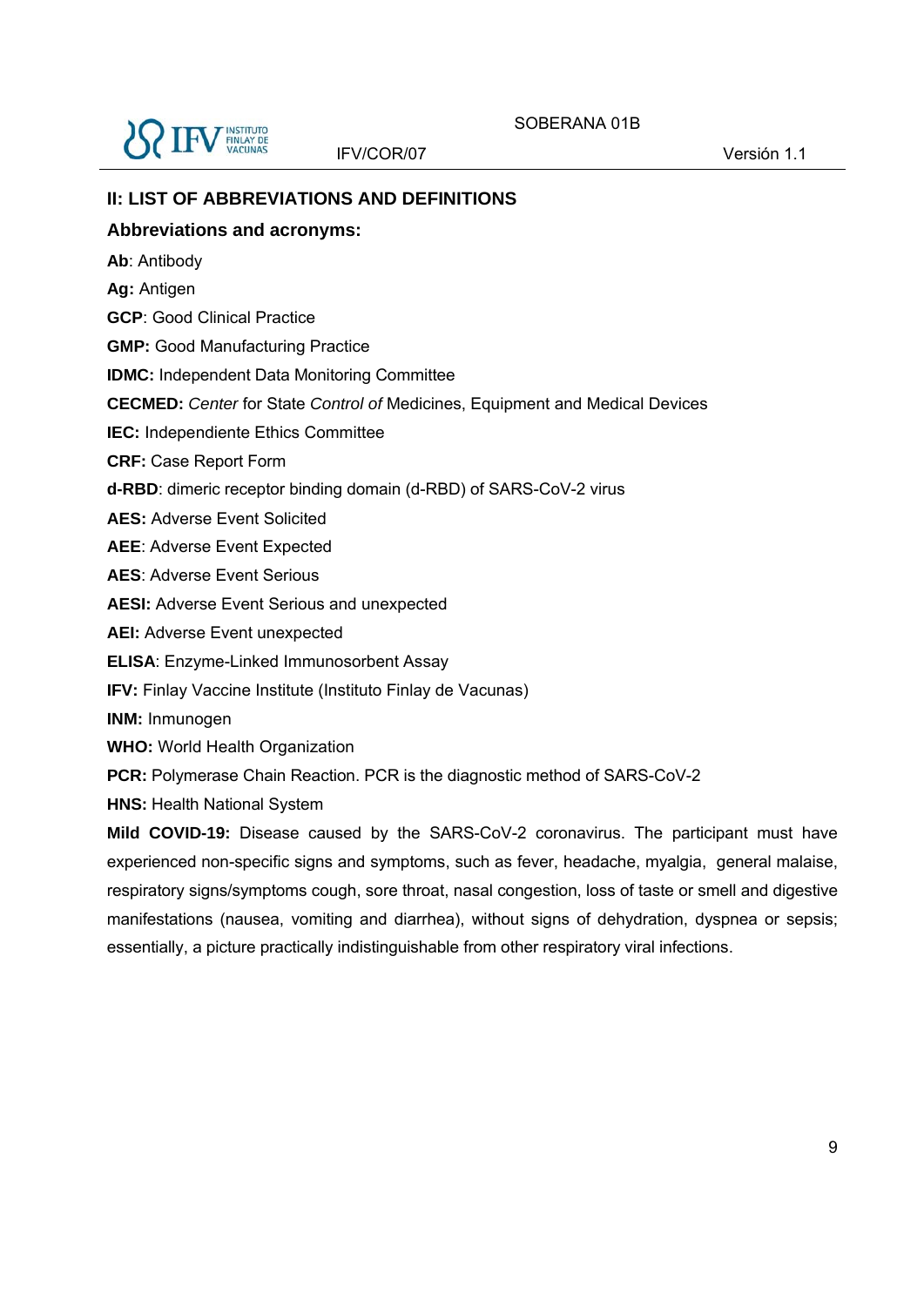## II: LIST OF ABBREVIATIONS AND DEFINITIONS

### Abbreviations and acronyms:

**Ab**: Antibody

**Ag:** Antigen

**GCP**: Good Clinical Practice

**GMP:** Good Manufacturing Practice

**IDMC:** Independent Data Monitoring Committee

**CECMED:** *Center* for State *Control of* Medicines, Equipment and Medical Devices

**IEC:** Independiente Ethics Committee

**CRF:** Case Report Form

**d-RBD**: dimeric receptor binding domain (d-RBD) of SARS-CoV-2 virus

**AES:** Adverse Event Solicited

**AEE**: Adverse Event Expected

**AES**: Adverse Event Serious

**AESI:** Adverse Event Serious and unexpected

**AEI:** Adverse Event unexpected

**ELISA**: Enzyme-Linked Immunosorbent Assay

**IFV:** Finlay Vaccine Institute (Instituto Finlay de Vacunas)

**INM:** Inmunogen

**WHO:** World Health Organization

**PCR:** Polymerase Chain Reaction. PCR is the diagnostic method of SARS-CoV-2

**HNS:** Health National System

**Mild COVID-19:** Disease caused by the SARS-CoV-2 coronavirus. The participant must have experienced non-specific signs and symptoms, such as fever, headache, myalgia, general malaise, respiratory signs/symptoms cough, sore throat, nasal congestion, loss of taste or smell and digestive manifestations (nausea, vomiting and diarrhea), without signs of dehydration, dyspnea or sepsis; essentially, a picture practically indistinguishable from other respiratory viral infections.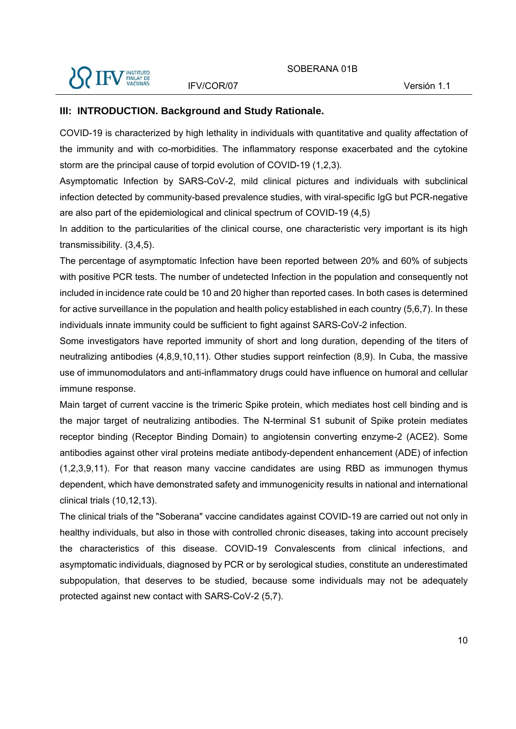### III: INTRODUCTION. Background and Study Rationale.

COVID-19 is characterized by high lethality in individuals with quantitative and quality affectation of the immunity and with co-morbidities. The inflammatory response exacerbated and the cytokine storm are the principal cause of torpid evolution of COVID-19 (1,2,3).

Asymptomatic Infection by SARS-CoV-2, mild clinical pictures and individuals with subclinical infection detected by community-based prevalence studies, with viral-specific IgG but PCR-negative are also part of the epidemiological and clinical spectrum of COVID-19 (4,5)

In addition to the particularities of the clinical course, one characteristic very important is its high transmissibility. (3,4,5).

The percentage of asymptomatic Infection have been reported between 20% and 60% of subjects with positive PCR tests. The number of undetected Infection in the population and consequently not included in incidence rate could be 10 and 20 higher than reported cases. In both cases is determined for active surveillance in the population and health policy established in each country (5,6,7). In these individuals innate immunity could be sufficient to fight against SARS-CoV-2 infection.

Some investigators have reported immunity of short and long duration, depending of the titers of neutralizing antibodies (4,8,9,10,11). Other studies support reinfection (8,9). In Cuba, the massive use of immunomodulators and anti-inflammatory drugs could have influence on humoral and cellular immune response.

Main target of current vaccine is the trimeric Spike protein, which mediates host cell binding and is the major target of neutralizing antibodies. The N-terminal S1 subunit of Spike protein mediates receptor binding (Receptor Binding Domain) to angiotensin converting enzyme-2 (ACE2). Some antibodies against other viral proteins mediate antibody-dependent enhancement (ADE) of infection (1,2,3,9,11). For that reason many vaccine candidates are using RBD as immunogen thymus dependent, which have demonstrated safety and immunogenicity results in national and international clinical trials (10,12,13).

The clinical trials of the "Soberana" vaccine candidates against COVID-19 are carried out not only in healthy individuals, but also in those with controlled chronic diseases, taking into account precisely the characteristics of this disease. COVID-19 Convalescents from clinical infections, and asymptomatic individuals, diagnosed by PCR or by serological studies, constitute an underestimated subpopulation, that deserves to be studied, because some individuals may not be adequately protected against new contact with SARS-CoV-2 (5,7).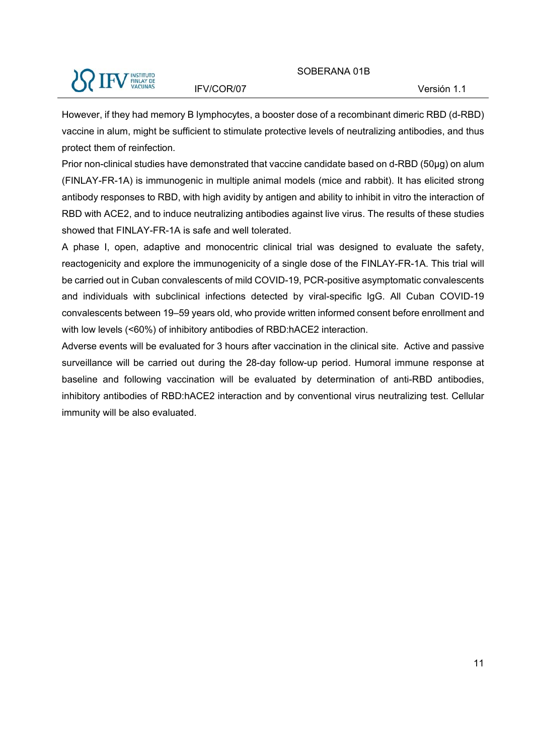However, if they had memory B lymphocytes, a booster dose of a recombinant dimeric RBD (d-RBD) vaccine in alum, might be sufficient to stimulate protective levels of neutralizing antibodies, and thus protect them of reinfection.

Prior non-clinical studies have demonstrated that vaccine candidate based on d-RBD (50µg) on alum (FINLAY-FR-1A) is immunogenic in multiple animal models (mice and rabbit). It has elicited strong antibody responses to RBD, with high avidity by antigen and ability to inhibit in vitro the interaction of RBD with ACE2, and to induce neutralizing antibodies against live virus. The results of these studies showed that FINLAY-FR-1A is safe and well tolerated.

A phase I, open, adaptive and monocentric clinical trial was designed to evaluate the safety, reactogenicity and explore the immunogenicity of a single dose of the FINLAY-FR-1A. This trial will be carried out in Cuban convalescents of mild COVID-19, PCR-positive asymptomatic convalescents and individuals with subclinical infections detected by viral-specific IgG. All Cuban COVID-19 convalescents between 19–59 years old, who provide written informed consent before enrollment and with low levels (<60%) of inhibitory antibodies of RBD:hACE2 interaction.

Adverse events will be evaluated for 3 hours after vaccination in the clinical site. Active and passive surveillance will be carried out during the 28-day follow-up period. Humoral immune response at baseline and following vaccination will be evaluated by determination of anti-RBD antibodies, inhibitory antibodies of RBD:hACE2 interaction and by conventional virus neutralizing test. Cellular immunity will be also evaluated.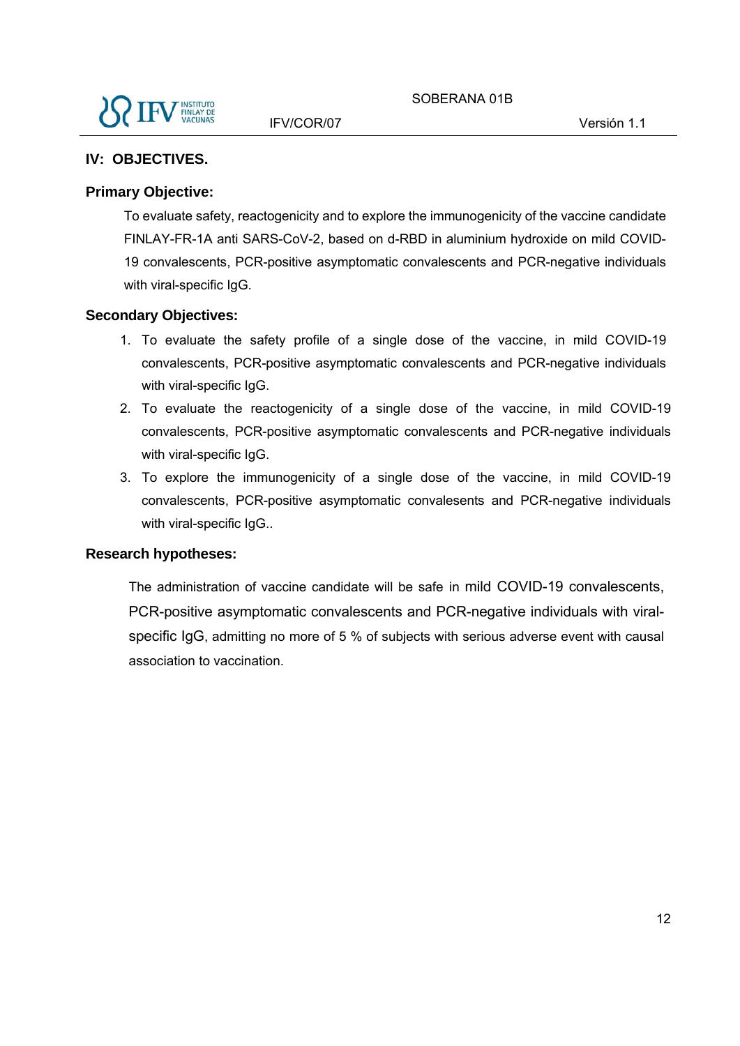## IV: OBJECTIVES.

### Primary Objective:

To evaluate safety, reactogenicity and to explore the immunogenicity of the vaccine candidate FINLAY-FR-1A anti SARS-CoV-2, based on d-RBD in aluminium hydroxide on mild COVID-19 convalescents, PCR-positive asymptomatic convalescents and PCR-negative individuals with viral-specific IgG.

### Secondary Objectives:

1. To evaluate the safety profile of a single dose of the vaccine, in mild COVID-19 convalescents, PCR-positive asymptomatic convalescents and PCR-negative individuals with viral-specific IgG.
2. To evaluate the reactogenicity of a single dose of the vaccine, in mild COVID-19 convalescents, PCR-positive asymptomatic convalescents and PCR-negative individuals with viral-specific IgG.
3. To explore the immunogenicity of a single dose of the vaccine, in mild COVID-19 convalescents, PCR-positive asymptomatic convalesents and PCR-negative individuals with viral-specific IgG..

### Research hypotheses:

The administration of vaccine candidate will be safe in mild COVID-19 convalescents, PCR-positive asymptomatic convalescents and PCR-negative individuals with viral-specific IgG, admitting no more of 5 % of subjects with serious adverse event with causal association to vaccination.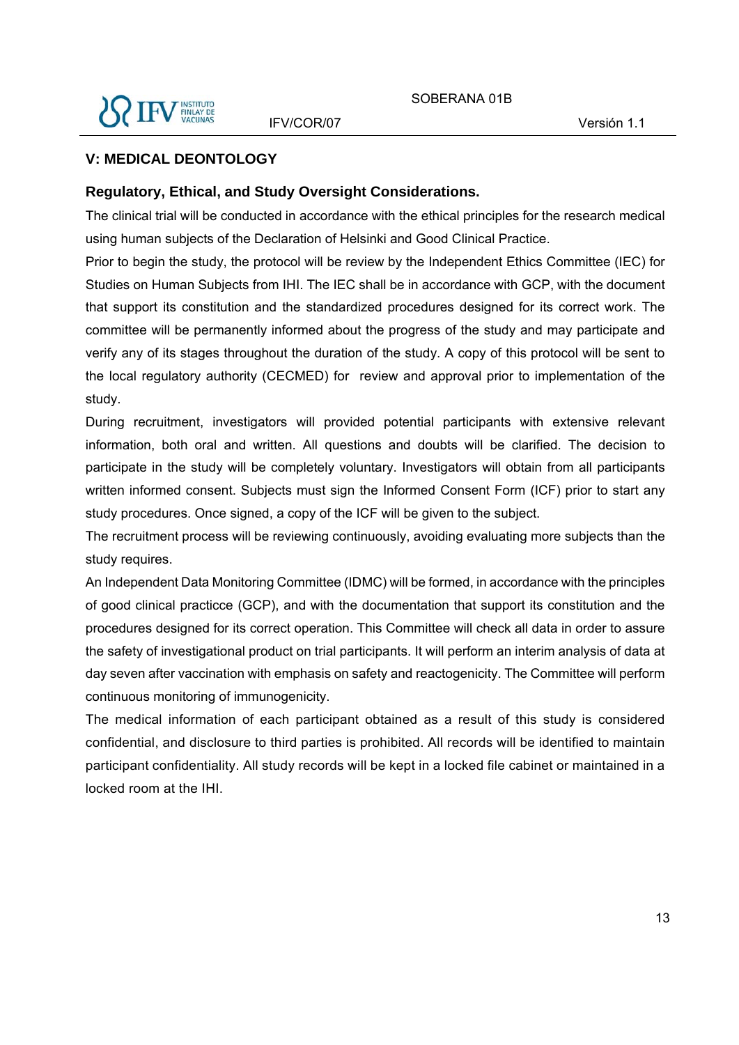## V: MEDICAL DEONTOLOGY

### Regulatory, Ethical, and Study Oversight Considerations.

The clinical trial will be conducted in accordance with the ethical principles for the research medical using human subjects of the Declaration of Helsinki and Good Clinical Practice.

Prior to begin the study, the protocol will be review by the Independent Ethics Committee (IEC) for Studies on Human Subjects from IHI. The IEC shall be in accordance with GCP, with the document that support its constitution and the standardized procedures designed for its correct work. The committee will be permanently informed about the progress of the study and may participate and verify any of its stages throughout the duration of the study. A copy of this protocol will be sent to the local regulatory authority (CECMED) for review and approval prior to implementation of the study.

During recruitment, investigators will provided potential participants with extensive relevant information, both oral and written. All questions and doubts will be clarified. The decision to participate in the study will be completely voluntary. Investigators will obtain from all participants written informed consent. Subjects must sign the Informed Consent Form (ICF) prior to start any study procedures. Once signed, a copy of the ICF will be given to the subject.

The recruitment process will be reviewing continuously, avoiding evaluating more subjects than the study requires.

An Independent Data Monitoring Committee (IDMC) will be formed, in accordance with the principles of good clinical practicce (GCP), and with the documentation that support its constitution and the procedures designed for its correct operation. This Committee will check all data in order to assure the safety of investigational product on trial participants. It will perform an interim analysis of data at day seven after vaccination with emphasis on safety and reactogenicity. The Committee will perform continuous monitoring of immunogenicity.

The medical information of each participant obtained as a result of this study is considered confidential, and disclosure to third parties is prohibited. All records will be identified to maintain participant confidentiality. All study records will be kept in a locked file cabinet or maintained in a locked room at the IHI.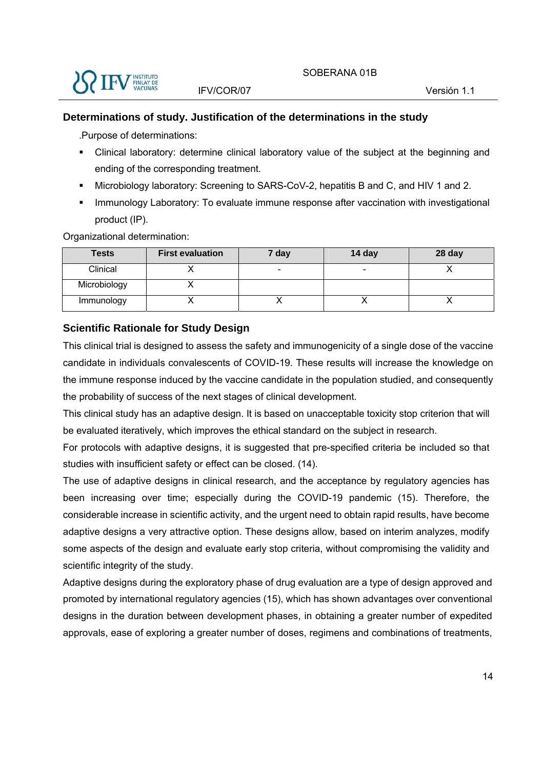## Determinations of study. Justification of the determinations in the study

.Purpose of determinations:

- Clinical laboratory: determine clinical laboratory value of the subject at the beginning and ending of the corresponding treatment.
- Microbiology laboratory: Screening to SARS-CoV-2, hepatitis B and C, and HIV 1 and 2.
- Immunology Laboratory: To evaluate immune response after vaccination with investigational product (IP).

Organizational determination:

| Tests | First evaluation | 7 day | 14 day | 28 day |
|---|---|---|---|---|
| Clinical | X | - | - | X |
| Microbiology | X | | | |
| Immunology | X | X | X | X |

## Scientific Rationale for Study Design

This clinical trial is designed to assess the safety and immunogenicity of a single dose of the vaccine candidate in individuals convalescents of COVID-19. These results will increase the knowledge on the immune response induced by the vaccine candidate in the population studied, and consequently the probability of success of the next stages of clinical development.

This clinical study has an adaptive design. It is based on unacceptable toxicity stop criterion that will be evaluated iteratively, which improves the ethical standard on the subject in research.

For protocols with adaptive designs, it is suggested that pre-specified criteria be included so that studies with insufficient safety or effect can be closed. (14).

The use of adaptive designs in clinical research, and the acceptance by regulatory agencies has been increasing over time; especially during the COVID-19 pandemic (15). Therefore, the considerable increase in scientific activity, and the urgent need to obtain rapid results, have become adaptive designs a very attractive option. These designs allow, based on interim analyzes, modify some aspects of the design and evaluate early stop criteria, without compromising the validity and scientific integrity of the study.

Adaptive designs during the exploratory phase of drug evaluation are a type of design approved and promoted by international regulatory agencies (15), which has shown advantages over conventional designs in the duration between development phases, in obtaining a greater number of expedited approvals, ease of exploring a greater number of doses, regimens and combinations of treatments,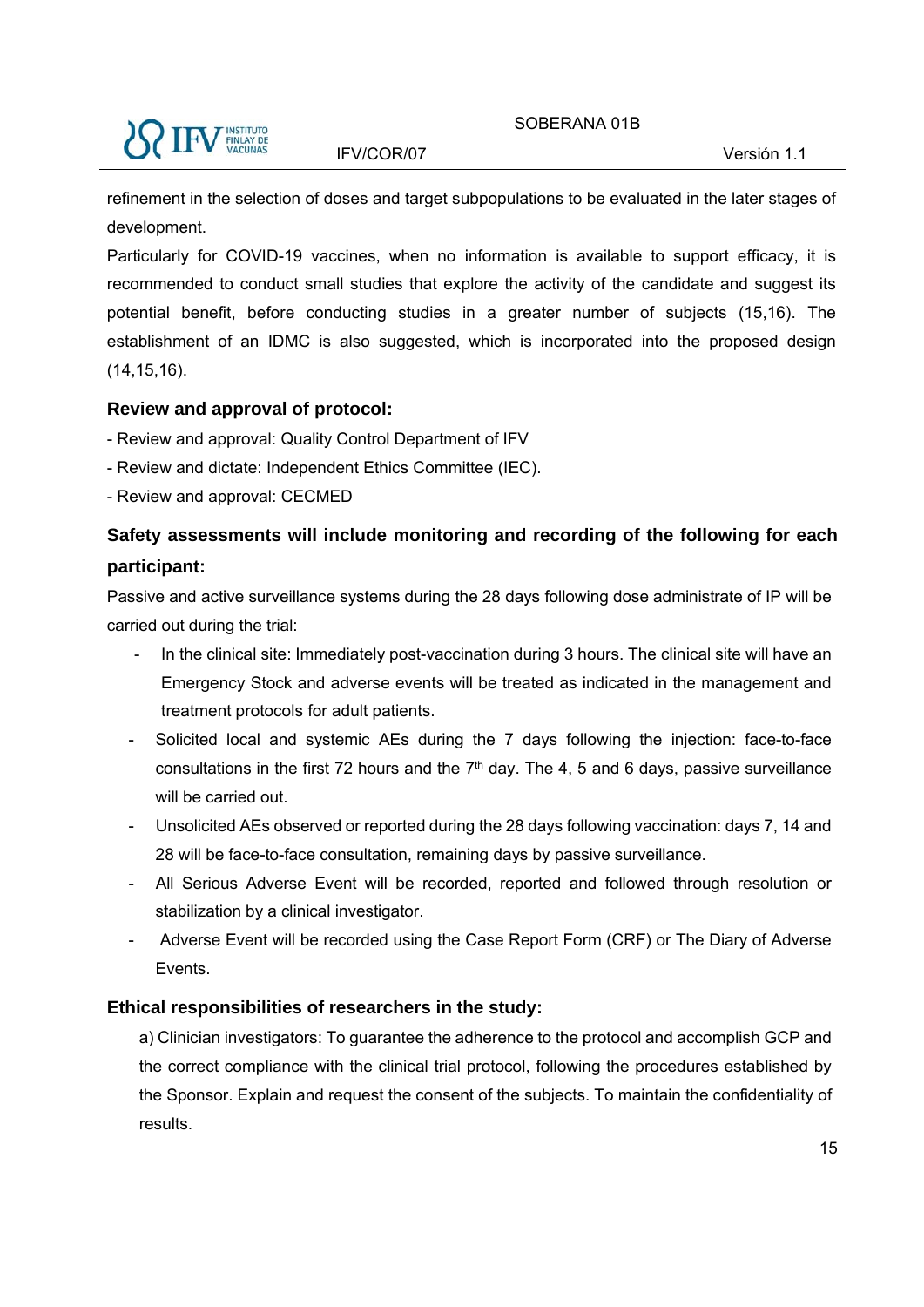refinement in the selection of doses and target subpopulations to be evaluated in the later stages of development.

Particularly for COVID-19 vaccines, when no information is available to support efficacy, it is recommended to conduct small studies that explore the activity of the candidate and suggest its potential benefit, before conducting studies in a greater number of subjects (15,16). The establishment of an IDMC is also suggested, which is incorporated into the proposed design (14,15,16).

### Review and approval of protocol:

- Review and approval: Quality Control Department of IFV
- Review and dictate: Independent Ethics Committee (IEC).
- Review and approval: CECMED

### Safety assessments will include monitoring and recording of the following for each participant:

Passive and active surveillance systems during the 28 days following dose administrate of IP will be carried out during the trial:

- In the clinical site: Immediately post-vaccination during 3 hours. The clinical site will have an Emergency Stock and adverse events will be treated as indicated in the management and treatment protocols for adult patients.
- Solicited local and systemic AEs during the 7 days following the injection: face-to-face consultations in the first 72 hours and the 7th day. The 4, 5 and 6 days, passive surveillance will be carried out.
- Unsolicited AEs observed or reported during the 28 days following vaccination: days 7, 14 and 28 will be face-to-face consultation, remaining days by passive surveillance.
- All Serious Adverse Event will be recorded, reported and followed through resolution or stabilization by a clinical investigator.
- Adverse Event will be recorded using the Case Report Form (CRF) or The Diary of Adverse Events.

### Ethical responsibilities of researchers in the study:

a) Clinician investigators: To guarantee the adherence to the protocol and accomplish GCP and the correct compliance with the clinical trial protocol, following the procedures established by the Sponsor. Explain and request the consent of the subjects. To maintain the confidentiality of results.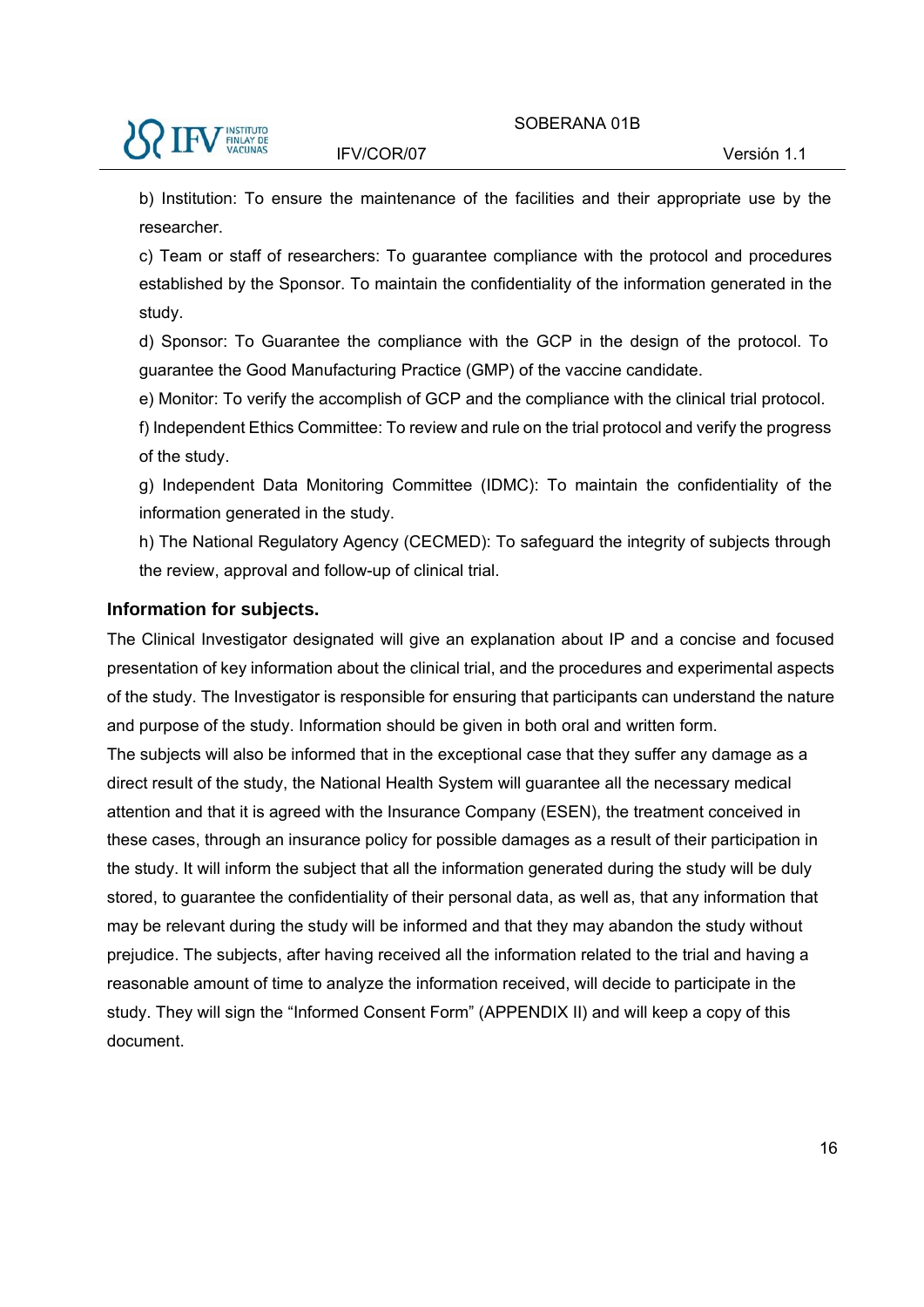b) Institution: To ensure the maintenance of the facilities and their appropriate use by the researcher.

c) Team or staff of researchers: To guarantee compliance with the protocol and procedures established by the Sponsor. To maintain the confidentiality of the information generated in the study.

d) Sponsor: To Guarantee the compliance with the GCP in the design of the protocol. To guarantee the Good Manufacturing Practice (GMP) of the vaccine candidate.

e) Monitor: To verify the accomplish of GCP and the compliance with the clinical trial protocol.

f) Independent Ethics Committee: To review and rule on the trial protocol and verify the progress of the study.

g) Independent Data Monitoring Committee (IDMC): To maintain the confidentiality of the information generated in the study.

h) The National Regulatory Agency (CECMED): To safeguard the integrity of subjects through the review, approval and follow-up of clinical trial.

### Information for subjects.

The Clinical Investigator designated will give an explanation about IP and a concise and focused presentation of key information about the clinical trial, and the procedures and experimental aspects of the study. The Investigator is responsible for ensuring that participants can understand the nature and purpose of the study. Information should be given in both oral and written form.

The subjects will also be informed that in the exceptional case that they suffer any damage as a direct result of the study, the National Health System will guarantee all the necessary medical attention and that it is agreed with the Insurance Company (ESEN), the treatment conceived in these cases, through an insurance policy for possible damages as a result of their participation in the study. It will inform the subject that all the information generated during the study will be duly stored, to guarantee the confidentiality of their personal data, as well as, that any information that may be relevant during the study will be informed and that they may abandon the study without prejudice. The subjects, after having received all the information related to the trial and having a reasonable amount of time to analyze the information received, will decide to participate in the study. They will sign the "Informed Consent Form" (APPENDIX II) and will keep a copy of this document.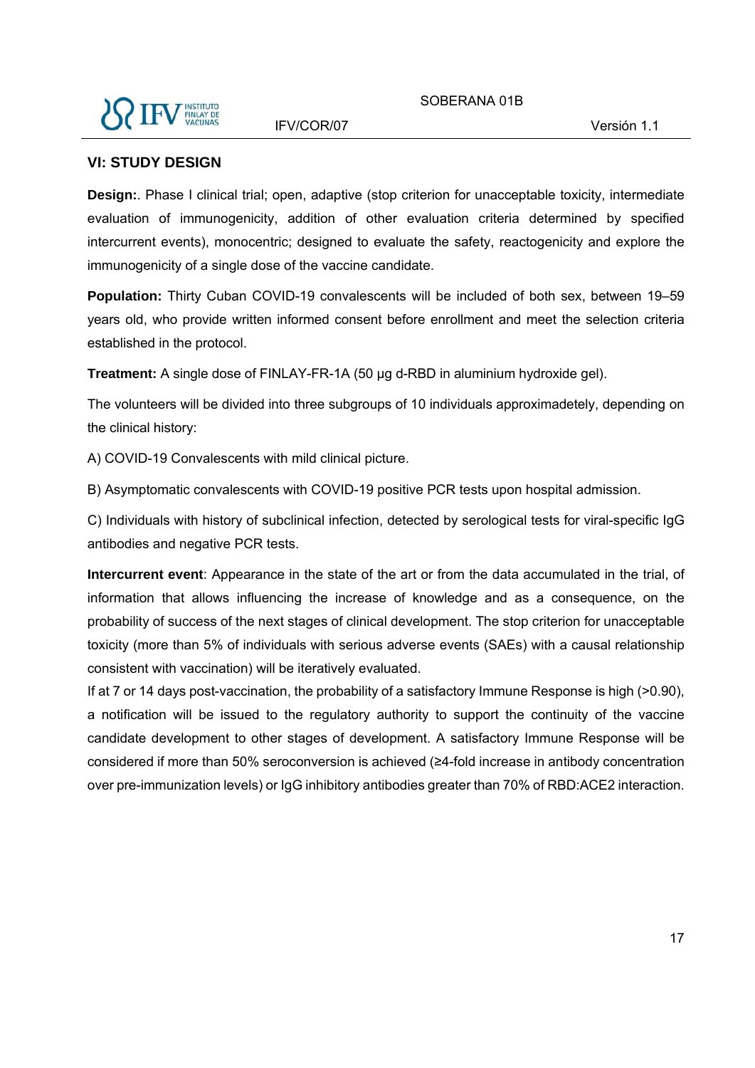## VI: STUDY DESIGN

**Design:**. Phase I clinical trial; open, adaptive (stop criterion for unacceptable toxicity, intermediate evaluation of immunogenicity, addition of other evaluation criteria determined by specified intercurrent events), monocentric; designed to evaluate the safety, reactogenicity and explore the immunogenicity of a single dose of the vaccine candidate.

**Population:** Thirty Cuban COVID-19 convalescents will be included of both sex, between 19–59 years old, who provide written informed consent before enrollment and meet the selection criteria established in the protocol.

**Treatment:** A single dose of FINLAY-FR-1A (50 µg d-RBD in aluminium hydroxide gel).

The volunteers will be divided into three subgroups of 10 individuals approximadetely, depending on the clinical history:

A) COVID-19 Convalescents with mild clinical picture.

B) Asymptomatic convalescents with COVID-19 positive PCR tests upon hospital admission.

C) Individuals with history of subclinical infection, detected by serological tests for viral-specific IgG antibodies and negative PCR tests.

**Intercurrent event**: Appearance in the state of the art or from the data accumulated in the trial, of information that allows influencing the increase of knowledge and as a consequence, on the probability of success of the next stages of clinical development. The stop criterion for unacceptable toxicity (more than 5% of individuals with serious adverse events (SAEs) with a causal relationship consistent with vaccination) will be iteratively evaluated.

If at 7 or 14 days post-vaccination, the probability of a satisfactory Immune Response is high (>0.90), a notification will be issued to the regulatory authority to support the continuity of the vaccine candidate development to other stages of development. A satisfactory Immune Response will be considered if more than 50% seroconversion is achieved (≥4-fold increase in antibody concentration over pre-immunization levels) or IgG inhibitory antibodies greater than 70% of RBD:ACE2 interaction.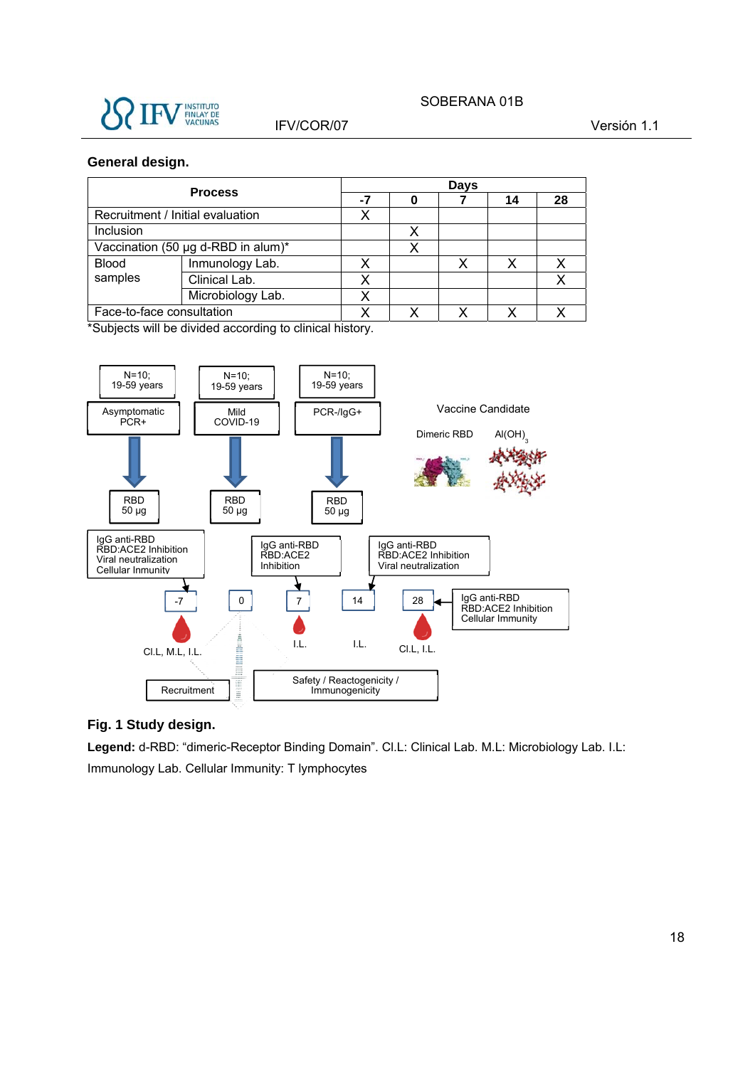**General design.**

| Process | | Days | | | | |
|---|---|---|---|---|---|---|
| | | -7 | 0 | 7 | 14 | 28 |
| Recruitment / Initial evaluation | | X | | | | |
| Inclusion | | | X | | | |
| Vaccination (50 µg d-RBD in alum)* | | | X | | | |
| Blood samples | Inmunology Lab. | X | | X | X | X |
| | Clinical Lab. | X | | | | X |
| | Microbiology Lab. | X | | | | |
| Face-to-face consultation | | X | X | X | X | X |

*Subjects will be divided according to clinical history.

**Fig. 1 Study design.**

**Legend:** d-RBD: "dimeric-Receptor Binding Domain". Cl.L: Clinical Lab. M.L: Microbiology Lab. I.L: Immunology Lab. Cellular Immunity: T lymphocytes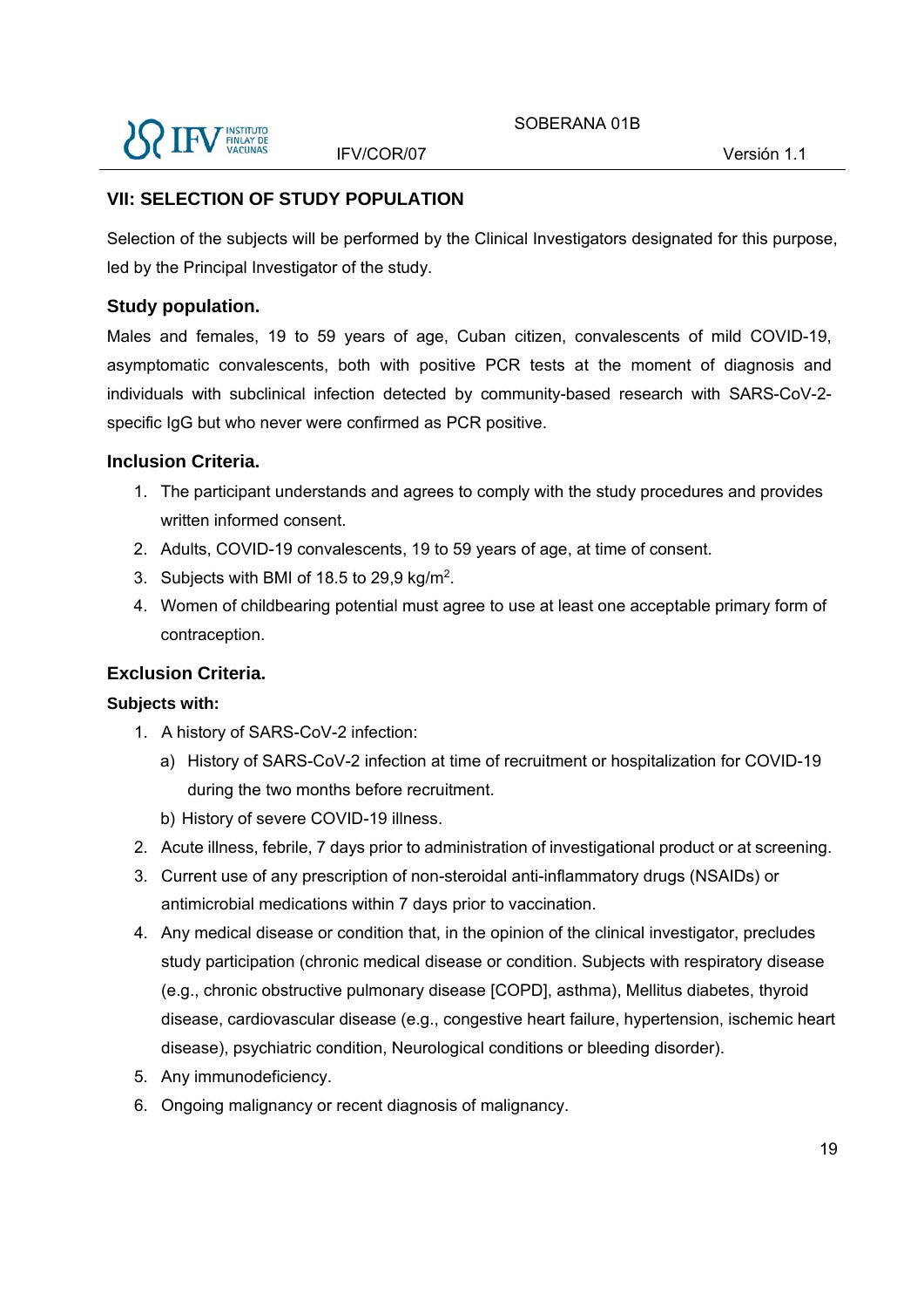## VII: SELECTION OF STUDY POPULATION

Selection of the subjects will be performed by the Clinical Investigators designated for this purpose, led by the Principal Investigator of the study.

### Study population.

Males and females, 19 to 59 years of age, Cuban citizen, convalescents of mild COVID-19, asymptomatic convalescents, both with positive PCR tests at the moment of diagnosis and individuals with subclinical infection detected by community-based research with SARS-CoV-2-specific IgG but who never were confirmed as PCR positive.

### Inclusion Criteria.

1. The participant understands and agrees to comply with the study procedures and provides written informed consent.
2. Adults, COVID-19 convalescents, 19 to 59 years of age, at time of consent.
3. Subjects with BMI of 18.5 to 29,9 kg/$m^2$.
4. Women of childbearing potential must agree to use at least one acceptable primary form of contraception.

### Exclusion Criteria.

**Subjects with:**

1. A history of SARS-CoV-2 infection:
   a) History of SARS-CoV-2 infection at time of recruitment or hospitalization for COVID-19 during the two months before recruitment.
   b) History of severe COVID-19 illness.
2. Acute illness, febrile, 7 days prior to administration of investigational product or at screening.
3. Current use of any prescription of non-steroidal anti-inflammatory drugs (NSAIDs) or antimicrobial medications within 7 days prior to vaccination.
4. Any medical disease or condition that, in the opinion of the clinical investigator, precludes study participation (chronic medical disease or condition. Subjects with respiratory disease (e.g., chronic obstructive pulmonary disease [COPD], asthma), Mellitus diabetes, thyroid disease, cardiovascular disease (e.g., congestive heart failure, hypertension, ischemic heart disease), psychiatric condition, Neurological conditions or bleeding disorder).
5. Any immunodeficiency.
6. Ongoing malignancy or recent diagnosis of malignancy.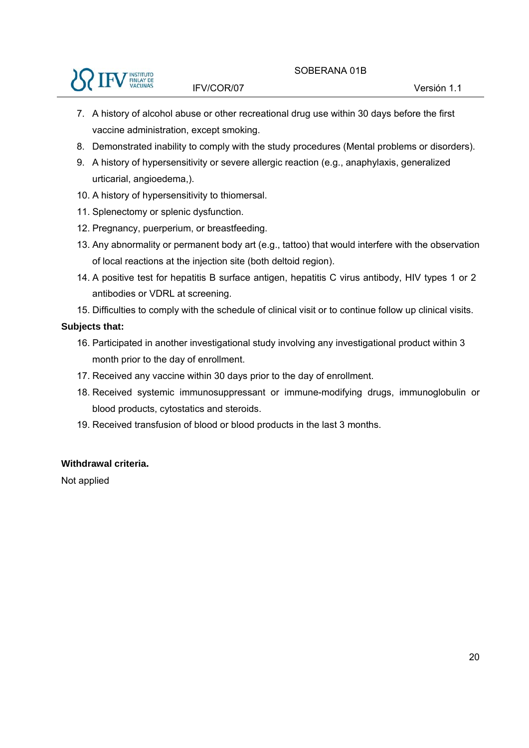7. A history of alcohol abuse or other recreational drug use within 30 days before the first vaccine administration, except smoking.
8. Demonstrated inability to comply with the study procedures (Mental problems or disorders).
9. A history of hypersensitivity or severe allergic reaction (e.g., anaphylaxis, generalized urticarial, angioedema,).
10. A history of hypersensitivity to thiomersal.
11. Splenectomy or splenic dysfunction.
12. Pregnancy, puerperium, or breastfeeding.
13. Any abnormality or permanent body art (e.g., tattoo) that would interfere with the observation of local reactions at the injection site (both deltoid region).
14. A positive test for hepatitis B surface antigen, hepatitis C virus antibody, HIV types 1 or 2 antibodies or VDRL at screening.
15. Difficulties to comply with the schedule of clinical visit or to continue follow up clinical visits.

**Subjects that:**

16. Participated in another investigational study involving any investigational product within 3 month prior to the day of enrollment.
17. Received any vaccine within 30 days prior to the day of enrollment.
18. Received systemic immunosuppressant or immune-modifying drugs, immunoglobulin or blood products, cytostatics and steroids.
19. Received transfusion of blood or blood products in the last 3 months.

**Withdrawal criteria.**

Not applied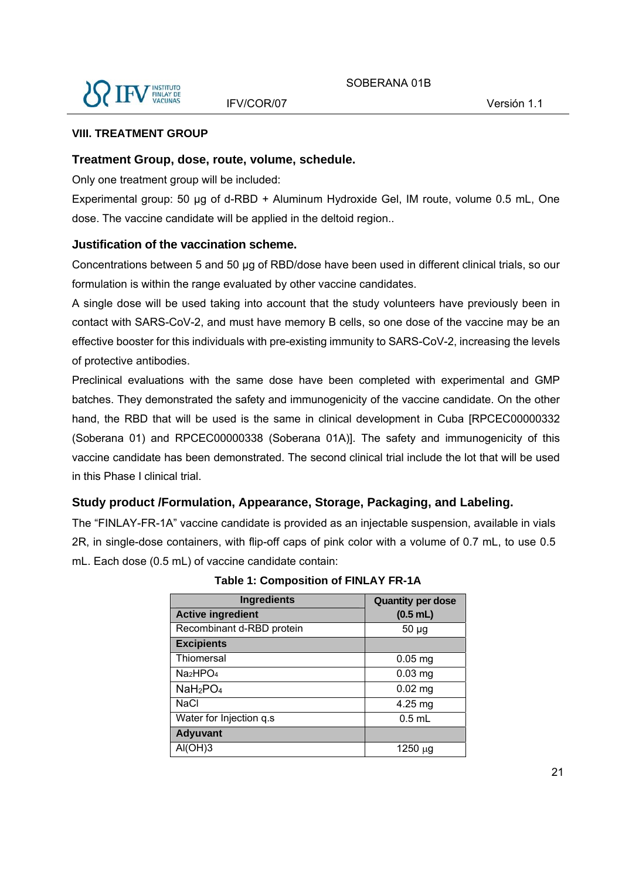## VIII. TREATMENT GROUP

### Treatment Group, dose, route, volume, schedule.

Only one treatment group will be included:

Experimental group: 50 µg of d-RBD + Aluminum Hydroxide Gel, IM route, volume 0.5 mL, One dose. The vaccine candidate will be applied in the deltoid region..

### Justification of the vaccination scheme.

Concentrations between 5 and 50 µg of RBD/dose have been used in different clinical trials, so our formulation is within the range evaluated by other vaccine candidates.

A single dose will be used taking into account that the study volunteers have previously been in contact with SARS-CoV-2, and must have memory B cells, so one dose of the vaccine may be an effective booster for this individuals with pre-existing immunity to SARS-CoV-2, increasing the levels of protective antibodies.

Preclinical evaluations with the same dose have been completed with experimental and GMP batches. They demonstrated the safety and immunogenicity of the vaccine candidate. On the other hand, the RBD that will be used is the same in clinical development in Cuba [RPCEC00000332 (Soberana 01) and RPCEC00000338 (Soberana 01A)]. The safety and immunogenicity of this vaccine candidate has been demonstrated. The second clinical trial include the lot that will be used in this Phase I clinical trial.

### Study product /Formulation, Appearance, Storage, Packaging, and Labeling.

The "FINLAY-FR-1A" vaccine candidate is provided as an injectable suspension, available in vials 2R, in single-dose containers, with flip-off caps of pink color with a volume of 0.7 mL, to use 0.5 mL. Each dose (0.5 mL) of vaccine candidate contain:

**Table 1: Composition of FINLAY FR-1A**

| Ingredients | Quantity per dose (0.5 mL) |
|---|---|
| **Active ingredient** | |
| Recombinant d-RBD protein | 50 µg |
| **Excipients** | |
| Thiomersal | 0.05 mg |
| $Na_2HPO_4$ | 0.03 mg |
| $NaH_2PO_4$ | 0.02 mg |
| NaCl | 4.25 mg |
| Water for Injection q.s | 0.5 mL |
| **Adyuvant** | |
| $Al(OH)_3$ | 1250 µg |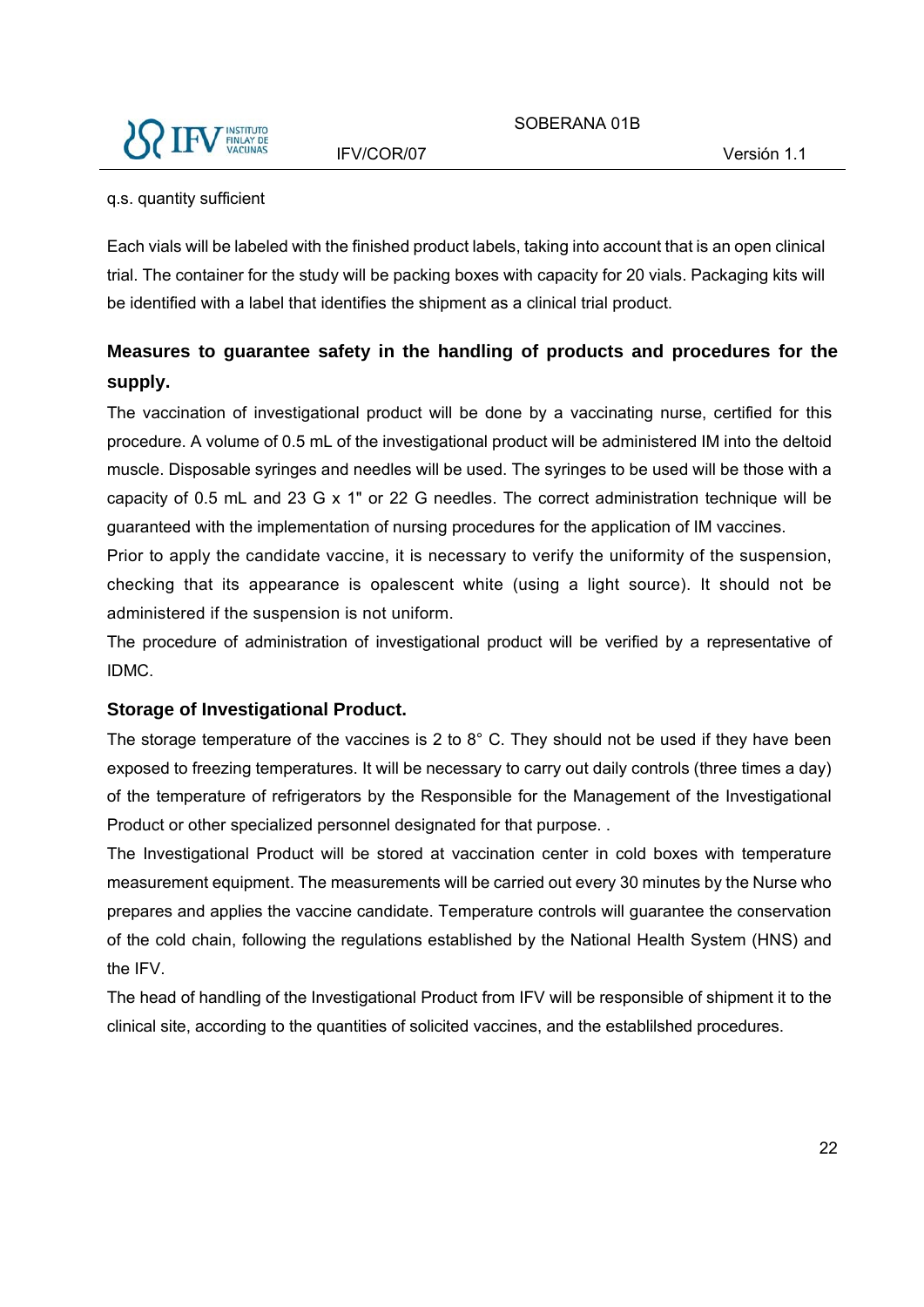q.s. quantity sufficient

Each vials will be labeled with the finished product labels, taking into account that is an open clinical trial. The container for the study will be packing boxes with capacity for 20 vials. Packaging kits will be identified with a label that identifies the shipment as a clinical trial product.

### Measures to guarantee safety in the handling of products and procedures for the supply.

The vaccination of investigational product will be done by a vaccinating nurse, certified for this procedure. A volume of 0.5 mL of the investigational product will be administered IM into the deltoid muscle. Disposable syringes and needles will be used. The syringes to be used will be those with a capacity of 0.5 mL and 23 G x 1" or 22 G needles. The correct administration technique will be guaranteed with the implementation of nursing procedures for the application of IM vaccines.

Prior to apply the candidate vaccine, it is necessary to verify the uniformity of the suspension, checking that its appearance is opalescent white (using a light source). It should not be administered if the suspension is not uniform.

The procedure of administration of investigational product will be verified by a representative of IDMC.

### Storage of Investigational Product.

The storage temperature of the vaccines is 2 to 8° C. They should not be used if they have been exposed to freezing temperatures. It will be necessary to carry out daily controls (three times a day) of the temperature of refrigerators by the Responsible for the Management of the Investigational Product or other specialized personnel designated for that purpose. .

The Investigational Product will be stored at vaccination center in cold boxes with temperature measurement equipment. The measurements will be carried out every 30 minutes by the Nurse who prepares and applies the vaccine candidate. Temperature controls will guarantee the conservation of the cold chain, following the regulations established by the National Health System (HNS) and the IFV.

The head of handling of the Investigational Product from IFV will be responsible of shipment it to the clinical site, according to the quantities of solicited vaccines, and the establilshed procedures.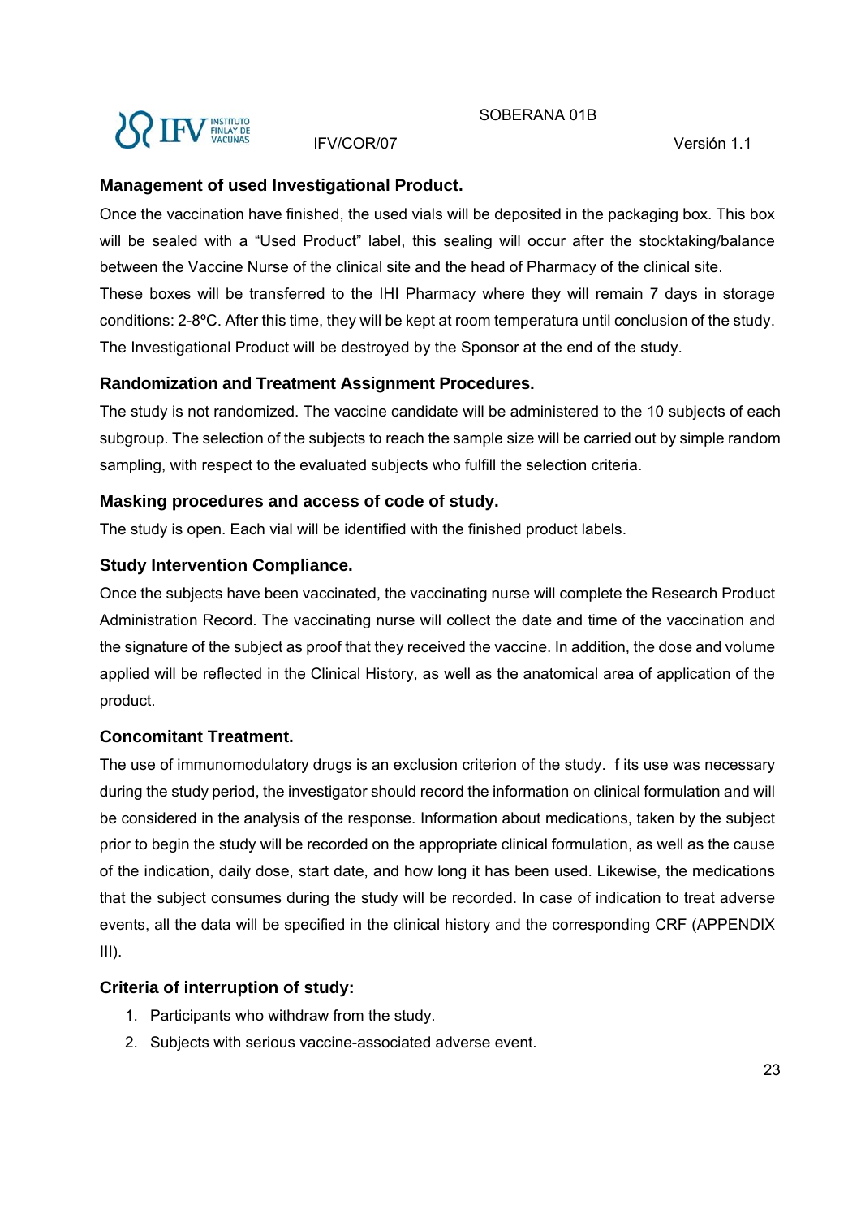### Management of used Investigational Product.

Once the vaccination have finished, the used vials will be deposited in the packaging box. This box will be sealed with a “Used Product” label, this sealing will occur after the stocktaking/balance between the Vaccine Nurse of the clinical site and the head of Pharmacy of the clinical site.

These boxes will be transferred to the IHI Pharmacy where they will remain 7 days in storage conditions: 2-8ºC. After this time, they will be kept at room temperatura until conclusion of the study. The Investigational Product will be destroyed by the Sponsor at the end of the study.

### Randomization and Treatment Assignment Procedures.

The study is not randomized. The vaccine candidate will be administered to the 10 subjects of each subgroup. The selection of the subjects to reach the sample size will be carried out by simple random sampling, with respect to the evaluated subjects who fulfill the selection criteria.

### Masking procedures and access of code of study.

The study is open. Each vial will be identified with the finished product labels.

### Study Intervention Compliance.

Once the subjects have been vaccinated, the vaccinating nurse will complete the Research Product Administration Record. The vaccinating nurse will collect the date and time of the vaccination and the signature of the subject as proof that they received the vaccine. In addition, the dose and volume applied will be reflected in the Clinical History, as well as the anatomical area of application of the product.

### Concomitant Treatment.

The use of immunomodulatory drugs is an exclusion criterion of the study.  f its use was necessary during the study period, the investigator should record the information on clinical formulation and will be considered in the analysis of the response. Information about medications, taken by the subject prior to begin the study will be recorded on the appropriate clinical formulation, as well as the cause of the indication, daily dose, start date, and how long it has been used. Likewise, the medications that the subject consumes during the study will be recorded. In case of indication to treat adverse events, all the data will be specified in the clinical history and the corresponding CRF (APPENDIX III).

### Criteria of interruption of study:

1. Participants who withdraw from the study.
2. Subjects with serious vaccine-associated adverse event.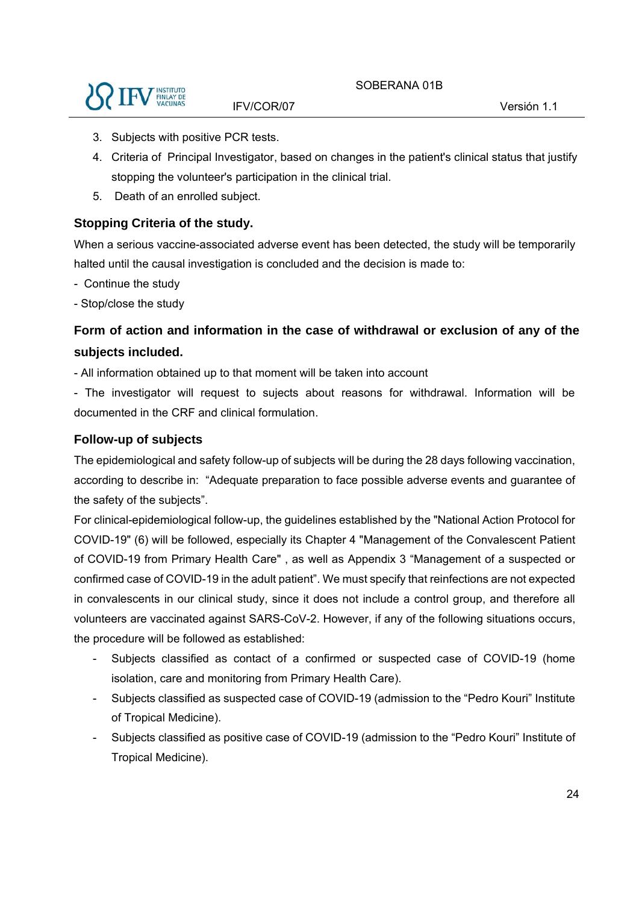3. Subjects with positive PCR tests.
4. Criteria of Principal Investigator, based on changes in the patient's clinical status that justify stopping the volunteer's participation in the clinical trial.
5. Death of an enrolled subject.

### Stopping Criteria of the study.

When a serious vaccine-associated adverse event has been detected, the study will be temporarily halted until the causal investigation is concluded and the decision is made to:

- Continue the study
- Stop/close the study

### Form of action and information in the case of withdrawal or exclusion of any of the subjects included.

- All information obtained up to that moment will be taken into account
- The investigator will request to sujects about reasons for withdrawal. Information will be documented in the CRF and clinical formulation.

### Follow-up of subjects

The epidemiological and safety follow-up of subjects will be during the 28 days following vaccination, according to describe in: "Adequate preparation to face possible adverse events and guarantee of the safety of the subjects".

For clinical-epidemiological follow-up, the guidelines established by the "National Action Protocol for COVID-19" (6) will be followed, especially its Chapter 4 "Management of the Convalescent Patient of COVID-19 from Primary Health Care" , as well as Appendix 3 "Management of a suspected or confirmed case of COVID-19 in the adult patient". We must specify that reinfections are not expected in convalescents in our clinical study, since it does not include a control group, and therefore all volunteers are vaccinated against SARS-CoV-2. However, if any of the following situations occurs, the procedure will be followed as established:

- Subjects classified as contact of a confirmed or suspected case of COVID-19 (home isolation, care and monitoring from Primary Health Care).
- Subjects classified as suspected case of COVID-19 (admission to the "Pedro Kouri" Institute of Tropical Medicine).
- Subjects classified as positive case of COVID-19 (admission to the "Pedro Kouri" Institute of Tropical Medicine).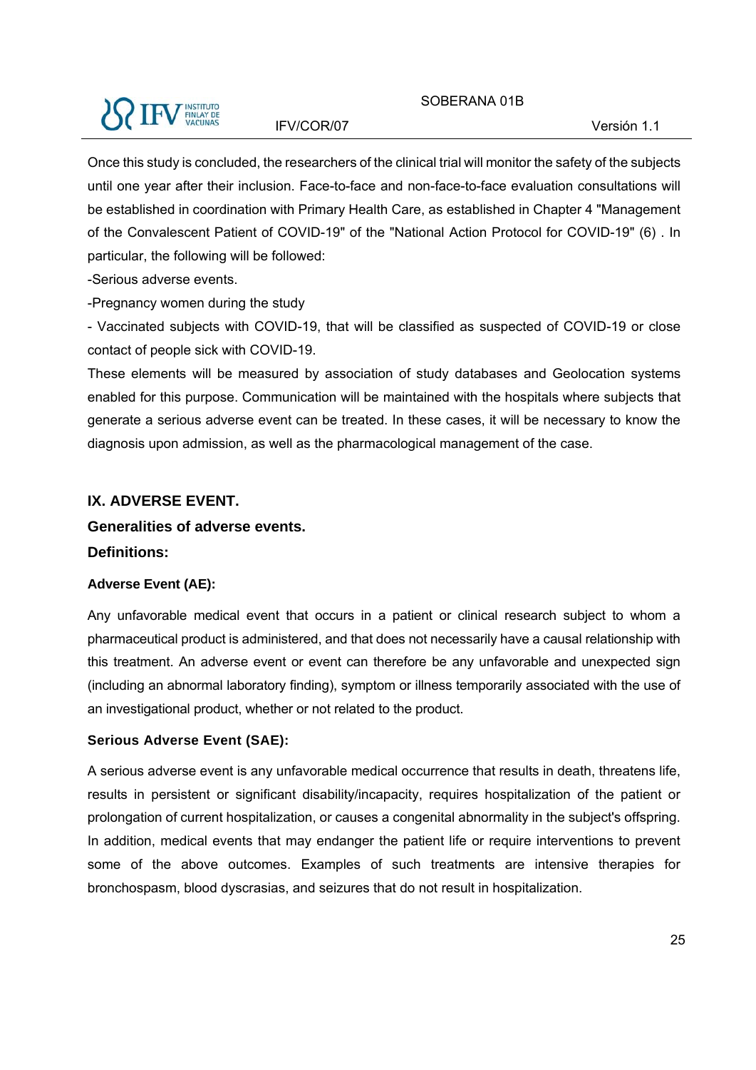Once this study is concluded, the researchers of the clinical trial will monitor the safety of the subjects until one year after their inclusion. Face-to-face and non-face-to-face evaluation consultations will be established in coordination with Primary Health Care, as established in Chapter 4 "Management of the Convalescent Patient of COVID-19" of the "National Action Protocol for COVID-19" (6) . In particular, the following will be followed:

-Serious adverse events.

-Pregnancy women during the study

- Vaccinated subjects with COVID-19, that will be classified as suspected of COVID-19 or close contact of people sick with COVID-19.

These elements will be measured by association of study databases and Geolocation systems enabled for this purpose. Communication will be maintained with the hospitals where subjects that generate a serious adverse event can be treated. In these cases, it will be necessary to know the diagnosis upon admission, as well as the pharmacological management of the case.

## IX. ADVERSE EVENT.

### Generalities of adverse events.

### Definitions:

#### Adverse Event (AE):

Any unfavorable medical event that occurs in a patient or clinical research subject to whom a pharmaceutical product is administered, and that does not necessarily have a causal relationship with this treatment. An adverse event or event can therefore be any unfavorable and unexpected sign (including an abnormal laboratory finding), symptom or illness temporarily associated with the use of an investigational product, whether or not related to the product.

#### Serious Adverse Event (SAE):

A serious adverse event is any unfavorable medical occurrence that results in death, threatens life, results in persistent or significant disability/incapacity, requires hospitalization of the patient or prolongation of current hospitalization, or causes a congenital abnormality in the subject's offspring. In addition, medical events that may endanger the patient life or require interventions to prevent some of the above outcomes. Examples of such treatments are intensive therapies for bronchospasm, blood dyscrasias, and seizures that do not result in hospitalization.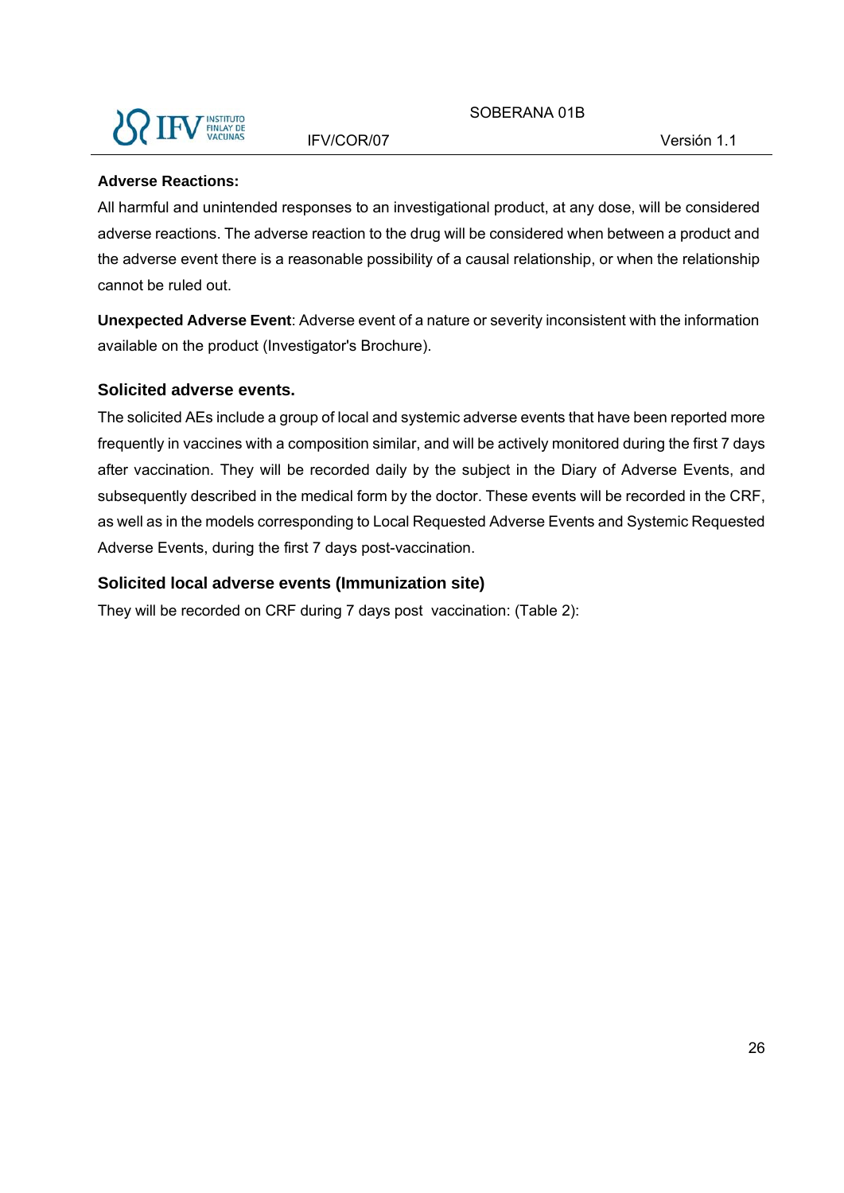**Adverse Reactions:**

All harmful and unintended responses to an investigational product, at any dose, will be considered adverse reactions. The adverse reaction to the drug will be considered when between a product and the adverse event there is a reasonable possibility of a causal relationship, or when the relationship cannot be ruled out.

**Unexpected Adverse Event**: Adverse event of a nature or severity inconsistent with the information available on the product (Investigator's Brochure).

### Solicited adverse events.

The solicited AEs include a group of local and systemic adverse events that have been reported more frequently in vaccines with a composition similar, and will be actively monitored during the first 7 days after vaccination. They will be recorded daily by the subject in the Diary of Adverse Events, and subsequently described in the medical form by the doctor. These events will be recorded in the CRF, as well as in the models corresponding to Local Requested Adverse Events and Systemic Requested Adverse Events, during the first 7 days post-vaccination.

### Solicited local adverse events (Immunization site)

They will be recorded on CRF during 7 days post vaccination: (Table 2):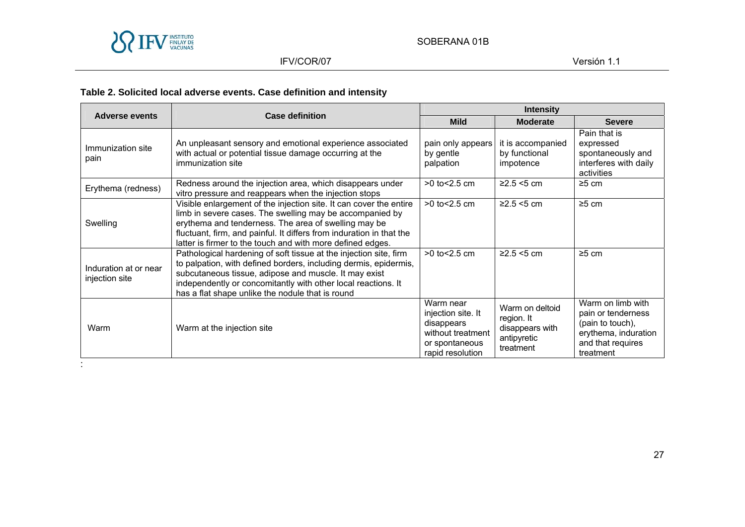**Table 2. Solicited local adverse events. Case definition and intensity**

| Adverse events | Case definition | Intensity | | |
|---|---|---|---|---|
| | | **Mild** | **Moderate** | **Severe** |
| Immunization site pain | An unpleasant sensory and emotional experience associated with actual or potential tissue damage occurring at the immunization site | pain only appears by gentle palpation | it is accompanied by functional impotence | Pain that is expressed spontaneously and interferes with daily activities |
| Erythema (redness) | Redness around the injection area, which disappears under vitro pressure and reappears when the injection stops | >0 to<2.5 cm | ≥2.5 <5 cm | ≥5 cm |
| Swelling | Visible enlargement of the injection site. It can cover the entire limb in severe cases. The swelling may be accompanied by erythema and tenderness. The area of swelling may be fluctuant, firm, and painful. It differs from induration in that the latter is firmer to the touch and with more defined edges. | >0 to<2.5 cm | ≥2.5 <5 cm | ≥5 cm |
| Induration at or near injection site | Pathological hardening of soft tissue at the injection site, firm to palpation, with defined borders, including dermis, epidermis, subcutaneous tissue, adipose and muscle. It may exist independently or concomitantly with other local reactions. It has a flat shape unlike the nodule that is round | >0 to<2.5 cm | ≥2.5 <5 cm | ≥5 cm |
| Warm | Warm at the injection site | Warm near injection site. It disappears without treatment or spontaneous rapid resolution | Warm on deltoid region. It disappears with antipyretic treatment | Warm on limb with pain or tenderness (pain to touch), erythema, induration and that requires treatment |

: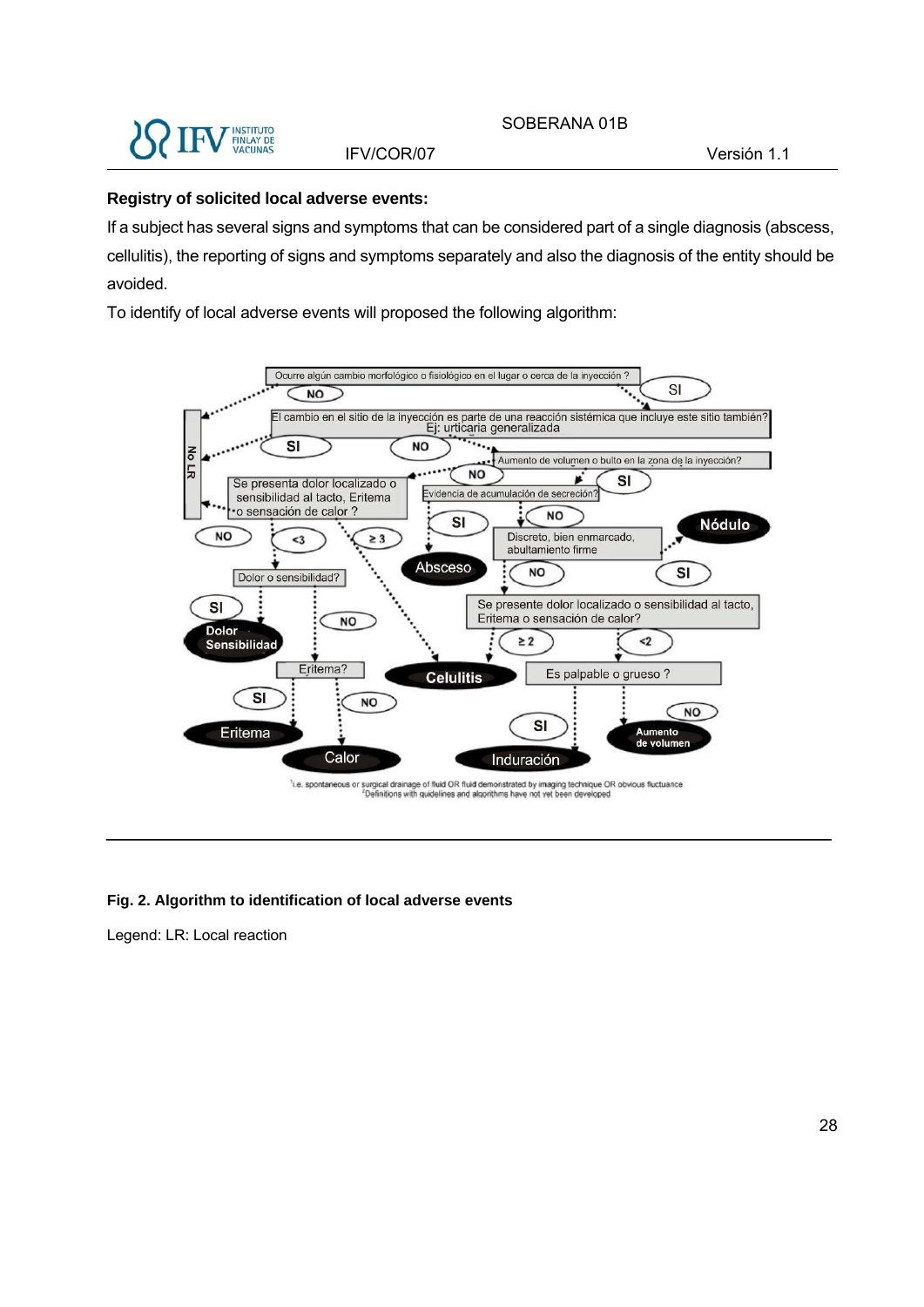**Registry of solicited local adverse events:**

If a subject has several signs and symptoms that can be considered part of a single diagnosis (abscess, cellulitis), the reporting of signs and symptoms separately and also the diagnosis of the entity should be avoided.

To identify of local adverse events will proposed the following algorithm:

**Fig. 2. Algorithm to identification of local adverse events**

Legend: LR: Local reaction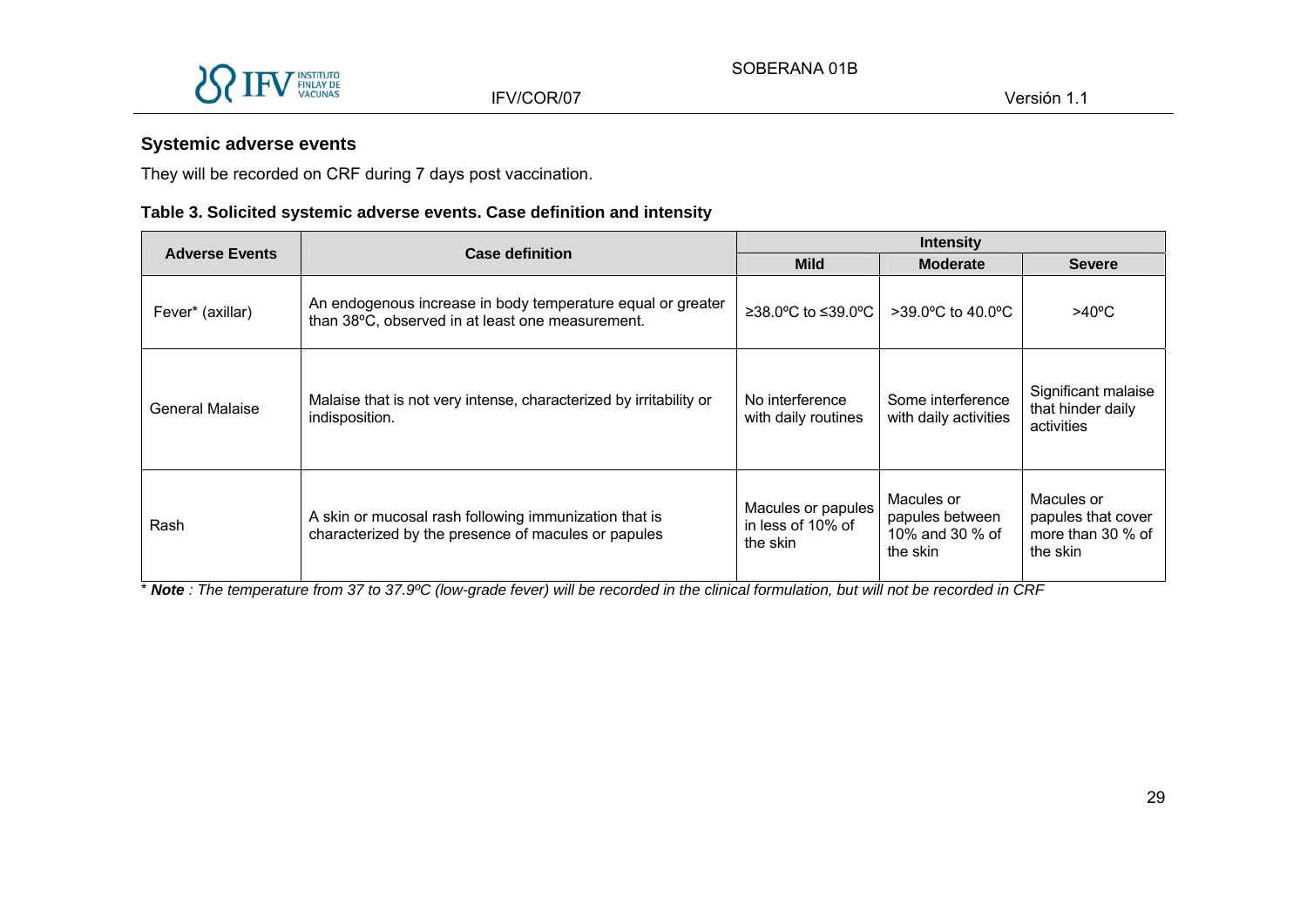## Systemic adverse events

They will be recorded on CRF during 7 days post vaccination.

**Table 3. Solicited systemic adverse events. Case definition and intensity**

| Adverse Events | Case definition | Intensity | | |
|---|---|---|---|---|
| | | Mild | Moderate | Severe |
| Fever* (axillar) | An endogenous increase in body temperature equal or greater than 38ºC, observed in at least one measurement. | ≥38.0ºC to ≤39.0ºC | >39.0ºC to 40.0ºC | >40ºC |
| General Malaise | Malaise that is not very intense, characterized by irritability or indisposition. | No interference with daily routines | Some interference with daily activities | Significant malaise that hinder daily activities |
| Rash | A skin or mucosal rash following immunization that is characterized by the presence of macules or papules | Macules or papules in less of 10% of the skin | Macules or papules between 10% and 30 % of the skin | Macules or papules that cover more than 30 % of the skin |

* ***Note** : The temperature from 37 to 37.9ºC (low-grade fever) will be recorded in the clinical formulation, but will not be recorded in CRF*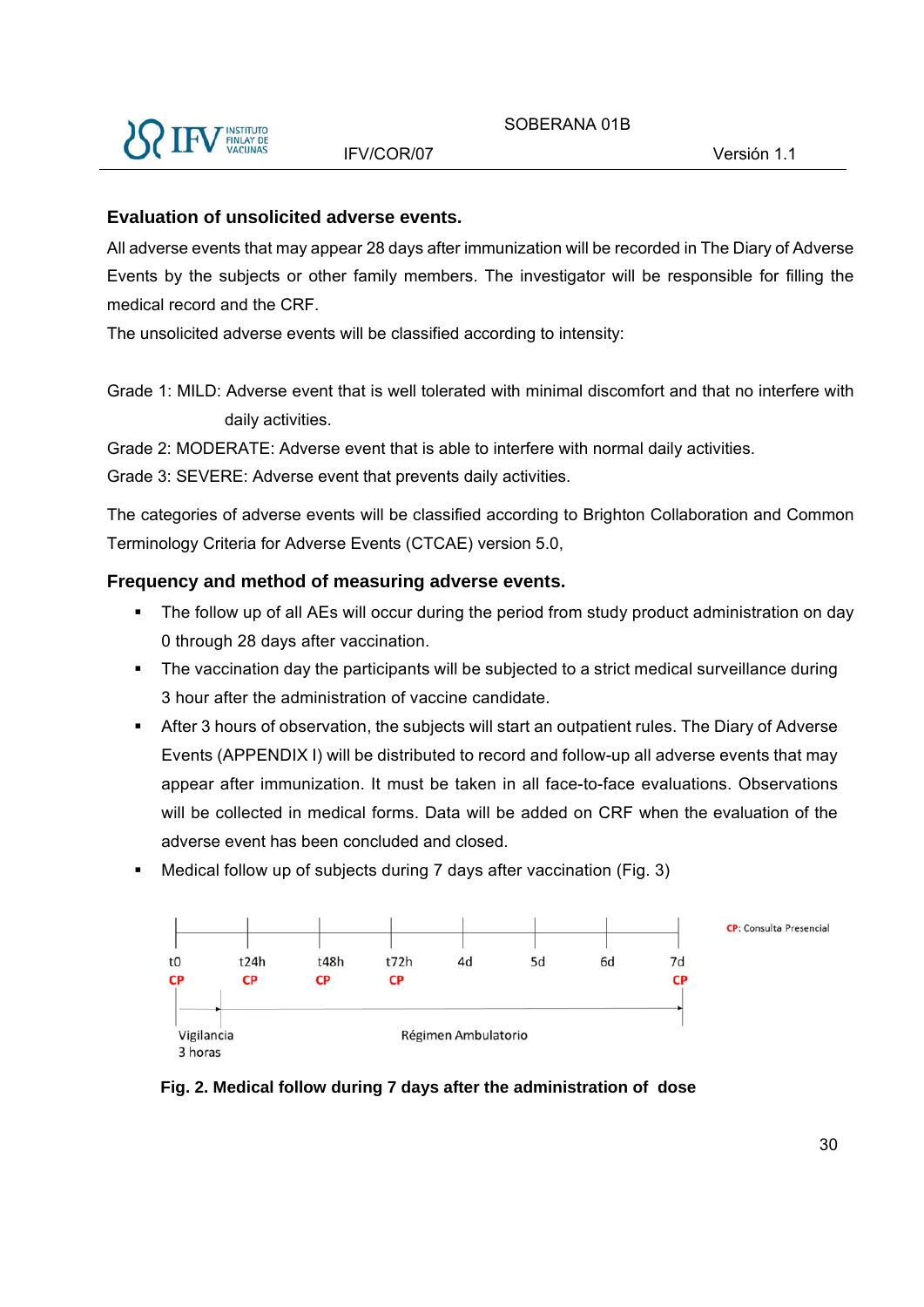### Evaluation of unsolicited adverse events.

All adverse events that may appear 28 days after immunization will be recorded in The Diary of Adverse Events by the subjects or other family members. The investigator will be responsible for filling the medical record and the CRF.

The unsolicited adverse events will be classified according to intensity:

Grade 1: MILD: Adverse event that is well tolerated with minimal discomfort and that no interfere with daily activities.

Grade 2: MODERATE: Adverse event that is able to interfere with normal daily activities.

Grade 3: SEVERE: Adverse event that prevents daily activities.

The categories of adverse events will be classified according to Brighton Collaboration and Common Terminology Criteria for Adverse Events (CTCAE) version 5.0,

### Frequency and method of measuring adverse events.

- The follow up of all AEs will occur during the period from study product administration on day 0 through 28 days after vaccination.
- The vaccination day the participants will be subjected to a strict medical surveillance during 3 hour after the administration of vaccine candidate.
- After 3 hours of observation, the subjects will start an outpatient rules. The Diary of Adverse Events (APPENDIX I) will be distributed to record and follow-up all adverse events that may appear after immunization. It must be taken in all face-to-face evaluations. Observations will be collected in medical forms. Data will be added on CRF when the evaluation of the adverse event has been concluded and closed.
- Medical follow up of subjects during 7 days after vaccination (Fig. 3)

| t0 | t24h | t48h | t72h | 4d | 5d | 6d | 7d |
|---|---|---|---|---|---|---|---|
| CP | CP | CP | CP | | | | CP |

Vigilancia 3 horas → Régimen Ambulatorio

CP: Consulta Presencial

**Fig. 2. Medical follow during 7 days after the administration of dose**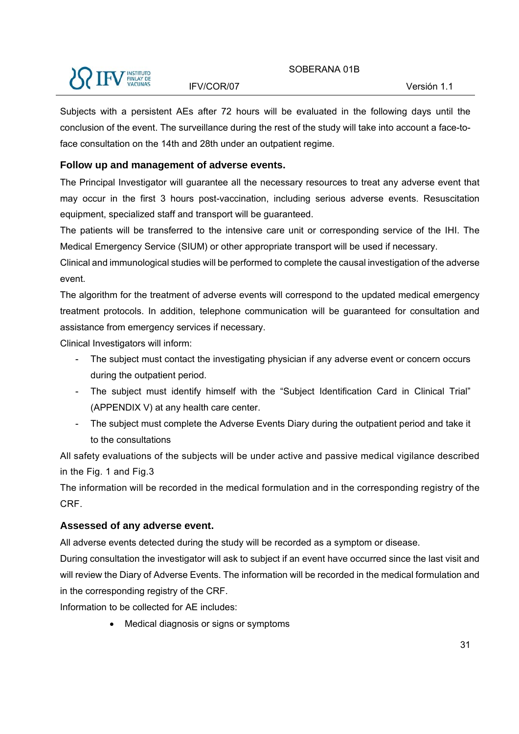Subjects with a persistent AEs after 72 hours will be evaluated in the following days until the conclusion of the event. The surveillance during the rest of the study will take into account a face-to-face consultation on the 14th and 28th under an outpatient regime.

### Follow up and management of adverse events.

The Principal Investigator will guarantee all the necessary resources to treat any adverse event that may occur in the first 3 hours post-vaccination, including serious adverse events. Resuscitation equipment, specialized staff and transport will be guaranteed.

The patients will be transferred to the intensive care unit or corresponding service of the IHI. The Medical Emergency Service (SIUM) or other appropriate transport will be used if necessary.

Clinical and immunological studies will be performed to complete the causal investigation of the adverse event.

The algorithm for the treatment of adverse events will correspond to the updated medical emergency treatment protocols. In addition, telephone communication will be guaranteed for consultation and assistance from emergency services if necessary.

Clinical Investigators will inform:

- The subject must contact the investigating physician if any adverse event or concern occurs during the outpatient period.
- The subject must identify himself with the "Subject Identification Card in Clinical Trial" (APPENDIX V) at any health care center.
- The subject must complete the Adverse Events Diary during the outpatient period and take it to the consultations

All safety evaluations of the subjects will be under active and passive medical vigilance described in the Fig. 1 and Fig.3

The information will be recorded in the medical formulation and in the corresponding registry of the CRF.

### Assessed of any adverse event.

All adverse events detected during the study will be recorded as a symptom or disease.

During consultation the investigator will ask to subject if an event have occurred since the last visit and will review the Diary of Adverse Events. The information will be recorded in the medical formulation and in the corresponding registry of the CRF.

Information to be collected for AE includes:

- Medical diagnosis or signs or symptoms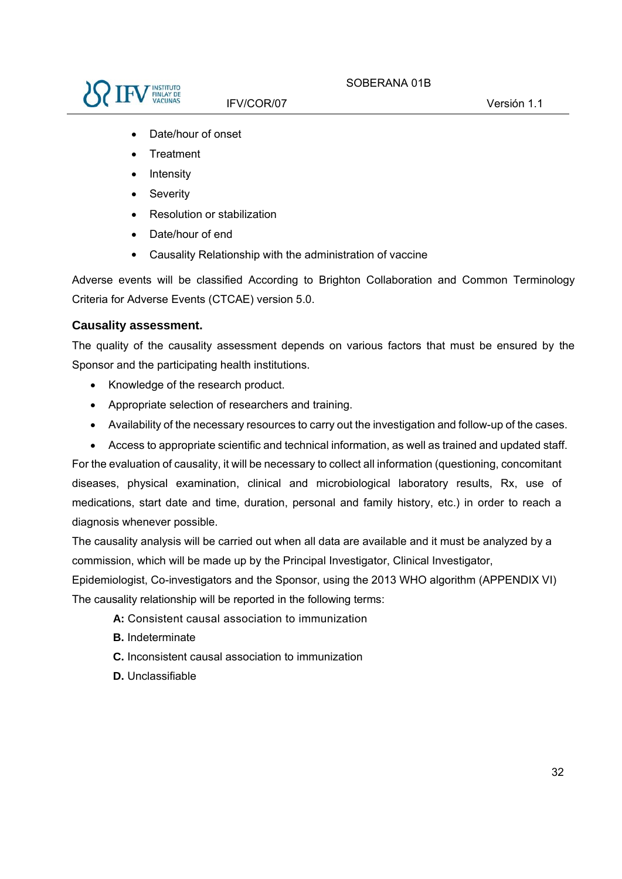- Date/hour of onset
- Treatment
- Intensity
- Severity
- Resolution or stabilization
- Date/hour of end
- Causality Relationship with the administration of vaccine

Adverse events will be classified According to Brighton Collaboration and Common Terminology Criteria for Adverse Events (CTCAE) version 5.0.

### Causality assessment.

The quality of the causality assessment depends on various factors that must be ensured by the Sponsor and the participating health institutions.

- Knowledge of the research product.
- Appropriate selection of researchers and training.
- Availability of the necessary resources to carry out the investigation and follow-up of the cases.
- Access to appropriate scientific and technical information, as well as trained and updated staff.

For the evaluation of causality, it will be necessary to collect all information (questioning, concomitant diseases, physical examination, clinical and microbiological laboratory results, Rx, use of medications, start date and time, duration, personal and family history, etc.) in order to reach a diagnosis whenever possible.

The causality analysis will be carried out when all data are available and it must be analyzed by a commission, which will be made up by the Principal Investigator, Clinical Investigator, Epidemiologist, Co-investigators and the Sponsor, using the 2013 WHO algorithm (APPENDIX VI)

The causality relationship will be reported in the following terms:

**A:** Consistent causal association to immunization

**B.** Indeterminate

**C.** Inconsistent causal association to immunization

**D.** Unclassifiable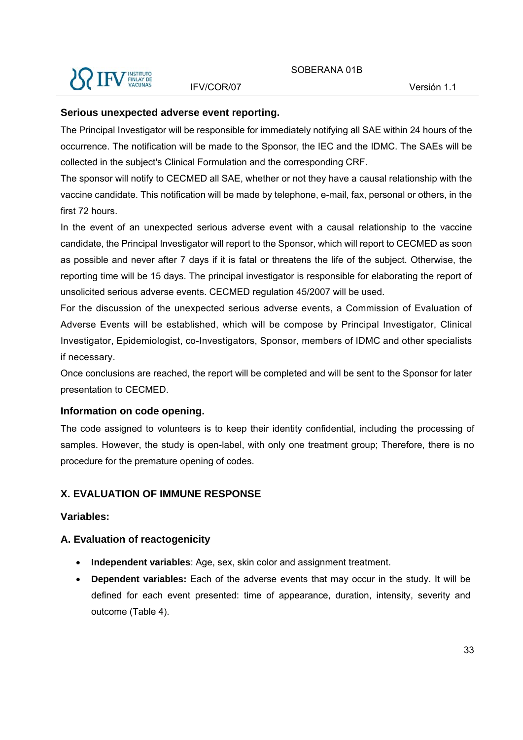**Serious unexpected adverse event reporting.**

The Principal Investigator will be responsible for immediately notifying all SAE within 24 hours of the occurrence. The notification will be made to the Sponsor, the IEC and the IDMC. The SAEs will be collected in the subject's Clinical Formulation and the corresponding CRF.

The sponsor will notify to CECMED all SAE, whether or not they have a causal relationship with the vaccine candidate. This notification will be made by telephone, e-mail, fax, personal or others, in the first 72 hours.

In the event of an unexpected serious adverse event with a causal relationship to the vaccine candidate, the Principal Investigator will report to the Sponsor, which will report to CECMED as soon as possible and never after 7 days if it is fatal or threatens the life of the subject. Otherwise, the reporting time will be 15 days. The principal investigator is responsible for elaborating the report of unsolicited serious adverse events. CECMED regulation 45/2007 will be used.

For the discussion of the unexpected serious adverse events, a Commission of Evaluation of Adverse Events will be established, which will be compose by Principal Investigator, Clinical Investigator, Epidemiologist, co-Investigators, Sponsor, members of IDMC and other specialists if necessary.

Once conclusions are reached, the report will be completed and will be sent to the Sponsor for later presentation to CECMED.

**Information on code opening.**

The code assigned to volunteers is to keep their identity confidential, including the processing of samples. However, the study is open-label, with only one treatment group; Therefore, there is no procedure for the premature opening of codes.

## X. EVALUATION OF IMMUNE RESPONSE

**Variables:**

**A. Evaluation of reactogenicity**

- **Independent variables**: Age, sex, skin color and assignment treatment.
- **Dependent variables:** Each of the adverse events that may occur in the study. It will be defined for each event presented: time of appearance, duration, intensity, severity and outcome (Table 4).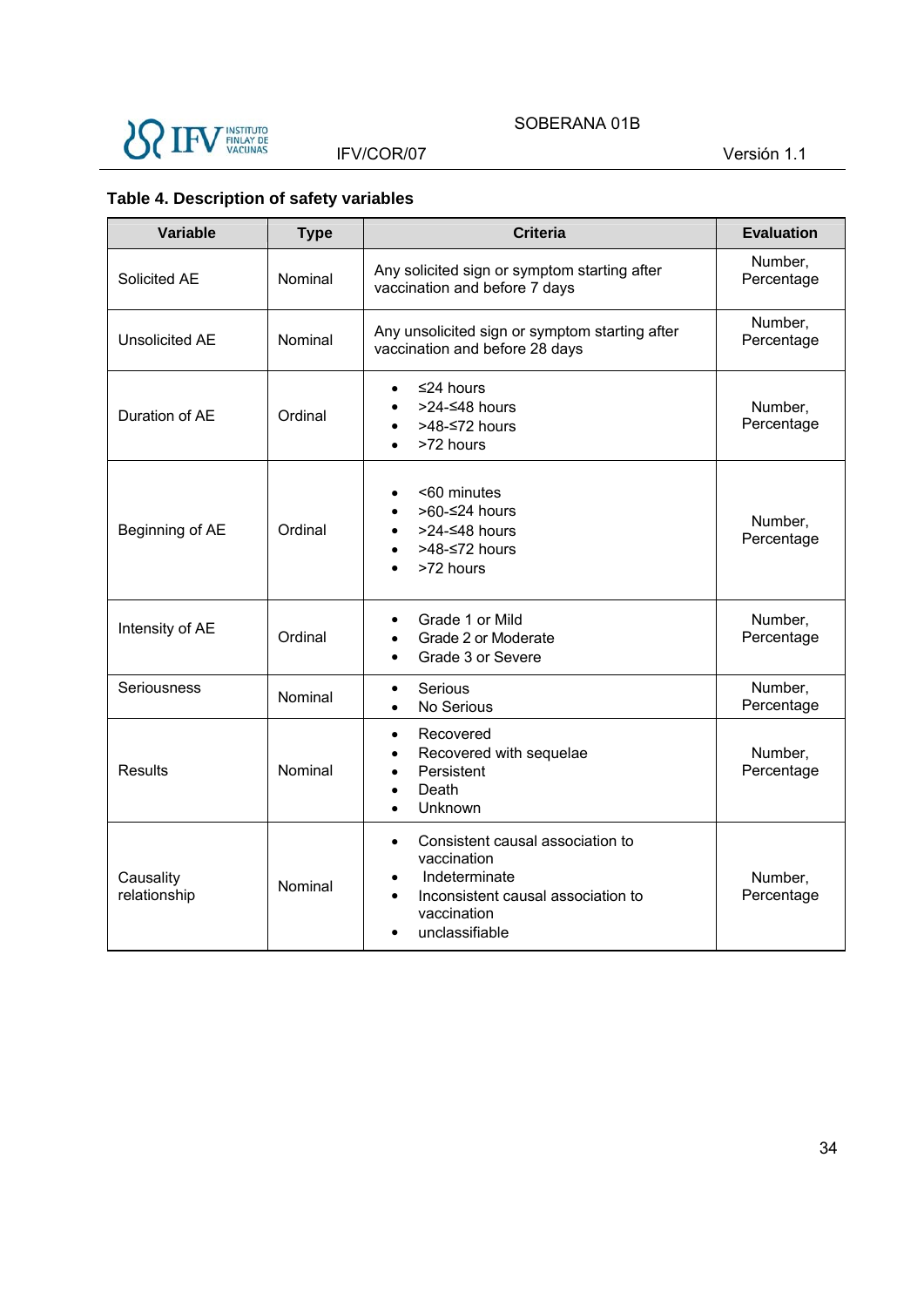**Table 4. Description of safety variables**

| Variable | Type | Criteria | Evaluation |
|---|---|---|---|
| Solicited AE | Nominal | Any solicited sign or symptom starting after vaccination and before 7 days | Number, Percentage |
| Unsolicited AE | Nominal | Any unsolicited sign or symptom starting after vaccination and before 28 days | Number, Percentage |
| Duration of AE | Ordinal | • ≤24 hours<br>• >24-≤48 hours<br>• >48-≤72 hours<br>• >72 hours | Number, Percentage |
| Beginning of AE | Ordinal | • <60 minutes<br>• >60-≤24 hours<br>• >24-≤48 hours<br>• >48-≤72 hours<br>• >72 hours | Number, Percentage |
| Intensity of AE | Ordinal | • Grade 1 or Mild<br>• Grade 2 or Moderate<br>• Grade 3 or Severe | Number, Percentage |
| Seriousness | Nominal | • Serious<br>• No Serious | Number, Percentage |
| Results | Nominal | • Recovered<br>• Recovered with sequelae<br>• Persistent<br>• Death<br>• Unknown | Number, Percentage |
| Causality relationship | Nominal | • Consistent causal association to vaccination<br>• Indeterminate<br>• Inconsistent causal association to vaccination<br>• unclassifiable | Number, Percentage |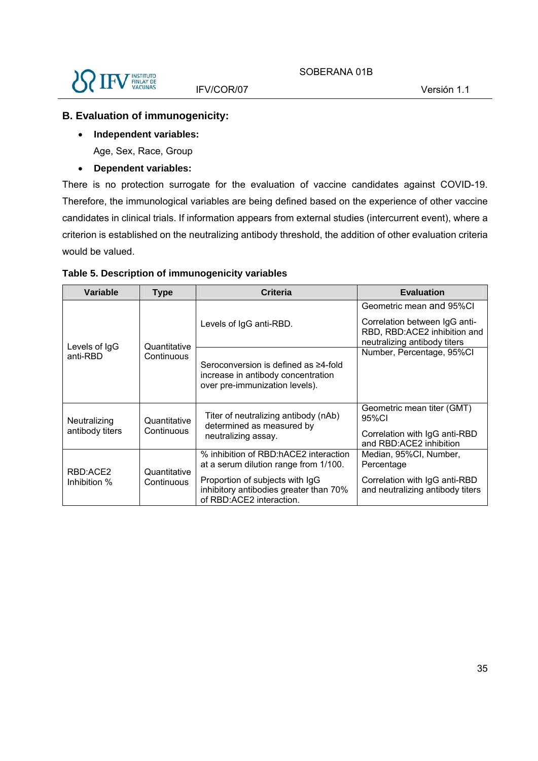## B. Evaluation of immunogenicity:

- **Independent variables:**

  Age, Sex, Race, Group

- **Dependent variables:**

There is no protection surrogate for the evaluation of vaccine candidates against COVID-19. Therefore, the immunological variables are being defined based on the experience of other vaccine candidates in clinical trials. If information appears from external studies (intercurrent event), where a criterion is established on the neutralizing antibody threshold, the addition of other evaluation criteria would be valued.

**Table 5. Description of immunogenicity variables**

| Variable | Type | Criteria | Evaluation |
|---|---|---|---|
| Levels of IgG anti-RBD | Quantitative Continuous | Levels of IgG anti-RBD. | Geometric mean and 95%CI<br>Correlation between IgG anti-RBD, RBD:ACE2 inhibition and neutralizing antibody titers |
| | | Seroconversion is defined as ≥4-fold increase in antibody concentration over pre-immunization levels). | Number, Percentage, 95%CI |
| Neutralizing antibody titers | Quantitative Continuous | Titer of neutralizing antibody (nAb) determined as measured by neutralizing assay. | Geometric mean titer (GMT) 95%CI<br>Correlation with IgG anti-RBD and RBD:ACE2 inhibition |
| RBD:ACE2 Inhibition % | Quantitative Continuous | % inhibition of RBD:hACE2 interaction at a serum dilution range from 1/100.<br>Proportion of subjects with IgG inhibitory antibodies greater than 70% of RBD:ACE2 interaction. | Median, 95%CI, Number, Percentage<br>Correlation with IgG anti-RBD and neutralizing antibody titers |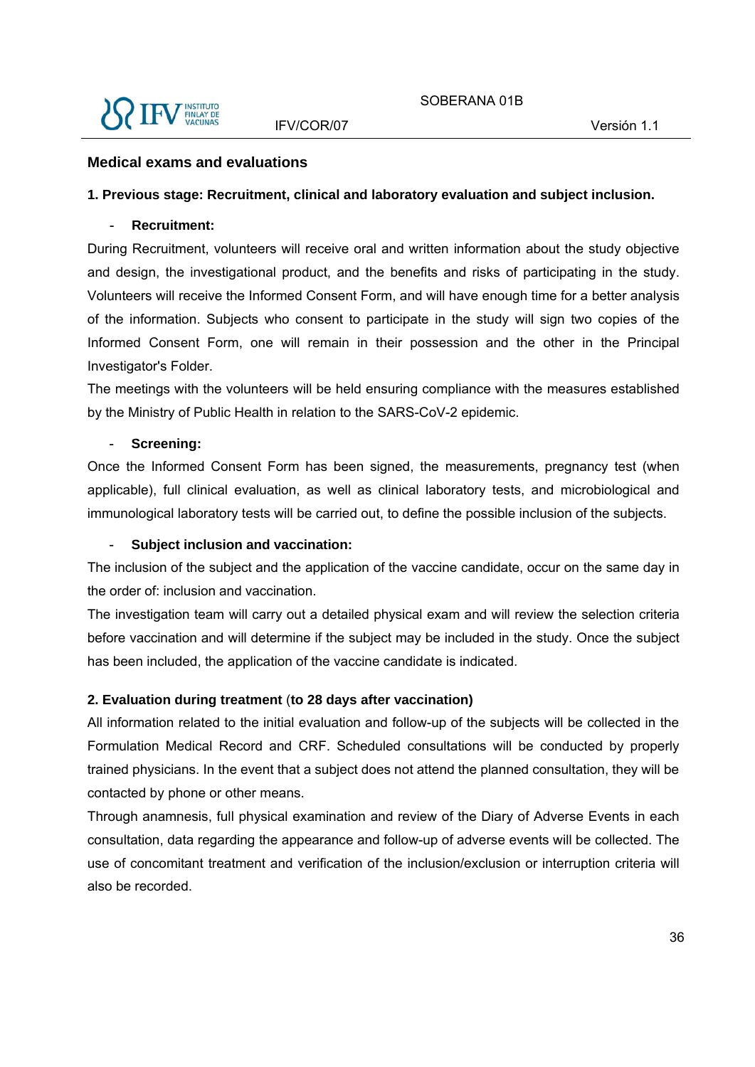## Medical exams and evaluations

### 1. Previous stage: Recruitment, clinical and laboratory evaluation and subject inclusion.

- **Recruitment:**

During Recruitment, volunteers will receive oral and written information about the study objective and design, the investigational product, and the benefits and risks of participating in the study. Volunteers will receive the Informed Consent Form, and will have enough time for a better analysis of the information. Subjects who consent to participate in the study will sign two copies of the Informed Consent Form, one will remain in their possession and the other in the Principal Investigator's Folder.

The meetings with the volunteers will be held ensuring compliance with the measures established by the Ministry of Public Health in relation to the SARS-CoV-2 epidemic.

- **Screening:**

Once the Informed Consent Form has been signed, the measurements, pregnancy test (when applicable), full clinical evaluation, as well as clinical laboratory tests, and microbiological and immunological laboratory tests will be carried out, to define the possible inclusion of the subjects.

- **Subject inclusion and vaccination:**

The inclusion of the subject and the application of the vaccine candidate, occur on the same day in the order of: inclusion and vaccination.

The investigation team will carry out a detailed physical exam and will review the selection criteria before vaccination and will determine if the subject may be included in the study. Once the subject has been included, the application of the vaccine candidate is indicated.

### 2. Evaluation during treatment (to 28 days after vaccination)

All information related to the initial evaluation and follow-up of the subjects will be collected in the Formulation Medical Record and CRF. Scheduled consultations will be conducted by properly trained physicians. In the event that a subject does not attend the planned consultation, they will be contacted by phone or other means.

Through anamnesis, full physical examination and review of the Diary of Adverse Events in each consultation, data regarding the appearance and follow-up of adverse events will be collected. The use of concomitant treatment and verification of the inclusion/exclusion or interruption criteria will also be recorded.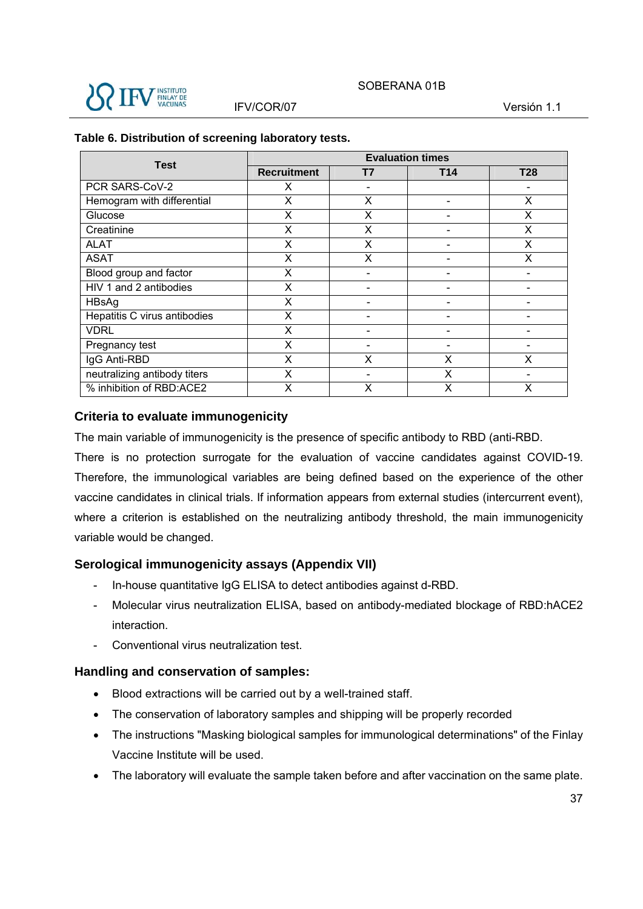**Table 6. Distribution of screening laboratory tests.**

| Test | Evaluation times | | | |
|---|---|---|---|---|
| | Recruitment | T7 | T14 | T28 |
| PCR SARS-CoV-2 | X | - | | - |
| Hemogram with differential | X | X | - | X |
| Glucose | X | X | - | X |
| Creatinine | X | X | - | X |
| ALAT | X | X | - | X |
| ASAT | X | X | - | X |
| Blood group and factor | X | - | - | - |
| HIV 1 and 2 antibodies | X | - | - | - |
| HBsAg | X | - | - | - |
| Hepatitis C virus antibodies | X | - | - | - |
| VDRL | X | - | - | - |
| Pregnancy test | X | - | - | - |
| IgG Anti-RBD | X | X | X | X |
| neutralizing antibody titers | X | - | X | - |
| % inhibition of RBD:ACE2 | X | X | X | X |

### Criteria to evaluate immunogenicity

The main variable of immunogenicity is the presence of specific antibody to RBD (anti-RBD.

There is no protection surrogate for the evaluation of vaccine candidates against COVID-19. Therefore, the immunological variables are being defined based on the experience of the other vaccine candidates in clinical trials. If information appears from external studies (intercurrent event), where a criterion is established on the neutralizing antibody threshold, the main immunogenicity variable would be changed.

### Serological immunogenicity assays (Appendix VII)

- In-house quantitative IgG ELISA to detect antibodies against d-RBD.
- Molecular virus neutralization ELISA, based on antibody-mediated blockage of RBD:hACE2 interaction.
- Conventional virus neutralization test.

### Handling and conservation of samples:

- Blood extractions will be carried out by a well-trained staff.
- The conservation of laboratory samples and shipping will be properly recorded
- The instructions "Masking biological samples for immunological determinations" of the Finlay Vaccine Institute will be used.
- The laboratory will evaluate the sample taken before and after vaccination on the same plate.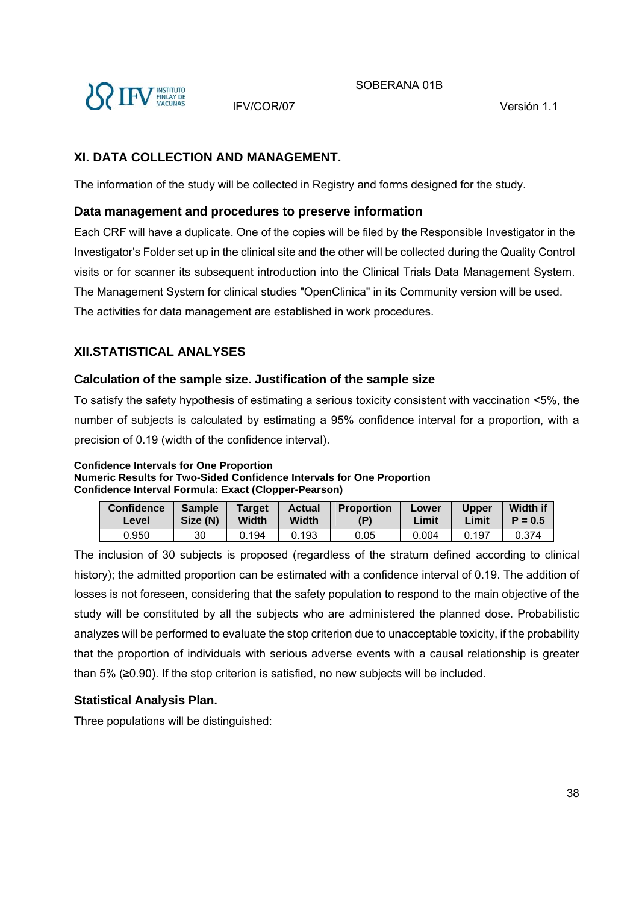## XI. DATA COLLECTION AND MANAGEMENT.

The information of the study will be collected in Registry and forms designed for the study.

### Data management and procedures to preserve information

Each CRF will have a duplicate. One of the copies will be filed by the Responsible Investigator in the Investigator's Folder set up in the clinical site and the other will be collected during the Quality Control visits or for scanner its subsequent introduction into the Clinical Trials Data Management System. The Management System for clinical studies "OpenClinica" in its Community version will be used. The activities for data management are established in work procedures.

## XII.STATISTICAL ANALYSES

### Calculation of the sample size. Justification of the sample size

To satisfy the safety hypothesis of estimating a serious toxicity consistent with vaccination <5%, the number of subjects is calculated by estimating a 95% confidence interval for a proportion, with a precision of 0.19 (width of the confidence interval).

**Confidence Intervals for One Proportion**
**Numeric Results for Two-Sided Confidence Intervals for One Proportion**
**Confidence Interval Formula: Exact (Clopper-Pearson)**

| Confidence Level | Sample Size (N) | Target Width | Actual Width | Proportion (P) | Lower Limit | Upper Limit | Width if P = 0.5 |
|---|---|---|---|---|---|---|---|
| 0.950 | 30 | 0.194 | 0.193 | 0.05 | 0.004 | 0.197 | 0.374 |

The inclusion of 30 subjects is proposed (regardless of the stratum defined according to clinical history); the admitted proportion can be estimated with a confidence interval of 0.19. The addition of losses is not foreseen, considering that the safety population to respond to the main objective of the study will be constituted by all the subjects who are administered the planned dose. Probabilistic analyzes will be performed to evaluate the stop criterion due to unacceptable toxicity, if the probability that the proportion of individuals with serious adverse events with a causal relationship is greater than 5% (≥0.90). If the stop criterion is satisfied, no new subjects will be included.

### Statistical Analysis Plan.

Three populations will be distinguished: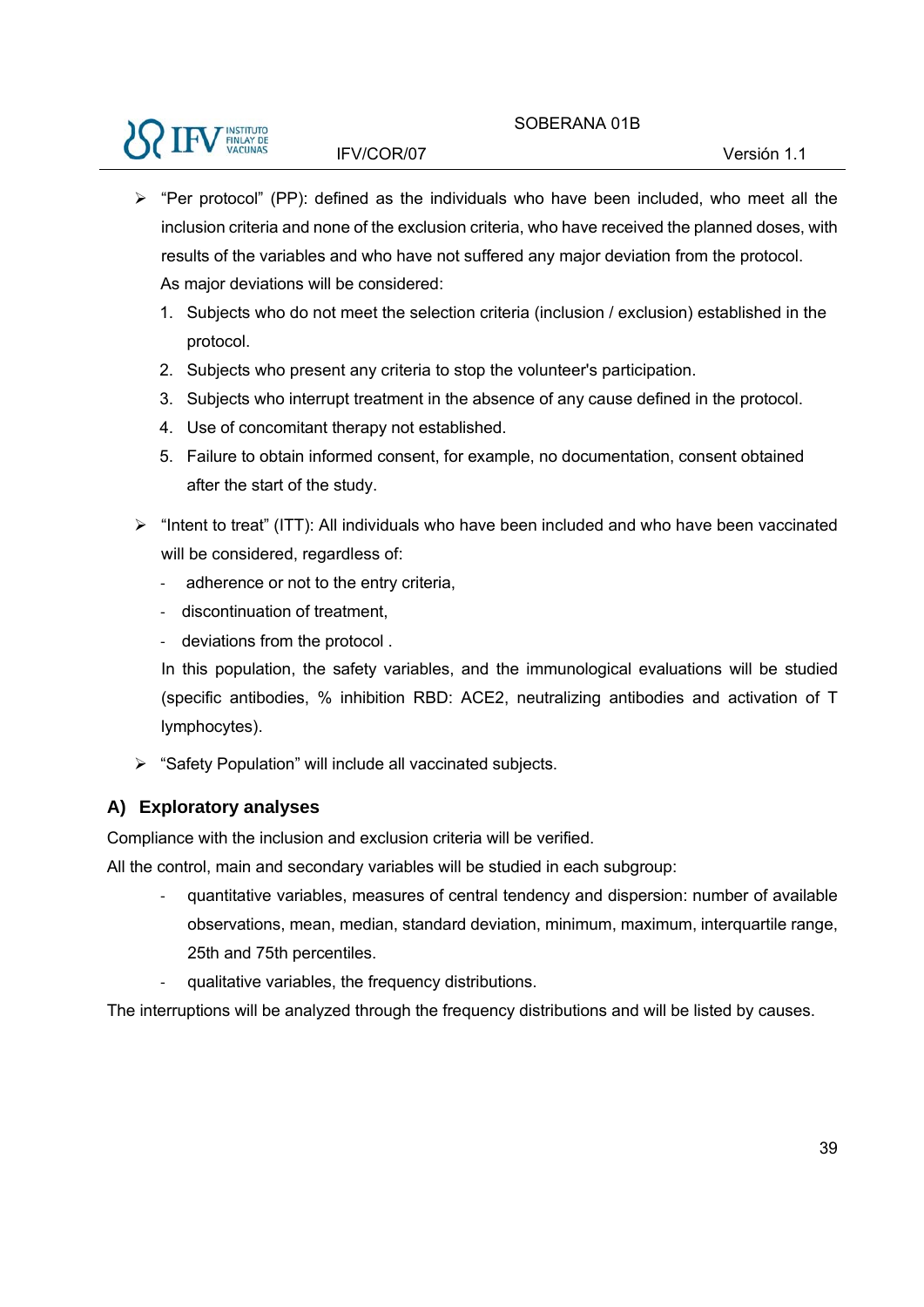- "Per protocol" (PP): defined as the individuals who have been included, who meet all the inclusion criteria and none of the exclusion criteria, who have received the planned doses, with results of the variables and who have not suffered any major deviation from the protocol. As major deviations will be considered:
  1. Subjects who do not meet the selection criteria (inclusion / exclusion) established in the protocol.
  2. Subjects who present any criteria to stop the volunteer's participation.
  3. Subjects who interrupt treatment in the absence of any cause defined in the protocol.
  4. Use of concomitant therapy not established.
  5. Failure to obtain informed consent, for example, no documentation, consent obtained after the start of the study.

- "Intent to treat" (ITT): All individuals who have been included and who have been vaccinated will be considered, regardless of:
  - adherence or not to the entry criteria,
  - discontinuation of treatment,
  - deviations from the protocol .

  In this population, the safety variables, and the immunological evaluations will be studied (specific antibodies, % inhibition RBD: ACE2, neutralizing antibodies and activation of T lymphocytes).

- "Safety Population" will include all vaccinated subjects.

## A) Exploratory analyses

Compliance with the inclusion and exclusion criteria will be verified.

All the control, main and secondary variables will be studied in each subgroup:

- quantitative variables, measures of central tendency and dispersion: number of available observations, mean, median, standard deviation, minimum, maximum, interquartile range, 25th and 75th percentiles.
- qualitative variables, the frequency distributions.

The interruptions will be analyzed through the frequency distributions and will be listed by causes.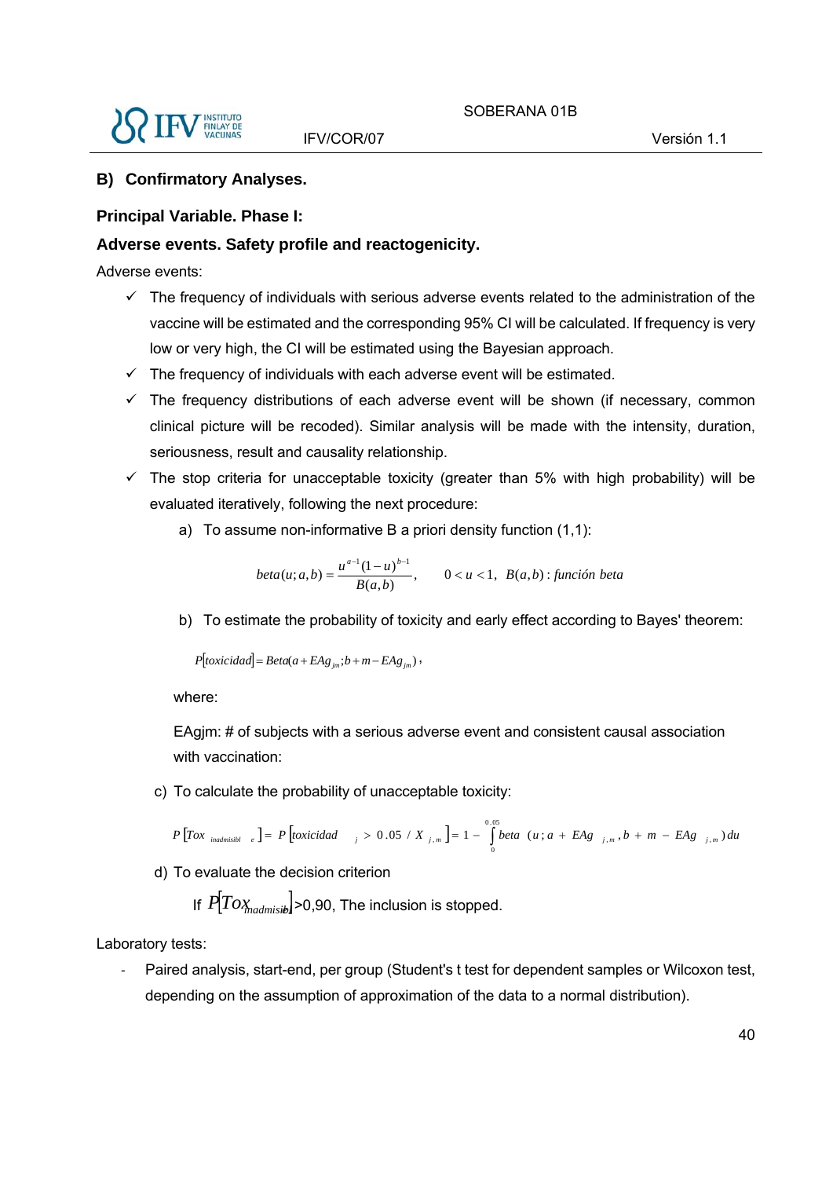## B) Confirmatory Analyses.

### Principal Variable. Phase I:

### Adverse events. Safety profile and reactogenicity.

Adverse events:

- ✓ The frequency of individuals with serious adverse events related to the administration of the vaccine will be estimated and the corresponding 95% CI will be calculated. If frequency is very low or very high, the CI will be estimated using the Bayesian approach.
- ✓ The frequency of individuals with each adverse event will be estimated.
- ✓ The frequency distributions of each adverse event will be shown (if necessary, common clinical picture will be recoded). Similar analysis will be made with the intensity, duration, seriousness, result and causality relationship.
- ✓ The stop criteria for unacceptable toxicity (greater than 5% with high probability) will be evaluated iteratively, following the next procedure:

  a) To assume non-informative B a priori density function (1,1):

  $$beta(u;a,b) = \frac{u^{a-1}(1-u)^{b-1}}{B(a,b)}, \qquad 0 < u < 1, \ \ B(a,b): función\ beta$$

  b) To estimate the probability of toxicity and early effect according to Bayes' theorem:

  $$P[toxicidad] = Beta(a + EAg_{jm}; b + m - EAg_{jm}),$$

  where:

  EAgjm: # of subjects with a serious adverse event and consistent causal association with vaccination:

  c) To calculate the probability of unacceptable toxicity:

  $$P[Tox_{inadmisible}] = P[toxicidad_j > 0.05 / X_{j,m}] = 1 - \int_0^{0.05} beta\ (u; a + EAg_{j,m}, b + m - EAg_{j,m})\,du$$

  d) To evaluate the decision criterion

  If $P[Tox_{inadmisible}]$>0,90, The inclusion is stopped.

Laboratory tests:

- Paired analysis, start-end, per group (Student's t test for dependent samples or Wilcoxon test, depending on the assumption of approximation of the data to a normal distribution).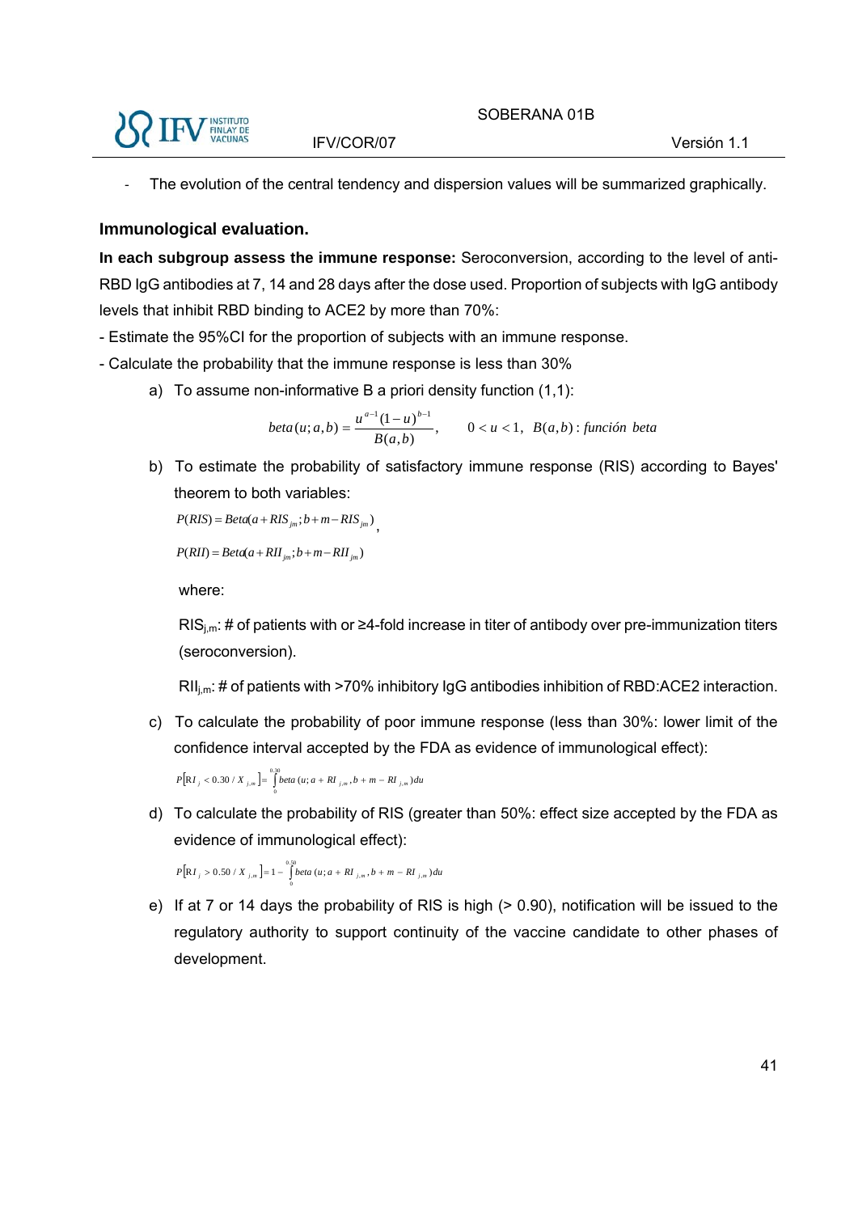- The evolution of the central tendency and dispersion values will be summarized graphically.

### Immunological evaluation.

**In each subgroup assess the immune response:** Seroconversion, according to the level of anti-RBD IgG antibodies at 7, 14 and 28 days after the dose used. Proportion of subjects with IgG antibody levels that inhibit RBD binding to ACE2 by more than 70%:

- Estimate the 95%CI for the proportion of subjects with an immune response.
- Calculate the probability that the immune response is less than 30%

a) To assume non-informative B a priori density function (1,1):

$$beta(u;a,b) = \frac{u^{a-1}(1-u)^{b-1}}{B(a,b)}, \qquad 0 < u < 1, \;\; B(a,b): función \;\; beta$$

b) To estimate the probability of satisfactory immune response (RIS) according to Bayes' theorem to both variables:

$$P(RIS) = Beta(a + RIS_{jm}; b + m - RIS_{jm}),$$

$$P(RII) = Beta(a + RII_{jm}; b + m - RII_{jm})$$

where:

$RIS_{j,m}$: # of patients with or ≥4-fold increase in titer of antibody over pre-immunization titers (seroconversion).

$RII_{j,m}$: # of patients with >70% inhibitory IgG antibodies inhibition of RBD:ACE2 interaction.

c) To calculate the probability of poor immune response (less than 30%: lower limit of the confidence interval accepted by the FDA as evidence of immunological effect):

$$P\left[RI_j < 0.30 / X_{j,m}\right] = \int_0^{0.30} beta\,(u; a + RI_{j,m}, b + m - RI_{j,m})du$$

d) To calculate the probability of RIS (greater than 50%: effect size accepted by the FDA as evidence of immunological effect):

$$P\left[RI_j > 0.50 / X_{j,m}\right] = 1 - \int_0^{0.50} beta\,(u; a + RI_{j,m}, b + m - RI_{j,m})du$$

e) If at 7 or 14 days the probability of RIS is high (> 0.90), notification will be issued to the regulatory authority to support continuity of the vaccine candidate to other phases of development.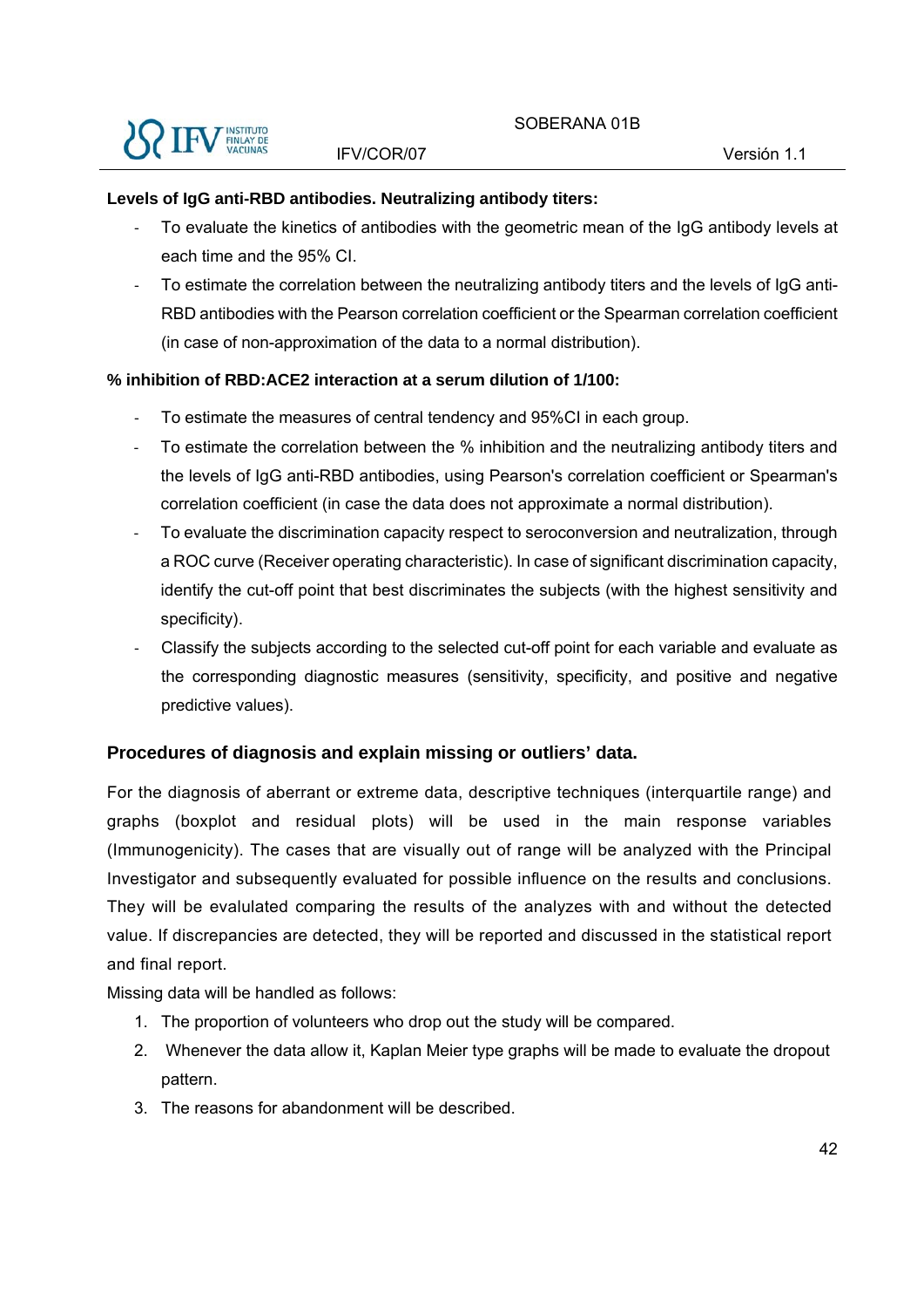**Levels of IgG anti-RBD antibodies. Neutralizing antibody titers:**

- To evaluate the kinetics of antibodies with the geometric mean of the IgG antibody levels at each time and the 95% CI.
- To estimate the correlation between the neutralizing antibody titers and the levels of IgG anti-RBD antibodies with the Pearson correlation coefficient or the Spearman correlation coefficient (in case of non-approximation of the data to a normal distribution).

**% inhibition of RBD:ACE2 interaction at a serum dilution of 1/100:**

- To estimate the measures of central tendency and 95%CI in each group.
- To estimate the correlation between the % inhibition and the neutralizing antibody titers and the levels of IgG anti-RBD antibodies, using Pearson's correlation coefficient or Spearman's correlation coefficient (in case the data does not approximate a normal distribution).
- To evaluate the discrimination capacity respect to seroconversion and neutralization, through a ROC curve (Receiver operating characteristic). In case of significant discrimination capacity, identify the cut-off point that best discriminates the subjects (with the highest sensitivity and specificity).
- Classify the subjects according to the selected cut-off point for each variable and evaluate as the corresponding diagnostic measures (sensitivity, specificity, and positive and negative predictive values).

## Procedures of diagnosis and explain missing or outliers' data.

For the diagnosis of aberrant or extreme data, descriptive techniques (interquartile range) and graphs (boxplot and residual plots) will be used in the main response variables (Immunogenicity). The cases that are visually out of range will be analyzed with the Principal Investigator and subsequently evaluated for possible influence on the results and conclusions. They will be evalulated comparing the results of the analyzes with and without the detected value. If discrepancies are detected, they will be reported and discussed in the statistical report and final report.

Missing data will be handled as follows:

1. The proportion of volunteers who drop out the study will be compared.
2. Whenever the data allow it, Kaplan Meier type graphs will be made to evaluate the dropout pattern.
3. The reasons for abandonment will be described.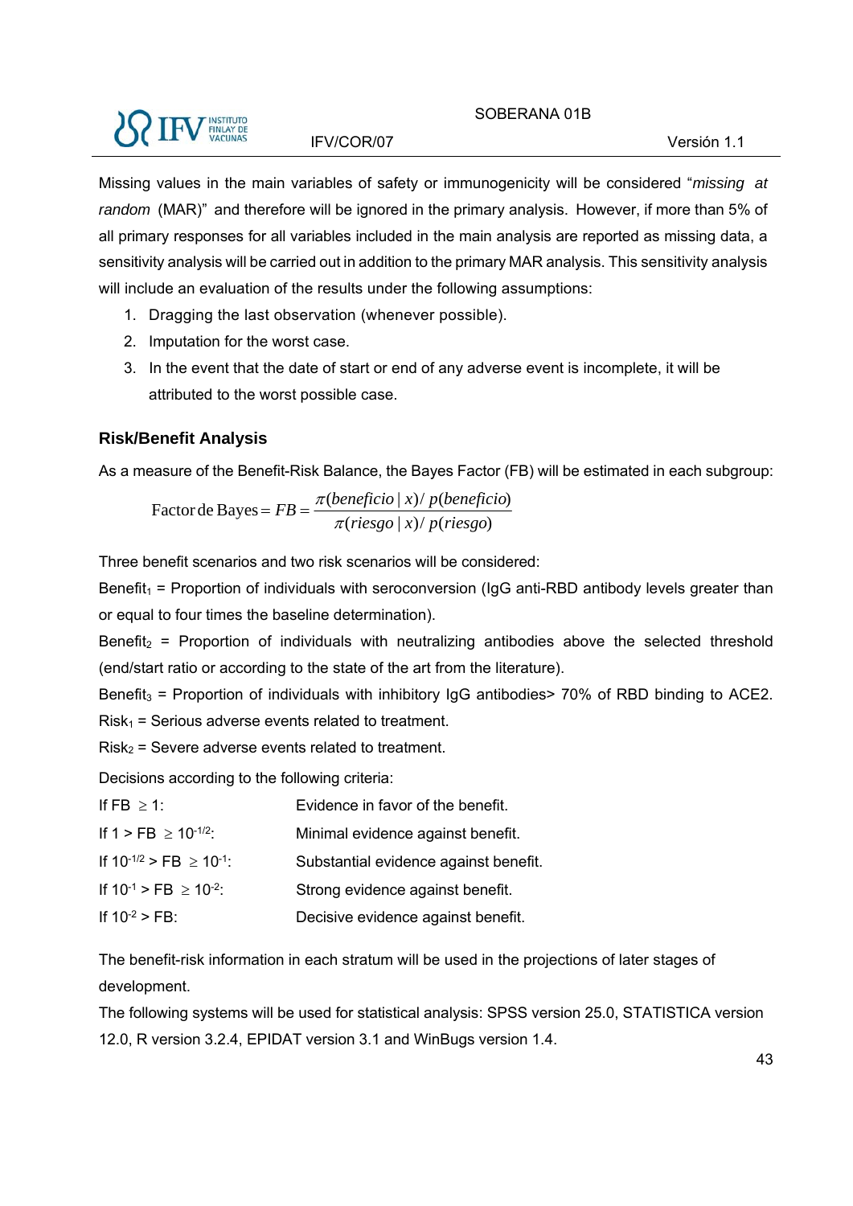Missing values in the main variables of safety or immunogenicity will be considered "*missing at random* (MAR)" and therefore will be ignored in the primary analysis. However, if more than 5% of all primary responses for all variables included in the main analysis are reported as missing data, a sensitivity analysis will be carried out in addition to the primary MAR analysis. This sensitivity analysis will include an evaluation of the results under the following assumptions:

1. Dragging the last observation (whenever possible).
2. Imputation for the worst case.
3. In the event that the date of start or end of any adverse event is incomplete, it will be attributed to the worst possible case.

### Risk/Benefit Analysis

As a measure of the Benefit-Risk Balance, the Bayes Factor (FB) will be estimated in each subgroup:

$$\text{Factor de Bayes} = FB = \frac{\pi(beneficio \mid x)/\, p(beneficio)}{\pi(riesgo \mid x)/\, p(riesgo)}$$

Three benefit scenarios and two risk scenarios will be considered:

$\text{Benefit}_1$ = Proportion of individuals with seroconversion (IgG anti-RBD antibody levels greater than or equal to four times the baseline determination).

$\text{Benefit}_2$ = Proportion of individuals with neutralizing antibodies above the selected threshold (end/start ratio or according to the state of the art from the literature).

$\text{Benefit}_3$ = Proportion of individuals with inhibitory IgG antibodies> 70% of RBD binding to ACE2.

$\text{Risk}_1$ = Serious adverse events related to treatment.

$\text{Risk}_2$ = Severe adverse events related to treatment.

Decisions according to the following criteria:

| | |
|---|---|
| If $FB \geq 1$: | Evidence in favor of the benefit. |
| If $1 > FB \geq 10^{-1/2}$: | Minimal evidence against benefit. |
| If $10^{-1/2} > FB \geq 10^{-1}$: | Substantial evidence against benefit. |
| If $10^{-1} > FB \geq 10^{-2}$: | Strong evidence against benefit. |
| If $10^{-2} > FB$: | Decisive evidence against benefit. |

The benefit-risk information in each stratum will be used in the projections of later stages of development.

The following systems will be used for statistical analysis: SPSS version 25.0, STATISTICA version 12.0, R version 3.2.4, EPIDAT version 3.1 and WinBugs version 1.4.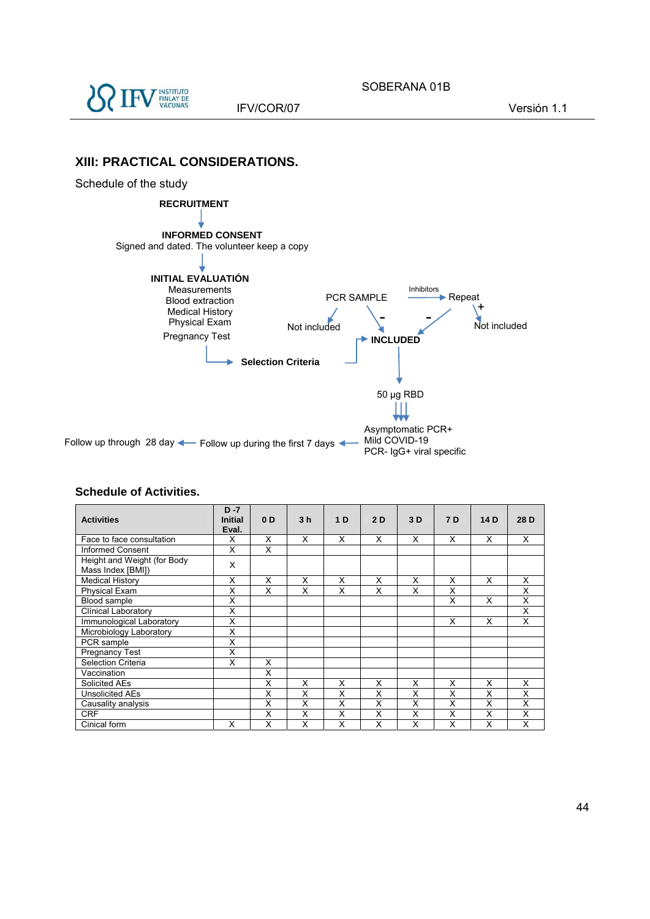## XIII: PRACTICAL CONSIDERATIONS.

Schedule of the study

**RECRUITMENT**

↓

**INFORMED CONSENT**
Signed and dated. The volunteer keep a copy

↓

**INITIAL EVALUATIÓN**
Measurements
Blood extraction
Medical History
Physical Exam
Pregnancy Test

→ **Selection Criteria** → **INCLUDED**

PCR SAMPLE → Inhibitors → Repeat

PCR SAMPLE: Not included / - → INCLUDED

Repeat: + → Not included / - → INCLUDED

**INCLUDED** → 50 µg RBD → Asymptomatic PCR+ / Mild COVID-19 / PCR- IgG+ viral specific

→ Follow up during the first 7 days → Follow up through 28 day

### Schedule of Activities.

| Activities | D -7 Initial Eval. | 0 D | 3 h | 1 D | 2 D | 3 D | 7 D | 14 D | 28 D |
|---|---|---|---|---|---|---|---|---|---|
| Face to face consultation | X | X | X | X | X | X | X | X | X |
| Informed Consent | X | X | | | | | | | |
| Height and Weight (for Body Mass Index [BMI]) | X | | | | | | | | |
| Medical History | X | X | X | X | X | X | X | X | X |
| Physical Exam | X | X | X | X | X | X | X | | X |
| Blood sample | X | | | | | | X | X | X |
| Clinical Laboratory | X | | | | | | | | X |
| Immunological Laboratory | X | | | | | | X | X | X |
| Microbiology Laboratory | X | | | | | | | | |
| PCR sample | X | | | | | | | | |
| Pregnancy Test | X | | | | | | | | |
| Selection Criteria | X | X | | | | | | | |
| Vaccination | | X | | | | | | | |
| Solicited AEs | | X | X | X | X | X | X | X | X |
| Unsolicited AEs | | X | X | X | X | X | X | X | X |
| Causality analysis | | X | X | X | X | X | X | X | X |
| CRF | | X | X | X | X | X | X | X | X |
| Cinical form | X | X | X | X | X | X | X | X | X |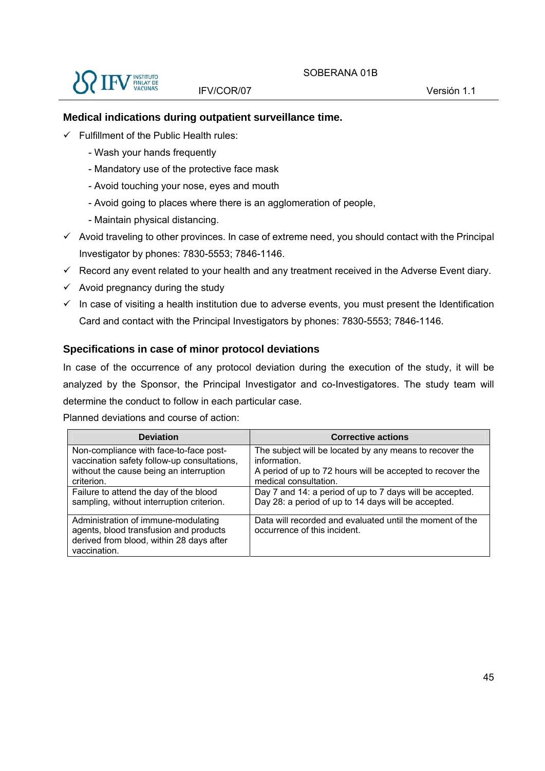## Medical indications during outpatient surveillance time.

- ✓ Fulfillment of the Public Health rules:
  - Wash your hands frequently
  - Mandatory use of the protective face mask
  - Avoid touching your nose, eyes and mouth
  - Avoid going to places where there is an agglomeration of people,
  - Maintain physical distancing.
- ✓ Avoid traveling to other provinces. In case of extreme need, you should contact with the Principal Investigator by phones: 7830-5553; 7846-1146.
- ✓ Record any event related to your health and any treatment received in the Adverse Event diary.
- ✓ Avoid pregnancy during the study
- ✓ In case of visiting a health institution due to adverse events, you must present the Identification Card and contact with the Principal Investigators by phones: 7830-5553; 7846-1146.

## Specifications in case of minor protocol deviations

In case of the occurrence of any protocol deviation during the execution of the study, it will be analyzed by the Sponsor, the Principal Investigator and co-Investigatores. The study team will determine the conduct to follow in each particular case.

Planned deviations and course of action:

| Deviation | Corrective actions |
|---|---|
| Non-compliance with face-to-face post-vaccination safety follow-up consultations, without the cause being an interruption criterion. | The subject will be located by any means to recover the information.<br>A period of up to 72 hours will be accepted to recover the medical consultation. |
| Failure to attend the day of the blood sampling, without interruption criterion. | Day 7 and 14: a period of up to 7 days will be accepted.<br>Day 28: a period of up to 14 days will be accepted. |
| Administration of immune-modulating agents, blood transfusion and products derived from blood, within 28 days after vaccination. | Data will recorded and evaluated until the moment of the occurrence of this incident. |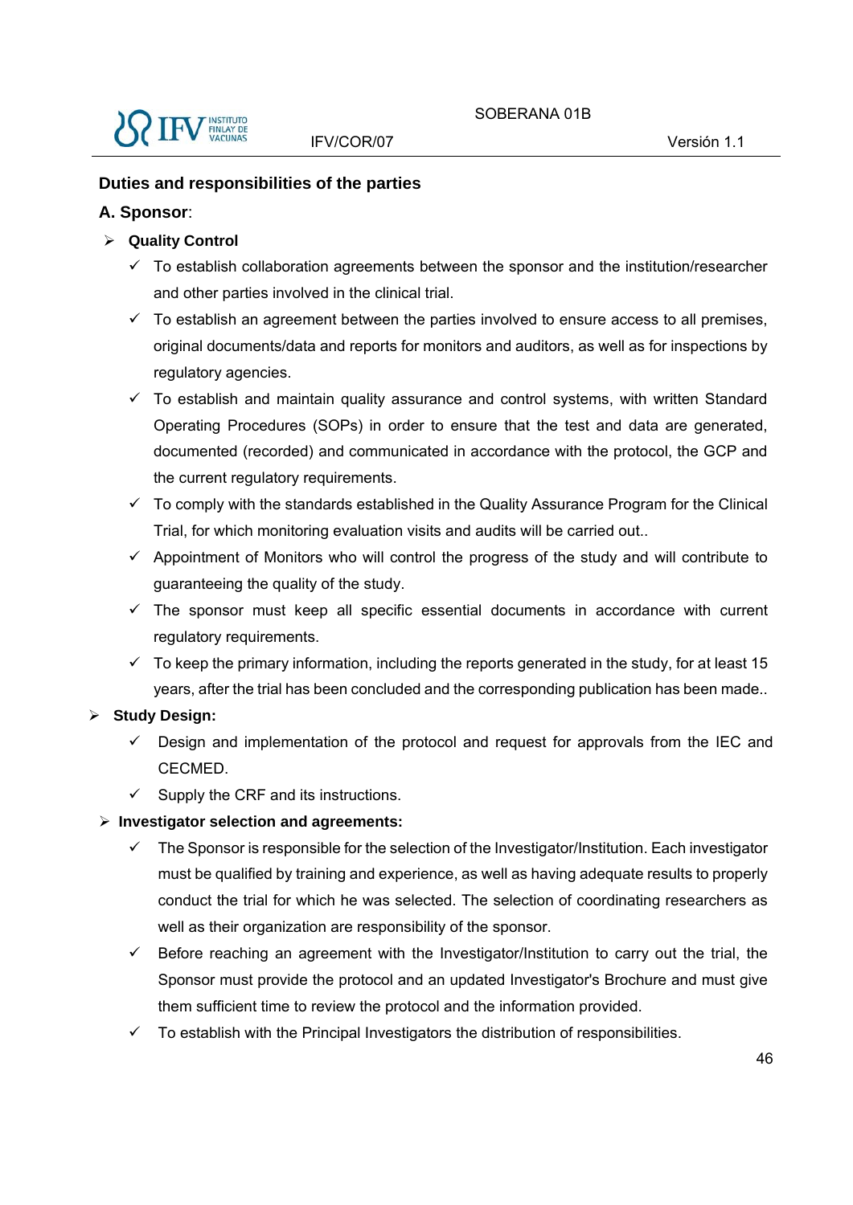## Duties and responsibilities of the parties

### A. Sponsor:

- **Quality Control**
  - ✓ To establish collaboration agreements between the sponsor and the institution/researcher and other parties involved in the clinical trial.
  - ✓ To establish an agreement between the parties involved to ensure access to all premises, original documents/data and reports for monitors and auditors, as well as for inspections by regulatory agencies.
  - ✓ To establish and maintain quality assurance and control systems, with written Standard Operating Procedures (SOPs) in order to ensure that the test and data are generated, documented (recorded) and communicated in accordance with the protocol, the GCP and the current regulatory requirements.
  - ✓ To comply with the standards established in the Quality Assurance Program for the Clinical Trial, for which monitoring evaluation visits and audits will be carried out..
  - ✓ Appointment of Monitors who will control the progress of the study and will contribute to guaranteeing the quality of the study.
  - ✓ The sponsor must keep all specific essential documents in accordance with current regulatory requirements.
  - ✓ To keep the primary information, including the reports generated in the study, for at least 15 years, after the trial has been concluded and the corresponding publication has been made..
- **Study Design:**
  - ✓ Design and implementation of the protocol and request for approvals from the IEC and CECMED.
  - ✓ Supply the CRF and its instructions.
- **Investigator selection and agreements:**
  - ✓ The Sponsor is responsible for the selection of the Investigator/Institution. Each investigator must be qualified by training and experience, as well as having adequate results to properly conduct the trial for which he was selected. The selection of coordinating researchers as well as their organization are responsibility of the sponsor.
  - ✓ Before reaching an agreement with the Investigator/Institution to carry out the trial, the Sponsor must provide the protocol and an updated Investigator's Brochure and must give them sufficient time to review the protocol and the information provided.
  - ✓ To establish with the Principal Investigators the distribution of responsibilities.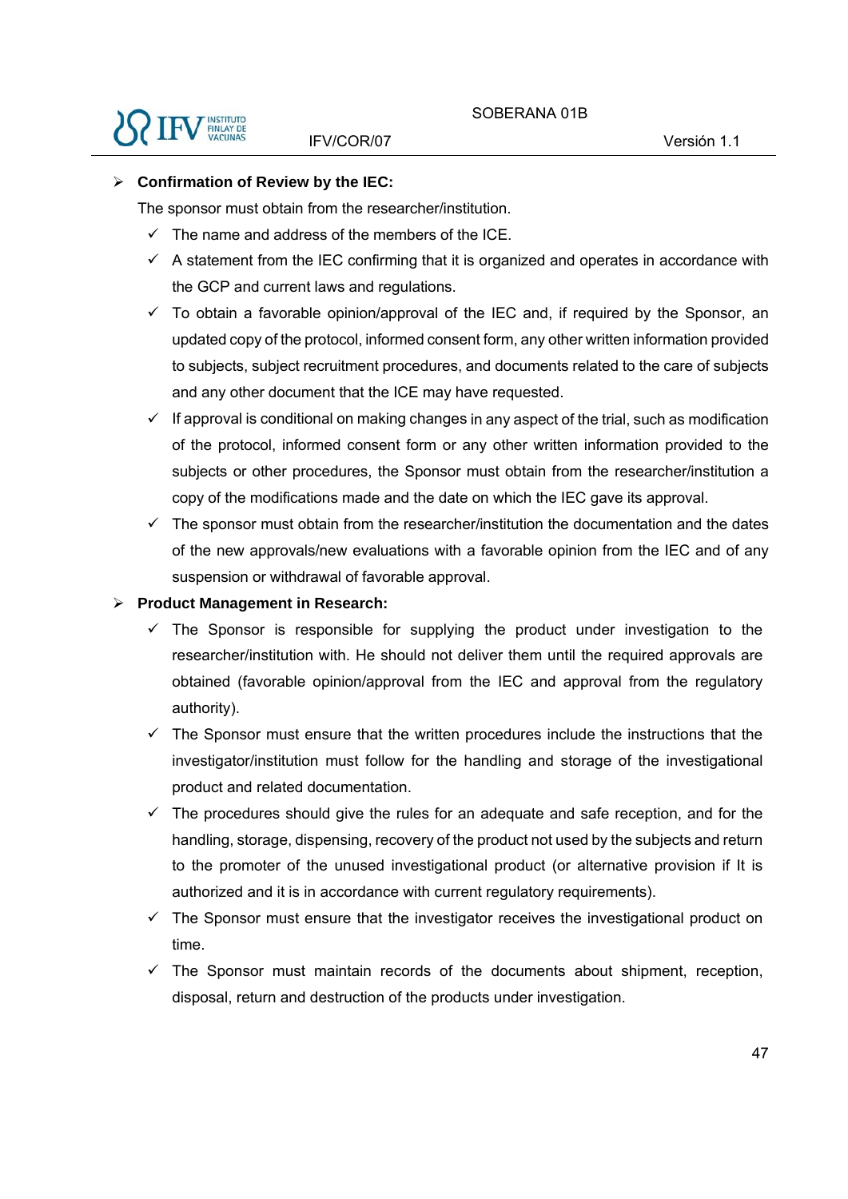- **Confirmation of Review by the IEC:**

  The sponsor must obtain from the researcher/institution.

  - ✓ The name and address of the members of the ICE.
  - ✓ A statement from the IEC confirming that it is organized and operates in accordance with the GCP and current laws and regulations.
  - ✓ To obtain a favorable opinion/approval of the IEC and, if required by the Sponsor, an updated copy of the protocol, informed consent form, any other written information provided to subjects, subject recruitment procedures, and documents related to the care of subjects and any other document that the ICE may have requested.
  - ✓ If approval is conditional on making changes in any aspect of the trial, such as modification of the protocol, informed consent form or any other written information provided to the subjects or other procedures, the Sponsor must obtain from the researcher/institution a copy of the modifications made and the date on which the IEC gave its approval.
  - ✓ The sponsor must obtain from the researcher/institution the documentation and the dates of the new approvals/new evaluations with a favorable opinion from the IEC and of any suspension or withdrawal of favorable approval.

- **Product Management in Research:**

  - ✓ The Sponsor is responsible for supplying the product under investigation to the researcher/institution with. He should not deliver them until the required approvals are obtained (favorable opinion/approval from the IEC and approval from the regulatory authority).
  - ✓ The Sponsor must ensure that the written procedures include the instructions that the investigator/institution must follow for the handling and storage of the investigational product and related documentation.
  - ✓ The procedures should give the rules for an adequate and safe reception, and for the handling, storage, dispensing, recovery of the product not used by the subjects and return to the promoter of the unused investigational product (or alternative provision if It is authorized and it is in accordance with current regulatory requirements).
  - ✓ The Sponsor must ensure that the investigator receives the investigational product on time.
  - ✓ The Sponsor must maintain records of the documents about shipment, reception, disposal, return and destruction of the products under investigation.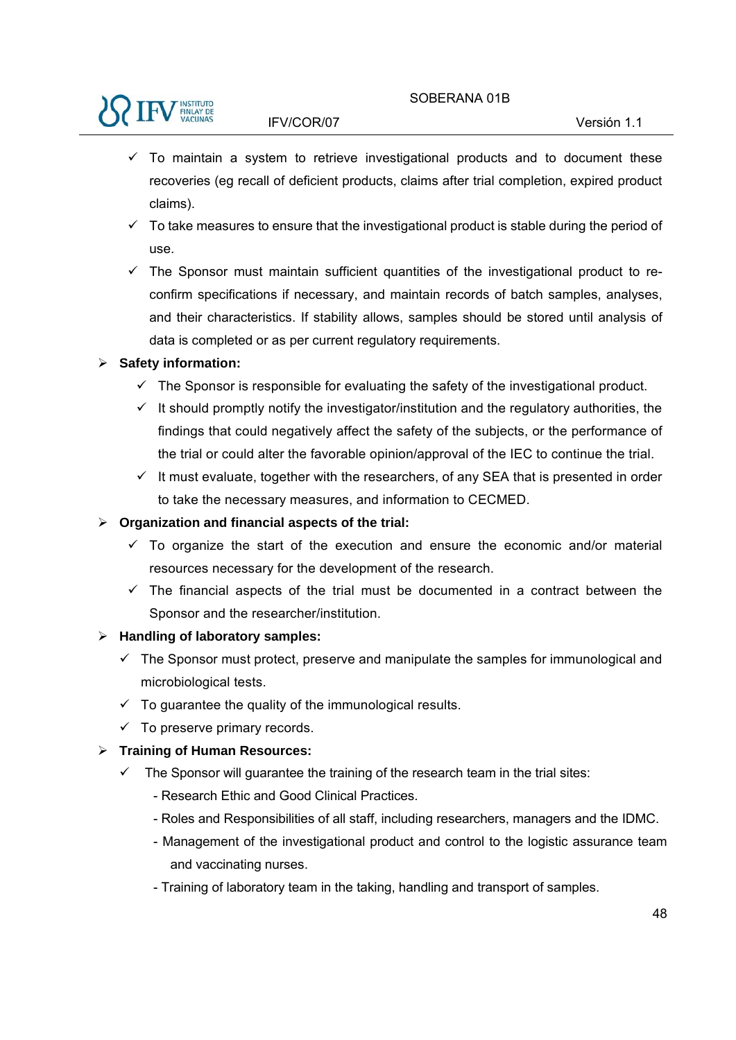- ✓ To maintain a system to retrieve investigational products and to document these recoveries (eg recall of deficient products, claims after trial completion, expired product claims).
- ✓ To take measures to ensure that the investigational product is stable during the period of use.
- ✓ The Sponsor must maintain sufficient quantities of the investigational product to re-confirm specifications if necessary, and maintain records of batch samples, analyses, and their characteristics. If stability allows, samples should be stored until analysis of data is completed or as per current regulatory requirements.

- **Safety information:**
  - ✓ The Sponsor is responsible for evaluating the safety of the investigational product.
  - ✓ It should promptly notify the investigator/institution and the regulatory authorities, the findings that could negatively affect the safety of the subjects, or the performance of the trial or could alter the favorable opinion/approval of the IEC to continue the trial.
  - ✓ It must evaluate, together with the researchers, of any SEA that is presented in order to take the necessary measures, and information to CECMED.

- **Organization and financial aspects of the trial:**
  - ✓ To organize the start of the execution and ensure the economic and/or material resources necessary for the development of the research.
  - ✓ The financial aspects of the trial must be documented in a contract between the Sponsor and the researcher/institution.

- **Handling of laboratory samples:**
  - ✓ The Sponsor must protect, preserve and manipulate the samples for immunological and microbiological tests.
  - ✓ To guarantee the quality of the immunological results.
  - ✓ To preserve primary records.

- **Training of Human Resources:**
  - ✓ The Sponsor will guarantee the training of the research team in the trial sites:
    - Research Ethic and Good Clinical Practices.
    - Roles and Responsibilities of all staff, including researchers, managers and the IDMC.
    - Management of the investigational product and control to the logistic assurance team and vaccinating nurses.
    - Training of laboratory team in the taking, handling and transport of samples.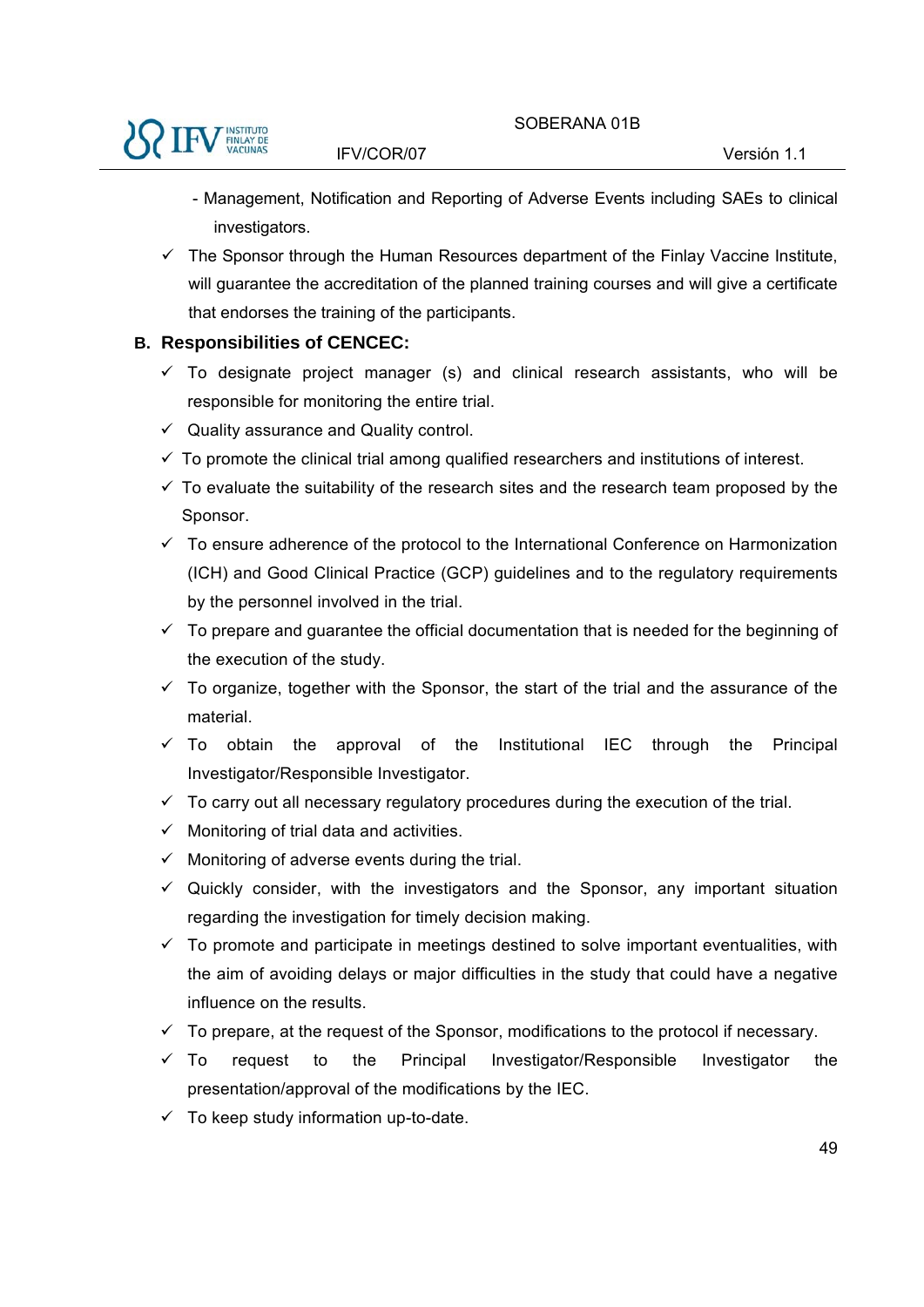- Management, Notification and Reporting of Adverse Events including SAEs to clinical investigators.

- ✓ The Sponsor through the Human Resources department of the Finlay Vaccine Institute, will guarantee the accreditation of the planned training courses and will give a certificate that endorses the training of the participants.

### B. Responsibilities of CENCEC:

- ✓ To designate project manager (s) and clinical research assistants, who will be responsible for monitoring the entire trial.
- ✓ Quality assurance and Quality control.
- ✓ To promote the clinical trial among qualified researchers and institutions of interest.
- ✓ To evaluate the suitability of the research sites and the research team proposed by the Sponsor.
- ✓ To ensure adherence of the protocol to the International Conference on Harmonization (ICH) and Good Clinical Practice (GCP) guidelines and to the regulatory requirements by the personnel involved in the trial.
- ✓ To prepare and guarantee the official documentation that is needed for the beginning of the execution of the study.
- ✓ To organize, together with the Sponsor, the start of the trial and the assurance of the material.
- ✓ To obtain the approval of the Institutional IEC through the Principal Investigator/Responsible Investigator.
- ✓ To carry out all necessary regulatory procedures during the execution of the trial.
- ✓ Monitoring of trial data and activities.
- ✓ Monitoring of adverse events during the trial.
- ✓ Quickly consider, with the investigators and the Sponsor, any important situation regarding the investigation for timely decision making.
- ✓ To promote and participate in meetings destined to solve important eventualities, with the aim of avoiding delays or major difficulties in the study that could have a negative influence on the results.
- ✓ To prepare, at the request of the Sponsor, modifications to the protocol if necessary.
- ✓ To request to the Principal Investigator/Responsible Investigator the presentation/approval of the modifications by the IEC.
- ✓ To keep study information up-to-date.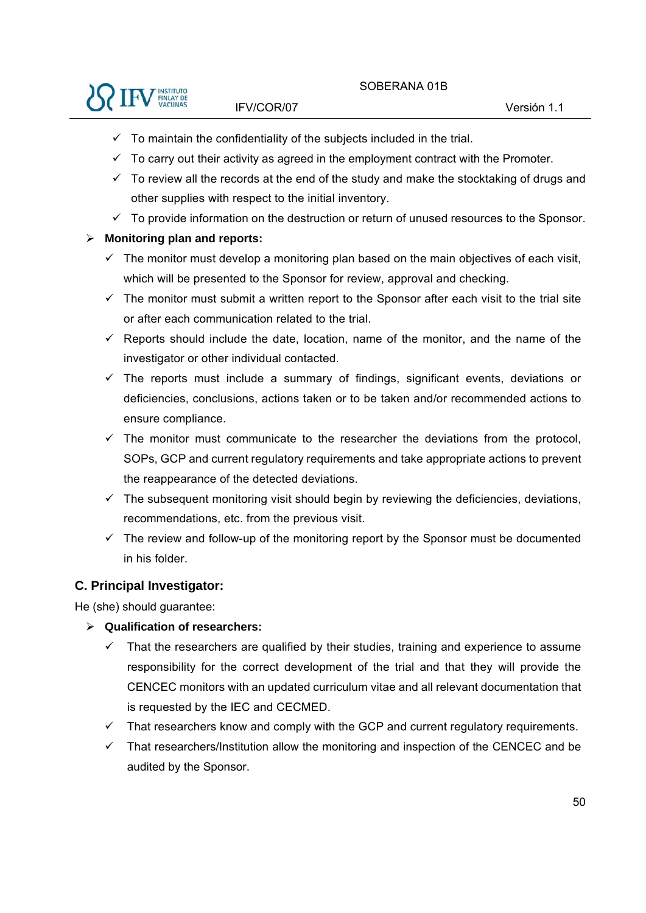- ✓ To maintain the confidentiality of the subjects included in the trial.
- ✓ To carry out their activity as agreed in the employment contract with the Promoter.
- ✓ To review all the records at the end of the study and make the stocktaking of drugs and other supplies with respect to the initial inventory.
- ✓ To provide information on the destruction or return of unused resources to the Sponsor.

- **Monitoring plan and reports:**
  - ✓ The monitor must develop a monitoring plan based on the main objectives of each visit, which will be presented to the Sponsor for review, approval and checking.
  - ✓ The monitor must submit a written report to the Sponsor after each visit to the trial site or after each communication related to the trial.
  - ✓ Reports should include the date, location, name of the monitor, and the name of the investigator or other individual contacted.
  - ✓ The reports must include a summary of findings, significant events, deviations or deficiencies, conclusions, actions taken or to be taken and/or recommended actions to ensure compliance.
  - ✓ The monitor must communicate to the researcher the deviations from the protocol, SOPs, GCP and current regulatory requirements and take appropriate actions to prevent the reappearance of the detected deviations.
  - ✓ The subsequent monitoring visit should begin by reviewing the deficiencies, deviations, recommendations, etc. from the previous visit.
  - ✓ The review and follow-up of the monitoring report by the Sponsor must be documented in his folder.

## C. Principal Investigator:

He (she) should guarantee:

- **Qualification of researchers:**
  - ✓ That the researchers are qualified by their studies, training and experience to assume responsibility for the correct development of the trial and that they will provide the CENCEC monitors with an updated curriculum vitae and all relevant documentation that is requested by the IEC and CECMED.
  - ✓ That researchers know and comply with the GCP and current regulatory requirements.
  - ✓ That researchers/Institution allow the monitoring and inspection of the CENCEC and be audited by the Sponsor.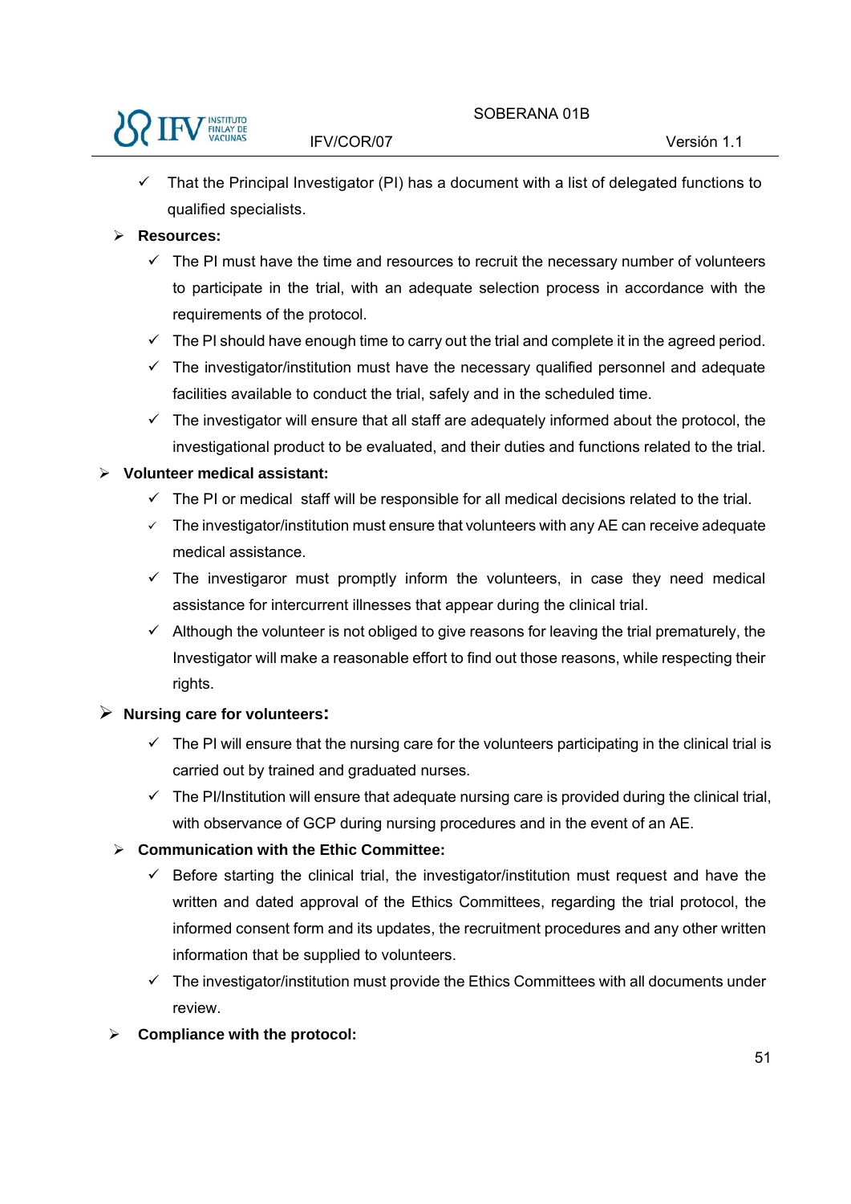- ✓ That the Principal Investigator (PI) has a document with a list of delegated functions to qualified specialists.

- **Resources:**
  - ✓ The PI must have the time and resources to recruit the necessary number of volunteers to participate in the trial, with an adequate selection process in accordance with the requirements of the protocol.
  - ✓ The PI should have enough time to carry out the trial and complete it in the agreed period.
  - ✓ The investigator/institution must have the necessary qualified personnel and adequate facilities available to conduct the trial, safely and in the scheduled time.
  - ✓ The investigator will ensure that all staff are adequately informed about the protocol, the investigational product to be evaluated, and their duties and functions related to the trial.

- **Volunteer medical assistant:**
  - ✓ The PI or medical staff will be responsible for all medical decisions related to the trial.
  - ✓ The investigator/institution must ensure that volunteers with any AE can receive adequate medical assistance.
  - ✓ The investigaror must promptly inform the volunteers, in case they need medical assistance for intercurrent illnesses that appear during the clinical trial.
  - ✓ Although the volunteer is not obliged to give reasons for leaving the trial prematurely, the Investigator will make a reasonable effort to find out those reasons, while respecting their rights.

- **Nursing care for volunteers:**
  - ✓ The PI will ensure that the nursing care for the volunteers participating in the clinical trial is carried out by trained and graduated nurses.
  - ✓ The PI/Institution will ensure that adequate nursing care is provided during the clinical trial, with observance of GCP during nursing procedures and in the event of an AE.

- **Communication with the Ethic Committee:**
  - ✓ Before starting the clinical trial, the investigator/institution must request and have the written and dated approval of the Ethics Committees, regarding the trial protocol, the informed consent form and its updates, the recruitment procedures and any other written information that be supplied to volunteers.
  - ✓ The investigator/institution must provide the Ethics Committees with all documents under review.

- **Compliance with the protocol:**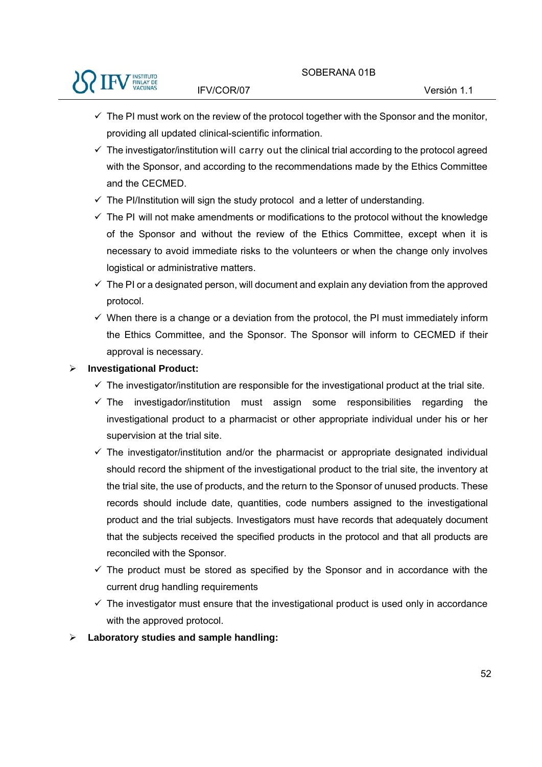- ✓ The PI must work on the review of the protocol together with the Sponsor and the monitor, providing all updated clinical-scientific information.
- ✓ The investigator/institution will carry out the clinical trial according to the protocol agreed with the Sponsor, and according to the recommendations made by the Ethics Committee and the CECMED.
- ✓ The PI/Institution will sign the study protocol and a letter of understanding.
- ✓ The PI will not make amendments or modifications to the protocol without the knowledge of the Sponsor and without the review of the Ethics Committee, except when it is necessary to avoid immediate risks to the volunteers or when the change only involves logistical or administrative matters.
- ✓ The PI or a designated person, will document and explain any deviation from the approved protocol.
- ✓ When there is a change or a deviation from the protocol, the PI must immediately inform the Ethics Committee, and the Sponsor. The Sponsor will inform to CECMED if their approval is necessary.

➢ **Investigational Product:**

- ✓ The investigator/institution are responsible for the investigational product at the trial site.
- ✓ The investigador/institution must assign some responsibilities regarding the investigational product to a pharmacist or other appropriate individual under his or her supervision at the trial site.
- ✓ The investigator/institution and/or the pharmacist or appropriate designated individual should record the shipment of the investigational product to the trial site, the inventory at the trial site, the use of products, and the return to the Sponsor of unused products. These records should include date, quantities, code numbers assigned to the investigational product and the trial subjects. Investigators must have records that adequately document that the subjects received the specified products in the protocol and that all products are reconciled with the Sponsor.
- ✓ The product must be stored as specified by the Sponsor and in accordance with the current drug handling requirements
- ✓ The investigator must ensure that the investigational product is used only in accordance with the approved protocol.

➢ **Laboratory studies and sample handling:**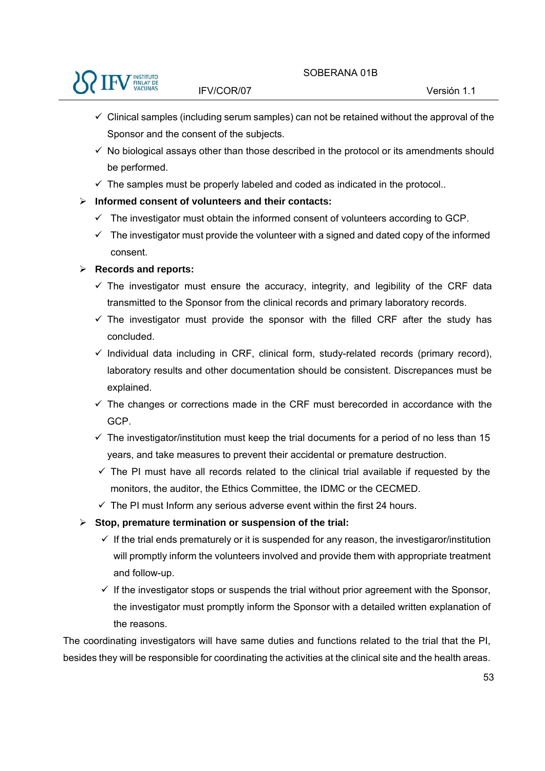- ✓ Clinical samples (including serum samples) can not be retained without the approval of the Sponsor and the consent of the subjects.
- ✓ No biological assays other than those described in the protocol or its amendments should be performed.
- ✓ The samples must be properly labeled and coded as indicated in the protocol..

- **Informed consent of volunteers and their contacts:**
  - ✓ The investigator must obtain the informed consent of volunteers according to GCP.
  - ✓ The investigator must provide the volunteer with a signed and dated copy of the informed consent.

- **Records and reports:**
  - ✓ The investigator must ensure the accuracy, integrity, and legibility of the CRF data transmitted to the Sponsor from the clinical records and primary laboratory records.
  - ✓ The investigator must provide the sponsor with the filled CRF after the study has concluded.
  - ✓ Individual data including in CRF, clinical form, study-related records (primary record), laboratory results and other documentation should be consistent. Discrepances must be explained.
  - ✓ The changes or corrections made in the CRF must berecorded in accordance with the GCP.
  - ✓ The investigator/institution must keep the trial documents for a period of no less than 15 years, and take measures to prevent their accidental or premature destruction.
  - ✓ The PI must have all records related to the clinical trial available if requested by the monitors, the auditor, the Ethics Committee, the IDMC or the CECMED.
  - ✓ The PI must Inform any serious adverse event within the first 24 hours.

- **Stop, premature termination or suspension of the trial:**
  - ✓ If the trial ends prematurely or it is suspended for any reason, the investigaror/institution will promptly inform the volunteers involved and provide them with appropriate treatment and follow-up.
  - ✓ If the investigator stops or suspends the trial without prior agreement with the Sponsor, the investigator must promptly inform the Sponsor with a detailed written explanation of the reasons.

The coordinating investigators will have same duties and functions related to the trial that the PI, besides they will be responsible for coordinating the activities at the clinical site and the health areas.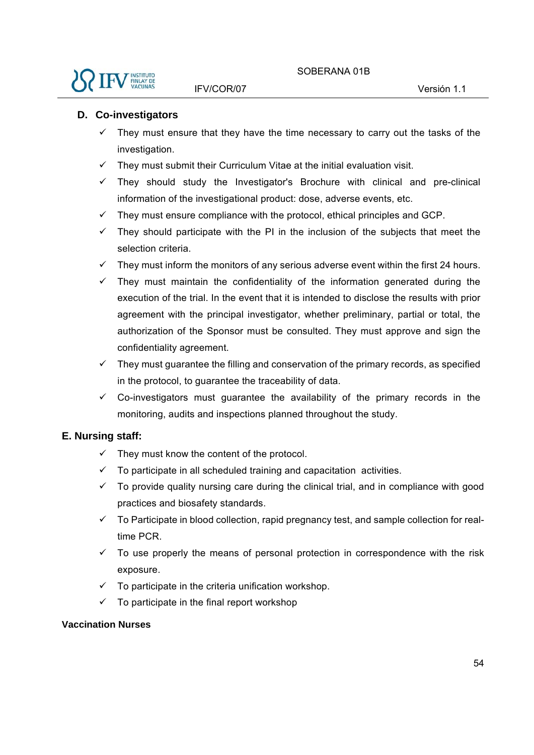### D. Co-investigators

- ✓ They must ensure that they have the time necessary to carry out the tasks of the investigation.
- ✓ They must submit their Curriculum Vitae at the initial evaluation visit.
- ✓ They should study the Investigator's Brochure with clinical and pre-clinical information of the investigational product: dose, adverse events, etc.
- ✓ They must ensure compliance with the protocol, ethical principles and GCP.
- ✓ They should participate with the PI in the inclusion of the subjects that meet the selection criteria.
- ✓ They must inform the monitors of any serious adverse event within the first 24 hours.
- ✓ They must maintain the confidentiality of the information generated during the execution of the trial. In the event that it is intended to disclose the results with prior agreement with the principal investigator, whether preliminary, partial or total, the authorization of the Sponsor must be consulted. They must approve and sign the confidentiality agreement.
- ✓ They must guarantee the filling and conservation of the primary records, as specified in the protocol, to guarantee the traceability of data.
- ✓ Co-investigators must guarantee the availability of the primary records in the monitoring, audits and inspections planned throughout the study.

### E. Nursing staff:

- ✓ They must know the content of the protocol.
- ✓ To participate in all scheduled training and capacitation activities.
- ✓ To provide quality nursing care during the clinical trial, and in compliance with good practices and biosafety standards.
- ✓ To Participate in blood collection, rapid pregnancy test, and sample collection for real-time PCR.
- ✓ To use properly the means of personal protection in correspondence with the risk exposure.
- ✓ To participate in the criteria unification workshop.
- ✓ To participate in the final report workshop

**Vaccination Nurses**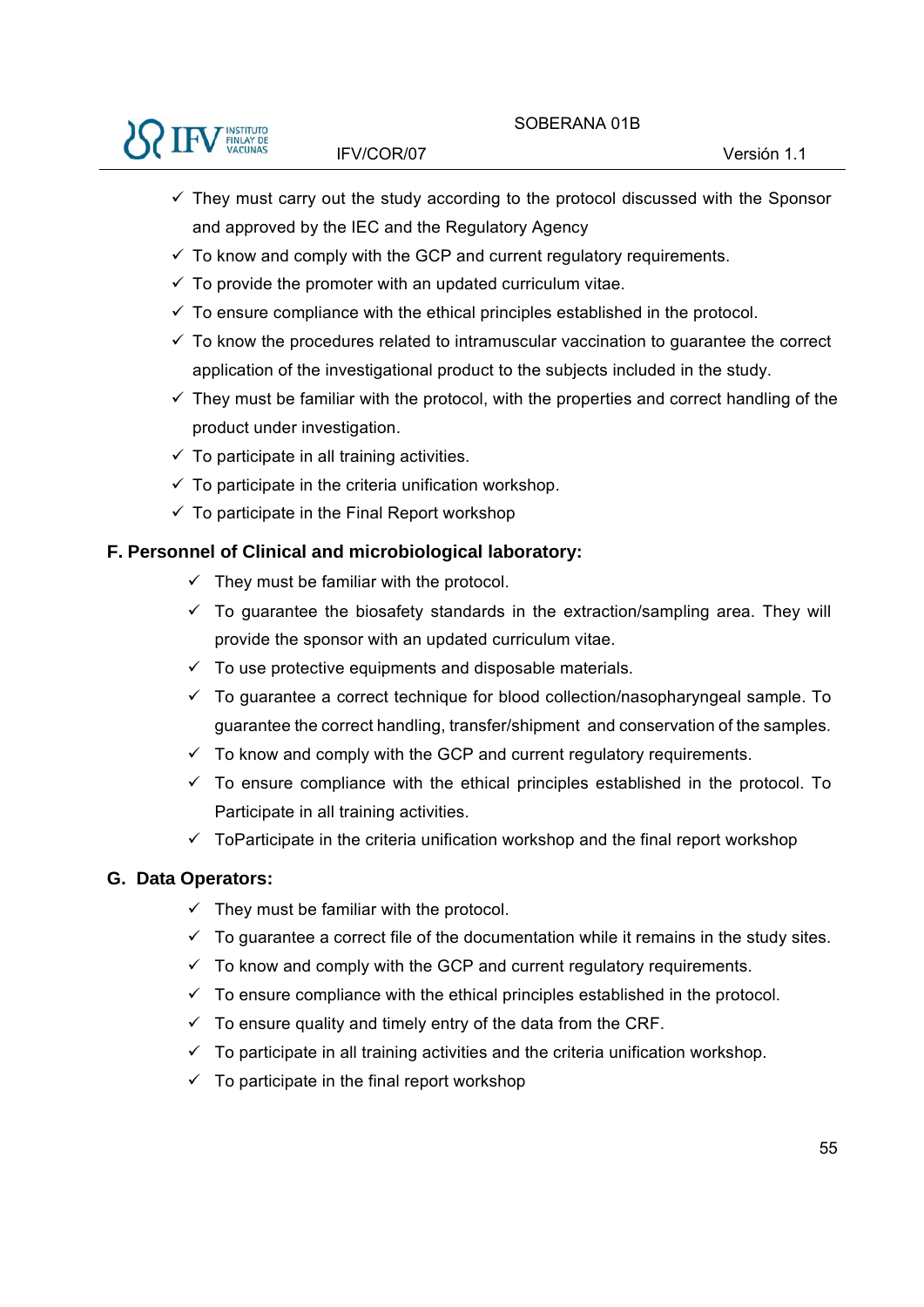- ✓ They must carry out the study according to the protocol discussed with the Sponsor and approved by the IEC and the Regulatory Agency
- ✓ To know and comply with the GCP and current regulatory requirements.
- ✓ To provide the promoter with an updated curriculum vitae.
- ✓ To ensure compliance with the ethical principles established in the protocol.
- ✓ To know the procedures related to intramuscular vaccination to guarantee the correct application of the investigational product to the subjects included in the study.
- ✓ They must be familiar with the protocol, with the properties and correct handling of the product under investigation.
- ✓ To participate in all training activities.
- ✓ To participate in the criteria unification workshop.
- ✓ To participate in the Final Report workshop

**F. Personnel of Clinical and microbiological laboratory:**

- ✓ They must be familiar with the protocol.
- ✓ To guarantee the biosafety standards in the extraction/sampling area. They will provide the sponsor with an updated curriculum vitae.
- ✓ To use protective equipments and disposable materials.
- ✓ To guarantee a correct technique for blood collection/nasopharyngeal sample. To guarantee the correct handling, transfer/shipment and conservation of the samples.
- ✓ To know and comply with the GCP and current regulatory requirements.
- ✓ To ensure compliance with the ethical principles established in the protocol. To Participate in all training activities.
- ✓ ToParticipate in the criteria unification workshop and the final report workshop

**G. Data Operators:**

- ✓ They must be familiar with the protocol.
- ✓ To guarantee a correct file of the documentation while it remains in the study sites.
- ✓ To know and comply with the GCP and current regulatory requirements.
- ✓ To ensure compliance with the ethical principles established in the protocol.
- ✓ To ensure quality and timely entry of the data from the CRF.
- ✓ To participate in all training activities and the criteria unification workshop.
- ✓ To participate in the final report workshop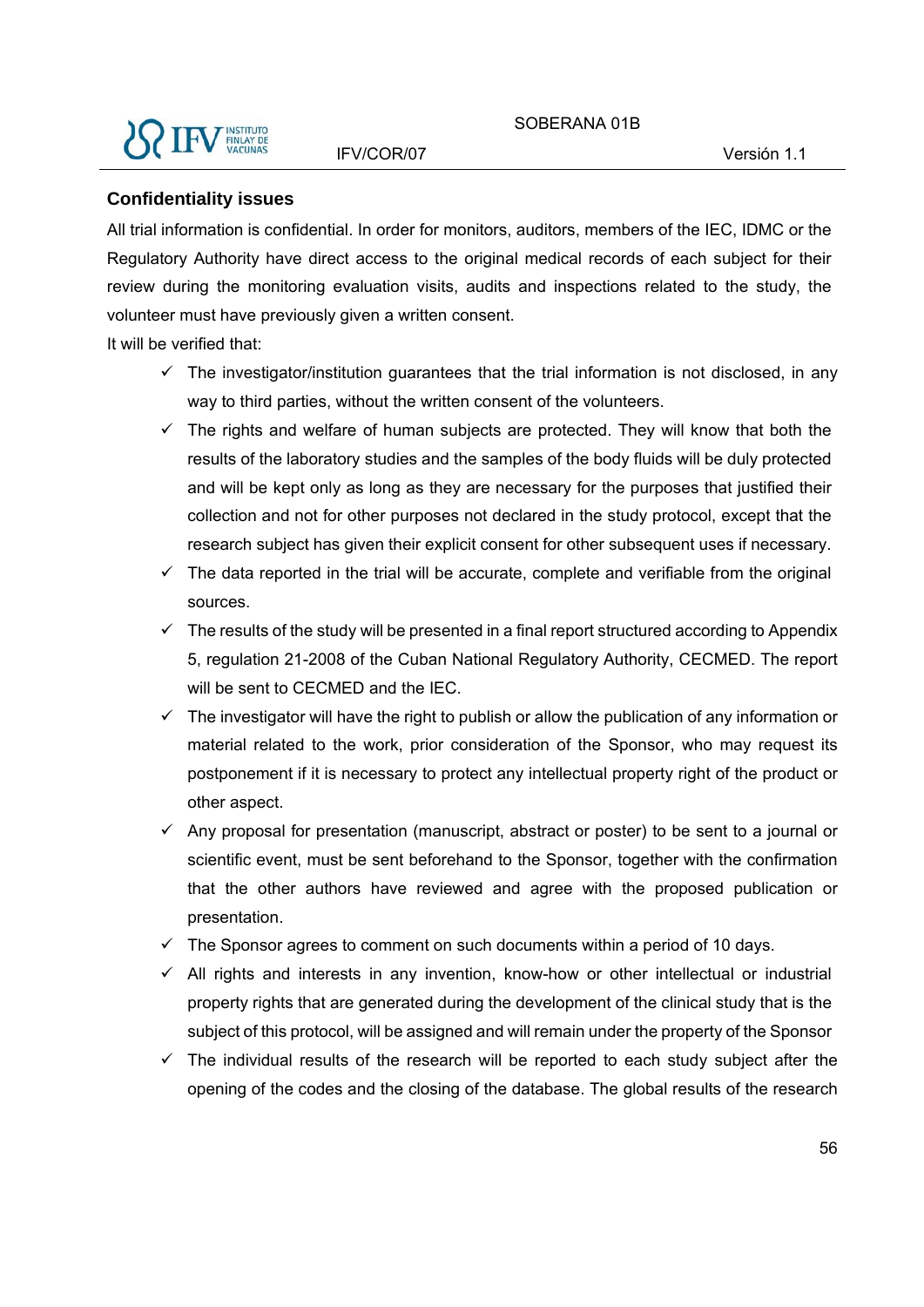## Confidentiality issues

All trial information is confidential. In order for monitors, auditors, members of the IEC, IDMC or the Regulatory Authority have direct access to the original medical records of each subject for their review during the monitoring evaluation visits, audits and inspections related to the study, the volunteer must have previously given a written consent.

It will be verified that:

- ✓ The investigator/institution guarantees that the trial information is not disclosed, in any way to third parties, without the written consent of the volunteers.
- ✓ The rights and welfare of human subjects are protected. They will know that both the results of the laboratory studies and the samples of the body fluids will be duly protected and will be kept only as long as they are necessary for the purposes that justified their collection and not for other purposes not declared in the study protocol, except that the research subject has given their explicit consent for other subsequent uses if necessary.
- ✓ The data reported in the trial will be accurate, complete and verifiable from the original sources.
- ✓ The results of the study will be presented in a final report structured according to Appendix 5, regulation 21-2008 of the Cuban National Regulatory Authority, CECMED. The report will be sent to CECMED and the IEC.
- ✓ The investigator will have the right to publish or allow the publication of any information or material related to the work, prior consideration of the Sponsor, who may request its postponement if it is necessary to protect any intellectual property right of the product or other aspect.
- ✓ Any proposal for presentation (manuscript, abstract or poster) to be sent to a journal or scientific event, must be sent beforehand to the Sponsor, together with the confirmation that the other authors have reviewed and agree with the proposed publication or presentation.
- ✓ The Sponsor agrees to comment on such documents within a period of 10 days.
- ✓ All rights and interests in any invention, know-how or other intellectual or industrial property rights that are generated during the development of the clinical study that is the subject of this protocol, will be assigned and will remain under the property of the Sponsor
- ✓ The individual results of the research will be reported to each study subject after the opening of the codes and the closing of the database. The global results of the research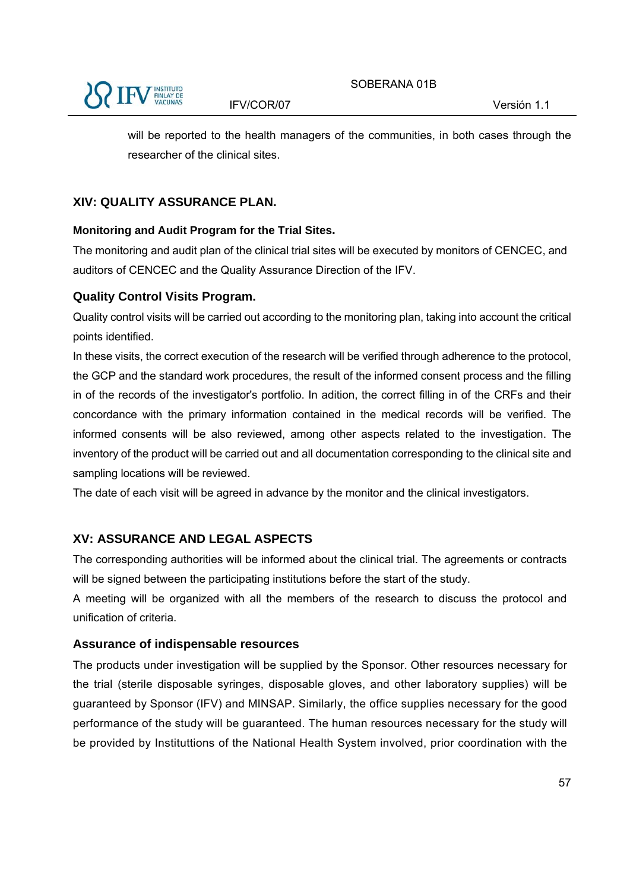will be reported to the health managers of the communities, in both cases through the researcher of the clinical sites.

## XIV: QUALITY ASSURANCE PLAN.

**Monitoring and Audit Program for the Trial Sites.**

The monitoring and audit plan of the clinical trial sites will be executed by monitors of CENCEC, and auditors of CENCEC and the Quality Assurance Direction of the IFV.

### Quality Control Visits Program.

Quality control visits will be carried out according to the monitoring plan, taking into account the critical points identified.

In these visits, the correct execution of the research will be verified through adherence to the protocol, the GCP and the standard work procedures, the result of the informed consent process and the filling in of the records of the investigator's portfolio. In adition, the correct filling in of the CRFs and their concordance with the primary information contained in the medical records will be verified. The informed consents will be also reviewed, among other aspects related to the investigation. The inventory of the product will be carried out and all documentation corresponding to the clinical site and sampling locations will be reviewed.

The date of each visit will be agreed in advance by the monitor and the clinical investigators.

## XV: ASSURANCE AND LEGAL ASPECTS

The corresponding authorities will be informed about the clinical trial. The agreements or contracts will be signed between the participating institutions before the start of the study.

A meeting will be organized with all the members of the research to discuss the protocol and unification of criteria.

### Assurance of indispensable resources

The products under investigation will be supplied by the Sponsor. Other resources necessary for the trial (sterile disposable syringes, disposable gloves, and other laboratory supplies) will be guaranteed by Sponsor (IFV) and MINSAP. Similarly, the office supplies necessary for the good performance of the study will be guaranteed. The human resources necessary for the study will be provided by Instituttions of the National Health System involved, prior coordination with the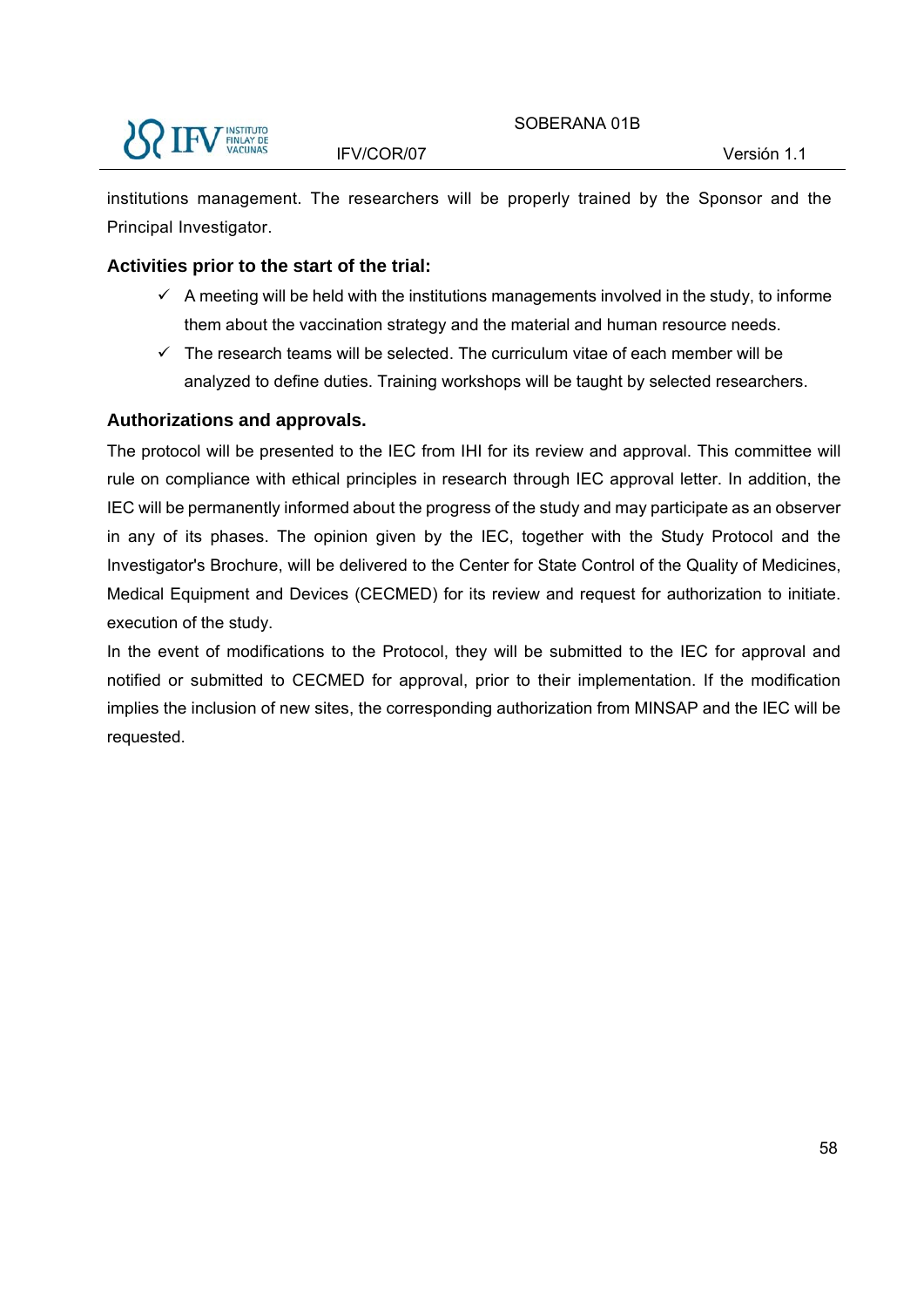institutions management. The researchers will be properly trained by the Sponsor and the Principal Investigator.

**Activities prior to the start of the trial:**

- ✓ A meeting will be held with the institutions managements involved in the study, to informe them about the vaccination strategy and the material and human resource needs.
- ✓ The research teams will be selected. The curriculum vitae of each member will be analyzed to define duties. Training workshops will be taught by selected researchers.

**Authorizations and approvals.**

The protocol will be presented to the IEC from IHI for its review and approval. This committee will rule on compliance with ethical principles in research through IEC approval letter. In addition, the IEC will be permanently informed about the progress of the study and may participate as an observer in any of its phases. The opinion given by the IEC, together with the Study Protocol and the Investigator's Brochure, will be delivered to the Center for State Control of the Quality of Medicines, Medical Equipment and Devices (CECMED) for its review and request for authorization to initiate. execution of the study.

In the event of modifications to the Protocol, they will be submitted to the IEC for approval and notified or submitted to CECMED for approval, prior to their implementation. If the modification implies the inclusion of new sites, the corresponding authorization from MINSAP and the IEC will be requested.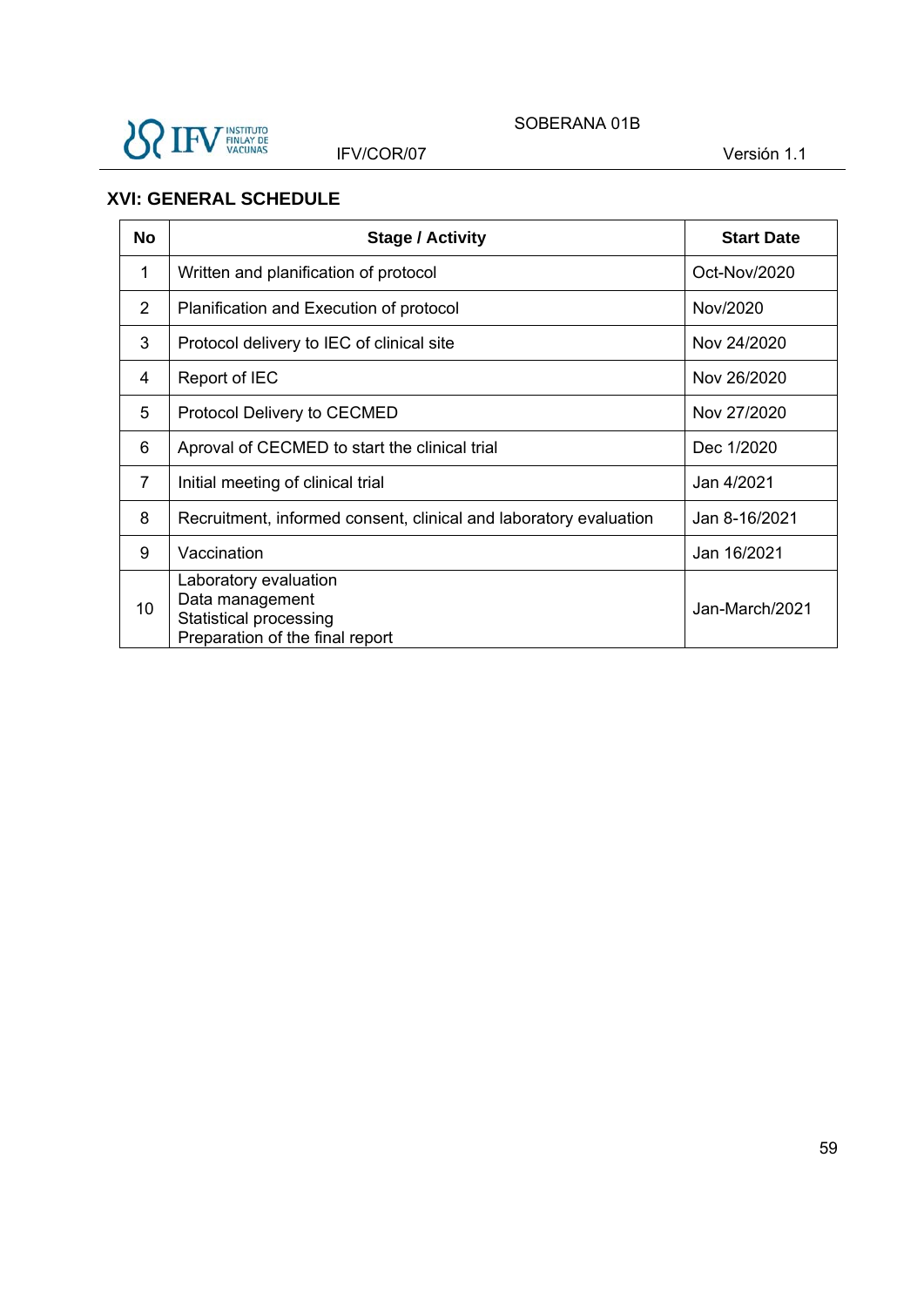## XVI: GENERAL SCHEDULE

| No | Stage / Activity | Start Date |
|---|---|---|
| 1 | Written and planification of protocol | Oct-Nov/2020 |
| 2 | Planification and Execution of protocol | Nov/2020 |
| 3 | Protocol delivery to IEC of clinical site | Nov 24/2020 |
| 4 | Report of IEC | Nov 26/2020 |
| 5 | Protocol Delivery to CECMED | Nov 27/2020 |
| 6 | Aproval of CECMED to start the clinical trial | Dec 1/2020 |
| 7 | Initial meeting of clinical trial | Jan 4/2021 |
| 8 | Recruitment, informed consent, clinical and laboratory evaluation | Jan 8-16/2021 |
| 9 | Vaccination | Jan 16/2021 |
| 10 | Laboratory evaluation<br>Data management<br>Statistical processing<br>Preparation of the final report | Jan-March/2021 |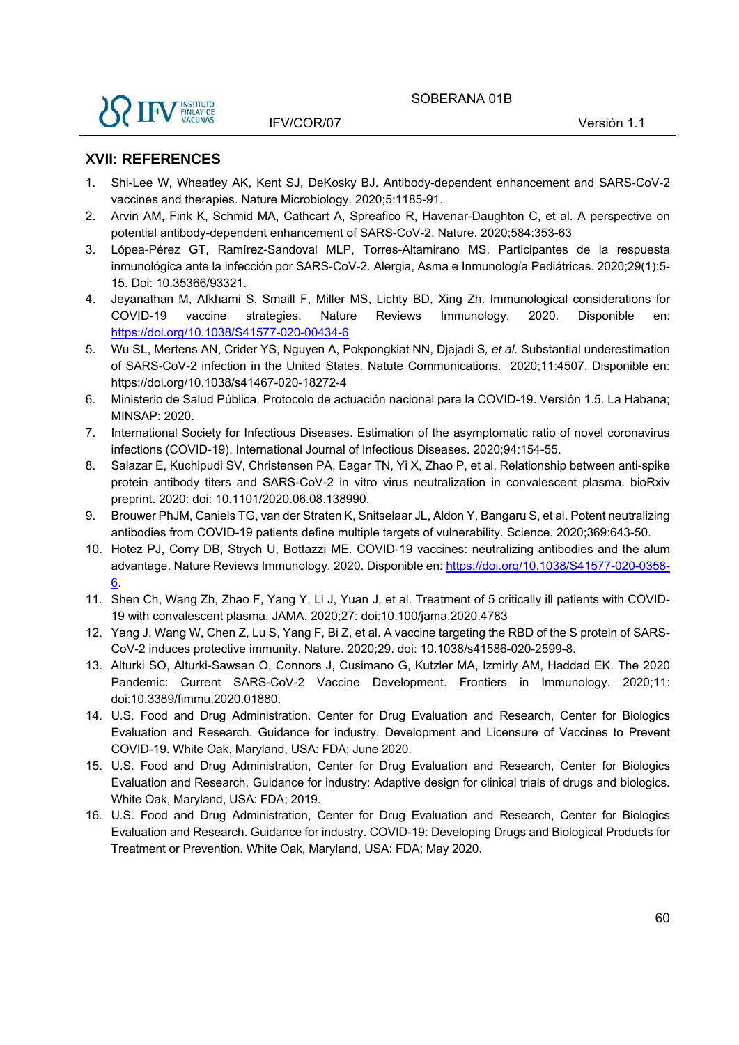## XVII: REFERENCES

1. Shi-Lee W, Wheatley AK, Kent SJ, DeKosky BJ. Antibody-dependent enhancement and SARS-CoV-2 vaccines and therapies. Nature Microbiology. 2020;5:1185-91.
2. Arvin AM, Fink K, Schmid MA, Cathcart A, Spreafico R, Havenar-Daughton C, et al. A perspective on potential antibody-dependent enhancement of SARS-CoV-2. Nature. 2020;584:353-63
3. Lópea-Pérez GT, Ramírez-Sandoval MLP, Torres-Altamirano MS. Participantes de la respuesta inmunológica ante la infección por SARS-CoV-2. Alergia, Asma e Inmunología Pediátricas. 2020;29(1):5-15. Doi: 10.35366/93321.
4. Jeyanathan M, Afkhami S, Smaill F, Miller MS, Lichty BD, Xing Zh. Immunological considerations for COVID-19 vaccine strategies. Nature Reviews Immunology. 2020. Disponible en: https://doi.org/10.1038/S41577-020-00434-6
5. Wu SL, Mertens AN, Crider YS, Nguyen A, Pokpongkiat NN, Djajadi S, *et al.* Substantial underestimation of SARS-CoV-2 infection in the United States. Natute Communications. 2020;11:4507. Disponible en: https://doi.org/10.1038/s41467-020-18272-4
6. Ministerio de Salud Pública. Protocolo de actuación nacional para la COVID-19. Versión 1.5. La Habana; MINSAP: 2020.
7. International Society for Infectious Diseases. Estimation of the asymptomatic ratio of novel coronavirus infections (COVID-19). International Journal of Infectious Diseases. 2020;94:154-55.
8. Salazar E, Kuchipudi SV, Christensen PA, Eagar TN, Yi X, Zhao P, et al. Relationship between anti-spike protein antibody titers and SARS-CoV-2 in vitro virus neutralization in convalescent plasma. bioRxiv preprint. 2020: doi: 10.1101/2020.06.08.138990.
9. Brouwer PhJM, Caniels TG, van der Straten K, Snitselaar JL, Aldon Y, Bangaru S, et al. Potent neutralizing antibodies from COVID-19 patients define multiple targets of vulnerability. Science. 2020;369:643-50.
10. Hotez PJ, Corry DB, Strych U, Bottazzi ME. COVID-19 vaccines: neutralizing antibodies and the alum advantage. Nature Reviews Immunology. 2020. Disponible en: https://doi.org/10.1038/S41577-020-0358-6.
11. Shen Ch, Wang Zh, Zhao F, Yang Y, Li J, Yuan J, et al. Treatment of 5 critically ill patients with COVID-19 with convalescent plasma. JAMA. 2020;27: doi:10.100/jama.2020.4783
12. Yang J, Wang W, Chen Z, Lu S, Yang F, Bi Z, et al. A vaccine targeting the RBD of the S protein of SARS-CoV-2 induces protective immunity. Nature. 2020;29. doi: 10.1038/s41586-020-2599-8.
13. Alturki SO, Alturki-Sawsan O, Connors J, Cusimano G, Kutzler MA, Izmirly AM, Haddad EK. The 2020 Pandemic: Current SARS-CoV-2 Vaccine Development. Frontiers in Immunology. 2020;11: doi:10.3389/fimmu.2020.01880.
14. U.S. Food and Drug Administration. Center for Drug Evaluation and Research, Center for Biologics Evaluation and Research. Guidance for industry. Development and Licensure of Vaccines to Prevent COVID-19. White Oak, Maryland, USA: FDA; June 2020.
15. U.S. Food and Drug Administration, Center for Drug Evaluation and Research, Center for Biologics Evaluation and Research. Guidance for industry: Adaptive design for clinical trials of drugs and biologics. White Oak, Maryland, USA: FDA; 2019.
16. U.S. Food and Drug Administration, Center for Drug Evaluation and Research, Center for Biologics Evaluation and Research. Guidance for industry. COVID-19: Developing Drugs and Biological Products for Treatment or Prevention. White Oak, Maryland, USA: FDA; May 2020.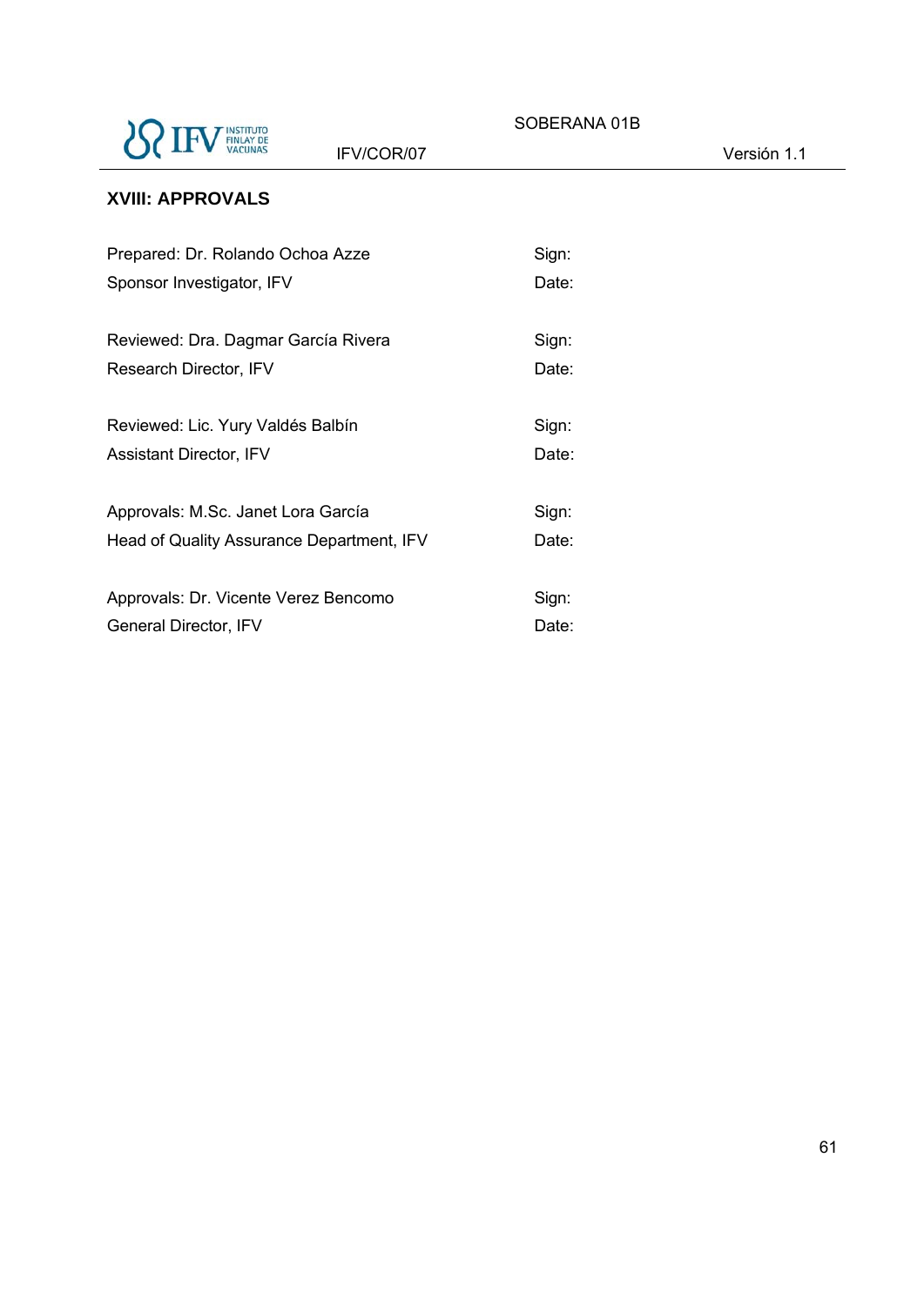## XVIII: APPROVALS

| | |
|---|---|
| Prepared: Dr. Rolando Ochoa Azze | Sign: |
| Sponsor Investigator, IFV | Date: |
| | |
| Reviewed: Dra. Dagmar García Rivera | Sign: |
| Research Director, IFV | Date: |
| | |
| Reviewed: Lic. Yury Valdés Balbín | Sign: |
| Assistant Director, IFV | Date: |
| | |
| Approvals: M.Sc. Janet Lora García | Sign: |
| Head of Quality Assurance Department, IFV | Date: |
| | |
| Approvals: Dr. Vicente Verez Bencomo | Sign: |
| General Director, IFV | Date: |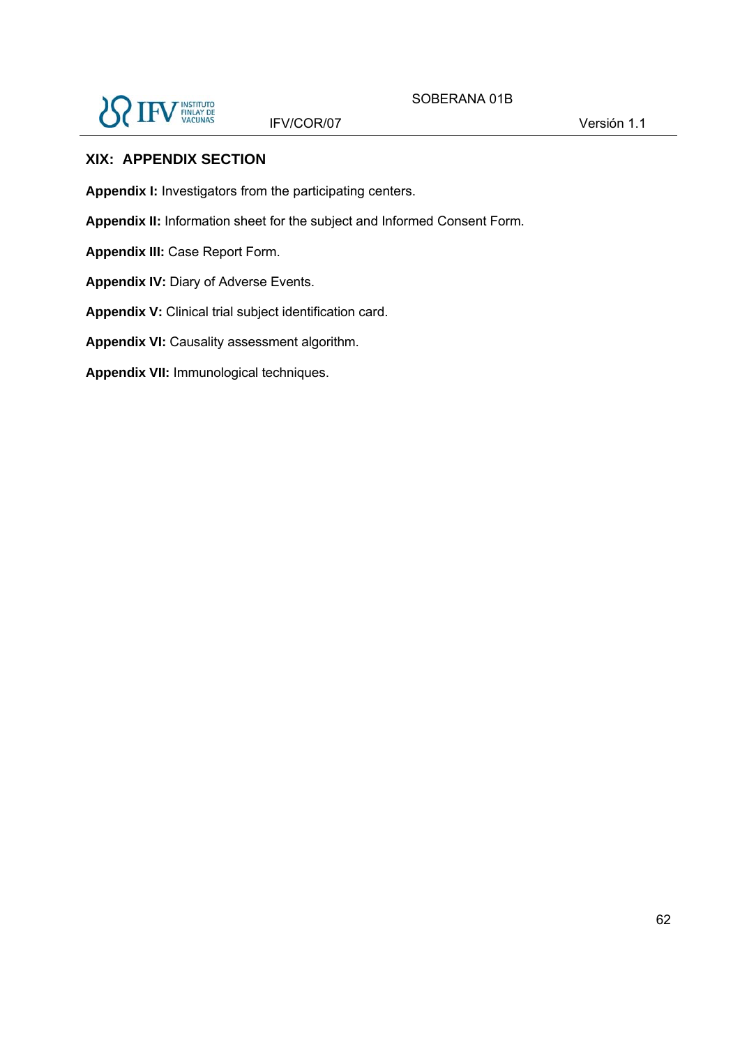## XIX: APPENDIX SECTION

**Appendix I:** Investigators from the participating centers.

**Appendix II:** Information sheet for the subject and Informed Consent Form.

**Appendix III:** Case Report Form.

**Appendix IV:** Diary of Adverse Events.

**Appendix V:** Clinical trial subject identification card.

**Appendix VI:** Causality assessment algorithm.

**Appendix VII:** Immunological techniques.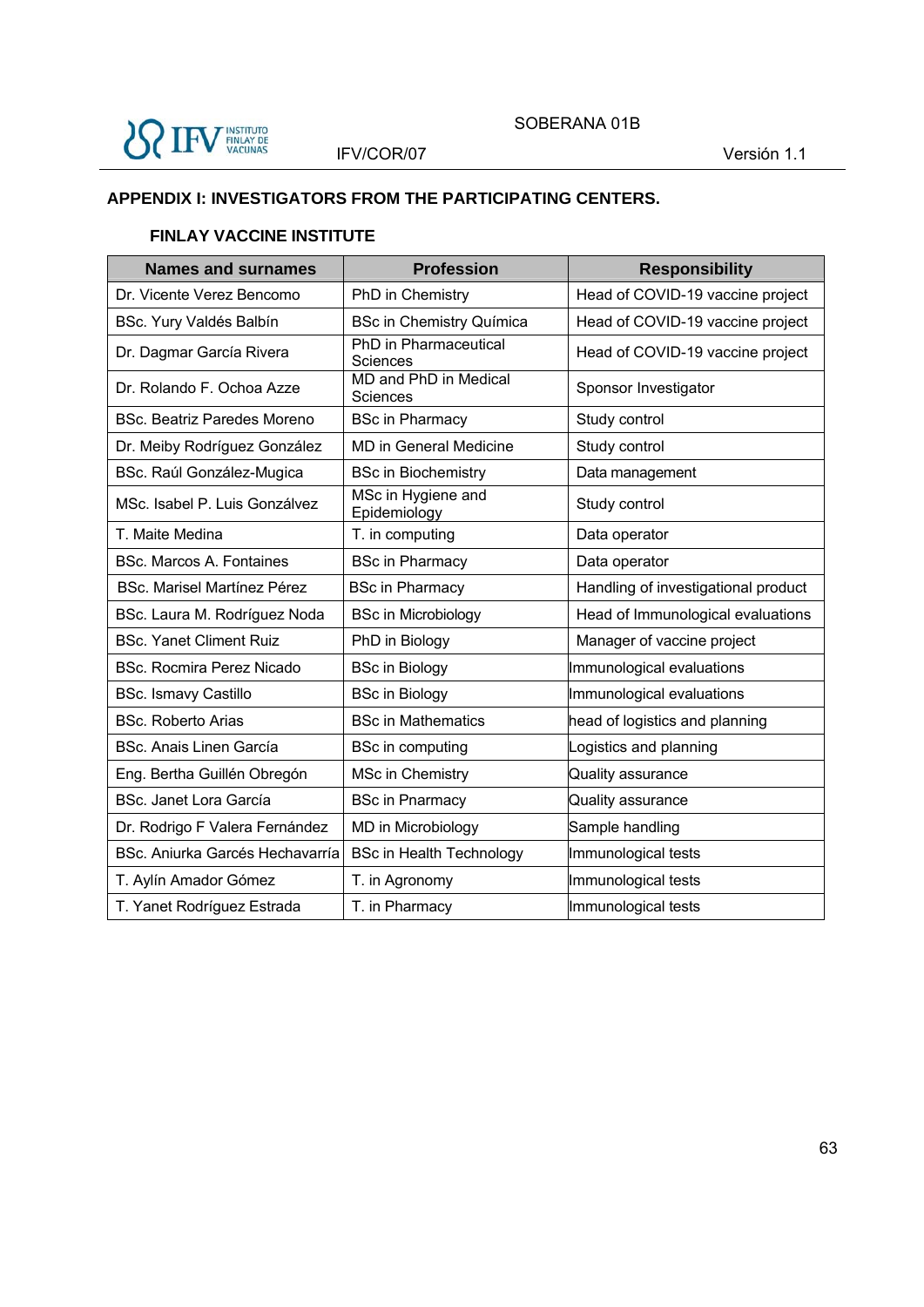## APPENDIX I: INVESTIGATORS FROM THE PARTICIPATING CENTERS.

### FINLAY VACCINE INSTITUTE

| Names and surnames | Profession | Responsibility |
|---|---|---|
| Dr. Vicente Verez Bencomo | PhD in Chemistry | Head of COVID-19 vaccine project |
| BSc. Yury Valdés Balbín | BSc in Chemistry Química | Head of COVID-19 vaccine project |
| Dr. Dagmar García Rivera | PhD in Pharmaceutical Sciences | Head of COVID-19 vaccine project |
| Dr. Rolando F. Ochoa Azze | MD and PhD in Medical Sciences | Sponsor Investigator |
| BSc. Beatriz Paredes Moreno | BSc in Pharmacy | Study control |
| Dr. Meiby Rodríguez González | MD in General Medicine | Study control |
| BSc. Raúl González-Mugica | BSc in Biochemistry | Data management |
| MSc. Isabel P. Luis Gonzálvez | MSc in Hygiene and Epidemiology | Study control |
| T. Maite Medina | T. in computing | Data operator |
| BSc. Marcos A. Fontaines | BSc in Pharmacy | Data operator |
| BSc. Marisel Martínez Pérez | BSc in Pharmacy | Handling of investigational product |
| BSc. Laura M. Rodríguez Noda | BSc in Microbiology | Head of Immunological evaluations |
| BSc. Yanet Climent Ruiz | PhD in Biology | Manager of vaccine project |
| BSc. Rocmira Perez Nicado | BSc in Biology | Immunological evaluations |
| BSc. Ismavy Castillo | BSc in Biology | Immunological evaluations |
| BSc. Roberto Arias | BSc in Mathematics | head of logistics and planning |
| BSc. Anais Linen García | BSc in computing | Logistics and planning |
| Eng. Bertha Guillén Obregón | MSc in Chemistry | Quality assurance |
| BSc. Janet Lora García | BSc in Pnarmacy | Quality assurance |
| Dr. Rodrigo F Valera Fernández | MD in Microbiology | Sample handling |
| BSc. Aniurka Garcés Hechavarría | BSc in Health Technology | Immunological tests |
| T. Aylín Amador Gómez | T. in Agronomy | Immunological tests |
| T. Yanet Rodríguez Estrada | T. in Pharmacy | Immunological tests |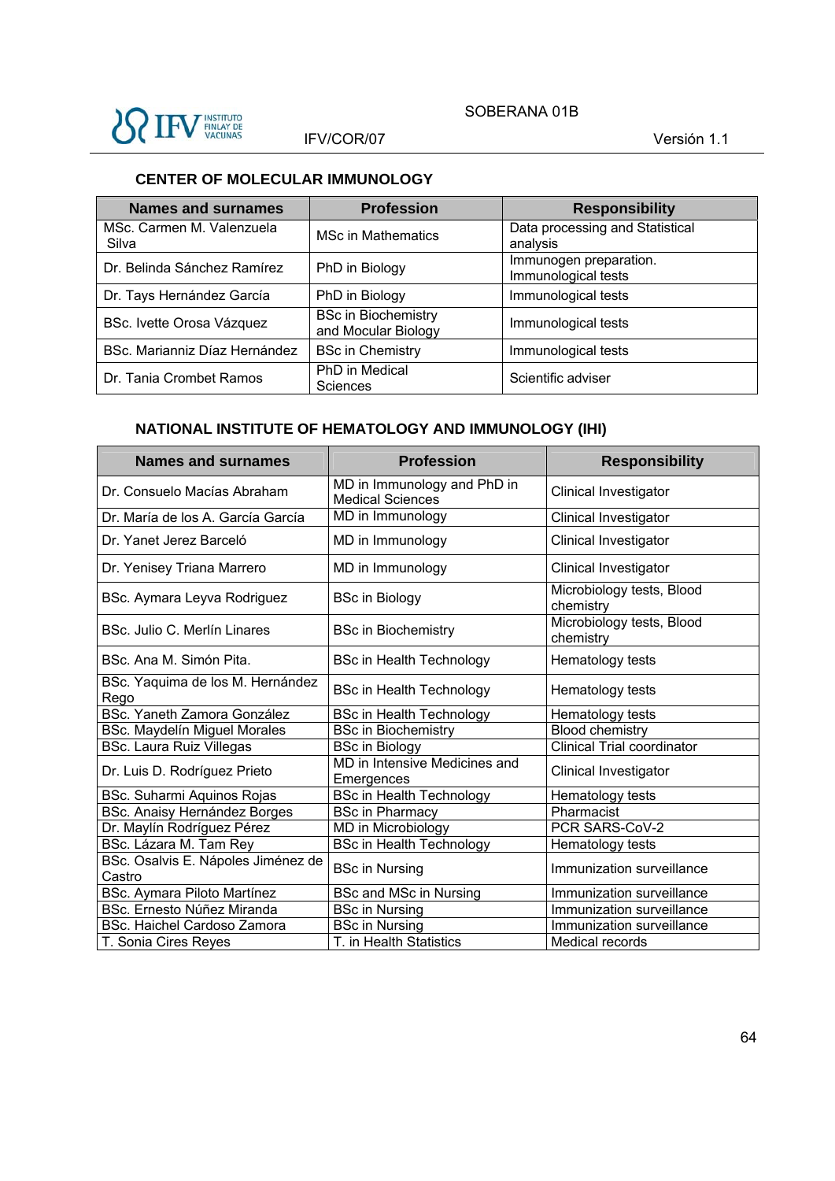## CENTER OF MOLECULAR IMMUNOLOGY

| Names and surnames | Profession | Responsibility |
|---|---|---|
| MSc. Carmen M. Valenzuela Silva | MSc in Mathematics | Data processing and Statistical analysis |
| Dr. Belinda Sánchez Ramírez | PhD in Biology | Immunogen preparation. Immunological tests |
| Dr. Tays Hernández García | PhD in Biology | Immunological tests |
| BSc. Ivette Orosa Vázquez | BSc in Biochemistry and Mocular Biology | Immunological tests |
| BSc. Marianniz Díaz Hernández | BSc in Chemistry | Immunological tests |
| Dr. Tania Crombet Ramos | PhD in Medical Sciences | Scientific adviser |

## NATIONAL INSTITUTE OF HEMATOLOGY AND IMMUNOLOGY (IHI)

| Names and surnames | Profession | Responsibility |
|---|---|---|
| Dr. Consuelo Macías Abraham | MD in Immunology and PhD in Medical Sciences | Clinical Investigator |
| Dr. María de los A. García García | MD in Immunology | Clinical Investigator |
| Dr. Yanet Jerez Barceló | MD in Immunology | Clinical Investigator |
| Dr. Yenisey Triana Marrero | MD in Immunology | Clinical Investigator |
| BSc. Aymara Leyva Rodriguez | BSc in Biology | Microbiology tests, Blood chemistry |
| BSc. Julio C. Merlín Linares | BSc in Biochemistry | Microbiology tests, Blood chemistry |
| BSc. Ana M. Simón Pita. | BSc in Health Technology | Hematology tests |
| BSc. Yaquima de los M. Hernández Rego | BSc in Health Technology | Hematology tests |
| BSc. Yaneth Zamora González | BSc in Health Technology | Hematology tests |
| BSc. Maydelín Miguel Morales | BSc in Biochemistry | Blood chemistry |
| BSc. Laura Ruiz Villegas | BSc in Biology | Clinical Trial coordinator |
| Dr. Luis D. Rodríguez Prieto | MD in Intensive Medicines and Emergences | Clinical Investigator |
| BSc. Suharmi Aquinos Rojas | BSc in Health Technology | Hematology tests |
| BSc. Anaisy Hernández Borges | BSc in Pharmacy | Pharmacist |
| Dr. Maylín Rodríguez Pérez | MD in Microbiology | PCR SARS-CoV-2 |
| BSc. Lázara M. Tam Rey | BSc in Health Technology | Hematology tests |
| BSc. Osalvis E. Nápoles Jiménez de Castro | BSc in Nursing | Immunization surveillance |
| BSc. Aymara Piloto Martínez | BSc and MSc in Nursing | Immunization surveillance |
| BSc. Ernesto Núñez Miranda | BSc in Nursing | Immunization surveillance |
| BSc. Haichel Cardoso Zamora | BSc in Nursing | Immunization surveillance |
| T. Sonia Cires Reyes | T. in Health Statistics | Medical records |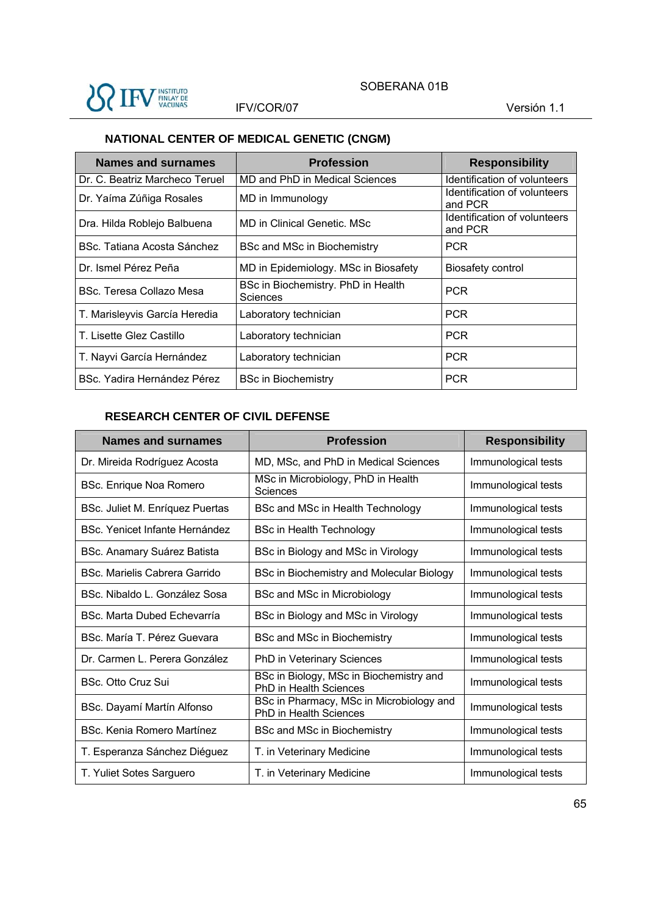## NATIONAL CENTER OF MEDICAL GENETIC (CNGM)

| Names and surnames | Profession | Responsibility |
|---|---|---|
| Dr. C. Beatriz Marcheco Teruel | MD and PhD in Medical Sciences | Identification of volunteers |
| Dr. Yaíma Zúñiga Rosales | MD in Immunology | Identification of volunteers and PCR |
| Dra. Hilda Roblejo Balbuena | MD in Clinical Genetic. MSc | Identification of volunteers and PCR |
| BSc. Tatiana Acosta Sánchez | BSc and MSc in Biochemistry | PCR |
| Dr. Ismel Pérez Peña | MD in Epidemiology. MSc in Biosafety | Biosafety control |
| BSc. Teresa Collazo Mesa | BSc in Biochemistry. PhD in Health Sciences | PCR |
| T. Marisleyvis García Heredia | Laboratory technician | PCR |
| T. Lisette Glez Castillo | Laboratory technician | PCR |
| T. Nayvi García Hernández | Laboratory technician | PCR |
| BSc. Yadira Hernández Pérez | BSc in Biochemistry | PCR |

## RESEARCH CENTER OF CIVIL DEFENSE

| Names and surnames | Profession | Responsibility |
|---|---|---|
| Dr. Mireida Rodríguez Acosta | MD, MSc, and PhD in Medical Sciences | Immunological tests |
| BSc. Enrique Noa Romero | MSc in Microbiology, PhD in Health Sciences | Immunological tests |
| BSc. Juliet M. Enríquez Puertas | BSc and MSc in Health Technology | Immunological tests |
| BSc. Yenicet Infante Hernández | BSc in Health Technology | Immunological tests |
| BSc. Anamary Suárez Batista | BSc in Biology and MSc in Virology | Immunological tests |
| BSc. Marielis Cabrera Garrido | BSc in Biochemistry and Molecular Biology | Immunological tests |
| BSc. Nibaldo L. González Sosa | BSc and MSc in Microbiology | Immunological tests |
| BSc. Marta Dubed Echevarría | BSc in Biology and MSc in Virology | Immunological tests |
| BSc. María T. Pérez Guevara | BSc and MSc in Biochemistry | Immunological tests |
| Dr. Carmen L. Perera González | PhD in Veterinary Sciences | Immunological tests |
| BSc. Otto Cruz Sui | BSc in Biology, MSc in Biochemistry and PhD in Health Sciences | Immunological tests |
| BSc. Dayamí Martín Alfonso | BSc in Pharmacy, MSc in Microbiology and PhD in Health Sciences | Immunological tests |
| BSc. Kenia Romero Martínez | BSc and MSc in Biochemistry | Immunological tests |
| T. Esperanza Sánchez Diéguez | T. in Veterinary Medicine | Immunological tests |
| T. Yuliet Sotes Sarguero | T. in Veterinary Medicine | Immunological tests |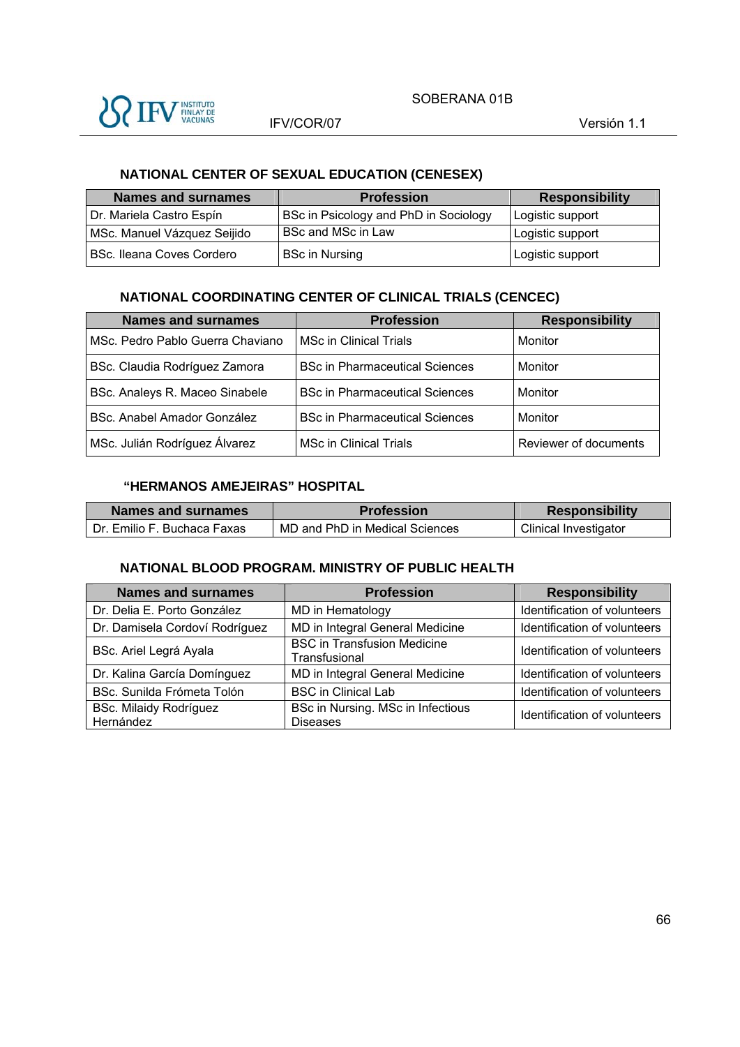## NATIONAL CENTER OF SEXUAL EDUCATION (CENESEX)

| Names and surnames | Profession | Responsibility |
|---|---|---|
| Dr. Mariela Castro Espín | BSc in Psicology and PhD in Sociology | Logistic support |
| MSc. Manuel Vázquez Seijido | BSc and MSc in Law | Logistic support |
| BSc. Ileana Coves Cordero | BSc in Nursing | Logistic support |

## NATIONAL COORDINATING CENTER OF CLINICAL TRIALS (CENCEC)

| Names and surnames | Profession | Responsibility |
|---|---|---|
| MSc. Pedro Pablo Guerra Chaviano | MSc in Clinical Trials | Monitor |
| BSc. Claudia Rodríguez Zamora | BSc in Pharmaceutical Sciences | Monitor |
| BSc. Analeys R. Maceo Sinabele | BSc in Pharmaceutical Sciences | Monitor |
| BSc. Anabel Amador González | BSc in Pharmaceutical Sciences | Monitor |
| MSc. Julián Rodríguez Álvarez | MSc in Clinical Trials | Reviewer of documents |

## "HERMANOS AMEJEIRAS" HOSPITAL

| Names and surnames | Profession | Responsibility |
|---|---|---|
| Dr. Emilio F. Buchaca Faxas | MD and PhD in Medical Sciences | Clinical Investigator |

## NATIONAL BLOOD PROGRAM. MINISTRY OF PUBLIC HEALTH

| Names and surnames | Profession | Responsibility |
|---|---|---|
| Dr. Delia E. Porto González | MD in Hematology | Identification of volunteers |
| Dr. Damisela Cordoví Rodríguez | MD in Integral General Medicine | Identification of volunteers |
| BSc. Ariel Legrá Ayala | BSC in Transfusion Medicine Transfusional | Identification of volunteers |
| Dr. Kalina García Domínguez | MD in Integral General Medicine | Identification of volunteers |
| BSc. Sunilda Frómeta Tolón | BSC in Clinical Lab | Identification of volunteers |
| BSc. Milaidy Rodríguez Hernández | BSc in Nursing. MSc in Infectious Diseases | Identification of volunteers |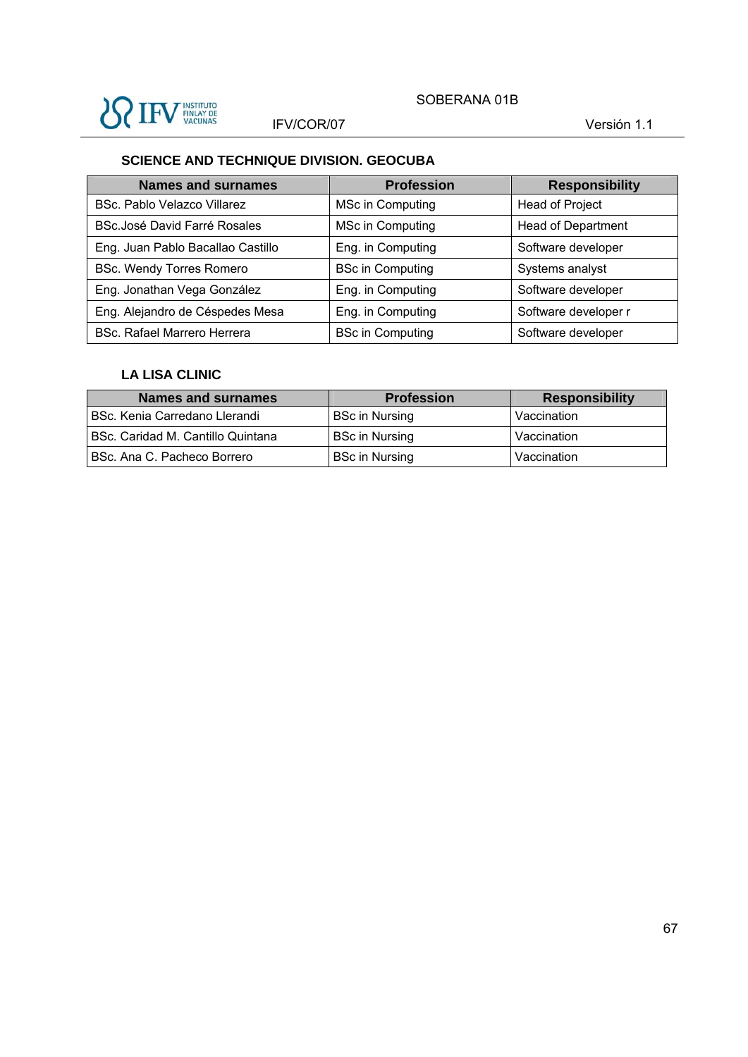### SCIENCE AND TECHNIQUE DIVISION. GEOCUBA

| Names and surnames | Profession | Responsibility |
|---|---|---|
| BSc. Pablo Velazco Villarez | MSc in Computing | Head of Project |
| BSc.José David Farré Rosales | MSc in Computing | Head of Department |
| Eng. Juan Pablo Bacallao Castillo | Eng. in Computing | Software developer |
| BSc. Wendy Torres Romero | BSc in Computing | Systems analyst |
| Eng. Jonathan Vega González | Eng. in Computing | Software developer |
| Eng. Alejandro de Céspedes Mesa | Eng. in Computing | Software developer r |
| BSc. Rafael Marrero Herrera | BSc in Computing | Software developer |

### LA LISA CLINIC

| Names and surnames | Profession | Responsibility |
|---|---|---|
| BSc. Kenia Carredano Llerandi | BSc in Nursing | Vaccination |
| BSc. Caridad M. Cantillo Quintana | BSc in Nursing | Vaccination |
| BSc. Ana C. Pacheco Borrero | BSc in Nursing | Vaccination |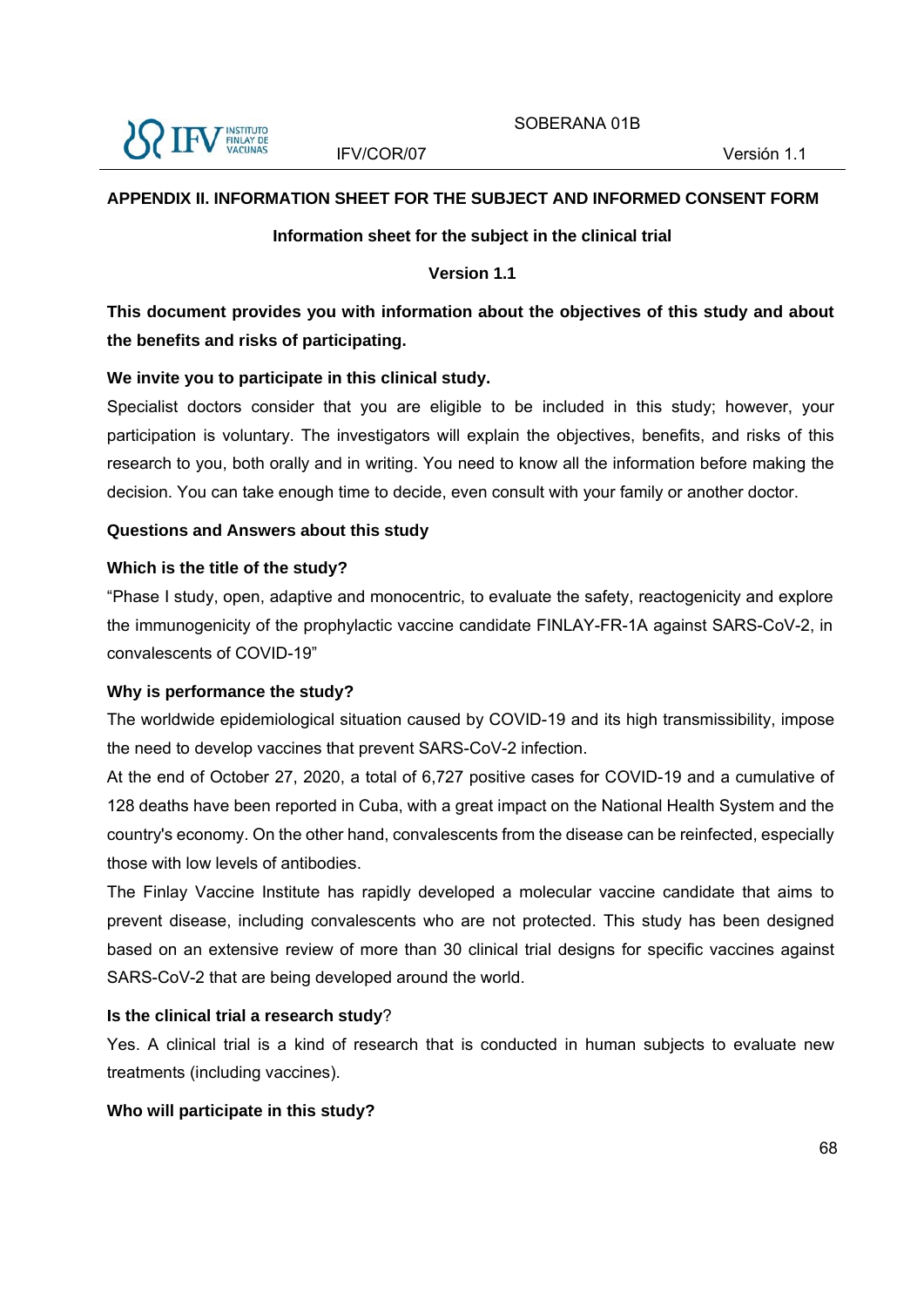## APPENDIX II. INFORMATION SHEET FOR THE SUBJECT AND INFORMED CONSENT FORM

### Information sheet for the subject in the clinical trial

### Version 1.1

**This document provides you with information about the objectives of this study and about the benefits and risks of participating.**

**We invite you to participate in this clinical study.**

Specialist doctors consider that you are eligible to be included in this study; however, your participation is voluntary. The investigators will explain the objectives, benefits, and risks of this research to you, both orally and in writing. You need to know all the information before making the decision. You can take enough time to decide, even consult with your family or another doctor.

**Questions and Answers about this study**

**Which is the title of the study?**

"Phase I study, open, adaptive and monocentric, to evaluate the safety, reactogenicity and explore the immunogenicity of the prophylactic vaccine candidate FINLAY-FR-1A against SARS-CoV-2, in convalescents of COVID-19"

**Why is performance the study?**

The worldwide epidemiological situation caused by COVID-19 and its high transmissibility, impose the need to develop vaccines that prevent SARS-CoV-2 infection.

At the end of October 27, 2020, a total of 6,727 positive cases for COVID-19 and a cumulative of 128 deaths have been reported in Cuba, with a great impact on the National Health System and the country's economy. On the other hand, convalescents from the disease can be reinfected, especially those with low levels of antibodies.

The Finlay Vaccine Institute has rapidly developed a molecular vaccine candidate that aims to prevent disease, including convalescents who are not protected. This study has been designed based on an extensive review of more than 30 clinical trial designs for specific vaccines against SARS-CoV-2 that are being developed around the world.

**Is the clinical trial a research study**?

Yes. A clinical trial is a kind of research that is conducted in human subjects to evaluate new treatments (including vaccines).

**Who will participate in this study?**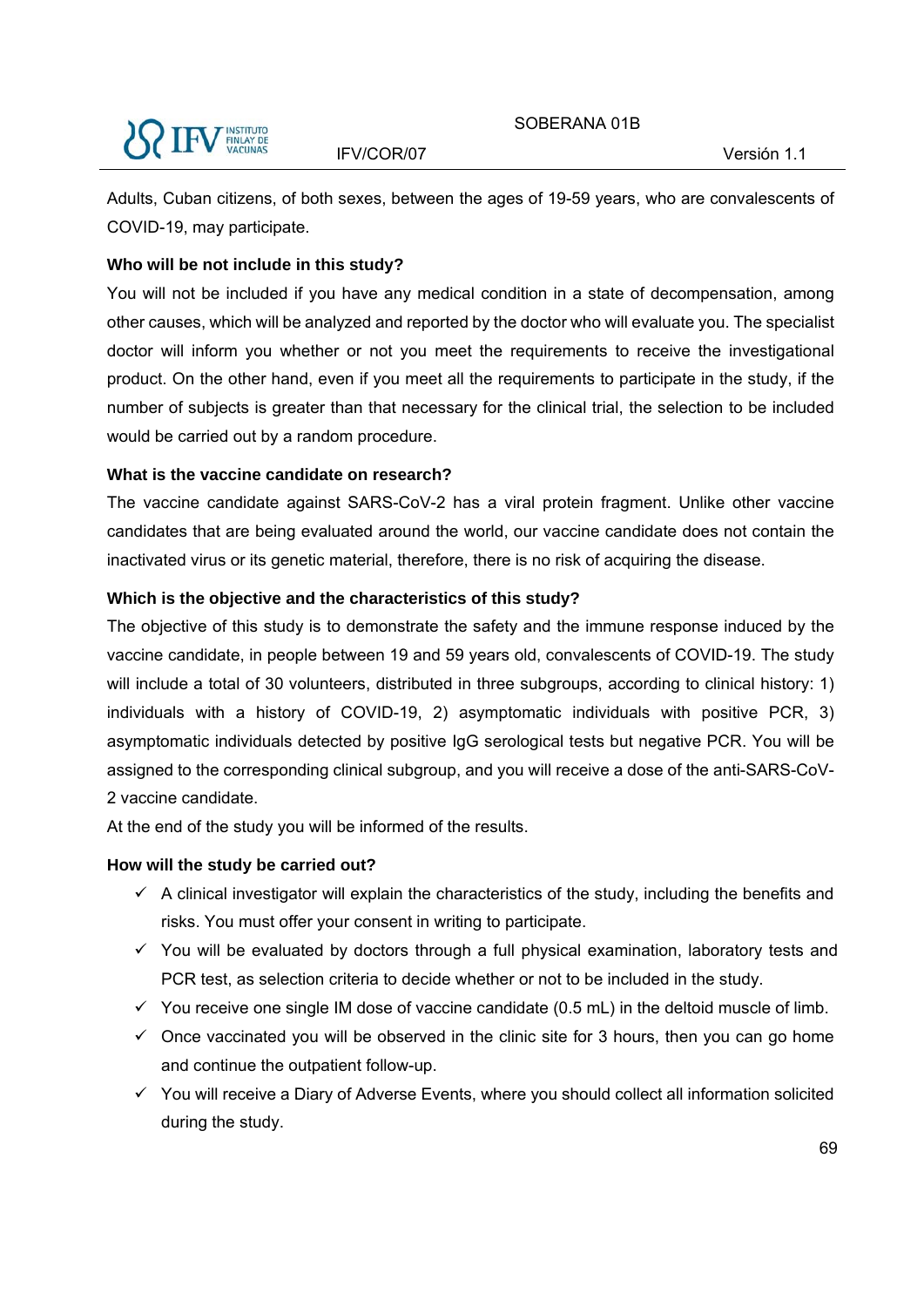Adults, Cuban citizens, of both sexes, between the ages of 19-59 years, who are convalescents of COVID-19, may participate.

**Who will be not include in this study?**

You will not be included if you have any medical condition in a state of decompensation, among other causes, which will be analyzed and reported by the doctor who will evaluate you. The specialist doctor will inform you whether or not you meet the requirements to receive the investigational product. On the other hand, even if you meet all the requirements to participate in the study, if the number of subjects is greater than that necessary for the clinical trial, the selection to be included would be carried out by a random procedure.

**What is the vaccine candidate on research?**

The vaccine candidate against SARS-CoV-2 has a viral protein fragment. Unlike other vaccine candidates that are being evaluated around the world, our vaccine candidate does not contain the inactivated virus or its genetic material, therefore, there is no risk of acquiring the disease.

**Which is the objective and the characteristics of this study?**

The objective of this study is to demonstrate the safety and the immune response induced by the vaccine candidate, in people between 19 and 59 years old, convalescents of COVID-19. The study will include a total of 30 volunteers, distributed in three subgroups, according to clinical history: 1) individuals with a history of COVID-19, 2) asymptomatic individuals with positive PCR, 3) asymptomatic individuals detected by positive IgG serological tests but negative PCR. You will be assigned to the corresponding clinical subgroup, and you will receive a dose of the anti-SARS-CoV-2 vaccine candidate.

At the end of the study you will be informed of the results.

**How will the study be carried out?**

- ✓ A clinical investigator will explain the characteristics of the study, including the benefits and risks. You must offer your consent in writing to participate.
- ✓ You will be evaluated by doctors through a full physical examination, laboratory tests and PCR test, as selection criteria to decide whether or not to be included in the study.
- ✓ You receive one single IM dose of vaccine candidate (0.5 mL) in the deltoid muscle of limb.
- ✓ Once vaccinated you will be observed in the clinic site for 3 hours, then you can go home and continue the outpatient follow-up.
- ✓ You will receive a Diary of Adverse Events, where you should collect all information solicited during the study.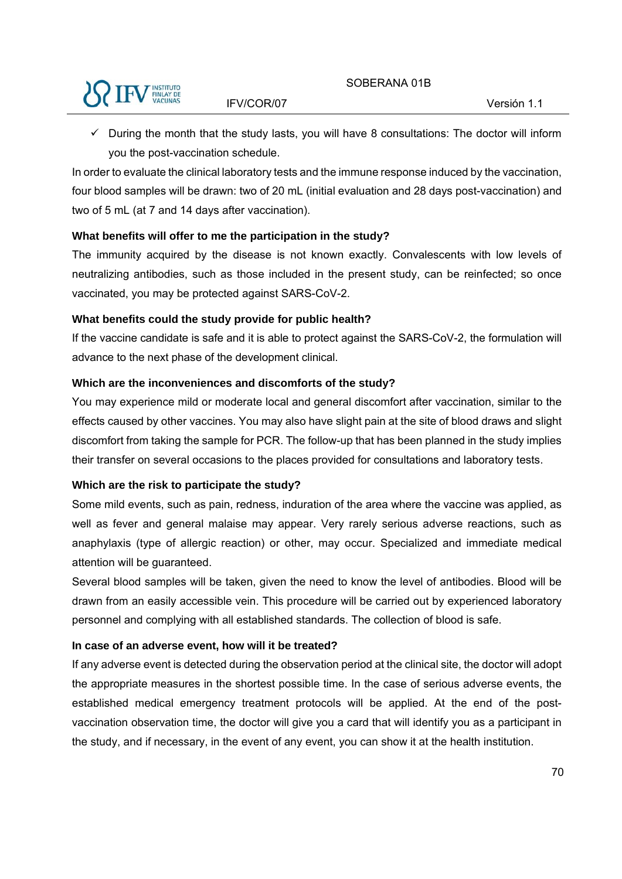- ✓ During the month that the study lasts, you will have 8 consultations: The doctor will inform you the post-vaccination schedule.

In order to evaluate the clinical laboratory tests and the immune response induced by the vaccination, four blood samples will be drawn: two of 20 mL (initial evaluation and 28 days post-vaccination) and two of 5 mL (at 7 and 14 days after vaccination).

**What benefits will offer to me the participation in the study?**

The immunity acquired by the disease is not known exactly. Convalescents with low levels of neutralizing antibodies, such as those included in the present study, can be reinfected; so once vaccinated, you may be protected against SARS-CoV-2.

**What benefits could the study provide for public health?**

If the vaccine candidate is safe and it is able to protect against the SARS-CoV-2, the formulation will advance to the next phase of the development clinical.

**Which are the inconveniences and discomforts of the study?**

You may experience mild or moderate local and general discomfort after vaccination, similar to the effects caused by other vaccines. You may also have slight pain at the site of blood draws and slight discomfort from taking the sample for PCR. The follow-up that has been planned in the study implies their transfer on several occasions to the places provided for consultations and laboratory tests.

**Which are the risk to participate the study?**

Some mild events, such as pain, redness, induration of the area where the vaccine was applied, as well as fever and general malaise may appear. Very rarely serious adverse reactions, such as anaphylaxis (type of allergic reaction) or other, may occur. Specialized and immediate medical attention will be guaranteed.

Several blood samples will be taken, given the need to know the level of antibodies. Blood will be drawn from an easily accessible vein. This procedure will be carried out by experienced laboratory personnel and complying with all established standards. The collection of blood is safe.

**In case of an adverse event, how will it be treated?**

If any adverse event is detected during the observation period at the clinical site, the doctor will adopt the appropriate measures in the shortest possible time. In the case of serious adverse events, the established medical emergency treatment protocols will be applied. At the end of the post-vaccination observation time, the doctor will give you a card that will identify you as a participant in the study, and if necessary, in the event of any event, you can show it at the health institution.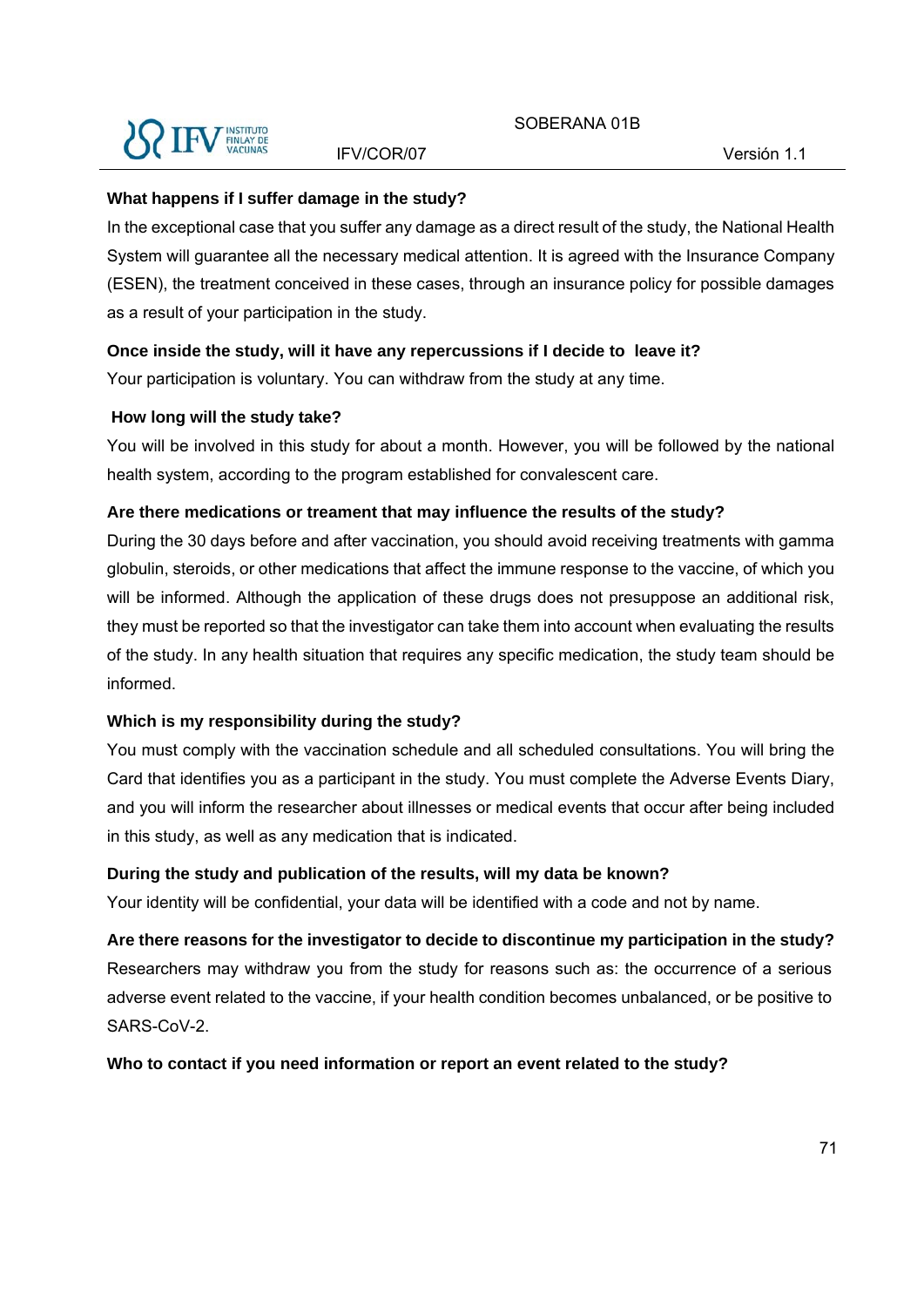**What happens if I suffer damage in the study?**

In the exceptional case that you suffer any damage as a direct result of the study, the National Health System will guarantee all the necessary medical attention. It is agreed with the Insurance Company (ESEN), the treatment conceived in these cases, through an insurance policy for possible damages as a result of your participation in the study.

**Once inside the study, will it have any repercussions if I decide to leave it?**

Your participation is voluntary. You can withdraw from the study at any time.

**How long will the study take?**

You will be involved in this study for about a month. However, you will be followed by the national health system, according to the program established for convalescent care.

**Are there medications or treament that may influence the results of the study?**

During the 30 days before and after vaccination, you should avoid receiving treatments with gamma globulin, steroids, or other medications that affect the immune response to the vaccine, of which you will be informed. Although the application of these drugs does not presuppose an additional risk, they must be reported so that the investigator can take them into account when evaluating the results of the study. In any health situation that requires any specific medication, the study team should be informed.

**Which is my responsibility during the study?**

You must comply with the vaccination schedule and all scheduled consultations. You will bring the Card that identifies you as a participant in the study. You must complete the Adverse Events Diary, and you will inform the researcher about illnesses or medical events that occur after being included in this study, as well as any medication that is indicated.

**During the study and publication of the results, will my data be known?**

Your identity will be confidential, your data will be identified with a code and not by name.

**Are there reasons for the investigator to decide to discontinue my participation in the study?**

Researchers may withdraw you from the study for reasons such as: the occurrence of a serious adverse event related to the vaccine, if your health condition becomes unbalanced, or be positive to SARS-CoV-2.

**Who to contact if you need information or report an event related to the study?**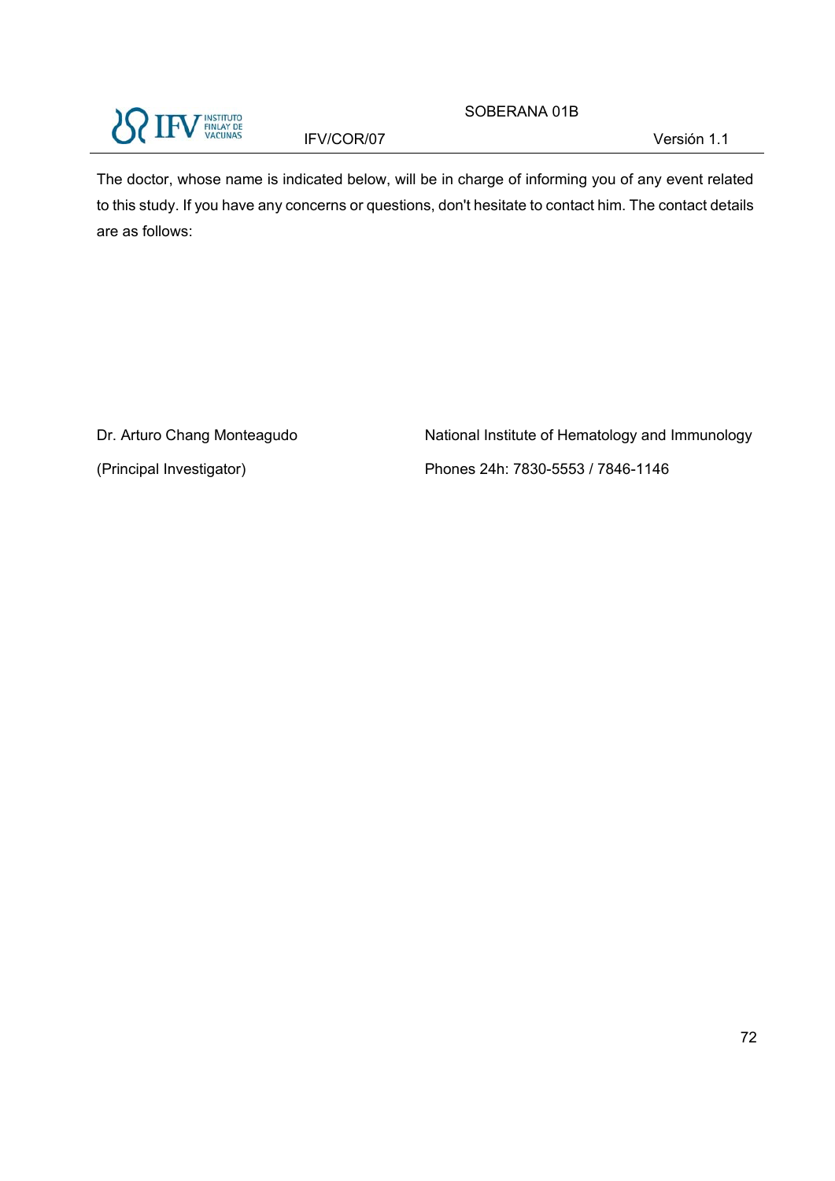The doctor, whose name is indicated below, will be in charge of informing you of any event related to this study. If you have any concerns or questions, don't hesitate to contact him. The contact details are as follows:

| | |
|---|---|
| Dr. Arturo Chang Monteagudo | National Institute of Hematology and Immunology |
| (Principal Investigator) | Phones 24h: 7830-5553 / 7846-1146 |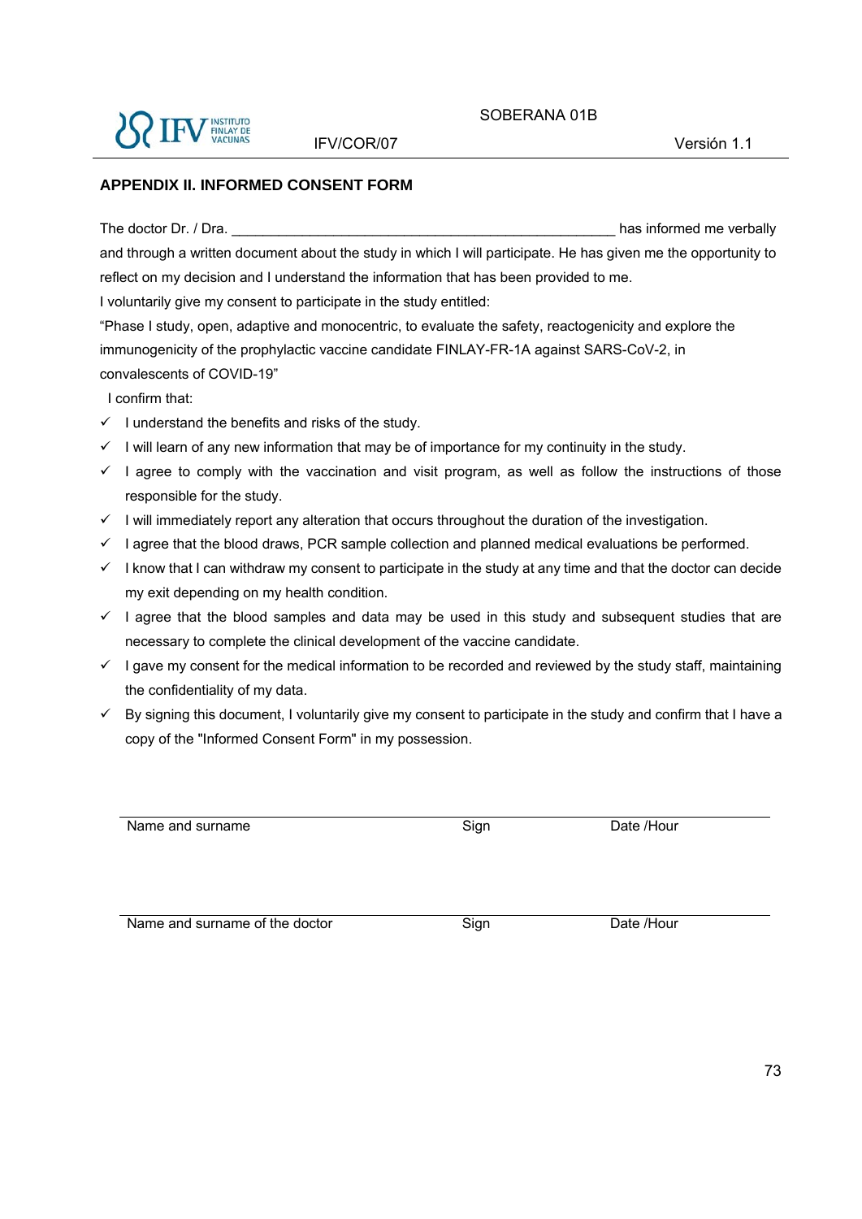## APPENDIX II. INFORMED CONSENT FORM

The doctor Dr. / Dra. _________________________________________________ has informed me verbally and through a written document about the study in which I will participate. He has given me the opportunity to reflect on my decision and I understand the information that has been provided to me.

I voluntarily give my consent to participate in the study entitled:

"Phase I study, open, adaptive and monocentric, to evaluate the safety, reactogenicity and explore the immunogenicity of the prophylactic vaccine candidate FINLAY-FR-1A against SARS-CoV-2, in convalescents of COVID-19"

I confirm that:

- ✓ I understand the benefits and risks of the study.
- ✓ I will learn of any new information that may be of importance for my continuity in the study.
- ✓ I agree to comply with the vaccination and visit program, as well as follow the instructions of those responsible for the study.
- ✓ I will immediately report any alteration that occurs throughout the duration of the investigation.
- ✓ I agree that the blood draws, PCR sample collection and planned medical evaluations be performed.
- ✓ I know that I can withdraw my consent to participate in the study at any time and that the doctor can decide my exit depending on my health condition.
- ✓ I agree that the blood samples and data may be used in this study and subsequent studies that are necessary to complete the clinical development of the vaccine candidate.
- ✓ I gave my consent for the medical information to be recorded and reviewed by the study staff, maintaining the confidentiality of my data.
- ✓ By signing this document, I voluntarily give my consent to participate in the study and confirm that I have a copy of the "Informed Consent Form" in my possession.

_____________________________________________________________________________

Name and surname Sign Date /Hour

_____________________________________________________________________________

Name and surname of the doctor Sign Date /Hour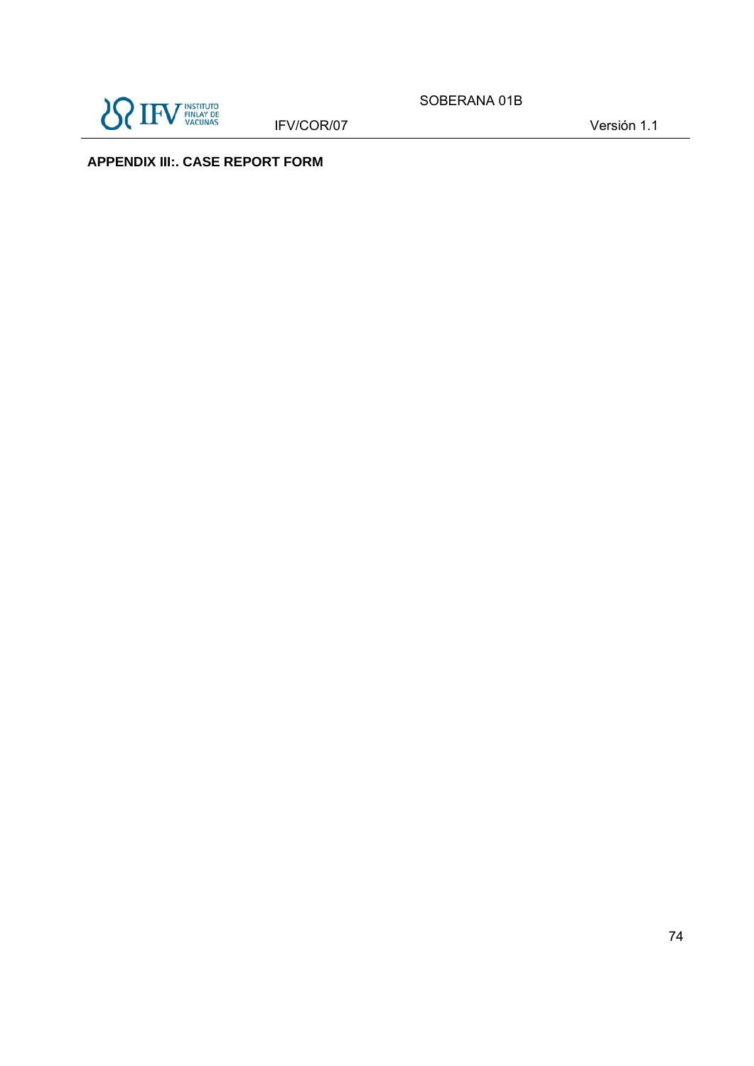**APPENDIX III:. CASE REPORT FORM**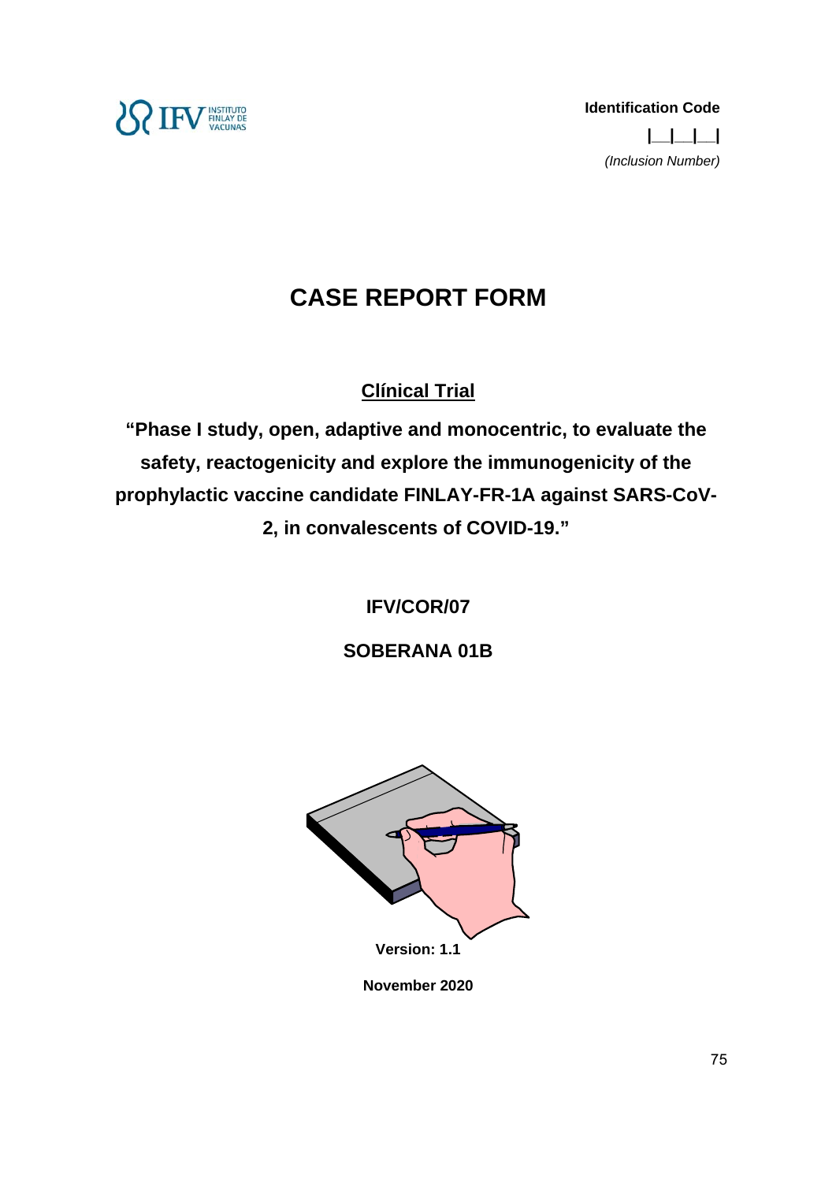INSTITUTO FINLAY DE VACUNAS

**Identification Code**

**|__|__|__|**

*(Inclusion Number)*

# CASE REPORT FORM

## <u>Clínical Trial</u>

**“Phase I study, open, adaptive and monocentric, to evaluate the safety, reactogenicity and explore the immunogenicity of the prophylactic vaccine candidate FINLAY-FR-1A against SARS-CoV-2, in convalescents of COVID-19.”**

**IFV/COR/07**

**SOBERANA 01B**

**Version: 1.1**

**November 2020**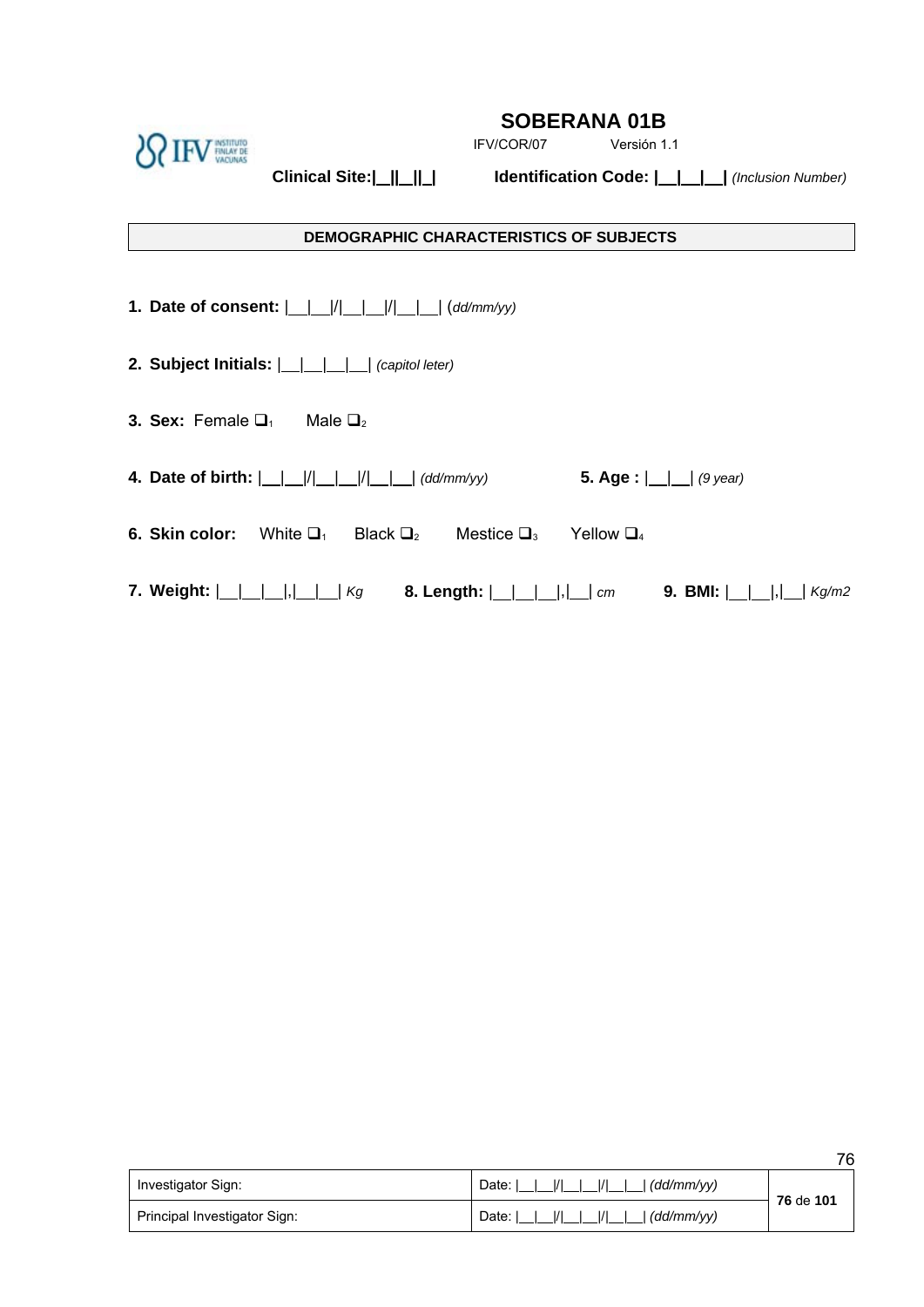# SOBERANA 01B

IFV/COR/07 Versión 1.1

**Clinical Site:|__||__||_|** **Identification Code: |__|__|__|** *(Inclusion Number)*

| DEMOGRAPHIC CHARACTERISTICS OF SUBJECTS |
|---|

1. **Date of consent:** |__|__|/|__|__|/|__|__| (*dd/mm/yy)*

2. **Subject Initials:** |__|__|__|__| *(capitol leter)*

3. **Sex:** Female ❑1 Male ❑2

4. **Date of birth:** |__|__|/|__|__|/|__|__| *(dd/mm/yy)* 5. **Age :** |__|__| *(9 year)*

6. **Skin color:** White ❑1 Black ❑2 Mestice ❑3 Yellow ❑4

7. **Weight:** |__|__|__|,|__|__| *Kg* 8. **Length:** |__|__|__|,|__| *cm* 9. **BMI:** |__|__|,|__| *Kg/m2*

| Investigator Sign: | Date: \|__\|__\|/\|__\|__\|/\|__\|__\| *(dd/mm/yy)* |
|---|---|
| Principal Investigator Sign: | Date: \|__\|__\|/\|__\|__\|/\|__\|__\| *(dd/mm/yy)* |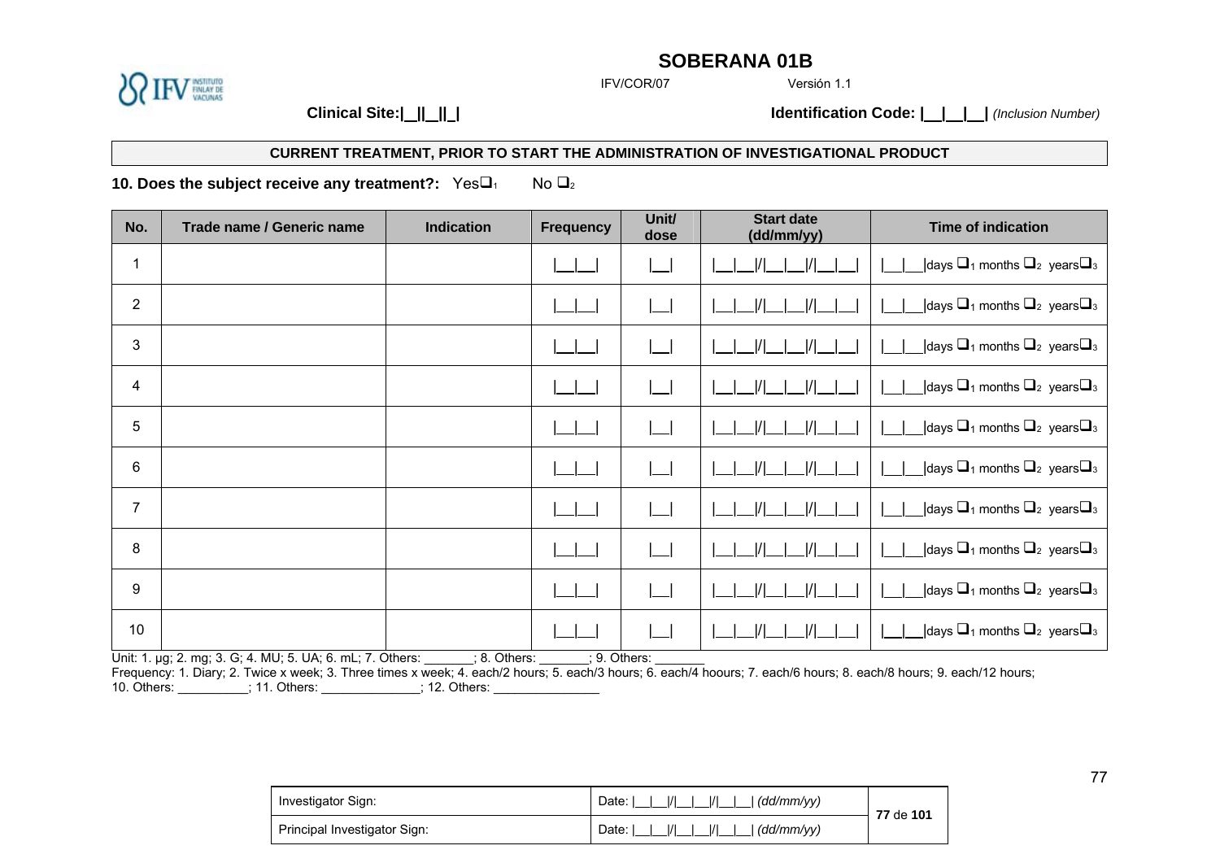# SOBERANA 01B

IFV/COR/07 Versión 1.1

**Clinical Site:|__||__||_|** **Identification Code: |__|__|__|** *(Inclusion Number)*

**CURRENT TREATMENT, PRIOR TO START THE ADMINISTRATION OF INVESTIGATIONAL PRODUCT**

**10. Does the subject receive any treatment?:** Yes❑1 No ❑2

| No. | Trade name / Generic name | Indication | Frequency | Unit/ dose | Start date (dd/mm/yy) | Time of indication |
|---|---|---|---|---|---|---|
| 1 | | | \|__\|__\| | \|__\| | \|__\|__\|/\|__\|__\|/\|__\|__\| | \|__\|__\|days ❑1 months ❑2 years❑3 |
| 2 | | | \|__\|__\| | \|__\| | \|__\|__\|/\|__\|__\|/\|__\|__\| | \|__\|__\|days ❑1 months ❑2 years❑3 |
| 3 | | | \|__\|__\| | \|__\| | \|__\|__\|/\|__\|__\|/\|__\|__\| | \|__\|__\|days ❑1 months ❑2 years❑3 |
| 4 | | | \|__\|__\| | \|__\| | \|__\|__\|/\|__\|__\|/\|__\|__\| | \|__\|__\|days ❑1 months ❑2 years❑3 |
| 5 | | | \|__\|__\| | \|__\| | \|__\|__\|/\|__\|__\|/\|__\|__\| | \|__\|__\|days ❑1 months ❑2 years❑3 |
| 6 | | | \|__\|__\| | \|__\| | \|__\|__\|/\|__\|__\|/\|__\|__\| | \|__\|__\|days ❑1 months ❑2 years❑3 |
| 7 | | | \|__\|__\| | \|__\| | \|__\|__\|/\|__\|__\|/\|__\|__\| | \|__\|__\|days ❑1 months ❑2 years❑3 |
| 8 | | | \|__\|__\| | \|__\| | \|__\|__\|/\|__\|__\|/\|__\|__\| | \|__\|__\|days ❑1 months ❑2 years❑3 |
| 9 | | | \|__\|__\| | \|__\| | \|__\|__\|/\|__\|__\|/\|__\|__\| | \|__\|__\|days ❑1 months ❑2 years❑3 |
| 10 | | | \|__\|__\| | \|__\| | \|__\|__\|/\|__\|__\|/\|__\|__\| | \|__\|__\|days ❑1 months ❑2 years❑3 |

Unit: 1. µg; 2. mg; 3. G; 4. MU; 5. UA; 6. mL; 7. Others: _______; 8. Others: _______; 9. Others: _______

Frequency: 1. Diary; 2. Twice x week; 3. Three times x week; 4. each/2 hours; 5. each/3 hours; 6. each/4 hoours; 7. each/6 hours; 8. each/8 hours; 9. each/12 hours; 10. Others: __________; 11. Others: ______________; 12. Others: _______________

| Investigator Sign: | Date: \|__\|__\|/\|__\|__\|/\|__\|__\| *(dd/mm/yy)* |
|---|---|
| Principal Investigator Sign: | Date: \|__\|__\|/\|__\|__\|/\|__\|__\| *(dd/mm/yy)* |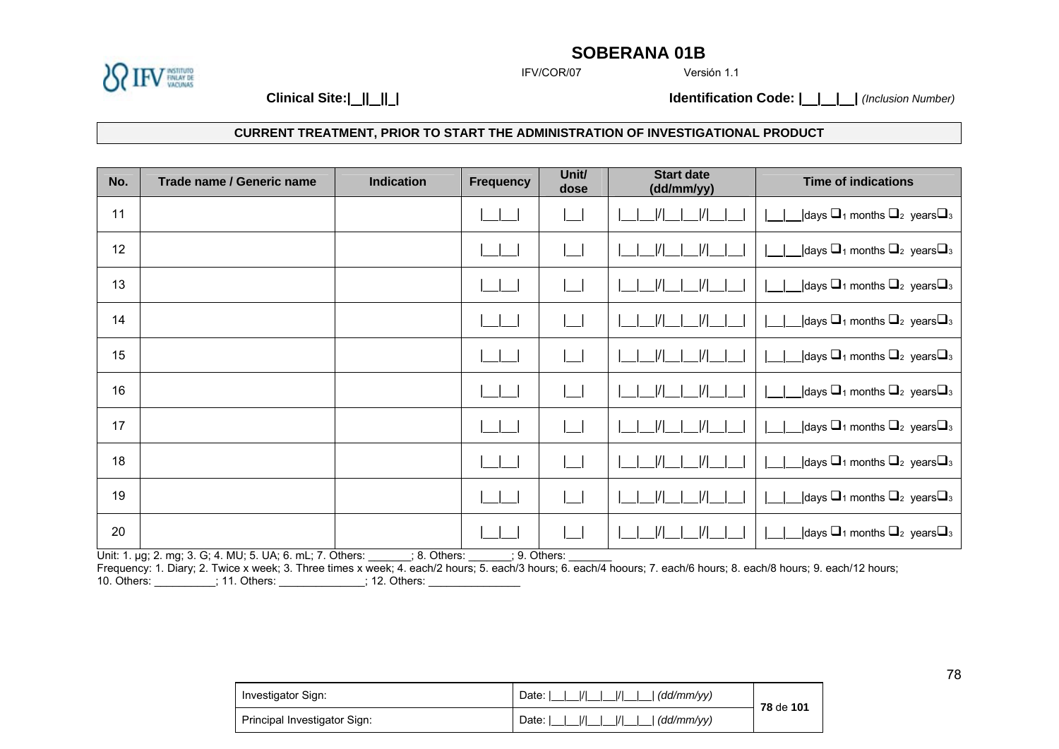# SOBERANA 01B

IFV/COR/07 Versión 1.1

**Clinical Site:|\_\_||\_\_||\_|** **Identification Code: |\_\_|\_\_|\_\_|** *(Inclusion Number)*

**CURRENT TREATMENT, PRIOR TO START THE ADMINISTRATION OF INVESTIGATIONAL PRODUCT**

| No. | Trade name / Generic name | Indication | Frequency | Unit/ dose | Start date (dd/mm/yy) | Time of indications |
|---|---|---|---|---|---|---|
| 11 | | | \|\_\_\|\_\_\| | \|\_\_\| | \|\_\_\|\_\_\|/\|\_\_\|\_\_\|/\|\_\_\|\_\_\| | \|\_\_\|\_\_\|days ❑1 months ❑2 years❑3 |
| 12 | | | \|\_\_\|\_\_\| | \|\_\_\| | \|\_\_\|\_\_\|/\|\_\_\|\_\_\|/\|\_\_\|\_\_\| | \|\_\_\|\_\_\|days ❑1 months ❑2 years❑3 |
| 13 | | | \|\_\_\|\_\_\| | \|\_\_\| | \|\_\_\|\_\_\|/\|\_\_\|\_\_\|/\|\_\_\|\_\_\| | \|\_\_\|\_\_\|days ❑1 months ❑2 years❑3 |
| 14 | | | \|\_\_\|\_\_\| | \|\_\_\| | \|\_\_\|\_\_\|/\|\_\_\|\_\_\|/\|\_\_\|\_\_\| | \|\_\_\|\_\_\|days ❑1 months ❑2 years❑3 |
| 15 | | | \|\_\_\|\_\_\| | \|\_\_\| | \|\_\_\|\_\_\|/\|\_\_\|\_\_\|/\|\_\_\|\_\_\| | \|\_\_\|\_\_\|days ❑1 months ❑2 years❑3 |
| 16 | | | \|\_\_\|\_\_\| | \|\_\_\| | \|\_\_\|\_\_\|/\|\_\_\|\_\_\|/\|\_\_\|\_\_\| | \|\_\_\|\_\_\|days ❑1 months ❑2 years❑3 |
| 17 | | | \|\_\_\|\_\_\| | \|\_\_\| | \|\_\_\|\_\_\|/\|\_\_\|\_\_\|/\|\_\_\|\_\_\| | \|\_\_\|\_\_\|days ❑1 months ❑2 years❑3 |
| 18 | | | \|\_\_\|\_\_\| | \|\_\_\| | \|\_\_\|\_\_\|/\|\_\_\|\_\_\|/\|\_\_\|\_\_\| | \|\_\_\|\_\_\|days ❑1 months ❑2 years❑3 |
| 19 | | | \|\_\_\|\_\_\| | \|\_\_\| | \|\_\_\|\_\_\|/\|\_\_\|\_\_\|/\|\_\_\|\_\_\| | \|\_\_\|\_\_\|days ❑1 months ❑2 years❑3 |
| 20 | | | \|\_\_\|\_\_\| | \|\_\_\| | \|\_\_\|\_\_\|/\|\_\_\|\_\_\|/\|\_\_\|\_\_\| | \|\_\_\|\_\_\|days ❑1 months ❑2 years❑3 |

Unit: 1. µg; 2. mg; 3. G; 4. MU; 5. UA; 6. mL; 7. Others: \_\_\_\_\_\_\_; 8. Others: \_\_\_\_\_\_\_; 9. Others: \_\_\_\_\_\_\_

Frequency: 1. Diary; 2. Twice x week; 3. Three times x week; 4. each/2 hours; 5. each/3 hours; 6. each/4 hoours; 7. each/6 hours; 8. each/8 hours; 9. each/12 hours; 10. Others: \_\_\_\_\_\_\_\_\_\_; 11. Others: \_\_\_\_\_\_\_\_\_\_\_\_\_\_; 12. Others: \_\_\_\_\_\_\_\_\_\_\_\_\_\_\_

| Investigator Sign: | Date: \|\_\_\|\_\_\|/\|\_\_\|\_\_\|/\|\_\_\|\_\_\| *(dd/mm/yy)* |
|---|---|
| Principal Investigator Sign: | Date: \|\_\_\|\_\_\|/\|\_\_\|\_\_\|/\|\_\_\|\_\_\| *(dd/mm/yy)* |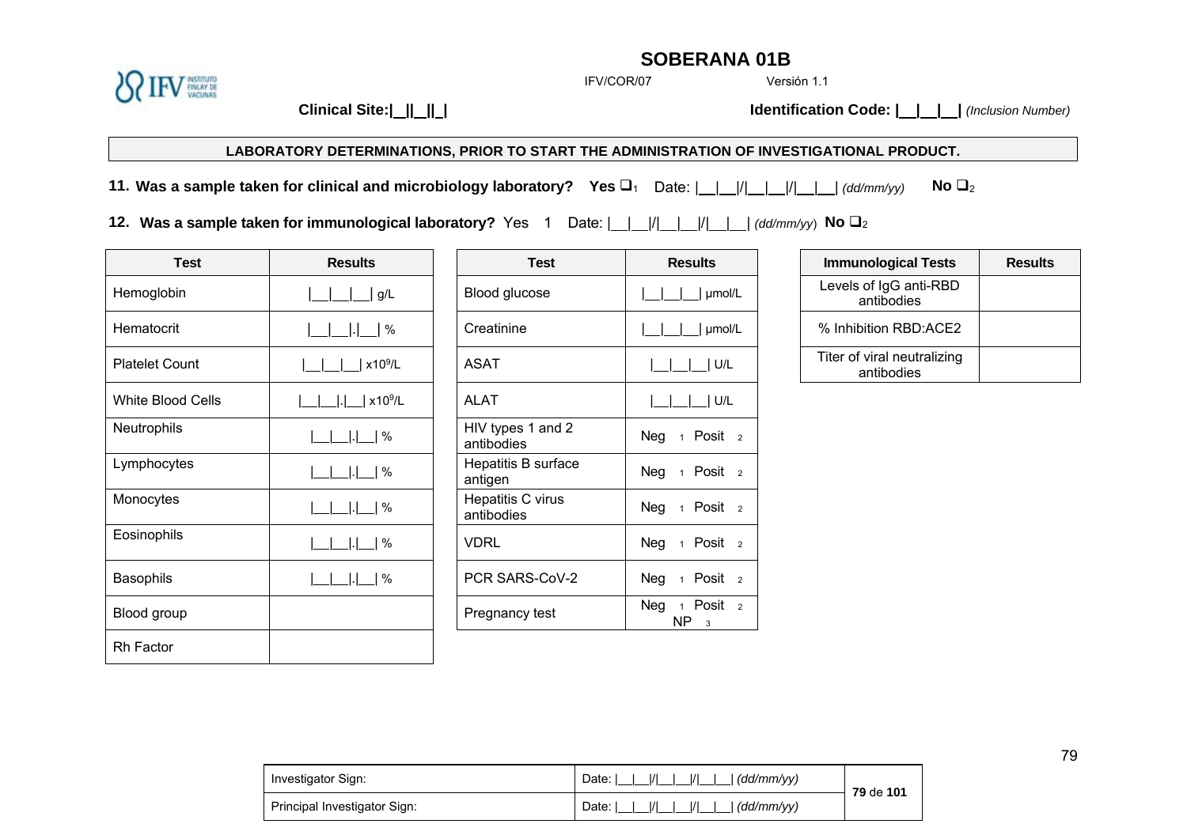# SOBERANA 01B

IFV/COR/07 Versión 1.1

**Clinical Site:|__||__||_|** **Identification Code: |__|__|__|** *(Inclusion Number)*

**LABORATORY DETERMINATIONS, PRIOR TO START THE ADMINISTRATION OF INVESTIGATIONAL PRODUCT.**

**11. Was a sample taken for clinical and microbiology laboratory? Yes ❑**1 Date: |__|__|/|__|__|/|__|__| *(dd/mm/yy)* **No ❑**2

**12. Was a sample taken for immunological laboratory?** Yes 1 Date: |__|__|/|__|__|/|__|__| *(dd/mm/yy)* **No ❑**2

| Test | Results |
|---|---|
| Hemoglobin | \|__\|__\|__\| g/L |
| Hematocrit | \|__\|__\|.\|__\| % |
| Platelet Count | \|__\|__\|__\| x10⁹/L |
| White Blood Cells | \|__\|__\|.\|__\| x10⁹/L |
| Neutrophils | \|__\|__\|.\|__\| % |
| Lymphocytes | \|__\|__\|.\|__\| % |
| Monocytes | \|__\|__\|.\|__\| % |
| Eosinophils | \|__\|__\|.\|__\| % |
| Basophils | \|__\|__\|.\|__\| % |
| Blood group | |
| Rh Factor | |

| Test | Results |
|---|---|
| Blood glucose | \|__\|__\|__\| μmol/L |
| Creatinine | \|__\|__\|__\| μmol/L |
| ASAT | \|__\|__\|__\| U/L |
| ALAT | \|__\|__\|__\| U/L |
| HIV types 1 and 2 antibodies | Neg 1 Posit 2 |
| Hepatitis B surface antigen | Neg 1 Posit 2 |
| Hepatitis C virus antibodies | Neg 1 Posit 2 |
| VDRL | Neg 1 Posit 2 |
| PCR SARS-CoV-2 | Neg 1 Posit 2 |
| Pregnancy test | Neg 1 Posit 2 NP 3 |

| Immunological Tests | Results |
|---|---|
| Levels of IgG anti-RBD antibodies | |
| % Inhibition RBD:ACE2 | |
| Titer of viral neutralizing antibodies | |

| Investigator Sign: | Date: \|__\|__\|/\|__\|__\|/\|__\|__\| *(dd/mm/yy)* |
|---|---|
| Principal Investigator Sign: | Date: \|__\|__\|/\|__\|__\|/\|__\|__\| *(dd/mm/yy)* |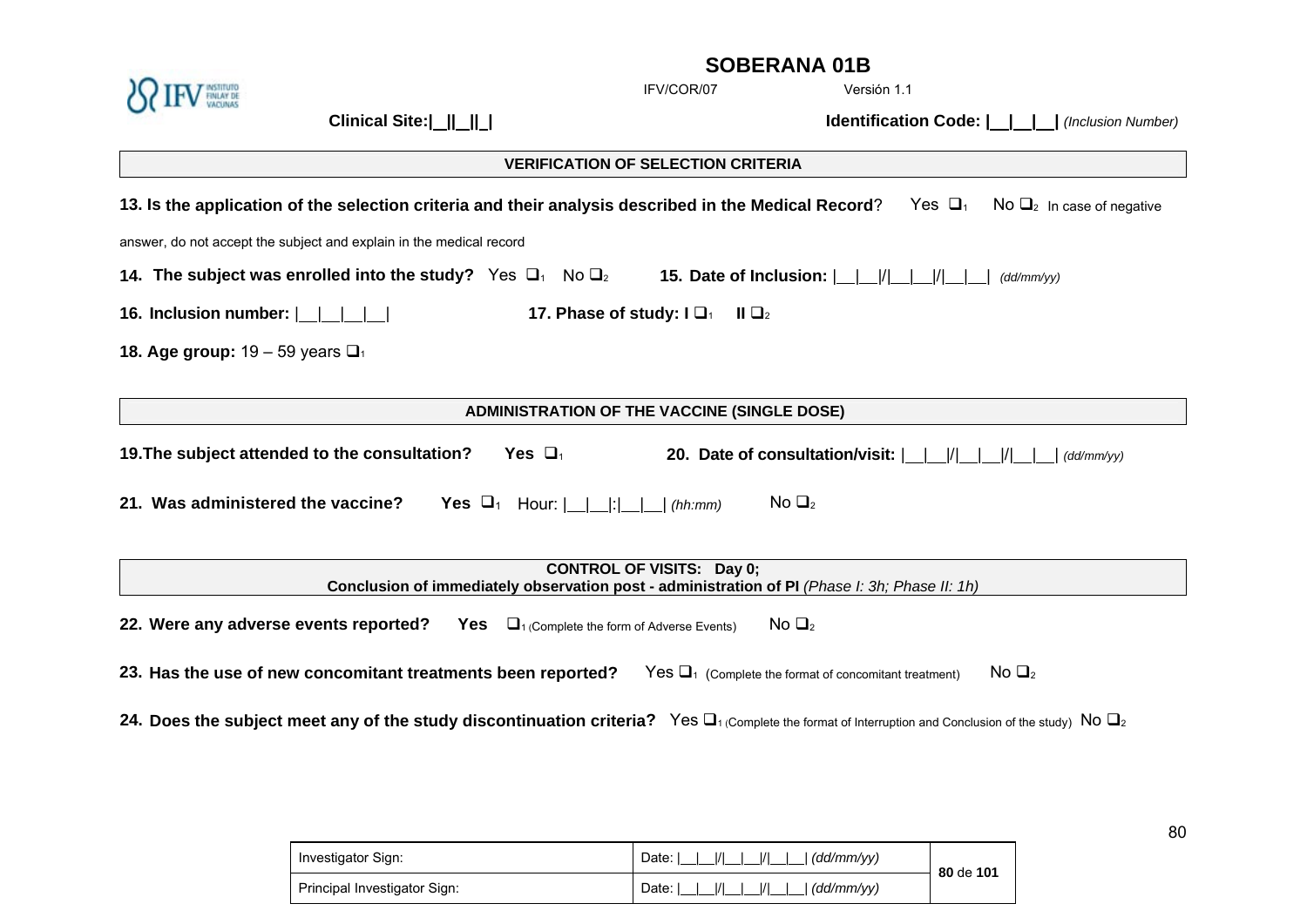**SOBERANA 01B**

IFV/COR/07 Versión 1.1

**Clinical Site:|\_\_||\_\_||\_|** **Identification Code: |\_\_|\_\_|\_\_|** *(Inclusion Number)*

**VERIFICATION OF SELECTION CRITERIA**

**13. Is the application of the selection criteria and their analysis described in the Medical Record**? Yes ❑1 No ❑2 In case of negative answer, do not accept the subject and explain in the medical record

**14. The subject was enrolled into the study?** Yes ❑1 No ❑2 **15. Date of Inclusion:** |\_\_|\_\_|/|\_\_|\_\_|/|\_\_|\_\_| *(dd/mm/yy)*

**16. Inclusion number:** |\_\_|\_\_|\_\_|\_\_| **17. Phase of study: I** ❑1 **II** ❑2

**18. Age group:** 19 – 59 years ❑1

**ADMINISTRATION OF THE VACCINE (SINGLE DOSE)**

**19.The subject attended to the consultation? Yes** ❑1 **20. Date of consultation/visit:** |\_\_|\_\_|/|\_\_|\_\_|/|\_\_|\_\_| *(dd/mm/yy)*

**21. Was administered the vaccine? Yes** ❑1 Hour: |\_\_|\_\_|:|\_\_|\_\_| *(hh:mm)* No ❑2

**CONTROL OF VISITS: Day 0;**
**Conclusion of immediately observation post - administration of PI** *(Phase I: 3h; Phase II: 1h)*

**22. Were any adverse events reported? Yes** ❑1 (Complete the form of Adverse Events) No ❑2

**23. Has the use of new concomitant treatments been reported?** Yes ❑1 (Complete the format of concomitant treatment) No ❑2

**24. Does the subject meet any of the study discontinuation criteria?** Yes ❑1 (Complete the format of Interruption and Conclusion of the study) No ❑2

| Investigator Sign: | Date: \|\_\_\|\_\_\|/\|\_\_\|\_\_\|/\|\_\_\|\_\_\| *(dd/mm/yy)* |
|---|---|
| Principal Investigator Sign: | Date: \|\_\_\|\_\_\|/\|\_\_\|\_\_\|/\|\_\_\|\_\_\| *(dd/mm/yy)* |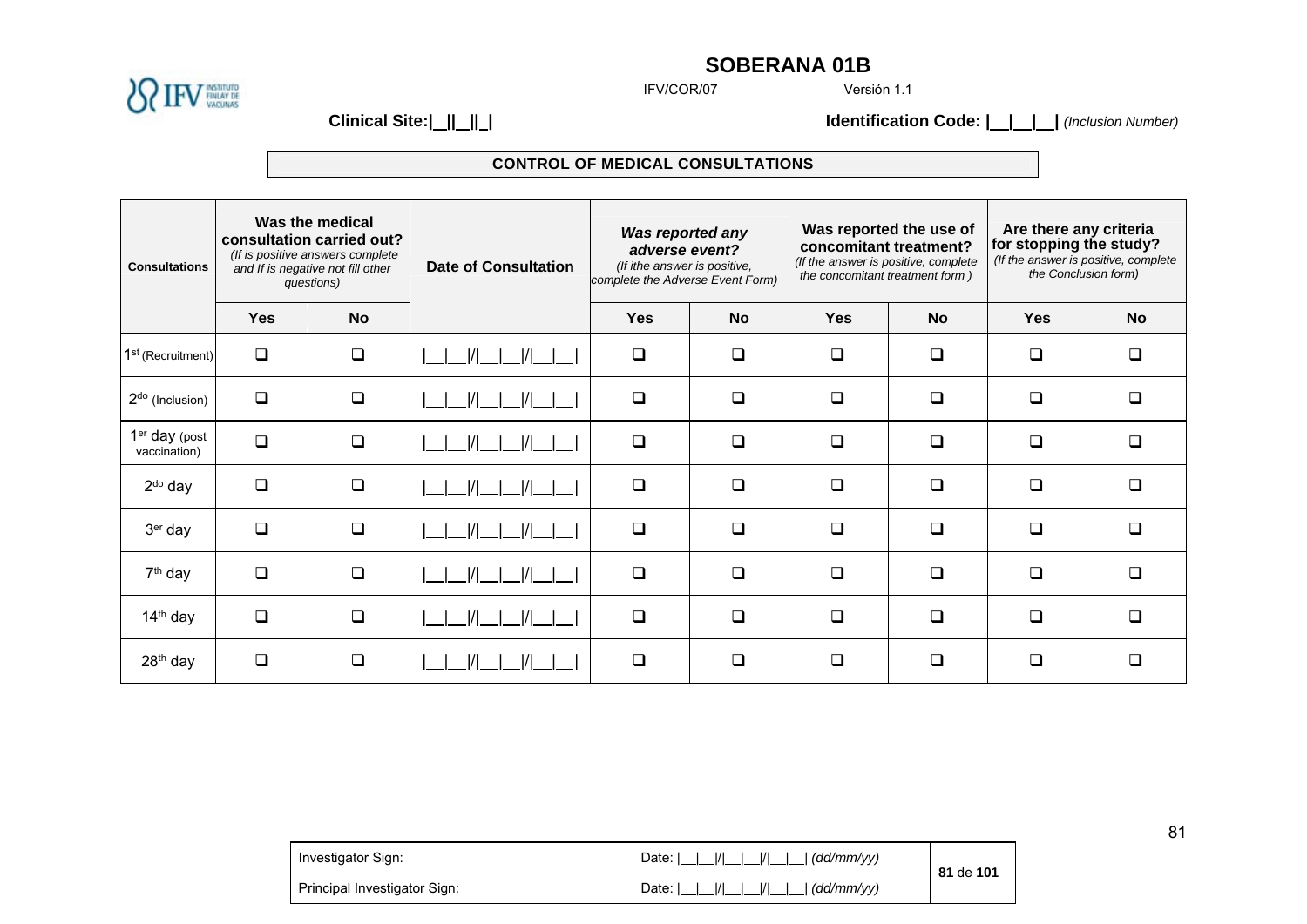# SOBERANA 01B

IFV/COR/07 Versión 1.1

**Clinical Site:|__||__||_|** **Identification Code: |__|__|__|** *(Inclusion Number)*

## CONTROL OF MEDICAL CONSULTATIONS

| Consultations | **Was the medical consultation carried out?** *(If is positive answers complete and If is negative not fill other questions)* | | Date of Consultation | ***Was reported any adverse event?*** *(If ithe answer is positive, complete the Adverse Event Form)* | | **Was reported the use of concomitant treatment?** *(If the answer is positive, complete the concomitant treatment form )* | | **Are there any criteria for stopping the study?** *(If the answer is positive, complete the Conclusion form)* | |
|---|---|---|---|---|---|---|---|---|---|
| | Yes | No | | Yes | No | Yes | No | Yes | No |
| 1st (Recruitment) | ❑ | ❑ | \|__\|__\|/\|__\|__\|/\|__\|__\| | ❑ | ❑ | ❑ | ❑ | ❑ | ❑ |
| 2do (Inclusion) | ❑ | ❑ | \|__\|__\|/\|__\|__\|/\|__\|__\| | ❑ | ❑ | ❑ | ❑ | ❑ | ❑ |
| 1er day (post vaccination) | ❑ | ❑ | \|__\|__\|/\|__\|__\|/\|__\|__\| | ❑ | ❑ | ❑ | ❑ | ❑ | ❑ |
| 2do day | ❑ | ❑ | \|__\|__\|/\|__\|__\|/\|__\|__\| | ❑ | ❑ | ❑ | ❑ | ❑ | ❑ |
| 3er day | ❑ | ❑ | \|__\|__\|/\|__\|__\|/\|__\|__\| | ❑ | ❑ | ❑ | ❑ | ❑ | ❑ |
| 7th day | ❑ | ❑ | \|__\|__\|/\|__\|__\|/\|__\|__\| | ❑ | ❑ | ❑ | ❑ | ❑ | ❑ |
| 14th day | ❑ | ❑ | \|__\|__\|/\|__\|__\|/\|__\|__\| | ❑ | ❑ | ❑ | ❑ | ❑ | ❑ |
| 28th day | ❑ | ❑ | \|__\|__\|/\|__\|__\|/\|__\|__\| | ❑ | ❑ | ❑ | ❑ | ❑ | ❑ |

| Investigator Sign: | Date: \|__\|__\|/\|__\|__\|/\|__\|__\| *(dd/mm/yy)* |
|---|---|
| Principal Investigator Sign: | Date: \|__\|__\|/\|__\|__\|/\|__\|__\| *(dd/mm/yy)* |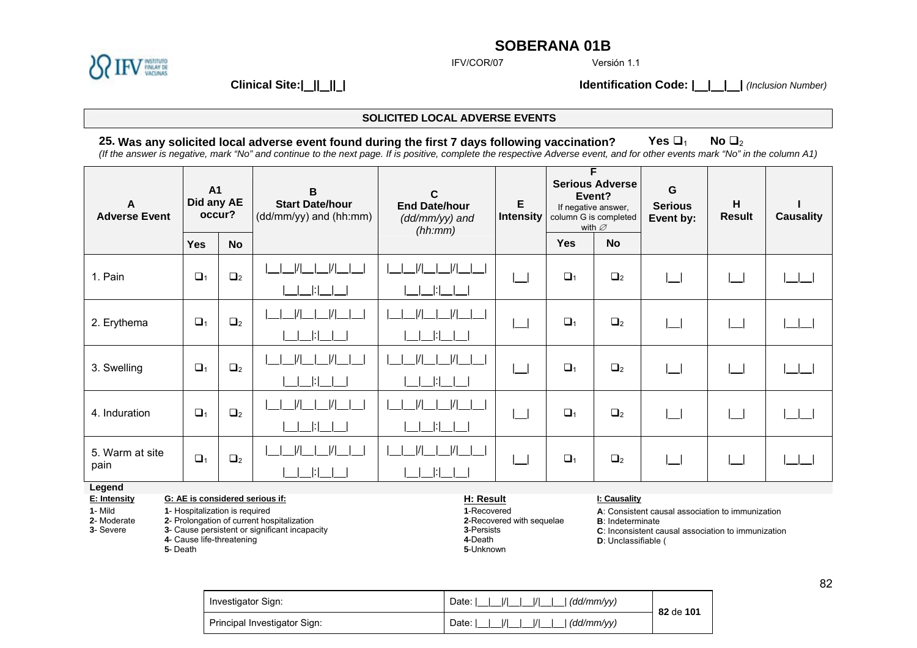# SOBERANA 01B

IFV/COR/07 Versión 1.1

**Clinical Site:|\_\_||\_\_||\_|** **Identification Code: |\_\_|\_\_|\_\_|** *(Inclusion Number)*

## SOLICITED LOCAL ADVERSE EVENTS

**25. Was any solicited local adverse event found during the first 7 days following vaccination?** **Yes ❑1** **No ❑2**

*(If the answer is negative, mark "No" and continue to the next page. If is positive, complete the respective Adverse event, and for other events mark "No" in the column A1)*

| A<br>Adverse Event | A1<br>Did any AE occur? | | B<br>Start Date/hour<br>(dd/mm/yy) and (hh:mm) | C<br>End Date/hour<br>*(dd/mm/yy) and (hh:mm)* | E<br>Intensity | F<br>Serious Adverse Event?<br>If negative answer, column G is completed with ∅ | | G<br>Serious Event by: | H<br>Result | I<br>Causality |
|---|---|---|---|---|---|---|---|---|---|---|
| | Yes | No | | | | Yes | No | | | |
| 1. Pain | ❑1 | ❑2 | \|\_\_\|\_\_\|/\|\_\_\|\_\_\|/\|\_\_\|\_\_\|<br>\|\_\_\|\_\_\|:\|\_\_\|\_\_\| | \|\_\_\|\_\_\|/\|\_\_\|\_\_\|/\|\_\_\|\_\_\|<br>\|\_\_\|\_\_\|:\|\_\_\|\_\_\| | \|\_\_\| | ❑1 | ❑2 | \|\_\_\| | \|\_\_\| | \|\_\_\|\_\_\| |
| 2. Erythema | ❑1 | ❑2 | \|\_\_\|\_\_\|/\|\_\_\|\_\_\|/\|\_\_\|\_\_\|<br>\|\_\_\|\_\_\|:\|\_\_\|\_\_\| | \|\_\_\|\_\_\|/\|\_\_\|\_\_\|/\|\_\_\|\_\_\|<br>\|\_\_\|\_\_\|:\|\_\_\|\_\_\| | \|\_\_\| | ❑1 | ❑2 | \|\_\_\| | \|\_\_\| | \|\_\_\|\_\_\| |
| 3. Swelling | ❑1 | ❑2 | \|\_\_\|\_\_\|/\|\_\_\|\_\_\|/\|\_\_\|\_\_\|<br>\|\_\_\|\_\_\|:\|\_\_\|\_\_\| | \|\_\_\|\_\_\|/\|\_\_\|\_\_\|/\|\_\_\|\_\_\|<br>\|\_\_\|\_\_\|:\|\_\_\|\_\_\| | \|\_\_\| | ❑1 | ❑2 | \|\_\_\| | \|\_\_\| | \|\_\_\|\_\_\| |
| 4. Induration | ❑1 | ❑2 | \|\_\_\|\_\_\|/\|\_\_\|\_\_\|/\|\_\_\|\_\_\|<br>\|\_\_\|\_\_\|:\|\_\_\|\_\_\| | \|\_\_\|\_\_\|/\|\_\_\|\_\_\|/\|\_\_\|\_\_\|<br>\|\_\_\|\_\_\|:\|\_\_\|\_\_\| | \|\_\_\| | ❑1 | ❑2 | \|\_\_\| | \|\_\_\| | \|\_\_\|\_\_\| |
| 5. Warm at site pain | ❑1 | ❑2 | \|\_\_\|\_\_\|/\|\_\_\|\_\_\|/\|\_\_\|\_\_\|<br>\|\_\_\|\_\_\|:\|\_\_\|\_\_\| | \|\_\_\|\_\_\|/\|\_\_\|\_\_\|/\|\_\_\|\_\_\|<br>\|\_\_\|\_\_\|:\|\_\_\|\_\_\| | \|\_\_\| | ❑1 | ❑2 | \|\_\_\| | \|\_\_\| | \|\_\_\|\_\_\| |

**Legend**

**E: Intensity**
- **1**- Mild
- **2**- Moderate
- **3**- Severe

**G: AE is considered serious if:**
- **1**- Hospitalization is required
- **2**- Prolongation of current hospitalization
- **3**- Cause persistent or significant incapacity
- **4**- Cause life-threatening
- **5**- Death

**H: Result**
- **1**-Recovered
- **2**-Recovered with sequelae
- **3**-Persists
- **4**-Death
- **5**-Unknown

**I: Causality**
- **A**: Consistent causal association to immunization
- **B**: Indeterminate
- **C**: Inconsistent causal association to immunization
- **D**: Unclassifiable (

| Investigator Sign: | Date: \|\_\_\|\_\_\|/\|\_\_\|\_\_\|/\|\_\_\|\_\_\| *(dd/mm/yy)* |
|---|---|
| Principal Investigator Sign: | Date: \|\_\_\|\_\_\|/\|\_\_\|\_\_\|/\|\_\_\|\_\_\| *(dd/mm/yy)* |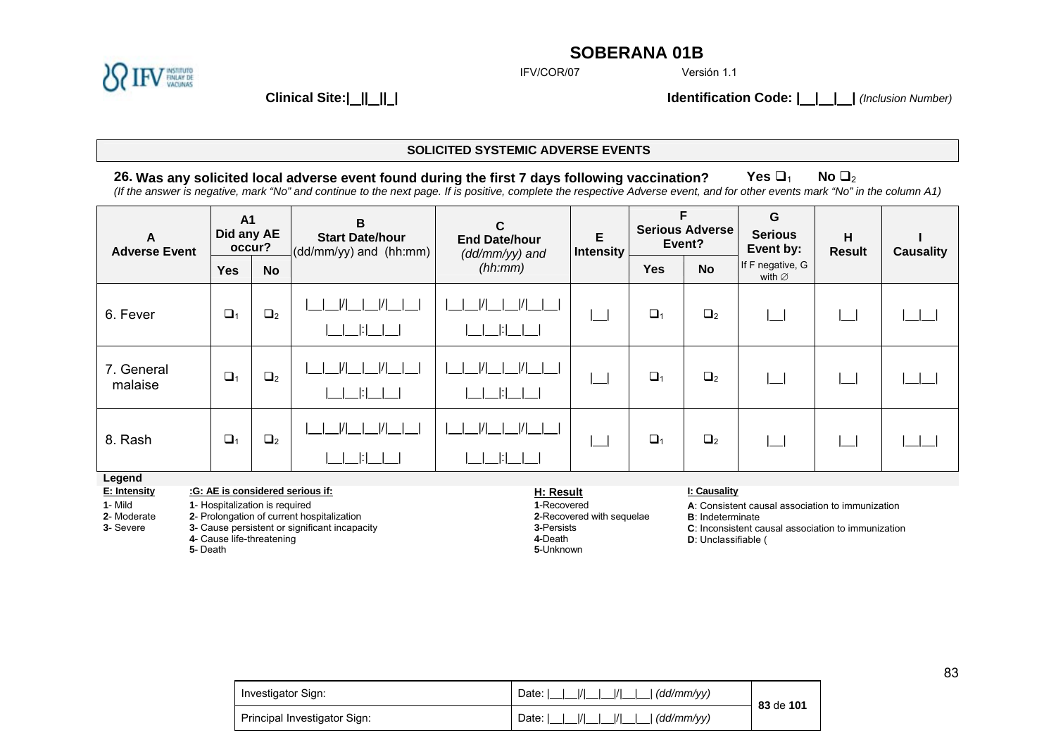# SOBERANA 01B

IFV/COR/07 Versión 1.1

**Clinical Site:|__||__||_|** **Identification Code: |__|__|__|** *(Inclusion Number)*

## SOLICITED SYSTEMIC ADVERSE EVENTS

**26. Was any solicited local adverse event found during the first 7 days following vaccination?** **Yes** ❑1 **No** ❑2

*(If the answer is negative, mark "No" and continue to the next page. If is positive, complete the respective Adverse event, and for other events mark "No" in the column A1)*

| A Adverse Event | A1 Did any AE occur? | | B Start Date/hour (dd/mm/yy) and (hh:mm) | C End Date/hour *(dd/mm/yy) and (hh:mm)* | E Intensity | F Serious Adverse Event? | | G Serious Event by: | H Result | I Causality |
|---|---|---|---|---|---|---|---|---|---|---|
| | Yes | No | | | | Yes | No | If F negative, G with ∅ | | |
| 6. Fever | ❑1 | ❑2 | \|__\|__\|/\|__\|__\|/\|__\|__\| \|__\|__\|:\|__\|__\| | \|__\|__\|/\|__\|__\|/\|__\|__\| \|__\|__\|:\|__\|__\| | \|__\| | ❑1 | ❑2 | \|__\| | \|__\| | \|__\|__\| |
| 7. General malaise | ❑1 | ❑2 | \|__\|__\|/\|__\|__\|/\|__\|__\| \|__\|__\|:\|__\|__\| | \|__\|__\|/\|__\|__\|/\|__\|__\| \|__\|__\|:\|__\|__\| | \|__\| | ❑1 | ❑2 | \|__\| | \|__\| | \|__\|__\| |
| 8. Rash | ❑1 | ❑2 | \|__\|__\|/\|__\|__\|/\|__\|__\| \|__\|__\|:\|__\|__\| | \|__\|__\|/\|__\|__\|/\|__\|__\| \|__\|__\|:\|__\|__\| | \|__\| | ❑1 | ❑2 | \|__\| | \|__\| | \|__\|__\| |

**Legend**

**E: Intensity**
- **1**- Mild
- **2**- Moderate
- **3**- Severe

**:G: AE is considered serious if:**
- **1**- Hospitalization is required
- **2**- Prolongation of current hospitalization
- **3**- Cause persistent or significant incapacity
- **4**- Cause life-threatening
- **5**- Death

**H: Result**
- **1**-Recovered
- **2**-Recovered with sequelae
- **3**-Persists
- **4**-Death
- **5**-Unknown

**I: Causality**
- **A**: Consistent causal association to immunization
- **B**: Indeterminate
- **C**: Inconsistent causal association to immunization
- **D**: Unclassifiable (

| Investigator Sign: | Date: \|__\|__\|/\|__\|__\|/\|__\|__\| *(dd/mm/yy)* |
|---|---|
| Principal Investigator Sign: | Date: \|__\|__\|/\|__\|__\|/\|__\|__\| *(dd/mm/yy)* |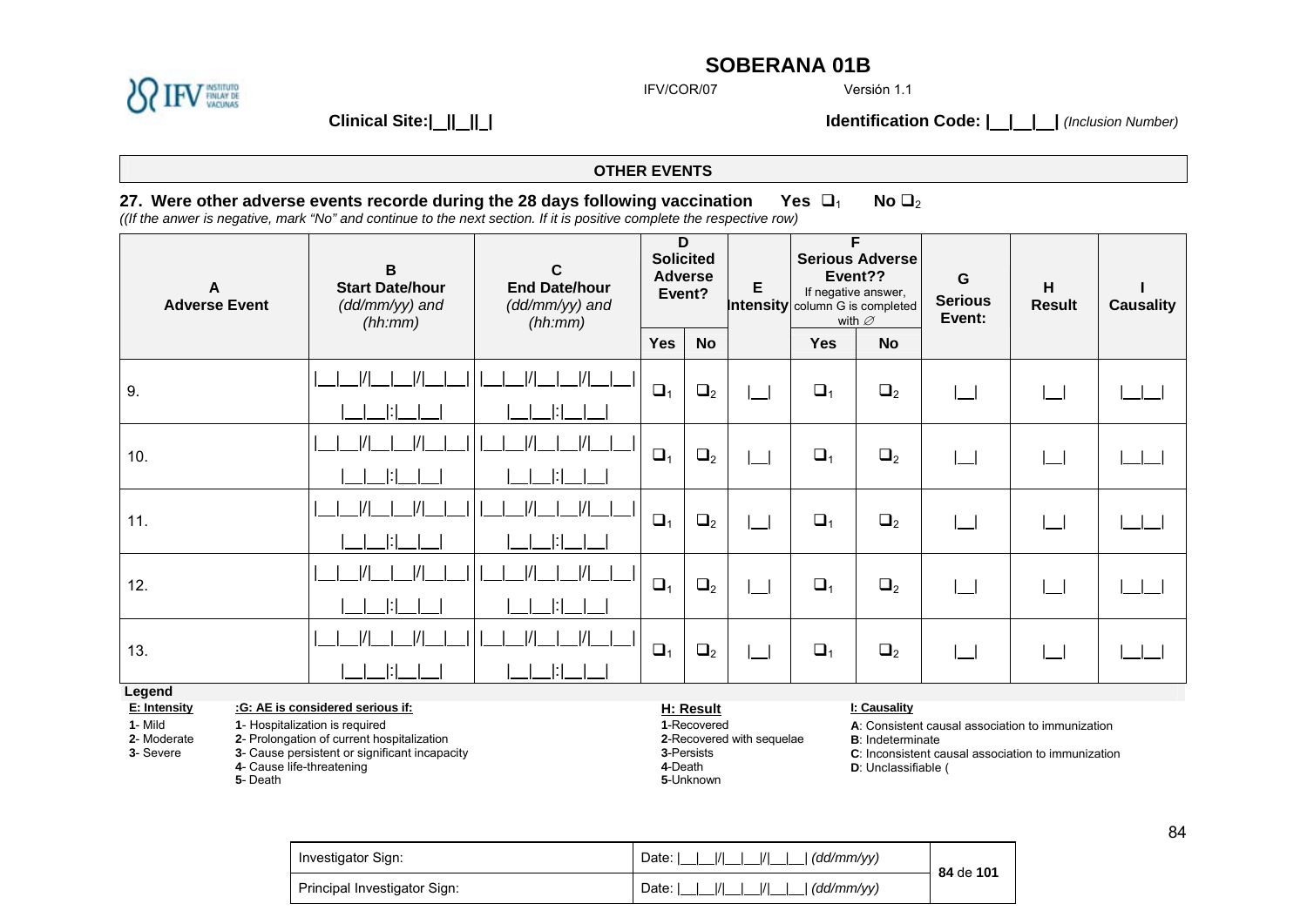# SOBERANA 01B

IFV/COR/07 Versión 1.1

**Clinical Site:|__||__||_|** **Identification Code: |__|__|__|** *(Inclusion Number)*

## OTHER EVENTS

**27. Were other adverse events recorde during the 28 days following vaccination Yes ❑₁ No ❑₂**

*((If the anwer is negative, mark "No" and continue to the next section. If it is positive complete the respective row)*

| A<br>Adverse Event | B<br>Start Date/hour<br>*(dd/mm/yy) and (hh:mm)* | C<br>End Date/hour<br>*(dd/mm/yy) and (hh:mm)* | D<br>Solicited Adverse Event? | | E<br>Intensity | F<br>Serious Adverse Event??<br>If negative answer, column G is completed with ∅ | | G<br>Serious Event: | H<br>Result | I<br>Causality |
|---|---|---|---|---|---|---|---|---|---|---|
| | | | Yes | No | | Yes | No | | | |
| 9. | \|__\|__\|/\|__\|__\|/\|__\|__\|<br>\|__\|__\|:\|__\|__\| | \|__\|__\|/\|__\|__\|/\|__\|__\|<br>\|__\|__\|:\|__\|__\| | ❑₁ | ❑₂ | \|__\| | ❑₁ | ❑₂ | \|__\| | \|__\| | \|__\|__\| |
| 10. | \|__\|__\|/\|__\|__\|/\|__\|__\|<br>\|__\|__\|:\|__\|__\| | \|__\|__\|/\|__\|__\|/\|__\|__\|<br>\|__\|__\|:\|__\|__\| | ❑₁ | ❑₂ | \|__\| | ❑₁ | ❑₂ | \|__\| | \|__\| | \|__\|__\| |
| 11. | \|__\|__\|/\|__\|__\|/\|__\|__\|<br>\|__\|__\|:\|__\|__\| | \|__\|__\|/\|__\|__\|/\|__\|__\|<br>\|__\|__\|:\|__\|__\| | ❑₁ | ❑₂ | \|__\| | ❑₁ | ❑₂ | \|__\| | \|__\| | \|__\|__\| |
| 12. | \|__\|__\|/\|__\|__\|/\|__\|__\|<br>\|__\|__\|:\|__\|__\| | \|__\|__\|/\|__\|__\|/\|__\|__\|<br>\|__\|__\|:\|__\|__\| | ❑₁ | ❑₂ | \|__\| | ❑₁ | ❑₂ | \|__\| | \|__\| | \|__\|__\| |
| 13. | \|__\|__\|/\|__\|__\|/\|__\|__\|<br>\|__\|__\|:\|__\|__\| | \|__\|__\|/\|__\|__\|/\|__\|__\|<br>\|__\|__\|:\|__\|__\| | ❑₁ | ❑₂ | \|__\| | ❑₁ | ❑₂ | \|__\| | \|__\| | \|__\|__\| |

**Legend**

**E: Intensity**
**1**- Mild
**2**- Moderate
**3**- Severe

**:G: AE is considered serious if:**
**1**- Hospitalization is required
**2**- Prolongation of current hospitalization
**3**- Cause persistent or significant incapacity
**4**- Cause life-threatening
**5**- Death

**H: Result**
**1**-Recovered
**2**-Recovered with sequelae
**3**-Persists
**4**-Death
**5**-Unknown

**I: Causality**
**A**: Consistent causal association to immunization
**B**: Indeterminate
**C**: Inconsistent causal association to immunization
**D**: Unclassifiable (

| Investigator Sign: | Date: \|__\|__\|/\|__\|__\|/\|__\|__\| *(dd/mm/yy)* |
|---|---|
| Principal Investigator Sign: | Date: \|__\|__\|/\|__\|__\|/\|__\|__\| *(dd/mm/yy)* |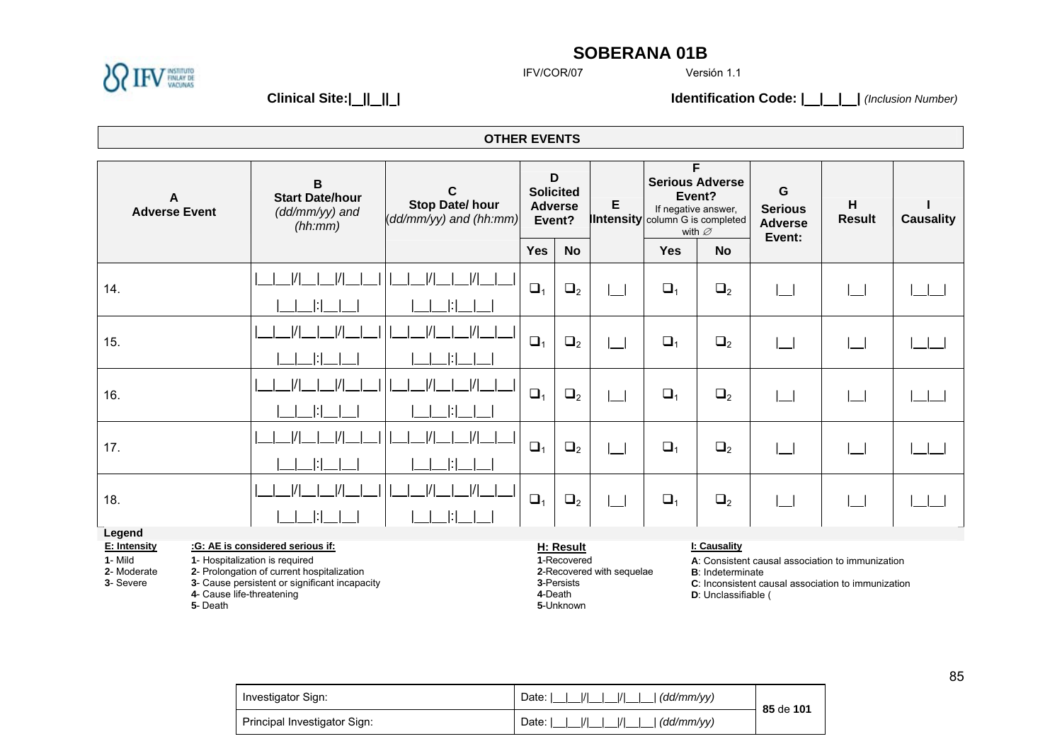# SOBERANA 01B

IFV/COR/07 Versión 1.1

**Clinical Site:|__||__||_|** **Identification Code: |__|__|__|** *(Inclusion Number)*

## OTHER EVENTS

| A<br>Adverse Event | B<br>Start Date/hour<br>*(dd/mm/yy) and (hh:mm)* | C<br>Stop Date/ hour<br>*(dd/mm/yy) and (hh:mm)* | D<br>Solicited Adverse Event? | | E<br>Intensity | F<br>Serious Adverse Event?<br>If negative answer, column G is completed with ∅ | | G<br>Serious Adverse Event: | H<br>Result | I<br>Causality |
|---|---|---|---|---|---|---|---|---|---|---|
| | | | Yes | No | | Yes | No | | | |
| 14. | \|__\|__\|/\|__\|__\|/\|__\|__\|<br>\|__\|__\|:\|__\|__\| | \|__\|__\|/\|__\|__\|/\|__\|__\|<br>\|__\|__\|:\|__\|__\| | ❑1 | ❑2 | \|__\| | ❑1 | ❑2 | \|__\| | \|__\| | \|__\|__\| |
| 15. | \|__\|__\|/\|__\|__\|/\|__\|__\|<br>\|__\|__\|:\|__\|__\| | \|__\|__\|/\|__\|__\|/\|__\|__\|<br>\|__\|__\|:\|__\|__\| | ❑1 | ❑2 | \|__\| | ❑1 | ❑2 | \|__\| | \|__\| | \|__\|__\| |
| 16. | \|__\|__\|/\|__\|__\|/\|__\|__\|<br>\|__\|__\|:\|__\|__\| | \|__\|__\|/\|__\|__\|/\|__\|__\|<br>\|__\|__\|:\|__\|__\| | ❑1 | ❑2 | \|__\| | ❑1 | ❑2 | \|__\| | \|__\| | \|__\|__\| |
| 17. | \|__\|__\|/\|__\|__\|/\|__\|__\|<br>\|__\|__\|:\|__\|__\| | \|__\|__\|/\|__\|__\|/\|__\|__\|<br>\|__\|__\|:\|__\|__\| | ❑1 | ❑2 | \|__\| | ❑1 | ❑2 | \|__\| | \|__\| | \|__\|__\| |
| 18. | \|__\|__\|/\|__\|__\|/\|__\|__\|<br>\|__\|__\|:\|__\|__\| | \|__\|__\|/\|__\|__\|/\|__\|__\|<br>\|__\|__\|:\|__\|__\| | ❑1 | ❑2 | \|__\| | ❑1 | ❑2 | \|__\| | \|__\| | \|__\|__\| |

**Legend**

**E: Intensity**
1- Mild
2- Moderate
3- Severe

**:G: AE is considered serious if:**
1- Hospitalization is required
2- Prolongation of current hospitalization
3- Cause persistent or significant incapacity
4- Cause life-threatening
5- Death

**H: Result**
1-Recovered
2-Recovered with sequelae
3-Persists
4-Death
5-Unknown

**I: Causality**
A: Consistent causal association to immunization
B: Indeterminate
C: Inconsistent causal association to immunization
D: Unclassifiable (

| Investigator Sign: | Date: \|__\|__\|/\|__\|__\|/\|__\|__\| *(dd/mm/yy)* |
|---|---|
| Principal Investigator Sign: | Date: \|__\|__\|/\|__\|__\|/\|__\|__\| *(dd/mm/yy)* |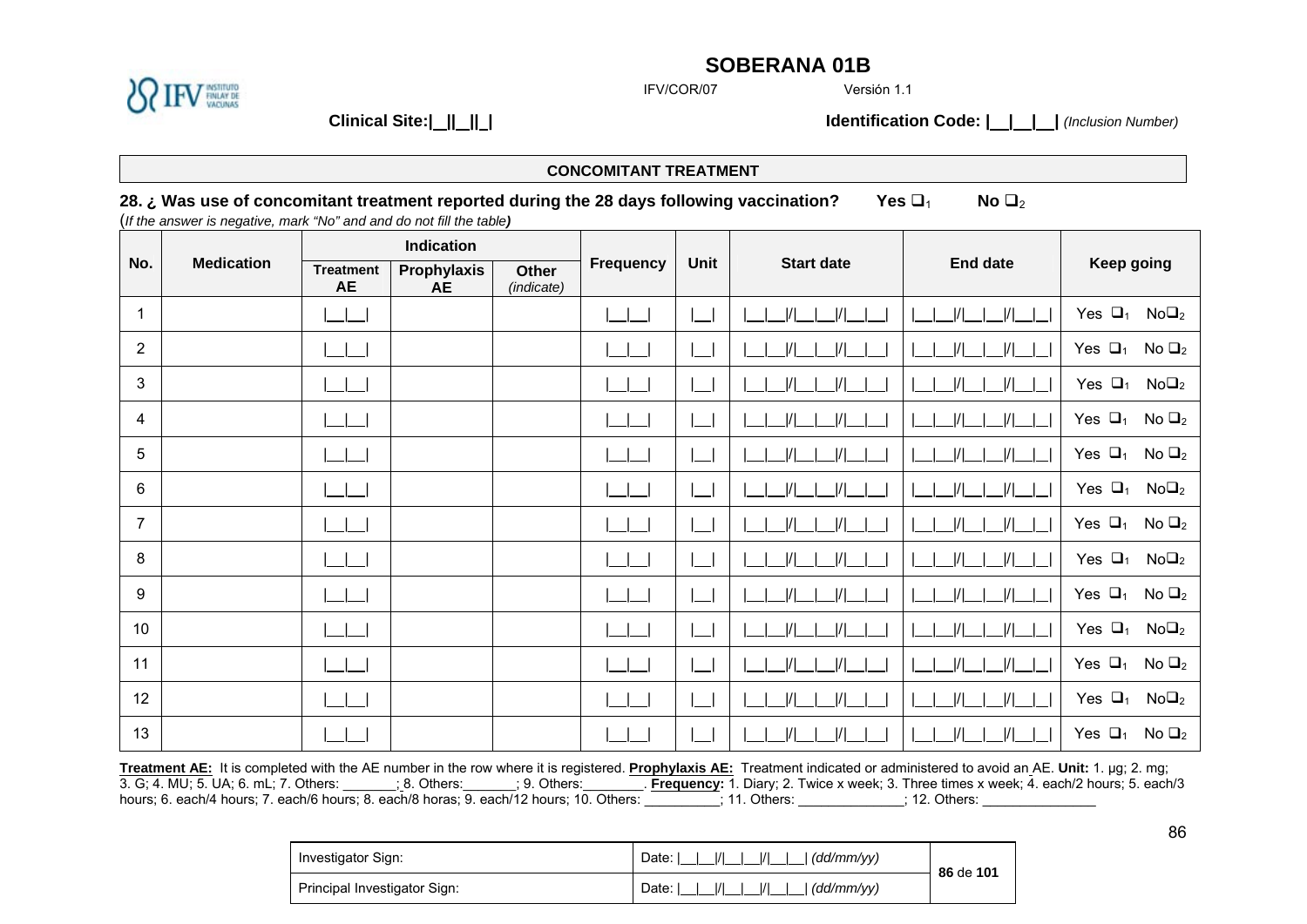**SOBERANA 01B**

IFV/COR/07 Versión 1.1

**Clinical Site:|__||__||_|** **Identification Code: |__|__|__|** *(Inclusion Number)*

## CONCOMITANT TREATMENT

**28. ¿ Was use of concomitant treatment reported during the 28 days following vaccination?** **Yes ❑1** **No ❑2**

(*If the answer is negative, mark "No" and and do not fill the table)*

| No. | Medication | Indication | | | Frequency | Unit | Start date | End date | Keep going |
|---|---|---|---|---|---|---|---|---|---|
| | | Treatment AE | Prophylaxis AE | Other *(indicate)* | | | | | |
| 1 | | \|__\|__\| | | | \|__\|__\| | \|__\| | \|__\|__\|/\|__\|__\|/\|__\|__\| | \|__\|__\|/\|__\|__\|/\|__\|__\| | Yes ❑1 No❑2 |
| 2 | | \|__\|__\| | | | \|__\|__\| | \|__\| | \|__\|__\|/\|__\|__\|/\|__\|__\| | \|__\|__\|/\|__\|__\|/\|__\|__\| | Yes ❑1 No ❑2 |
| 3 | | \|__\|__\| | | | \|__\|__\| | \|__\| | \|__\|__\|/\|__\|__\|/\|__\|__\| | \|__\|__\|/\|__\|__\|/\|__\|__\| | Yes ❑1 No❑2 |
| 4 | | \|__\|__\| | | | \|__\|__\| | \|__\| | \|__\|__\|/\|__\|__\|/\|__\|__\| | \|__\|__\|/\|__\|__\|/\|__\|__\| | Yes ❑1 No ❑2 |
| 5 | | \|__\|__\| | | | \|__\|__\| | \|__\| | \|__\|__\|/\|__\|__\|/\|__\|__\| | \|__\|__\|/\|__\|__\|/\|__\|__\| | Yes ❑1 No ❑2 |
| 6 | | \|__\|__\| | | | \|__\|__\| | \|__\| | \|__\|__\|/\|__\|__\|/\|__\|__\| | \|__\|__\|/\|__\|__\|/\|__\|__\| | Yes ❑1 No❑2 |
| 7 | | \|__\|__\| | | | \|__\|__\| | \|__\| | \|__\|__\|/\|__\|__\|/\|__\|__\| | \|__\|__\|/\|__\|__\|/\|__\|__\| | Yes ❑1 No ❑2 |
| 8 | | \|__\|__\| | | | \|__\|__\| | \|__\| | \|__\|__\|/\|__\|__\|/\|__\|__\| | \|__\|__\|/\|__\|__\|/\|__\|__\| | Yes ❑1 No❑2 |
| 9 | | \|__\|__\| | | | \|__\|__\| | \|__\| | \|__\|__\|/\|__\|__\|/\|__\|__\| | \|__\|__\|/\|__\|__\|/\|__\|__\| | Yes ❑1 No ❑2 |
| 10 | | \|__\|__\| | | | \|__\|__\| | \|__\| | \|__\|__\|/\|__\|__\|/\|__\|__\| | \|__\|__\|/\|__\|__\|/\|__\|__\| | Yes ❑1 No❑2 |
| 11 | | \|__\|__\| | | | \|__\|__\| | \|__\| | \|__\|__\|/\|__\|__\|/\|__\|__\| | \|__\|__\|/\|__\|__\|/\|__\|__\| | Yes ❑1 No ❑2 |
| 12 | | \|__\|__\| | | | \|__\|__\| | \|__\| | \|__\|__\|/\|__\|__\|/\|__\|__\| | \|__\|__\|/\|__\|__\|/\|__\|__\| | Yes ❑1 No❑2 |
| 13 | | \|__\|__\| | | | \|__\|__\| | \|__\| | \|__\|__\|/\|__\|__\|/\|__\|__\| | \|__\|__\|/\|__\|__\|/\|__\|__\| | Yes ❑1 No ❑2 |

**Treatment AE:** It is completed with the AE number in the row where it is registered. **Prophylaxis AE:** Treatment indicated or administered to avoid an AE. **Unit:** 1. μg; 2. mg; 3. G; 4. MU; 5. UA; 6. mL; 7. Others: _______; 8. Others:_______; 9. Others:________. **Frequency:** 1. Diary; 2. Twice x week; 3. Three times x week; 4. each/2 hours; 5. each/3 hours; 6. each/4 hours; 7. each/6 hours; 8. each/8 horas; 9. each/12 hours; 10. Others: __________; 11. Others: ______________; 12. Others: _______________

| Investigator Sign: | Date: \|__\|__\|/\|__\|__\|/\|__\|__\| *(dd/mm/yy)* |
|---|---|
| Principal Investigator Sign: | Date: \|__\|__\|/\|__\|__\|/\|__\|__\| *(dd/mm/yy)* |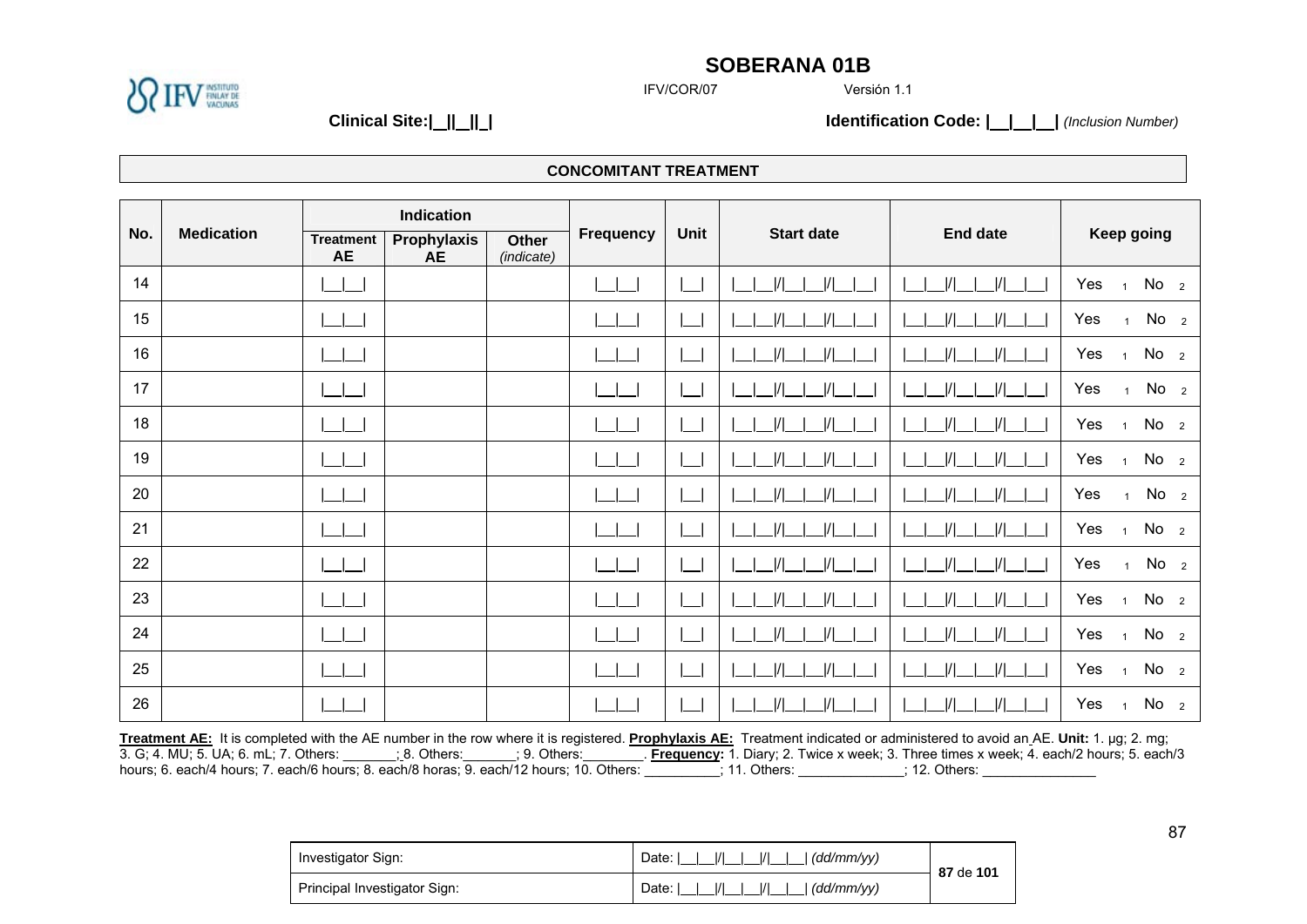**SOBERANA 01B**

IFV/COR/07 Versión 1.1

**Clinical Site:|\_\_||\_\_||\_|** **Identification Code: |\_\_|\_\_|\_\_|** *(Inclusion Number)*

**CONCOMITANT TREATMENT**

| No. | Medication | Indication | | | Frequency | Unit | Start date | End date | Keep going |
|---|---|---|---|---|---|---|---|---|---|
| | | Treatment AE | Prophylaxis AE | Other *(indicate)* | | | | | |
| 14 | | \|\_\_\|\_\_\| | | | \|\_\_\|\_\_\| | \|\_\_\| | \|\_\_\|\_\_\|/\|\_\_\|\_\_\|/\|\_\_\|\_\_\| | \|\_\_\|\_\_\|/\|\_\_\|\_\_\|/\|\_\_\|\_\_\| | Yes 1 No 2 |
| 15 | | \|\_\_\|\_\_\| | | | \|\_\_\|\_\_\| | \|\_\_\| | \|\_\_\|\_\_\|/\|\_\_\|\_\_\|/\|\_\_\|\_\_\| | \|\_\_\|\_\_\|/\|\_\_\|\_\_\|/\|\_\_\|\_\_\| | Yes 1 No 2 |
| 16 | | \|\_\_\|\_\_\| | | | \|\_\_\|\_\_\| | \|\_\_\| | \|\_\_\|\_\_\|/\|\_\_\|\_\_\|/\|\_\_\|\_\_\| | \|\_\_\|\_\_\|/\|\_\_\|\_\_\|/\|\_\_\|\_\_\| | Yes 1 No 2 |
| 17 | | \|\_\_\|\_\_\| | | | \|\_\_\|\_\_\| | \|\_\_\| | \|\_\_\|\_\_\|/\|\_\_\|\_\_\|/\|\_\_\|\_\_\| | \|\_\_\|\_\_\|/\|\_\_\|\_\_\|/\|\_\_\|\_\_\| | Yes 1 No 2 |
| 18 | | \|\_\_\|\_\_\| | | | \|\_\_\|\_\_\| | \|\_\_\| | \|\_\_\|\_\_\|/\|\_\_\|\_\_\|/\|\_\_\|\_\_\| | \|\_\_\|\_\_\|/\|\_\_\|\_\_\|/\|\_\_\|\_\_\| | Yes 1 No 2 |
| 19 | | \|\_\_\|\_\_\| | | | \|\_\_\|\_\_\| | \|\_\_\| | \|\_\_\|\_\_\|/\|\_\_\|\_\_\|/\|\_\_\|\_\_\| | \|\_\_\|\_\_\|/\|\_\_\|\_\_\|/\|\_\_\|\_\_\| | Yes 1 No 2 |
| 20 | | \|\_\_\|\_\_\| | | | \|\_\_\|\_\_\| | \|\_\_\| | \|\_\_\|\_\_\|/\|\_\_\|\_\_\|/\|\_\_\|\_\_\| | \|\_\_\|\_\_\|/\|\_\_\|\_\_\|/\|\_\_\|\_\_\| | Yes 1 No 2 |
| 21 | | \|\_\_\|\_\_\| | | | \|\_\_\|\_\_\| | \|\_\_\| | \|\_\_\|\_\_\|/\|\_\_\|\_\_\|/\|\_\_\|\_\_\| | \|\_\_\|\_\_\|/\|\_\_\|\_\_\|/\|\_\_\|\_\_\| | Yes 1 No 2 |
| 22 | | \|\_\_\|\_\_\| | | | \|\_\_\|\_\_\| | \|\_\_\| | \|\_\_\|\_\_\|/\|\_\_\|\_\_\|/\|\_\_\|\_\_\| | \|\_\_\|\_\_\|/\|\_\_\|\_\_\|/\|\_\_\|\_\_\| | Yes 1 No 2 |
| 23 | | \|\_\_\|\_\_\| | | | \|\_\_\|\_\_\| | \|\_\_\| | \|\_\_\|\_\_\|/\|\_\_\|\_\_\|/\|\_\_\|\_\_\| | \|\_\_\|\_\_\|/\|\_\_\|\_\_\|/\|\_\_\|\_\_\| | Yes 1 No 2 |
| 24 | | \|\_\_\|\_\_\| | | | \|\_\_\|\_\_\| | \|\_\_\| | \|\_\_\|\_\_\|/\|\_\_\|\_\_\|/\|\_\_\|\_\_\| | \|\_\_\|\_\_\|/\|\_\_\|\_\_\|/\|\_\_\|\_\_\| | Yes 1 No 2 |
| 25 | | \|\_\_\|\_\_\| | | | \|\_\_\|\_\_\| | \|\_\_\| | \|\_\_\|\_\_\|/\|\_\_\|\_\_\|/\|\_\_\|\_\_\| | \|\_\_\|\_\_\|/\|\_\_\|\_\_\|/\|\_\_\|\_\_\| | Yes 1 No 2 |
| 26 | | \|\_\_\|\_\_\| | | | \|\_\_\|\_\_\| | \|\_\_\| | \|\_\_\|\_\_\|/\|\_\_\|\_\_\|/\|\_\_\|\_\_\| | \|\_\_\|\_\_\|/\|\_\_\|\_\_\|/\|\_\_\|\_\_\| | Yes 1 No 2 |

**Treatment AE:** It is completed with the AE number in the row where it is registered. **Prophylaxis AE:** Treatment indicated or administered to avoid an AE. **Unit:** 1. µg; 2. mg; 3. G; 4. MU; 5. UA; 6. mL; 7. Others: \_\_\_\_\_\_\_; 8. Others:\_\_\_\_\_\_\_; 9. Others:\_\_\_\_\_\_\_\_. **Frequency:** 1. Diary; 2. Twice x week; 3. Three times x week; 4. each/2 hours; 5. each/3 hours; 6. each/4 hours; 7. each/6 hours; 8. each/8 horas; 9. each/12 hours; 10. Others: \_\_\_\_\_\_\_\_\_\_; 11. Others: \_\_\_\_\_\_\_\_\_\_\_\_\_\_; 12. Others: \_\_\_\_\_\_\_\_\_\_\_\_\_\_\_

| Investigator Sign: | Date: \|\_\_\|\_\_\|/\|\_\_\|\_\_\|/\|\_\_\|\_\_\| *(dd/mm/yy)* |
|---|---|
| Principal Investigator Sign: | Date: \|\_\_\|\_\_\|/\|\_\_\|\_\_\|/\|\_\_\|\_\_\| *(dd/mm/yy)* |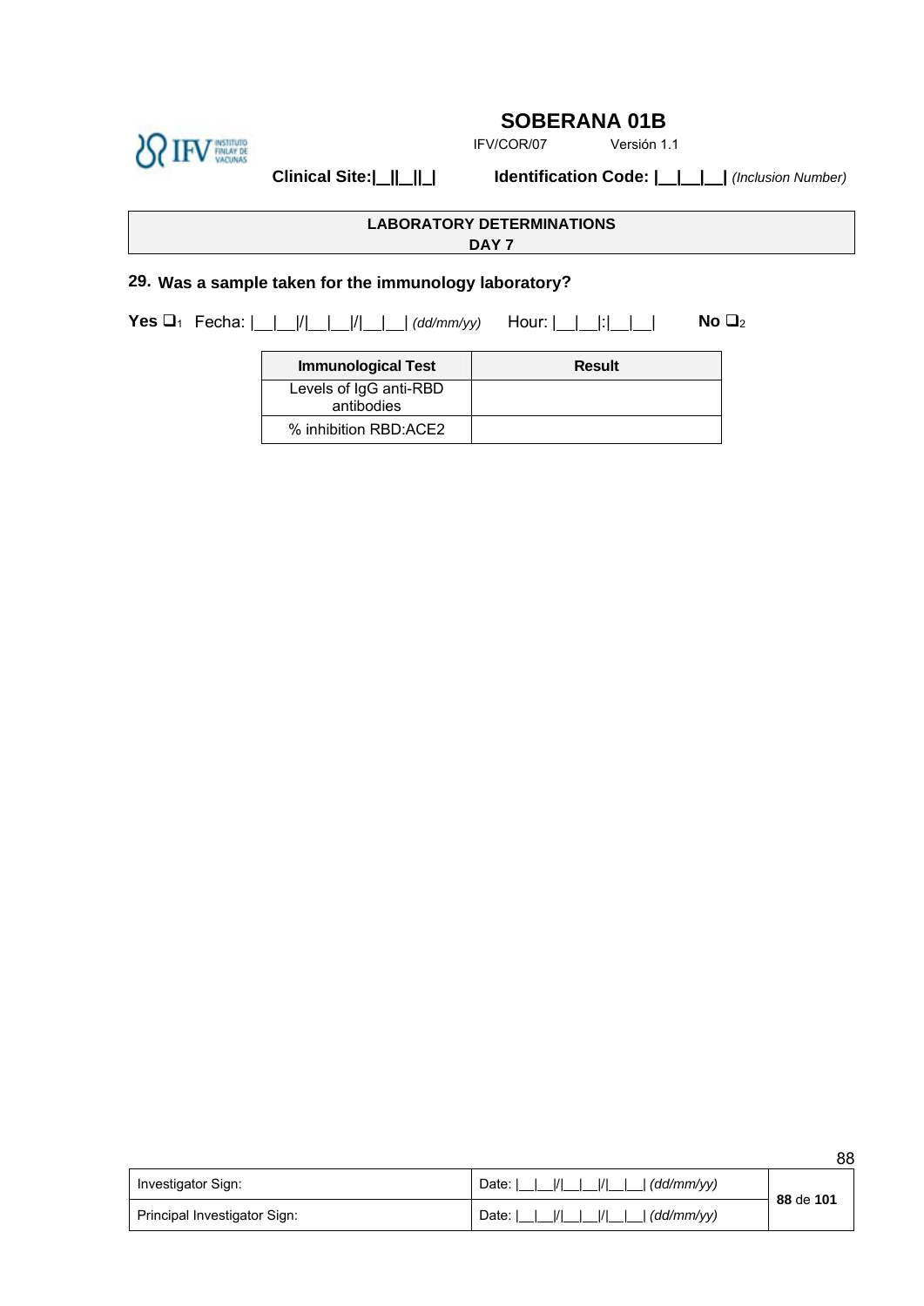# SOBERANA 01B

IFV/COR/07 Versión 1.1

**Clinical Site:|__||__||_|** **Identification Code: |__|__|__|** *(Inclusion Number)*

**LABORATORY DETERMINATIONS**
**DAY 7**

**29. Was a sample taken for the immunology laboratory?**

**Yes** ❑1 Fecha: |__|__|/|__|__|/|__|__| *(dd/mm/yy)* Hour: |__|__|:|__|__| **No** ❑2

| Immunological Test | Result |
|---|---|
| Levels of IgG anti-RBD antibodies | |
| % inhibition RBD:ACE2 | |

| Investigator Sign: | Date: \|__\|__\|/\|__\|__\|/\|__\|__\| *(dd/mm/yy)* |
|---|---|
| Principal Investigator Sign: | Date: \|__\|__\|/\|__\|__\|/\|__\|__\| *(dd/mm/yy)* |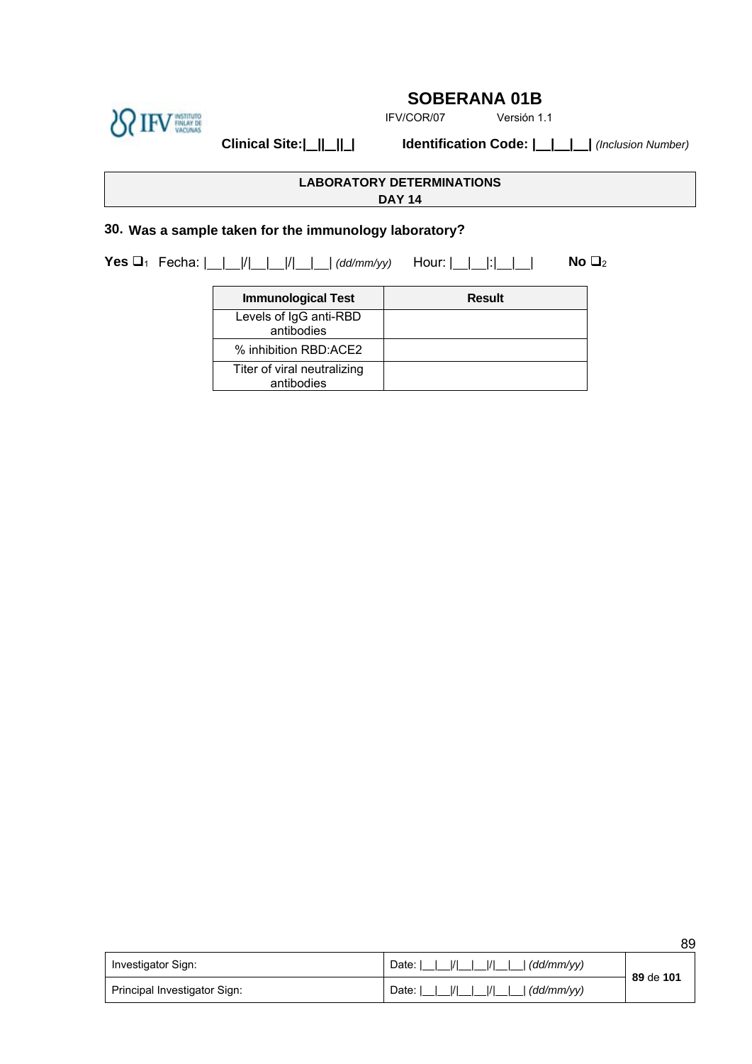**Clinical Site:|__||__||_|**　　**Identification Code: |__|__|__|** *(Inclusion Number)*

**LABORATORY DETERMINATIONS**
**DAY 14**

**30. Was a sample taken for the immunology laboratory?**

**Yes** ❑1 Fecha: |__|__|/|__|__|/|__|__| *(dd/mm/yy)* Hour: |__|__|:|__|__| **No** ❑2

| Immunological Test | Result |
|---|---|
| Levels of IgG anti-RBD antibodies | |
| % inhibition RBD:ACE2 | |
| Titer of viral neutralizing antibodies | |

| | |
|---|---|
| Investigator Sign: | Date: |__|__|/|__|__|/|__|__| *(dd/mm/yy)* |
| Principal Investigator Sign: | Date: |__|__|/|__|__|/|__|__| *(dd/mm/yy)* |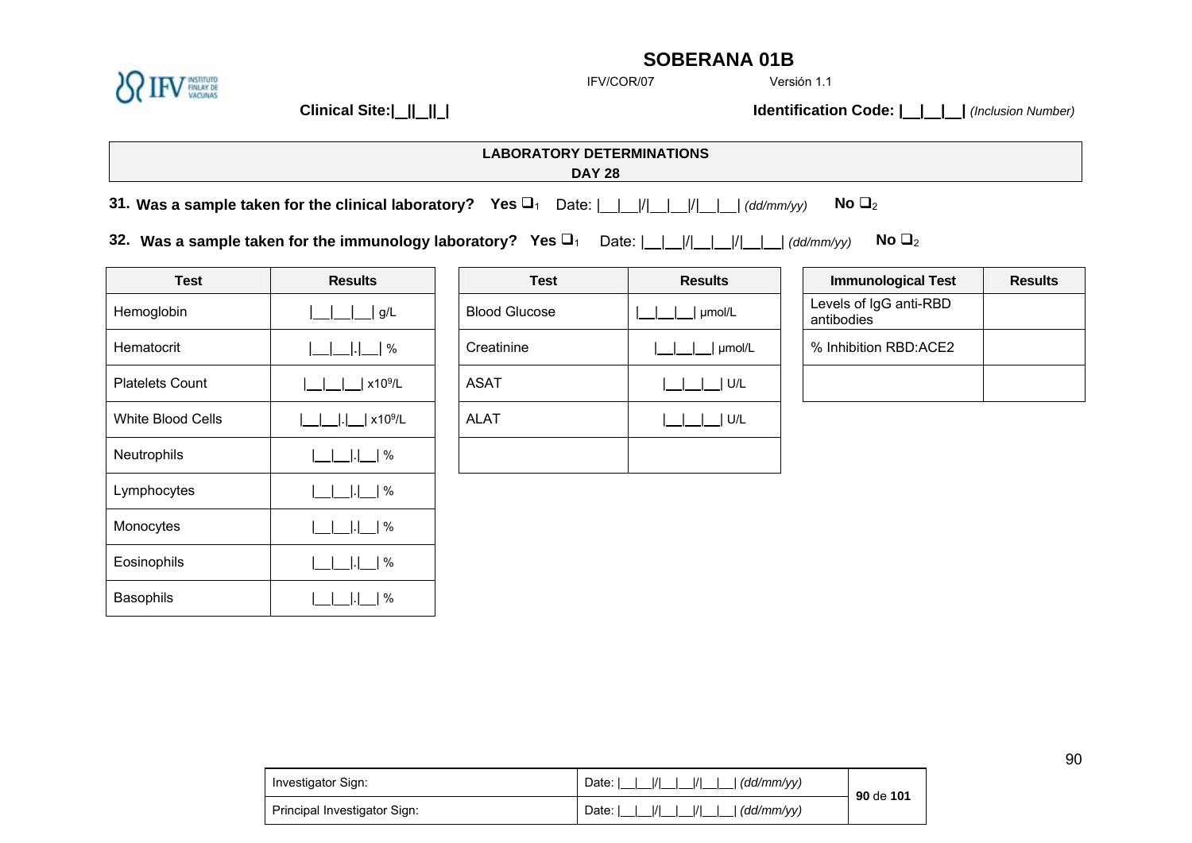# SOBERANA 01B

IFV/COR/07 Versión 1.1

**Clinical Site:|__||__||_|** **Identification Code: |__|__|__|** *(Inclusion Number)*

## LABORATORY DETERMINATIONS
## DAY 28

**31. Was a sample taken for the clinical laboratory? Yes ❑**1 Date: |__|__|/|__|__|/|__|__| *(dd/mm/yy)* **No ❑**2

**32. Was a sample taken for the immunology laboratory? Yes ❑**1 Date: |__|__|/|__|__|/|__|__| *(dd/mm/yy)* **No ❑**2

| Test | Results |
|---|---|
| Hemoglobin | \|__\|__\|__\| g/L |
| Hematocrit | \|__\|__\|.\|__\| % |
| Platelets Count | \|__\|__\|__\| x10$^9$/L |
| White Blood Cells | \|__\|__\|.\|__\| x10$^9$/L |
| Neutrophils | \|__\|__\|.\|__\| % |
| Lymphocytes | \|__\|__\|.\|__\| % |
| Monocytes | \|__\|__\|.\|__\| % |
| Eosinophils | \|__\|__\|.\|__\| % |
| Basophils | \|__\|__\|.\|__\| % |

| Test | Results |
|---|---|
| Blood Glucose | \|__\|__\|__\| µmol/L |
| Creatinine | \|__\|__\|__\| µmol/L |
| ASAT | \|__\|__\|__\| U/L |
| ALAT | \|__\|__\|__\| U/L |
| | |

| Immunological Test | Results |
|---|---|
| Levels of IgG anti-RBD antibodies | |
| % Inhibition RBD:ACE2 | |
| | |

| Investigator Sign: | Date: \|__\|__\|/\|__\|__\|/\|__\|__\| *(dd/mm/yy)* |
|---|---|
| Principal Investigator Sign: | Date: \|__\|__\|/\|__\|__\|/\|__\|__\| *(dd/mm/yy)* |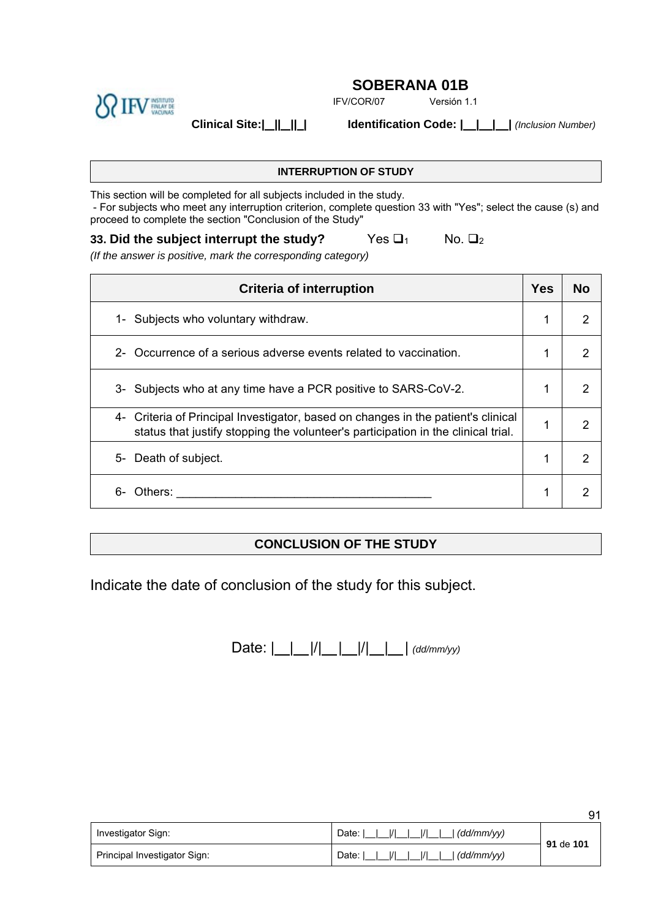## SOBERANA 01B

IFV/COR/07 Versión 1.1

**Clinical Site:|__||__||_|** **Identification Code: |__|__|__|** *(Inclusion Number)*

### INTERRUPTION OF STUDY

This section will be completed for all subjects included in the study.
- For subjects who meet any interruption criterion, complete question 33 with "Yes"; select the cause (s) and proceed to complete the section "Conclusion of the Study"

**33. Did the subject interrupt the study?** Yes ❑1 No. ❑2

*(If the answer is positive, mark the corresponding category)*

| Criteria of interruption | Yes | No |
|---|---|---|
| 1- Subjects who voluntary withdraw. | 1 | 2 |
| 2- Occurrence of a serious adverse events related to vaccination. | 1 | 2 |
| 3- Subjects who at any time have a PCR positive to SARS-CoV-2. | 1 | 2 |
| 4- Criteria of Principal Investigator, based on changes in the patient's clinical status that justify stopping the volunteer's participation in the clinical trial. | 1 | 2 |
| 5- Death of subject. | 1 | 2 |
| 6- Others: ______________________________________ | 1 | 2 |

### CONCLUSION OF THE STUDY

Indicate the date of conclusion of the study for this subject.

Date: |__|__|/|__|__|/|__|__| *(dd/mm/yy)*

| Investigator Sign: | Date: |__|__|/|__|__|/|__|__| *(dd/mm/yy)* |
|---|---|
| Principal Investigator Sign: | Date: |__|__|/|__|__|/|__|__| *(dd/mm/yy)* |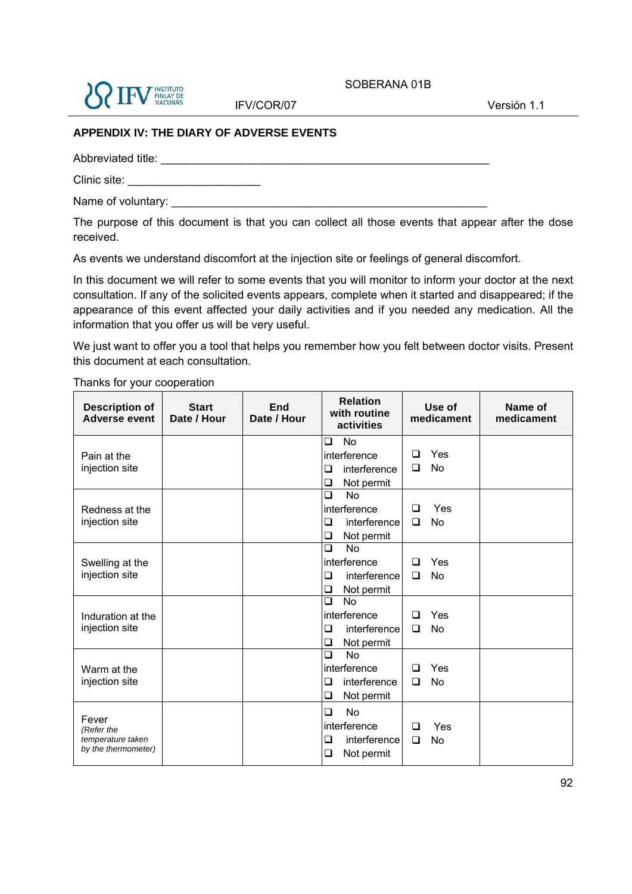## APPENDIX IV: THE DIARY OF ADVERSE EVENTS

Abbreviated title: ____________________________________________________

Clinic site: _____________________

Name of voluntary: __________________________________________________

The purpose of this document is that you can collect all those events that appear after the dose received.

As events we understand discomfort at the injection site or feelings of general discomfort.

In this document we will refer to some events that you will monitor to inform your doctor at the next consultation. If any of the solicited events appears, complete when it started and disappeared; if the appearance of this event affected your daily activities and if you needed any medication. All the information that you offer us will be very useful.

We just want to offer you a tool that helps you remember how you felt between doctor visits. Present this document at each consultation.

Thanks for your cooperation

| Description of Adverse event | Start Date / Hour | End Date / Hour | Relation with routine activities | Use of medicament | Name of medicament |
|---|---|---|---|---|---|
| Pain at the injection site | | | ❑ No interference ❑ interference ❑ Not permit | ❑ Yes ❑ No | |
| Redness at the injection site | | | ❑ No interference ❑ interference ❑ Not permit | ❑ Yes ❑ No | |
| Swelling at the injection site | | | ❑ No interference ❑ interference ❑ Not permit | ❑ Yes ❑ No | |
| Induration at the injection site | | | ❑ No interference ❑ interference ❑ Not permit | ❑ Yes ❑ No | |
| Warm at the injection site | | | ❑ No interference ❑ interference ❑ Not permit | ❑ Yes ❑ No | |
| Fever *(Refer the temperature taken by the thermometer)* | | | ❑ No interference ❑ interference ❑ Not permit | ❑ Yes ❑ No | |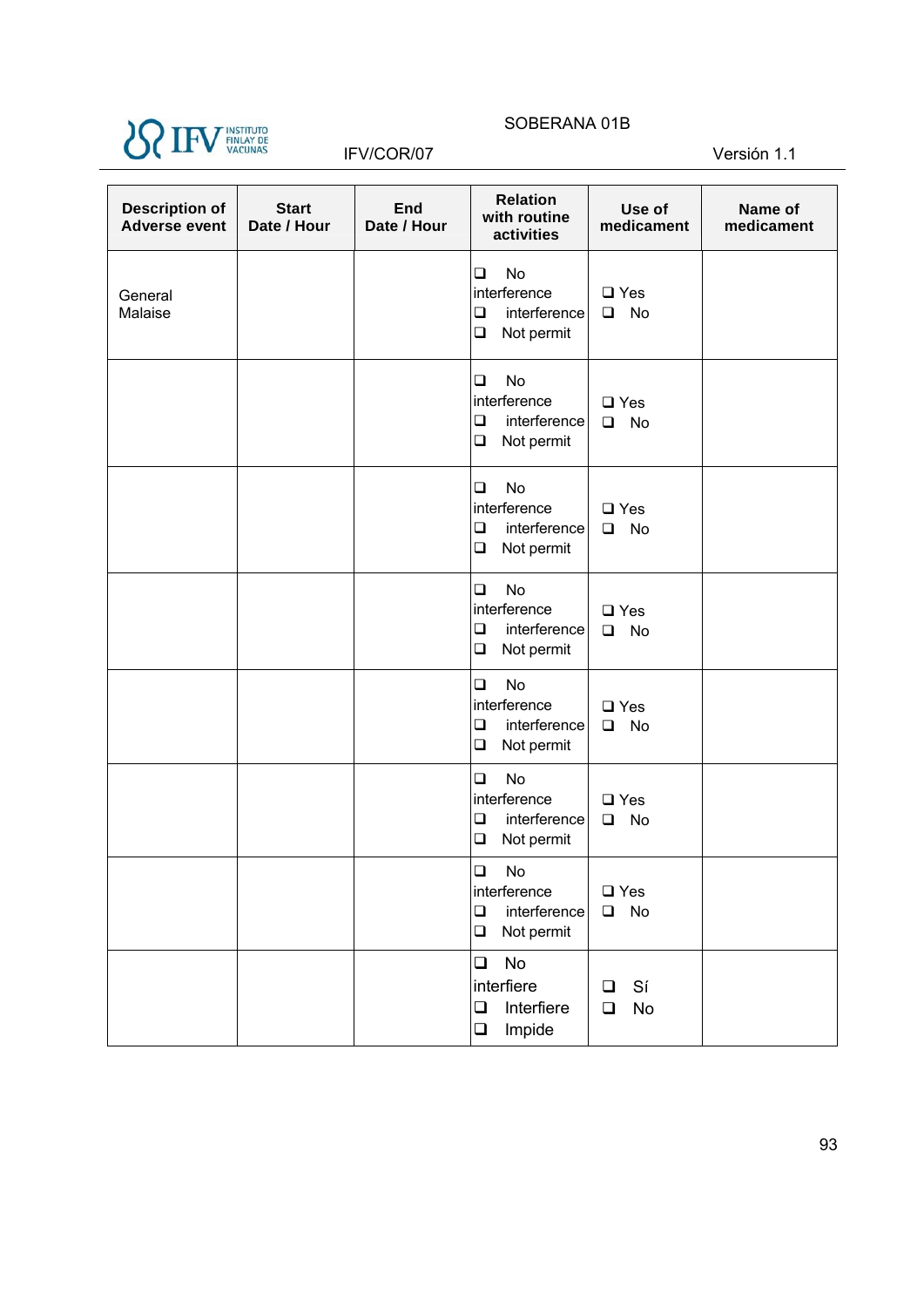| Description of Adverse event | Start Date / Hour | End Date / Hour | Relation with routine activities | Use of medicament | Name of medicament |
|---|---|---|---|---|---|
| General Malaise | | | ❑ No interference ❑ interference ❑ Not permit | ❑ Yes ❑ No | |
| | | | ❑ No interference ❑ interference ❑ Not permit | ❑ Yes ❑ No | |
| | | | ❑ No interference ❑ interference ❑ Not permit | ❑ Yes ❑ No | |
| | | | ❑ No interference ❑ interference ❑ Not permit | ❑ Yes ❑ No | |
| | | | ❑ No interference ❑ interference ❑ Not permit | ❑ Yes ❑ No | |
| | | | ❑ No interference ❑ interference ❑ Not permit | ❑ Yes ❑ No | |
| | | | ❑ No interference ❑ interference ❑ Not permit | ❑ Yes ❑ No | |
| | | | ❑ No interfiere ❑ Interfiere ❑ Impide | ❑ Sí ❑ No | |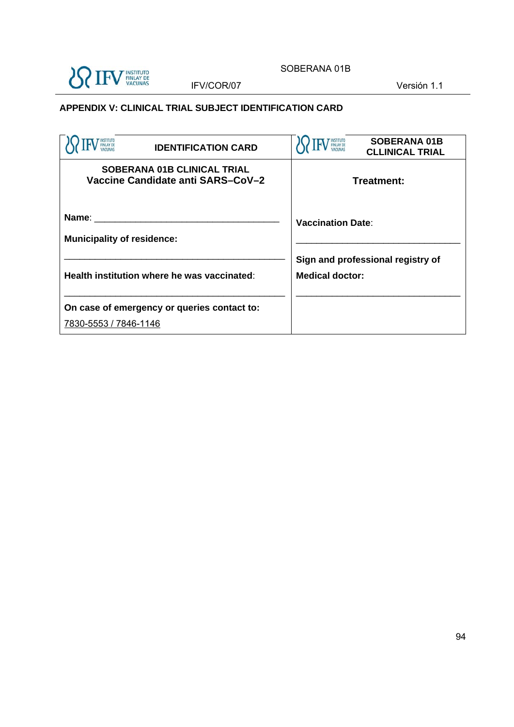## APPENDIX V: CLINICAL TRIAL SUBJECT IDENTIFICATION CARD

| IFV INSTITUTO FINLAY DE VACUNAS **IDENTIFICATION CARD** | IFV INSTITUTO FINLAY DE VACUNAS **SOBERANA 01B CLLINICAL TRIAL** |
|---|---|
| **SOBERANA 01B CLINICAL TRIAL**<br>**Vaccine Candidate anti SARS–CoV–2**<br><br>**Name**: ___________________________________<br><br>**Municipality of residence:**<br><br>___________________________________________<br><br>**Health institution where he was vaccinated**:<br><br>___________________________________________<br><br>**On case of emergency or queries contact to:**<br><br>7830-5553 / 7846-1146 | **Treatment:**<br><br>**Vaccination Date**:<br><br>_______________________________<br><br>**Sign and professional registry of Medical doctor:**<br><br>_______________________________ |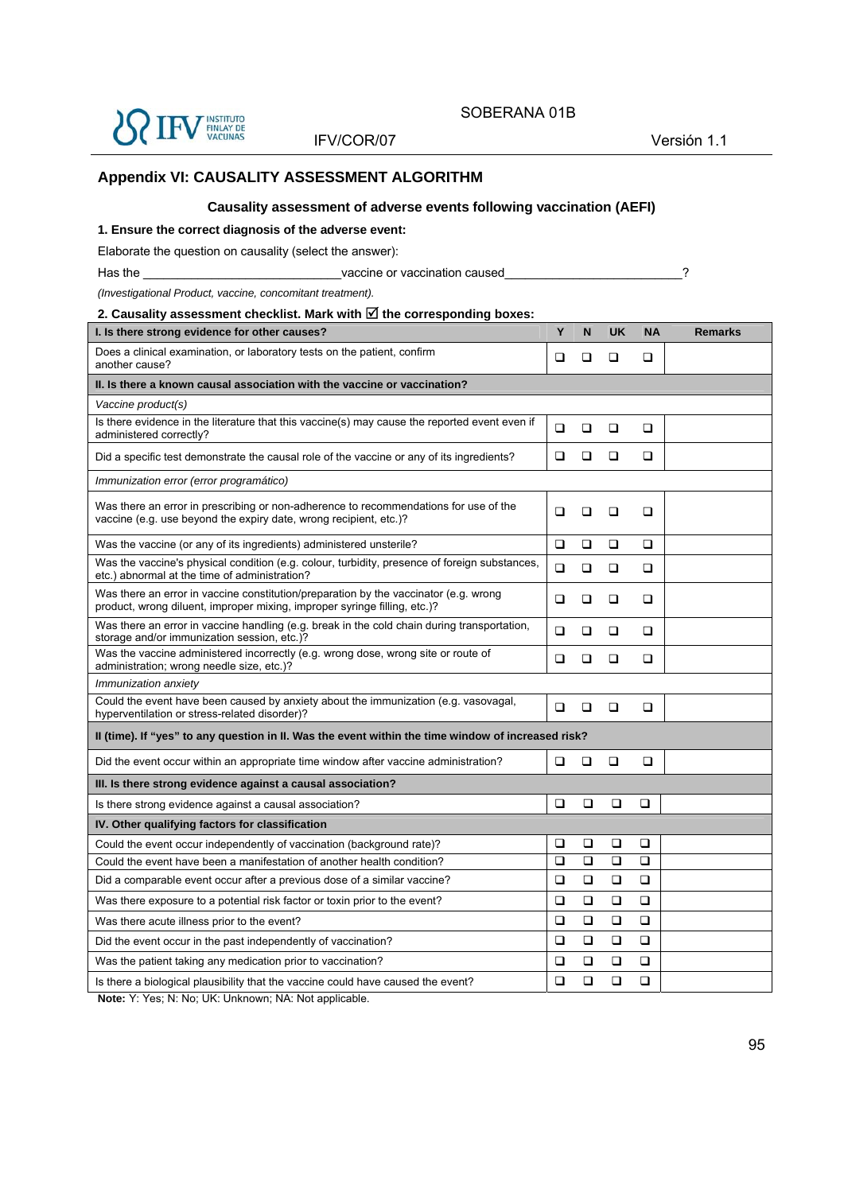## Appendix VI: CAUSALITY ASSESSMENT ALGORITHM

### Causality assessment of adverse events following vaccination (AEFI)

**1. Ensure the correct diagnosis of the adverse event:**

Elaborate the question on causality (select the answer):

Has the \_\_\_\_\_\_\_\_\_\_\_\_\_\_\_\_\_\_\_\_\_\_\_\_\_\_\_\_\_\_vaccine or vaccination caused\_\_\_\_\_\_\_\_\_\_\_\_\_\_\_\_\_\_\_\_\_\_\_\_\_\_\_\_\_?

*(Investigational Product, vaccine, concomitant treatment).*

**2. Causality assessment checklist. Mark with ☑ the corresponding boxes:**

| **I. Is there strong evidence for other causes?** | **Y** | **N** | **UK** | **NA** | **Remarks** |
|---|---|---|---|---|---|
| Does a clinical examination, or laboratory tests on the patient, confirm another cause? | ❑ | ❑ | ❑ | ❑ | |
| **II. Is there a known causal association with the vaccine or vaccination?** | | | | | |
| *Vaccine product(s)* | | | | | |
| Is there evidence in the literature that this vaccine(s) may cause the reported event even if administered correctly? | ❑ | ❑ | ❑ | ❑ | |
| Did a specific test demonstrate the causal role of the vaccine or any of its ingredients? | ❑ | ❑ | ❑ | ❑ | |
| *Immunization error (error programático)* | | | | | |
| Was there an error in prescribing or non-adherence to recommendations for use of the vaccine (e.g. use beyond the expiry date, wrong recipient, etc.)? | ❑ | ❑ | ❑ | ❑ | |
| Was the vaccine (or any of its ingredients) administered unsterile? | ❑ | ❑ | ❑ | ❑ | |
| Was the vaccine's physical condition (e.g. colour, turbidity, presence of foreign substances, etc.) abnormal at the time of administration? | ❑ | ❑ | ❑ | ❑ | |
| Was there an error in vaccine constitution/preparation by the vaccinator (e.g. wrong product, wrong diluent, improper mixing, improper syringe filling, etc.)? | ❑ | ❑ | ❑ | ❑ | |
| Was there an error in vaccine handling (e.g. break in the cold chain during transportation, storage and/or immunization session, etc.)? | ❑ | ❑ | ❑ | ❑ | |
| Was the vaccine administered incorrectly (e.g. wrong dose, wrong site or route of administration; wrong needle size, etc.)? | ❑ | ❑ | ❑ | ❑ | |
| *Immunization anxiety* | | | | | |
| Could the event have been caused by anxiety about the immunization (e.g. vasovagal, hyperventilation or stress-related disorder)? | ❑ | ❑ | ❑ | ❑ | |
| **II (time). If "yes" to any question in II. Was the event within the time window of increased risk?** | | | | | |
| Did the event occur within an appropriate time window after vaccine administration? | ❑ | ❑ | ❑ | ❑ | |
| **III. Is there strong evidence against a causal association?** | | | | | |
| Is there strong evidence against a causal association? | ❑ | ❑ | ❑ | ❑ | |
| **IV. Other qualifying factors for classification** | | | | | |
| Could the event occur independently of vaccination (background rate)? | ❑ | ❑ | ❑ | ❑ | |
| Could the event have been a manifestation of another health condition? | ❑ | ❑ | ❑ | ❑ | |
| Did a comparable event occur after a previous dose of a similar vaccine? | ❑ | ❑ | ❑ | ❑ | |
| Was there exposure to a potential risk factor or toxin prior to the event? | ❑ | ❑ | ❑ | ❑ | |
| Was there acute illness prior to the event? | ❑ | ❑ | ❑ | ❑ | |
| Did the event occur in the past independently of vaccination? | ❑ | ❑ | ❑ | ❑ | |
| Was the patient taking any medication prior to vaccination? | ❑ | ❑ | ❑ | ❑ | |
| Is there a biological plausibility that the vaccine could have caused the event? | ❑ | ❑ | ❑ | ❑ | |

**Note:** Y: Yes; N: No; UK: Unknown; NA: Not applicable.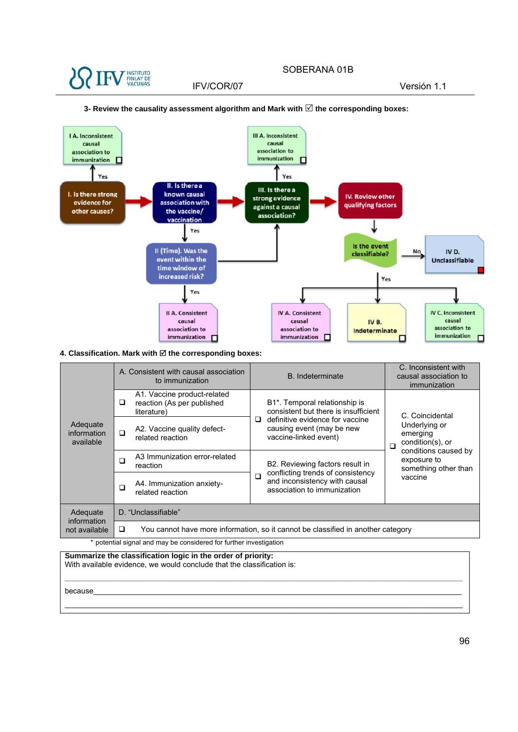3- Review the causality assessment algorithm and Mark with ☑ the corresponding boxes:

I A. Inconsistent causal association to immunization ☐

Yes

I. Is there strong evidence for other causes?

II. Is there a known causal association with the vaccine/ vaccination

Yes

II (Time). Was the event within the time window of increased risk?

Yes

II A. Consistent causal association to immunization ☐

III A. Inconsistent causal association to immunization ☐

Yes

III. Is there a strong evidence against a causal association?

IV. Review other qualifying factors

Is the event classifiable?

No

IV D. Unclassifiable ☐

Yes

IV A. Consistent causal association to immunization ☐

IV B. Indeterminate ☐

IV C. Inconsistent causal association to immunization ☐

**4. Classification. Mark with ☑ the corresponding boxes:**

| | A. Consistent with causal association to immunization | B. Indeterminate | C. Inconsistent with causal association to immunization |
|---|---|---|---|
| Adequate information available | ❑ A1. Vaccine product-related reaction (As per published literature) | ❑ B1*. Temporal relationship is consistent but there is insufficient definitive evidence for vaccine causing event (may be new vaccine-linked event) | ❑ C. Coincidental Underlying or emerging condition(s), or conditions caused by exposure to something other than vaccine |
| | ❑ A2. Vaccine quality defect-related reaction | | |
| | ❑ A3 Immunization error-related reaction | ❑ B2. Reviewing factors result in conflicting trends of consistency and inconsistency with causal association to immunization | |
| | ❑ A4. Immunization anxiety-related reaction | | |
| Adequate information not available | D. "Unclassifiable" | | |
| | ❑ You cannot have more information, so it cannot be classified in another category | | |

\* potential signal and may be considered for further investigation

**Summarize the classification logic in the order of priority:**
With available evidence, we would conclude that the classification is:

_______________________________________________________________________________

because_________________________________________________________________________

_______________________________________________________________________________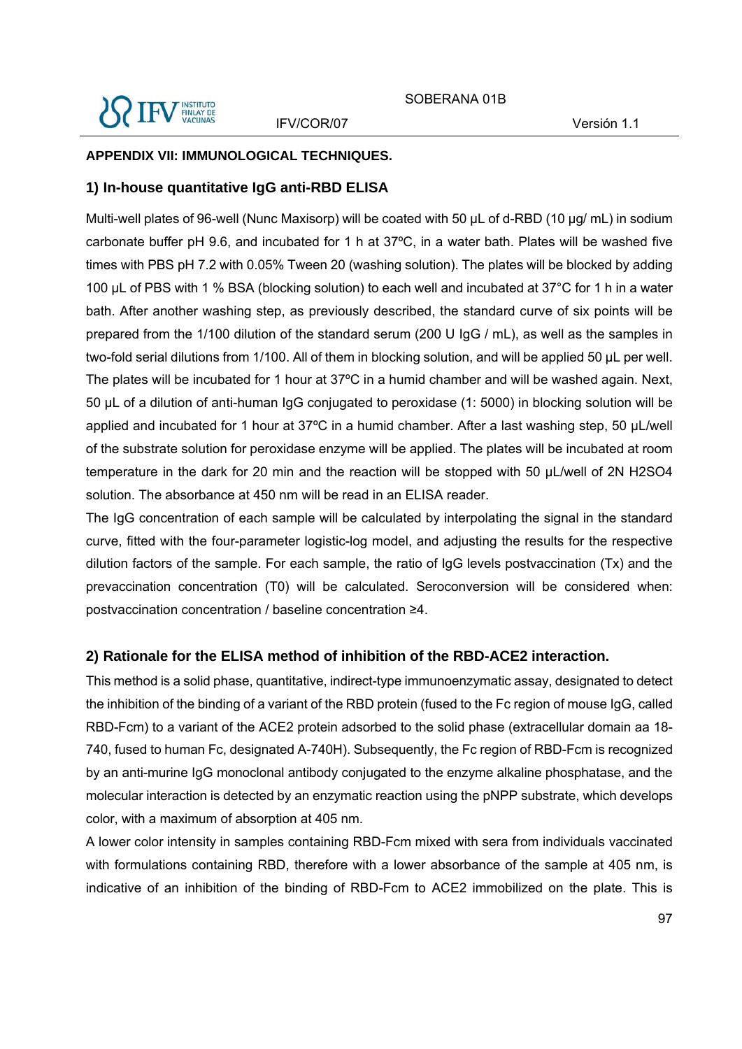**APPENDIX VII: IMMUNOLOGICAL TECHNIQUES.**

## 1) In-house quantitative IgG anti-RBD ELISA

Multi-well plates of 96-well (Nunc Maxisorp) will be coated with 50 µL of d-RBD (10 µg/ mL) in sodium carbonate buffer pH 9.6, and incubated for 1 h at 37ºC, in a water bath. Plates will be washed five times with PBS pH 7.2 with 0.05% Tween 20 (washing solution). The plates will be blocked by adding 100 µL of PBS with 1 % BSA (blocking solution) to each well and incubated at 37°C for 1 h in a water bath. After another washing step, as previously described, the standard curve of six points will be prepared from the 1/100 dilution of the standard serum (200 U IgG / mL), as well as the samples in two-fold serial dilutions from 1/100. All of them in blocking solution, and will be applied 50 µL per well. The plates will be incubated for 1 hour at 37ºC in a humid chamber and will be washed again. Next, 50 µL of a dilution of anti-human IgG conjugated to peroxidase (1: 5000) in blocking solution will be applied and incubated for 1 hour at 37ºC in a humid chamber. After a last washing step, 50 µL/well of the substrate solution for peroxidase enzyme will be applied. The plates will be incubated at room temperature in the dark for 20 min and the reaction will be stopped with 50 µL/well of 2N $H_2SO_4$ solution. The absorbance at 450 nm will be read in an ELISA reader.

The IgG concentration of each sample will be calculated by interpolating the signal in the standard curve, fitted with the four-parameter logistic-log model, and adjusting the results for the respective dilution factors of the sample. For each sample, the ratio of IgG levels postvaccination (Tx) and the prevaccination concentration (T0) will be calculated. Seroconversion will be considered when: postvaccination concentration / baseline concentration ≥4.

## 2) Rationale for the ELISA method of inhibition of the RBD-ACE2 interaction.

This method is a solid phase, quantitative, indirect-type immunoenzymatic assay, designated to detect the inhibition of the binding of a variant of the RBD protein (fused to the Fc region of mouse IgG, called RBD-Fcm) to a variant of the ACE2 protein adsorbed to the solid phase (extracellular domain aa 18-740, fused to human Fc, designated A-740H). Subsequently, the Fc region of RBD-Fcm is recognized by an anti-murine IgG monoclonal antibody conjugated to the enzyme alkaline phosphatase, and the molecular interaction is detected by an enzymatic reaction using the pNPP substrate, which develops color, with a maximum of absorption at 405 nm.

A lower color intensity in samples containing RBD-Fcm mixed with sera from individuals vaccinated with formulations containing RBD, therefore with a lower absorbance of the sample at 405 nm, is indicative of an inhibition of the binding of RBD-Fcm to ACE2 immobilized on the plate. This is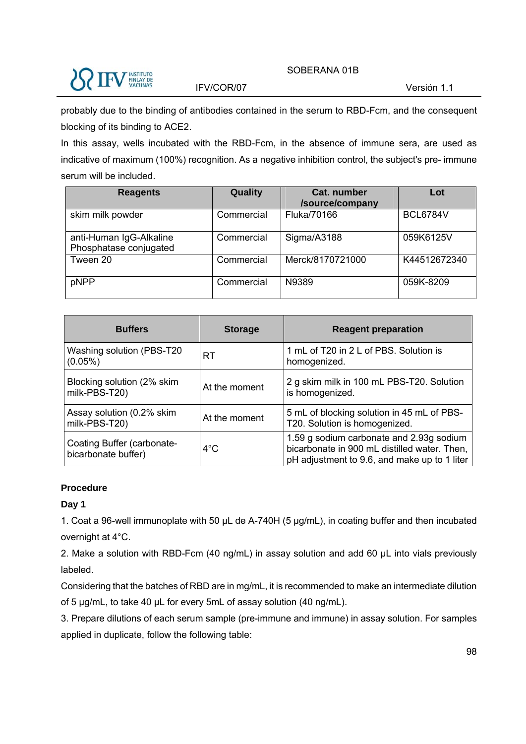probably due to the binding of antibodies contained in the serum to RBD-Fcm, and the consequent blocking of its binding to ACE2.

In this assay, wells incubated with the RBD-Fcm, in the absence of immune sera, are used as indicative of maximum (100%) recognition. As a negative inhibition control, the subject's pre- immune serum will be included.

| Reagents | Quality | Cat. number /source/company | Lot |
|---|---|---|---|
| skim milk powder | Commercial | Fluka/70166 | BCL6784V |
| anti-Human IgG-Alkaline Phosphatase conjugated | Commercial | Sigma/A3188 | 059K6125V |
| Tween 20 | Commercial | Merck/8170721000 | K44512672340 |
| pNPP | Commercial | N9389 | 059K-8209 |

| Buffers | Storage | Reagent preparation |
|---|---|---|
| Washing solution (PBS-T20 (0.05%) | RT | 1 mL of T20 in 2 L of PBS. Solution is homogenized. |
| Blocking solution (2% skim milk-PBS-T20) | At the moment | 2 g skim milk in 100 mL PBS-T20. Solution is homogenized. |
| Assay solution (0.2% skim milk-PBS-T20) | At the moment | 5 mL of blocking solution in 45 mL of PBS-T20. Solution is homogenized. |
| Coating Buffer (carbonate-bicarbonate buffer) | 4°C | 1.59 g sodium carbonate and 2.93g sodium bicarbonate in 900 mL distilled water. Then, pH adjustment to 9.6, and make up to 1 liter |

**Procedure**

**Day 1**

1. Coat a 96-well immunoplate with 50 µL de A-740H (5 µg/mL), in coating buffer and then incubated overnight at 4°C.
2. Make a solution with RBD-Fcm (40 ng/mL) in assay solution and add 60 µL into vials previously labeled.

Considering that the batches of RBD are in mg/mL, it is recommended to make an intermediate dilution of 5 µg/mL, to take 40 µL for every 5mL of assay solution (40 ng/mL).

3. Prepare dilutions of each serum sample (pre-immune and immune) in assay solution. For samples applied in duplicate, follow the following table: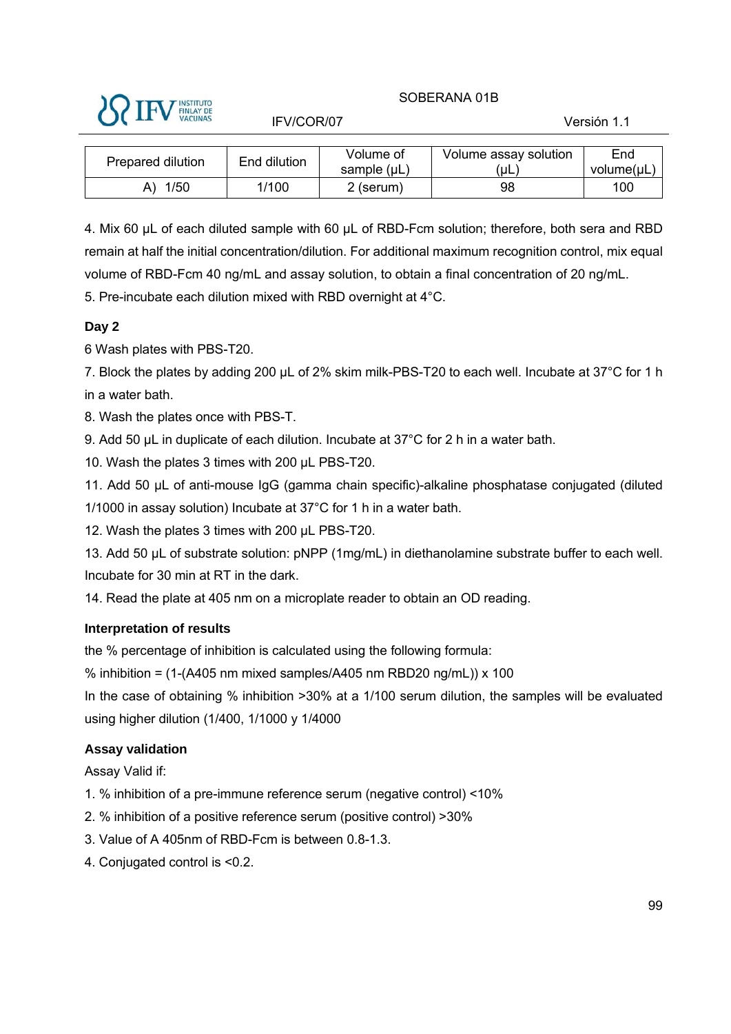| Prepared dilution | End dilution | Volume of sample (µL) | Volume assay solution (µL) | End volume(µL) |
|---|---|---|---|---|
| A) 1/50 | 1/100 | 2 (serum) | 98 | 100 |

4. Mix 60 µL of each diluted sample with 60 µL of RBD-Fcm solution; therefore, both sera and RBD remain at half the initial concentration/dilution. For additional maximum recognition control, mix equal volume of RBD-Fcm 40 ng/mL and assay solution, to obtain a final concentration of 20 ng/mL.

5. Pre-incubate each dilution mixed with RBD overnight at 4°C.

**Day 2**

6 Wash plates with PBS-T20.

7. Block the plates by adding 200 µL of 2% skim milk-PBS-T20 to each well. Incubate at 37°C for 1 h in a water bath.

8. Wash the plates once with PBS-T.

9. Add 50 µL in duplicate of each dilution. Incubate at 37°C for 2 h in a water bath.

10. Wash the plates 3 times with 200 µL PBS-T20.

11. Add 50 µL of anti-mouse IgG (gamma chain specific)-alkaline phosphatase conjugated (diluted 1/1000 in assay solution) Incubate at 37°C for 1 h in a water bath.

12. Wash the plates 3 times with 200 µL PBS-T20.

13. Add 50 µL of substrate solution: pNPP (1mg/mL) in diethanolamine substrate buffer to each well. Incubate for 30 min at RT in the dark.

14. Read the plate at 405 nm on a microplate reader to obtain an OD reading.

**Interpretation of results**

the % percentage of inhibition is calculated using the following formula:

% inhibition = (1-(A405 nm mixed samples/A405 nm RBD20 ng/mL)) x 100

In the case of obtaining % inhibition >30% at a 1/100 serum dilution, the samples will be evaluated using higher dilution (1/400, 1/1000 y 1/4000

**Assay validation**

Assay Valid if:

1. % inhibition of a pre-immune reference serum (negative control) <10%
2. % inhibition of a positive reference serum (positive control) >30%
3. Value of A 405nm of RBD-Fcm is between 0.8-1.3.
4. Conjugated control is <0.2.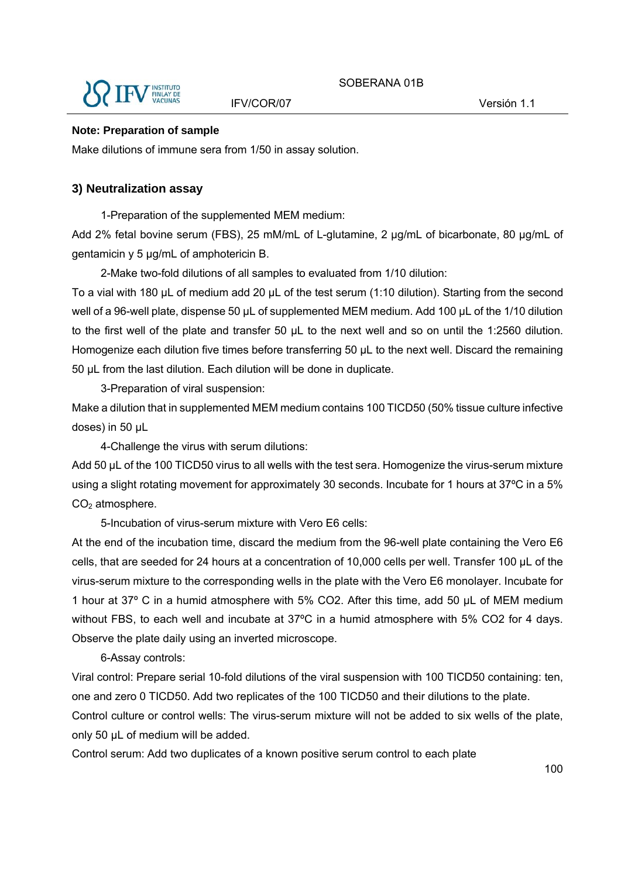**Note: Preparation of sample**

Make dilutions of immune sera from 1/50 in assay solution.

### 3) Neutralization assay

1-Preparation of the supplemented MEM medium:

Add 2% fetal bovine serum (FBS), 25 mM/mL of L-glutamine, 2 µg/mL of bicarbonate, 80 µg/mL of gentamicin y 5 µg/mL of amphotericin B.

2-Make two-fold dilutions of all samples to evaluated from 1/10 dilution:

To a vial with 180 µL of medium add 20 µL of the test serum (1:10 dilution). Starting from the second well of a 96-well plate, dispense 50 µL of supplemented MEM medium. Add 100 µL of the 1/10 dilution to the first well of the plate and transfer 50 µL to the next well and so on until the 1:2560 dilution. Homogenize each dilution five times before transferring 50 µL to the next well. Discard the remaining 50 µL from the last dilution. Each dilution will be done in duplicate.

3-Preparation of viral suspension:

Make a dilution that in supplemented MEM medium contains 100 TICD50 (50% tissue culture infective doses) in 50 µL

4-Challenge the virus with serum dilutions:

Add 50 µL of the 100 TICD50 virus to all wells with the test sera. Homogenize the virus-serum mixture using a slight rotating movement for approximately 30 seconds. Incubate for 1 hours at 37ºC in a 5% $CO_2$ atmosphere.

5-Incubation of virus-serum mixture with Vero E6 cells:

At the end of the incubation time, discard the medium from the 96-well plate containing the Vero E6 cells, that are seeded for 24 hours at a concentration of 10,000 cells per well. Transfer 100 µL of the virus-serum mixture to the corresponding wells in the plate with the Vero E6 monolayer. Incubate for 1 hour at 37º C in a humid atmosphere with 5% CO2. After this time, add 50 µL of MEM medium without FBS, to each well and incubate at 37ºC in a humid atmosphere with 5% CO2 for 4 days. Observe the plate daily using an inverted microscope.

6-Assay controls:

Viral control: Prepare serial 10-fold dilutions of the viral suspension with 100 TICD50 containing: ten, one and zero 0 TICD50. Add two replicates of the 100 TICD50 and their dilutions to the plate.

Control culture or control wells: The virus-serum mixture will not be added to six wells of the plate, only 50 µL of medium will be added.

Control serum: Add two duplicates of a known positive serum control to each plate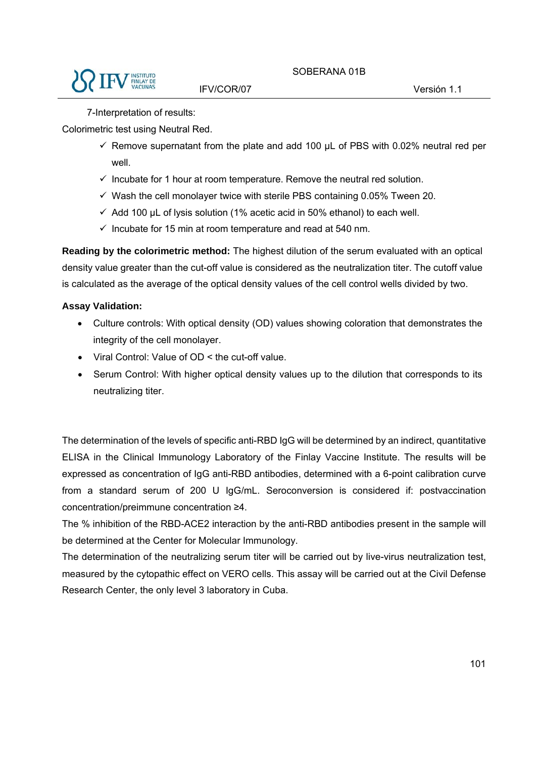7-Interpretation of results:

Colorimetric test using Neutral Red.

- ✓ Remove supernatant from the plate and add 100 µL of PBS with 0.02% neutral red per well.
- ✓ Incubate for 1 hour at room temperature. Remove the neutral red solution.
- ✓ Wash the cell monolayer twice with sterile PBS containing 0.05% Tween 20.
- ✓ Add 100 µL of lysis solution (1% acetic acid in 50% ethanol) to each well.
- ✓ Incubate for 15 min at room temperature and read at 540 nm.

**Reading by the colorimetric method:** The highest dilution of the serum evaluated with an optical density value greater than the cut-off value is considered as the neutralization titer. The cutoff value is calculated as the average of the optical density values of the cell control wells divided by two.

**Assay Validation:**

- Culture controls: With optical density (OD) values showing coloration that demonstrates the integrity of the cell monolayer.
- Viral Control: Value of OD < the cut-off value.
- Serum Control: With higher optical density values up to the dilution that corresponds to its neutralizing titer.

The determination of the levels of specific anti-RBD IgG will be determined by an indirect, quantitative ELISA in the Clinical Immunology Laboratory of the Finlay Vaccine Institute. The results will be expressed as concentration of IgG anti-RBD antibodies, determined with a 6-point calibration curve from a standard serum of 200 U IgG/mL. Seroconversion is considered if: postvaccination concentration/preimmune concentration ≥4.

The % inhibition of the RBD-ACE2 interaction by the anti-RBD antibodies present in the sample will be determined at the Center for Molecular Immunology.

The determination of the neutralizing serum titer will be carried out by live-virus neutralization test, measured by the cytopathic effect on VERO cells. This assay will be carried out at the Civil Defense Research Center, the only level 3 laboratory in Cuba.